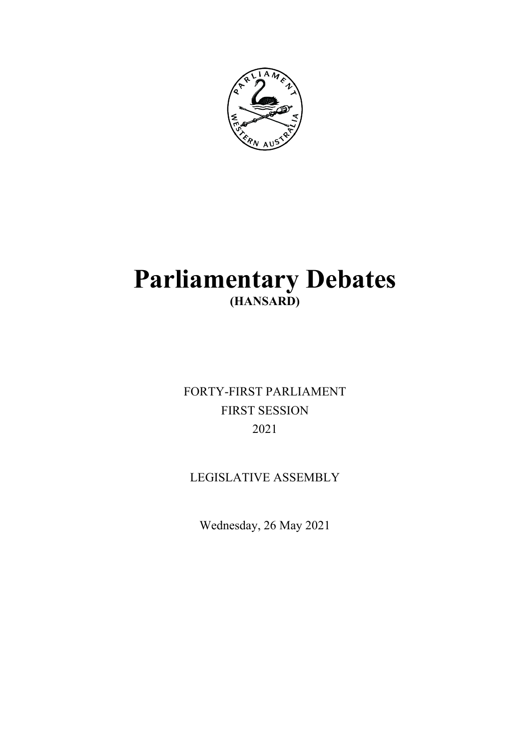# Parliamentary Debates

**(HANSARD)**

FORTY-FIRST PARLIAMENT

FIRST SESSION

2021

LEGISLATIVE ASSEMBLY

Wednesday, 26 May 2021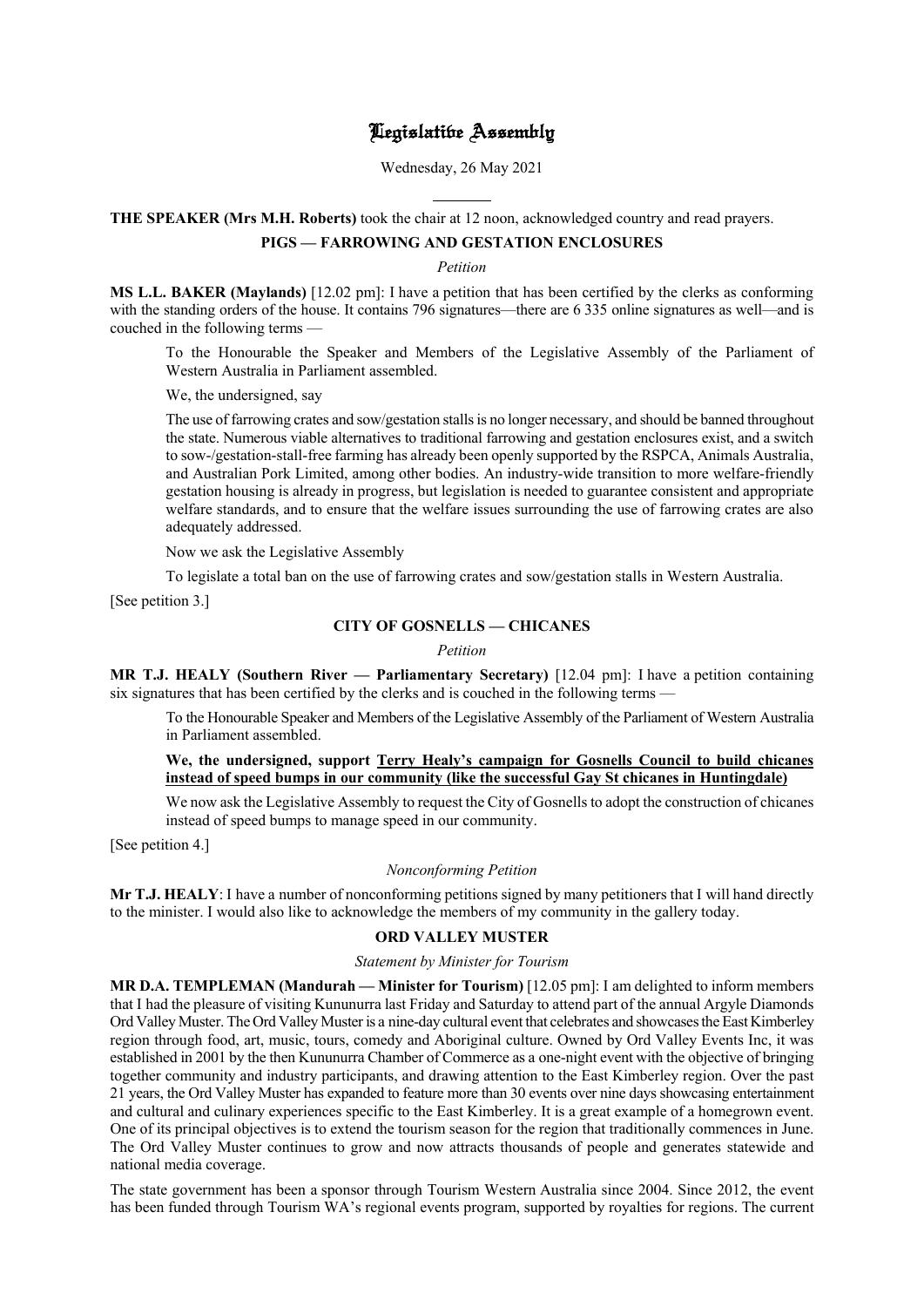# Legislative Assembly

Wednesday, 26 May 2021

**THE SPEAKER (Mrs M.H. Roberts)** took the chair at 12 noon, acknowledged country and read prayers.

## PIGS — FARROWING AND GESTATION ENCLOSURES

*Petition*

**MS L.L. BAKER (Maylands)** [12.02 pm]: I have a petition that has been certified by the clerks as conforming with the standing orders of the house. It contains 796 signatures—there are 6 335 online signatures as well—and is couched in the following terms —

> To the Honourable the Speaker and Members of the Legislative Assembly of the Parliament of Western Australia in Parliament assembled.
>
> We, the undersigned, say
>
> The use of farrowing crates and sow/gestation stalls is no longer necessary, and should be banned throughout the state. Numerous viable alternatives to traditional farrowing and gestation enclosures exist, and a switch to sow-/gestation-stall-free farming has already been openly supported by the RSPCA, Animals Australia, and Australian Pork Limited, among other bodies. An industry-wide transition to more welfare-friendly gestation housing is already in progress, but legislation is needed to guarantee consistent and appropriate welfare standards, and to ensure that the welfare issues surrounding the use of farrowing crates are also adequately addressed.
>
> Now we ask the Legislative Assembly
>
> To legislate a total ban on the use of farrowing crates and sow/gestation stalls in Western Australia.

[See petition 3.]

## CITY OF GOSNELLS — CHICANES

*Petition*

**MR T.J. HEALY (Southern River — Parliamentary Secretary)** [12.04 pm]: I have a petition containing six signatures that has been certified by the clerks and is couched in the following terms —

> To the Honourable Speaker and Members of the Legislative Assembly of the Parliament of Western Australia in Parliament assembled.
>
> **We, the undersigned, support Terry Healy's campaign for Gosnells Council to build chicanes instead of speed bumps in our community (like the successful Gay St chicanes in Huntingdale)**
>
> We now ask the Legislative Assembly to request the City of Gosnells to adopt the construction of chicanes instead of speed bumps to manage speed in our community.

[See petition 4.]

*Nonconforming Petition*

**Mr T.J. HEALY**: I have a number of nonconforming petitions signed by many petitioners that I will hand directly to the minister. I would also like to acknowledge the members of my community in the gallery today.

## ORD VALLEY MUSTER

*Statement by Minister for Tourism*

**MR D.A. TEMPLEMAN (Mandurah — Minister for Tourism)** [12.05 pm]: I am delighted to inform members that I had the pleasure of visiting Kununurra last Friday and Saturday to attend part of the annual Argyle Diamonds Ord Valley Muster. The Ord Valley Muster is a nine-day cultural event that celebrates and showcases the East Kimberley region through food, art, music, tours, comedy and Aboriginal culture. Owned by Ord Valley Events Inc, it was established in 2001 by the then Kununurra Chamber of Commerce as a one-night event with the objective of bringing together community and industry participants, and drawing attention to the East Kimberley region. Over the past 21 years, the Ord Valley Muster has expanded to feature more than 30 events over nine days showcasing entertainment and cultural and culinary experiences specific to the East Kimberley. It is a great example of a homegrown event. One of its principal objectives is to extend the tourism season for the region that traditionally commences in June. The Ord Valley Muster continues to grow and now attracts thousands of people and generates statewide and national media coverage.

The state government has been a sponsor through Tourism Western Australia since 2004. Since 2012, the event has been funded through Tourism WA's regional events program, supported by royalties for regions. The current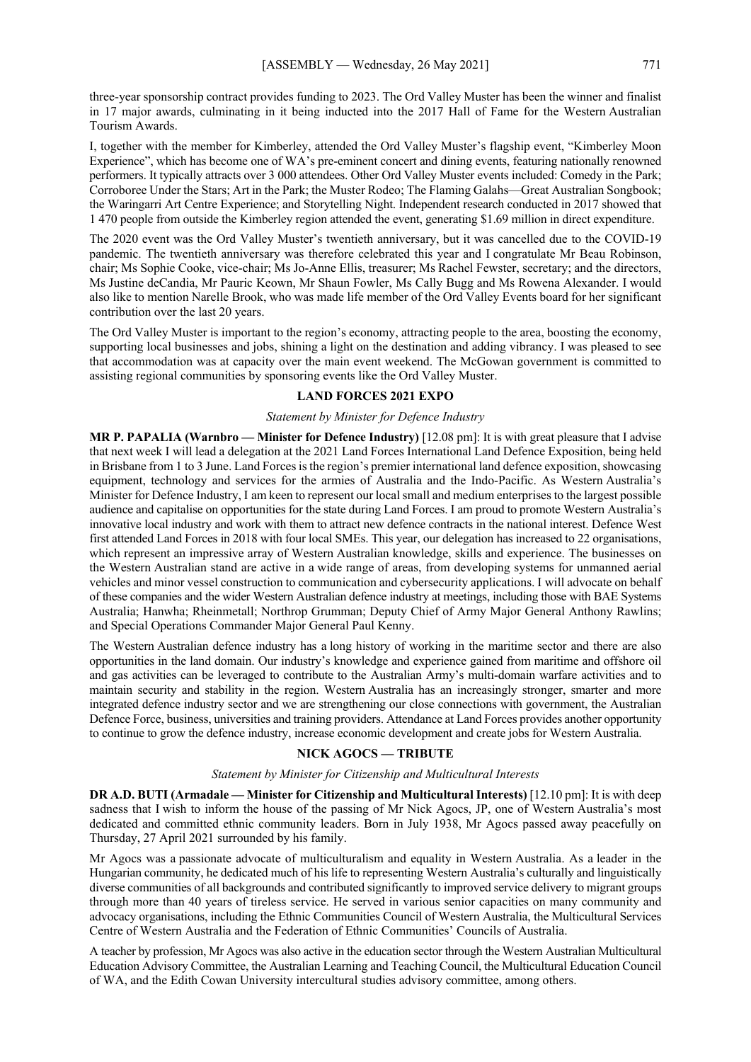three-year sponsorship contract provides funding to 2023. The Ord Valley Muster has been the winner and finalist in 17 major awards, culminating in it being inducted into the 2017 Hall of Fame for the Western Australian Tourism Awards.

I, together with the member for Kimberley, attended the Ord Valley Muster's flagship event, "Kimberley Moon Experience", which has become one of WA's pre-eminent concert and dining events, featuring nationally renowned performers. It typically attracts over 3 000 attendees. Other Ord Valley Muster events included: Comedy in the Park; Corroboree Under the Stars; Art in the Park; the Muster Rodeo; The Flaming Galahs—Great Australian Songbook; the Waringarri Art Centre Experience; and Storytelling Night. Independent research conducted in 2017 showed that 1 470 people from outside the Kimberley region attended the event, generating $1.69 million in direct expenditure.

The 2020 event was the Ord Valley Muster's twentieth anniversary, but it was cancelled due to the COVID-19 pandemic. The twentieth anniversary was therefore celebrated this year and I congratulate Mr Beau Robinson, chair; Ms Sophie Cooke, vice-chair; Ms Jo-Anne Ellis, treasurer; Ms Rachel Fewster, secretary; and the directors, Ms Justine deCandia, Mr Pauric Keown, Mr Shaun Fowler, Ms Cally Bugg and Ms Rowena Alexander. I would also like to mention Narelle Brook, who was made life member of the Ord Valley Events board for her significant contribution over the last 20 years.

The Ord Valley Muster is important to the region's economy, attracting people to the area, boosting the economy, supporting local businesses and jobs, shining a light on the destination and adding vibrancy. I was pleased to see that accommodation was at capacity over the main event weekend. The McGowan government is committed to assisting regional communities by sponsoring events like the Ord Valley Muster.

## LAND FORCES 2021 EXPO

*Statement by Minister for Defence Industry*

**MR P. PAPALIA (Warnbro — Minister for Defence Industry)** [12.08 pm]: It is with great pleasure that I advise that next week I will lead a delegation at the 2021 Land Forces International Land Defence Exposition, being held in Brisbane from 1 to 3 June. Land Forces is the region's premier international land defence exposition, showcasing equipment, technology and services for the armies of Australia and the Indo-Pacific. As Western Australia's Minister for Defence Industry, I am keen to represent our local small and medium enterprises to the largest possible audience and capitalise on opportunities for the state during Land Forces. I am proud to promote Western Australia's innovative local industry and work with them to attract new defence contracts in the national interest. Defence West first attended Land Forces in 2018 with four local SMEs. This year, our delegation has increased to 22 organisations, which represent an impressive array of Western Australian knowledge, skills and experience. The businesses on the Western Australian stand are active in a wide range of areas, from developing systems for unmanned aerial vehicles and minor vessel construction to communication and cybersecurity applications. I will advocate on behalf of these companies and the wider Western Australian defence industry at meetings, including those with BAE Systems Australia; Hanwha; Rheinmetall; Northrop Grumman; Deputy Chief of Army Major General Anthony Rawlins; and Special Operations Commander Major General Paul Kenny.

The Western Australian defence industry has a long history of working in the maritime sector and there are also opportunities in the land domain. Our industry's knowledge and experience gained from maritime and offshore oil and gas activities can be leveraged to contribute to the Australian Army's multi-domain warfare activities and to maintain security and stability in the region. Western Australia has an increasingly stronger, smarter and more integrated defence industry sector and we are strengthening our close connections with government, the Australian Defence Force, business, universities and training providers. Attendance at Land Forces provides another opportunity to continue to grow the defence industry, increase economic development and create jobs for Western Australia.

## NICK AGOCS — TRIBUTE

*Statement by Minister for Citizenship and Multicultural Interests*

**DR A.D. BUTI (Armadale — Minister for Citizenship and Multicultural Interests)** [12.10 pm]: It is with deep sadness that I wish to inform the house of the passing of Mr Nick Agocs, JP, one of Western Australia's most dedicated and committed ethnic community leaders. Born in July 1938, Mr Agocs passed away peacefully on Thursday, 27 April 2021 surrounded by his family.

Mr Agocs was a passionate advocate of multiculturalism and equality in Western Australia. As a leader in the Hungarian community, he dedicated much of his life to representing Western Australia's culturally and linguistically diverse communities of all backgrounds and contributed significantly to improved service delivery to migrant groups through more than 40 years of tireless service. He served in various senior capacities on many community and advocacy organisations, including the Ethnic Communities Council of Western Australia, the Multicultural Services Centre of Western Australia and the Federation of Ethnic Communities' Councils of Australia.

A teacher by profession, Mr Agocs was also active in the education sector through the Western Australian Multicultural Education Advisory Committee, the Australian Learning and Teaching Council, the Multicultural Education Council of WA, and the Edith Cowan University intercultural studies advisory committee, among others.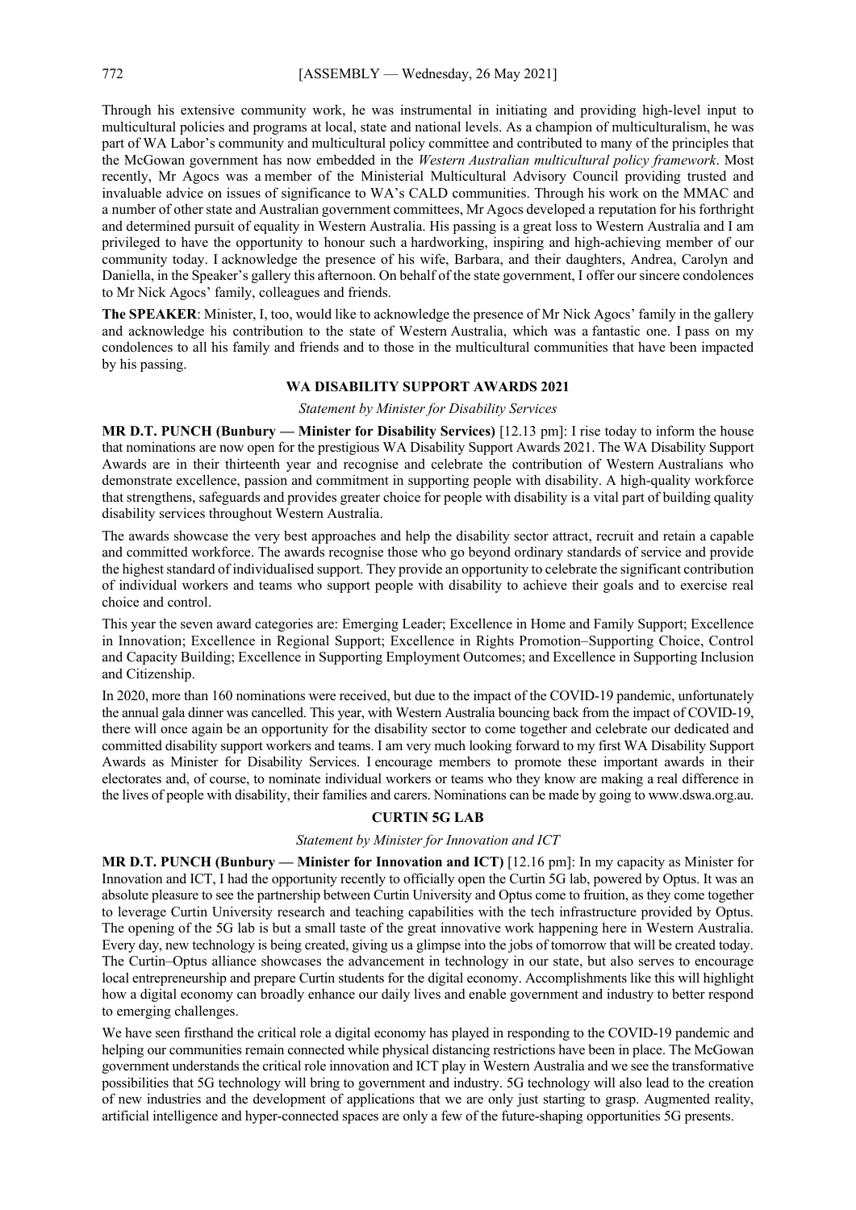Through his extensive community work, he was instrumental in initiating and providing high-level input to multicultural policies and programs at local, state and national levels. As a champion of multiculturalism, he was part of WA Labor's community and multicultural policy committee and contributed to many of the principles that the McGowan government has now embedded in the *Western Australian multicultural policy framework*. Most recently, Mr Agocs was a member of the Ministerial Multicultural Advisory Council providing trusted and invaluable advice on issues of significance to WA's CALD communities. Through his work on the MMAC and a number of other state and Australian government committees, Mr Agocs developed a reputation for his forthright and determined pursuit of equality in Western Australia. His passing is a great loss to Western Australia and I am privileged to have the opportunity to honour such a hardworking, inspiring and high-achieving member of our community today. I acknowledge the presence of his wife, Barbara, and their daughters, Andrea, Carolyn and Daniella, in the Speaker's gallery this afternoon. On behalf of the state government, I offer our sincere condolences to Mr Nick Agocs' family, colleagues and friends.

**The SPEAKER**: Minister, I, too, would like to acknowledge the presence of Mr Nick Agocs' family in the gallery and acknowledge his contribution to the state of Western Australia, which was a fantastic one. I pass on my condolences to all his family and friends and to those in the multicultural communities that have been impacted by his passing.

## WA DISABILITY SUPPORT AWARDS 2021

*Statement by Minister for Disability Services*

**MR D.T. PUNCH (Bunbury — Minister for Disability Services)** [12.13 pm]: I rise today to inform the house that nominations are now open for the prestigious WA Disability Support Awards 2021. The WA Disability Support Awards are in their thirteenth year and recognise and celebrate the contribution of Western Australians who demonstrate excellence, passion and commitment in supporting people with disability. A high-quality workforce that strengthens, safeguards and provides greater choice for people with disability is a vital part of building quality disability services throughout Western Australia.

The awards showcase the very best approaches and help the disability sector attract, recruit and retain a capable and committed workforce. The awards recognise those who go beyond ordinary standards of service and provide the highest standard of individualised support. They provide an opportunity to celebrate the significant contribution of individual workers and teams who support people with disability to achieve their goals and to exercise real choice and control.

This year the seven award categories are: Emerging Leader; Excellence in Home and Family Support; Excellence in Innovation; Excellence in Regional Support; Excellence in Rights Promotion–Supporting Choice, Control and Capacity Building; Excellence in Supporting Employment Outcomes; and Excellence in Supporting Inclusion and Citizenship.

In 2020, more than 160 nominations were received, but due to the impact of the COVID-19 pandemic, unfortunately the annual gala dinner was cancelled. This year, with Western Australia bouncing back from the impact of COVID-19, there will once again be an opportunity for the disability sector to come together and celebrate our dedicated and committed disability support workers and teams. I am very much looking forward to my first WA Disability Support Awards as Minister for Disability Services. I encourage members to promote these important awards in their electorates and, of course, to nominate individual workers or teams who they know are making a real difference in the lives of people with disability, their families and carers. Nominations can be made by going to www.dswa.org.au.

## CURTIN 5G LAB

*Statement by Minister for Innovation and ICT*

**MR D.T. PUNCH (Bunbury — Minister for Innovation and ICT)** [12.16 pm]: In my capacity as Minister for Innovation and ICT, I had the opportunity recently to officially open the Curtin 5G lab, powered by Optus. It was an absolute pleasure to see the partnership between Curtin University and Optus come to fruition, as they come together to leverage Curtin University research and teaching capabilities with the tech infrastructure provided by Optus. The opening of the 5G lab is but a small taste of the great innovative work happening here in Western Australia. Every day, new technology is being created, giving us a glimpse into the jobs of tomorrow that will be created today. The Curtin–Optus alliance showcases the advancement in technology in our state, but also serves to encourage local entrepreneurship and prepare Curtin students for the digital economy. Accomplishments like this will highlight how a digital economy can broadly enhance our daily lives and enable government and industry to better respond to emerging challenges.

We have seen firsthand the critical role a digital economy has played in responding to the COVID-19 pandemic and helping our communities remain connected while physical distancing restrictions have been in place. The McGowan government understands the critical role innovation and ICT play in Western Australia and we see the transformative possibilities that 5G technology will bring to government and industry. 5G technology will also lead to the creation of new industries and the development of applications that we are only just starting to grasp. Augmented reality, artificial intelligence and hyper-connected spaces are only a few of the future-shaping opportunities 5G presents.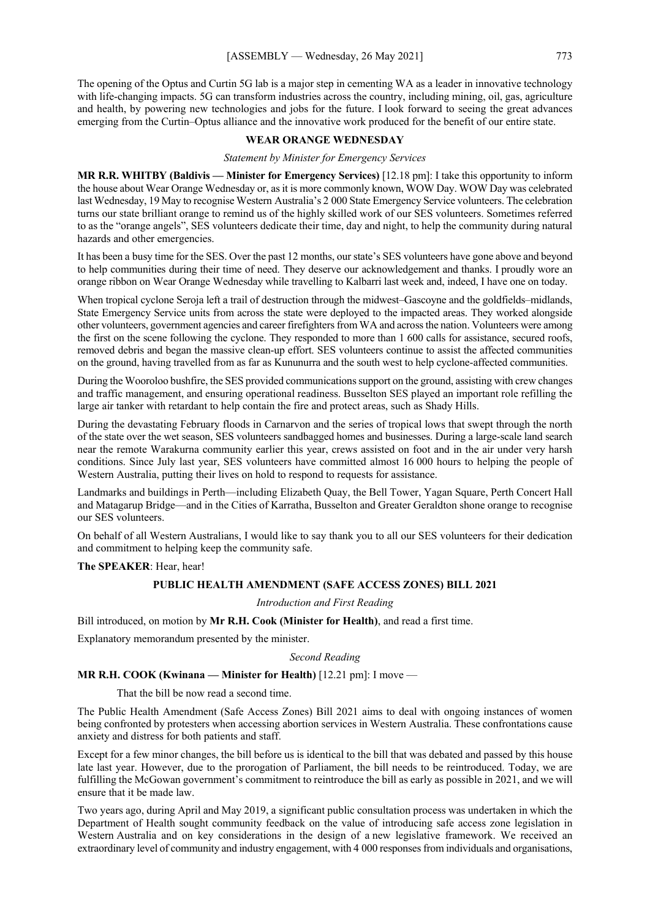The opening of the Optus and Curtin 5G lab is a major step in cementing WA as a leader in innovative technology with life-changing impacts. 5G can transform industries across the country, including mining, oil, gas, agriculture and health, by powering new technologies and jobs for the future. I look forward to seeing the great advances emerging from the Curtin–Optus alliance and the innovative work produced for the benefit of our entire state.

## WEAR ORANGE WEDNESDAY

*Statement by Minister for Emergency Services*

**MR R.R. WHITBY (Baldivis — Minister for Emergency Services)** [12.18 pm]: I take this opportunity to inform the house about Wear Orange Wednesday or, as it is more commonly known, WOW Day. WOW Day was celebrated last Wednesday, 19 May to recognise Western Australia's 2 000 State Emergency Service volunteers. The celebration turns our state brilliant orange to remind us of the highly skilled work of our SES volunteers. Sometimes referred to as the "orange angels", SES volunteers dedicate their time, day and night, to help the community during natural hazards and other emergencies.

It has been a busy time for the SES. Over the past 12 months, our state's SES volunteers have gone above and beyond to help communities during their time of need. They deserve our acknowledgement and thanks. I proudly wore an orange ribbon on Wear Orange Wednesday while travelling to Kalbarri last week and, indeed, I have one on today.

When tropical cyclone Seroja left a trail of destruction through the midwest–Gascoyne and the goldfields–midlands, State Emergency Service units from across the state were deployed to the impacted areas. They worked alongside other volunteers, government agencies and career firefighters from WA and across the nation. Volunteers were among the first on the scene following the cyclone. They responded to more than 1 600 calls for assistance, secured roofs, removed debris and began the massive clean-up effort. SES volunteers continue to assist the affected communities on the ground, having travelled from as far as Kununurra and the south west to help cyclone-affected communities.

During the Wooroloo bushfire, the SES provided communications support on the ground, assisting with crew changes and traffic management, and ensuring operational readiness. Busselton SES played an important role refilling the large air tanker with retardant to help contain the fire and protect areas, such as Shady Hills.

During the devastating February floods in Carnarvon and the series of tropical lows that swept through the north of the state over the wet season, SES volunteers sandbagged homes and businesses. During a large-scale land search near the remote Warakurna community earlier this year, crews assisted on foot and in the air under very harsh conditions. Since July last year, SES volunteers have committed almost 16 000 hours to helping the people of Western Australia, putting their lives on hold to respond to requests for assistance.

Landmarks and buildings in Perth—including Elizabeth Quay, the Bell Tower, Yagan Square, Perth Concert Hall and Matagarup Bridge—and in the Cities of Karratha, Busselton and Greater Geraldton shone orange to recognise our SES volunteers.

On behalf of all Western Australians, I would like to say thank you to all our SES volunteers for their dedication and commitment to helping keep the community safe.

**The SPEAKER**: Hear, hear!

## PUBLIC HEALTH AMENDMENT (SAFE ACCESS ZONES) BILL 2021

*Introduction and First Reading*

Bill introduced, on motion by **Mr R.H. Cook (Minister for Health)**, and read a first time.

Explanatory memorandum presented by the minister.

*Second Reading*

**MR R.H. COOK (Kwinana — Minister for Health)** [12.21 pm]: I move —

> That the bill be now read a second time.

The Public Health Amendment (Safe Access Zones) Bill 2021 aims to deal with ongoing instances of women being confronted by protesters when accessing abortion services in Western Australia. These confrontations cause anxiety and distress for both patients and staff.

Except for a few minor changes, the bill before us is identical to the bill that was debated and passed by this house late last year. However, due to the prorogation of Parliament, the bill needs to be reintroduced. Today, we are fulfilling the McGowan government's commitment to reintroduce the bill as early as possible in 2021, and we will ensure that it be made law.

Two years ago, during April and May 2019, a significant public consultation process was undertaken in which the Department of Health sought community feedback on the value of introducing safe access zone legislation in Western Australia and on key considerations in the design of a new legislative framework. We received an extraordinary level of community and industry engagement, with 4 000 responses from individuals and organisations,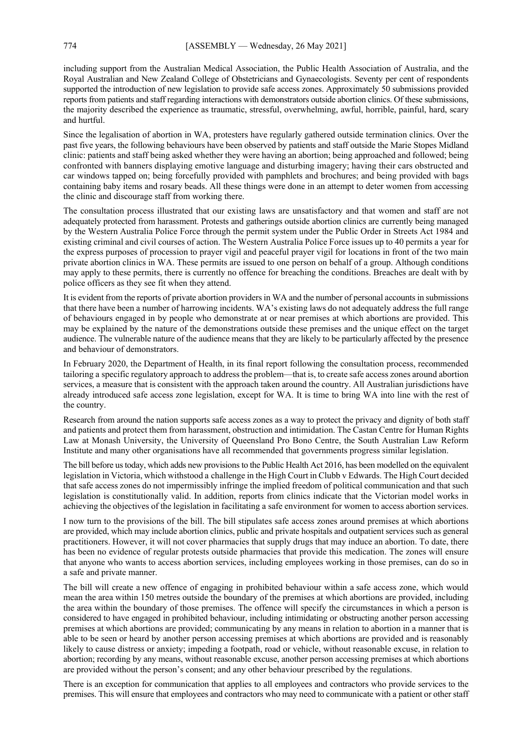including support from the Australian Medical Association, the Public Health Association of Australia, and the Royal Australian and New Zealand College of Obstetricians and Gynaecologists. Seventy per cent of respondents supported the introduction of new legislation to provide safe access zones. Approximately 50 submissions provided reports from patients and staff regarding interactions with demonstrators outside abortion clinics. Of these submissions, the majority described the experience as traumatic, stressful, overwhelming, awful, horrible, painful, hard, scary and hurtful.

Since the legalisation of abortion in WA, protesters have regularly gathered outside termination clinics. Over the past five years, the following behaviours have been observed by patients and staff outside the Marie Stopes Midland clinic: patients and staff being asked whether they were having an abortion; being approached and followed; being confronted with banners displaying emotive language and disturbing imagery; having their cars obstructed and car windows tapped on; being forcefully provided with pamphlets and brochures; and being provided with bags containing baby items and rosary beads. All these things were done in an attempt to deter women from accessing the clinic and discourage staff from working there.

The consultation process illustrated that our existing laws are unsatisfactory and that women and staff are not adequately protected from harassment. Protests and gatherings outside abortion clinics are currently being managed by the Western Australia Police Force through the permit system under the Public Order in Streets Act 1984 and existing criminal and civil courses of action. The Western Australia Police Force issues up to 40 permits a year for the express purposes of procession to prayer vigil and peaceful prayer vigil for locations in front of the two main private abortion clinics in WA. These permits are issued to one person on behalf of a group. Although conditions may apply to these permits, there is currently no offence for breaching the conditions. Breaches are dealt with by police officers as they see fit when they attend.

It is evident from the reports of private abortion providers in WA and the number of personal accounts in submissions that there have been a number of harrowing incidents. WA's existing laws do not adequately address the full range of behaviours engaged in by people who demonstrate at or near premises at which abortions are provided. This may be explained by the nature of the demonstrations outside these premises and the unique effect on the target audience. The vulnerable nature of the audience means that they are likely to be particularly affected by the presence and behaviour of demonstrators.

In February 2020, the Department of Health, in its final report following the consultation process, recommended tailoring a specific regulatory approach to address the problem—that is, to create safe access zones around abortion services, a measure that is consistent with the approach taken around the country. All Australian jurisdictions have already introduced safe access zone legislation, except for WA. It is time to bring WA into line with the rest of the country.

Research from around the nation supports safe access zones as a way to protect the privacy and dignity of both staff and patients and protect them from harassment, obstruction and intimidation. The Castan Centre for Human Rights Law at Monash University, the University of Queensland Pro Bono Centre, the South Australian Law Reform Institute and many other organisations have all recommended that governments progress similar legislation.

The bill before us today, which adds new provisions to the Public Health Act 2016, has been modelled on the equivalent legislation in Victoria, which withstood a challenge in the High Court in Clubb v Edwards. The High Court decided that safe access zones do not impermissibly infringe the implied freedom of political communication and that such legislation is constitutionally valid. In addition, reports from clinics indicate that the Victorian model works in achieving the objectives of the legislation in facilitating a safe environment for women to access abortion services.

I now turn to the provisions of the bill. The bill stipulates safe access zones around premises at which abortions are provided, which may include abortion clinics, public and private hospitals and outpatient services such as general practitioners. However, it will not cover pharmacies that supply drugs that may induce an abortion. To date, there has been no evidence of regular protests outside pharmacies that provide this medication. The zones will ensure that anyone who wants to access abortion services, including employees working in those premises, can do so in a safe and private manner.

The bill will create a new offence of engaging in prohibited behaviour within a safe access zone, which would mean the area within 150 metres outside the boundary of the premises at which abortions are provided, including the area within the boundary of those premises. The offence will specify the circumstances in which a person is considered to have engaged in prohibited behaviour, including intimidating or obstructing another person accessing premises at which abortions are provided; communicating by any means in relation to abortion in a manner that is able to be seen or heard by another person accessing premises at which abortions are provided and is reasonably likely to cause distress or anxiety; impeding a footpath, road or vehicle, without reasonable excuse, in relation to abortion; recording by any means, without reasonable excuse, another person accessing premises at which abortions are provided without the person's consent; and any other behaviour prescribed by the regulations.

There is an exception for communication that applies to all employees and contractors who provide services to the premises. This will ensure that employees and contractors who may need to communicate with a patient or other staff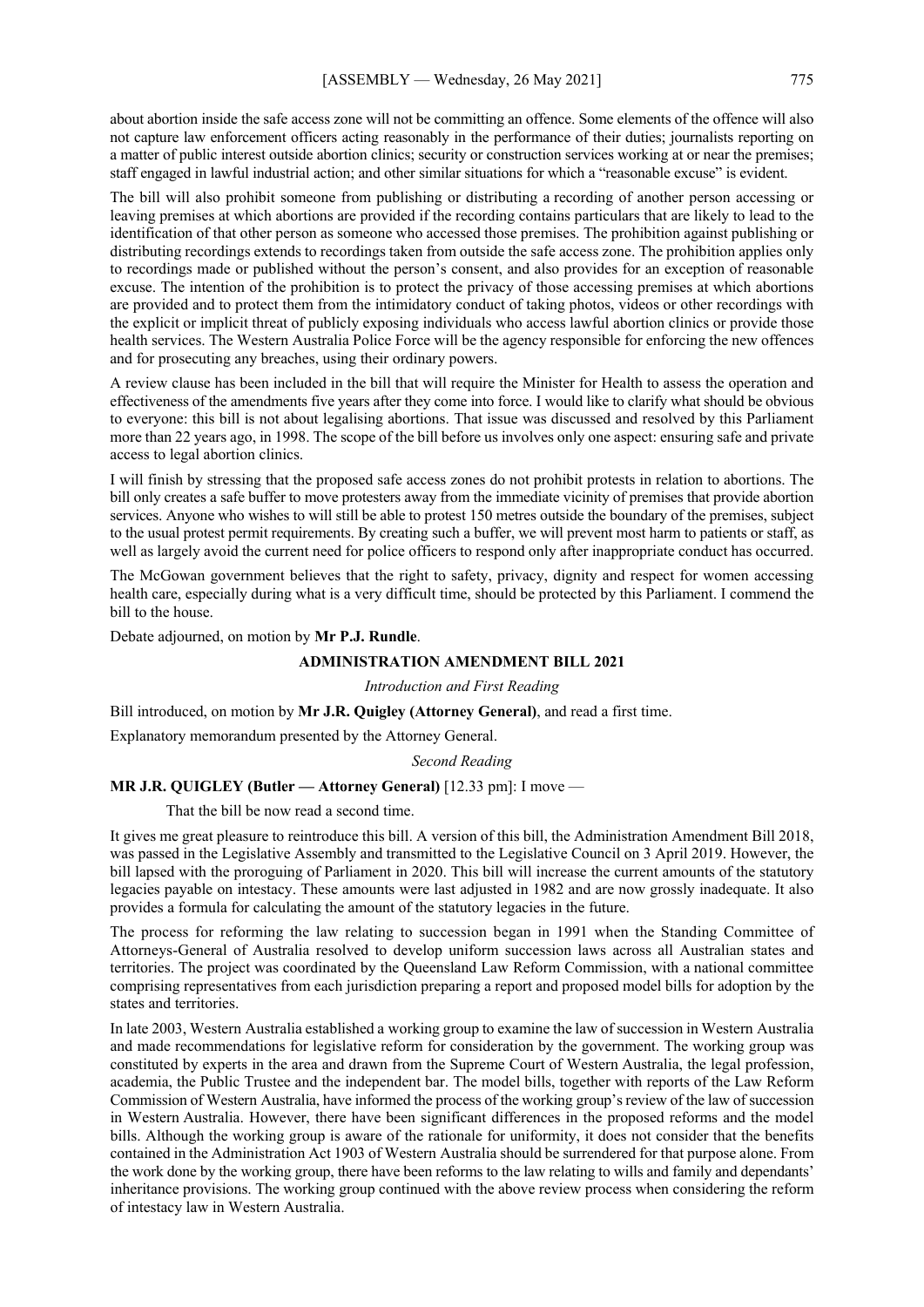about abortion inside the safe access zone will not be committing an offence. Some elements of the offence will also not capture law enforcement officers acting reasonably in the performance of their duties; journalists reporting on a matter of public interest outside abortion clinics; security or construction services working at or near the premises; staff engaged in lawful industrial action; and other similar situations for which a "reasonable excuse" is evident.

The bill will also prohibit someone from publishing or distributing a recording of another person accessing or leaving premises at which abortions are provided if the recording contains particulars that are likely to lead to the identification of that other person as someone who accessed those premises. The prohibition against publishing or distributing recordings extends to recordings taken from outside the safe access zone. The prohibition applies only to recordings made or published without the person's consent, and also provides for an exception of reasonable excuse. The intention of the prohibition is to protect the privacy of those accessing premises at which abortions are provided and to protect them from the intimidatory conduct of taking photos, videos or other recordings with the explicit or implicit threat of publicly exposing individuals who access lawful abortion clinics or provide those health services. The Western Australia Police Force will be the agency responsible for enforcing the new offences and for prosecuting any breaches, using their ordinary powers.

A review clause has been included in the bill that will require the Minister for Health to assess the operation and effectiveness of the amendments five years after they come into force. I would like to clarify what should be obvious to everyone: this bill is not about legalising abortions. That issue was discussed and resolved by this Parliament more than 22 years ago, in 1998. The scope of the bill before us involves only one aspect: ensuring safe and private access to legal abortion clinics.

I will finish by stressing that the proposed safe access zones do not prohibit protests in relation to abortions. The bill only creates a safe buffer to move protesters away from the immediate vicinity of premises that provide abortion services. Anyone who wishes to will still be able to protest 150 metres outside the boundary of the premises, subject to the usual protest permit requirements. By creating such a buffer, we will prevent most harm to patients or staff, as well as largely avoid the current need for police officers to respond only after inappropriate conduct has occurred.

The McGowan government believes that the right to safety, privacy, dignity and respect for women accessing health care, especially during what is a very difficult time, should be protected by this Parliament. I commend the bill to the house.

Debate adjourned, on motion by **Mr P.J. Rundle**.

## ADMINISTRATION AMENDMENT BILL 2021

*Introduction and First Reading*

Bill introduced, on motion by **Mr J.R. Quigley (Attorney General)**, and read a first time.

Explanatory memorandum presented by the Attorney General.

*Second Reading*

**MR J.R. QUIGLEY (Butler — Attorney General)** [12.33 pm]: I move —

That the bill be now read a second time.

It gives me great pleasure to reintroduce this bill. A version of this bill, the Administration Amendment Bill 2018, was passed in the Legislative Assembly and transmitted to the Legislative Council on 3 April 2019. However, the bill lapsed with the proroguing of Parliament in 2020. This bill will increase the current amounts of the statutory legacies payable on intestacy. These amounts were last adjusted in 1982 and are now grossly inadequate. It also provides a formula for calculating the amount of the statutory legacies in the future.

The process for reforming the law relating to succession began in 1991 when the Standing Committee of Attorneys-General of Australia resolved to develop uniform succession laws across all Australian states and territories. The project was coordinated by the Queensland Law Reform Commission, with a national committee comprising representatives from each jurisdiction preparing a report and proposed model bills for adoption by the states and territories.

In late 2003, Western Australia established a working group to examine the law of succession in Western Australia and made recommendations for legislative reform for consideration by the government. The working group was constituted by experts in the area and drawn from the Supreme Court of Western Australia, the legal profession, academia, the Public Trustee and the independent bar. The model bills, together with reports of the Law Reform Commission of Western Australia, have informed the process of the working group's review of the law of succession in Western Australia. However, there have been significant differences in the proposed reforms and the model bills. Although the working group is aware of the rationale for uniformity, it does not consider that the benefits contained in the Administration Act 1903 of Western Australia should be surrendered for that purpose alone. From the work done by the working group, there have been reforms to the law relating to wills and family and dependants' inheritance provisions. The working group continued with the above review process when considering the reform of intestacy law in Western Australia.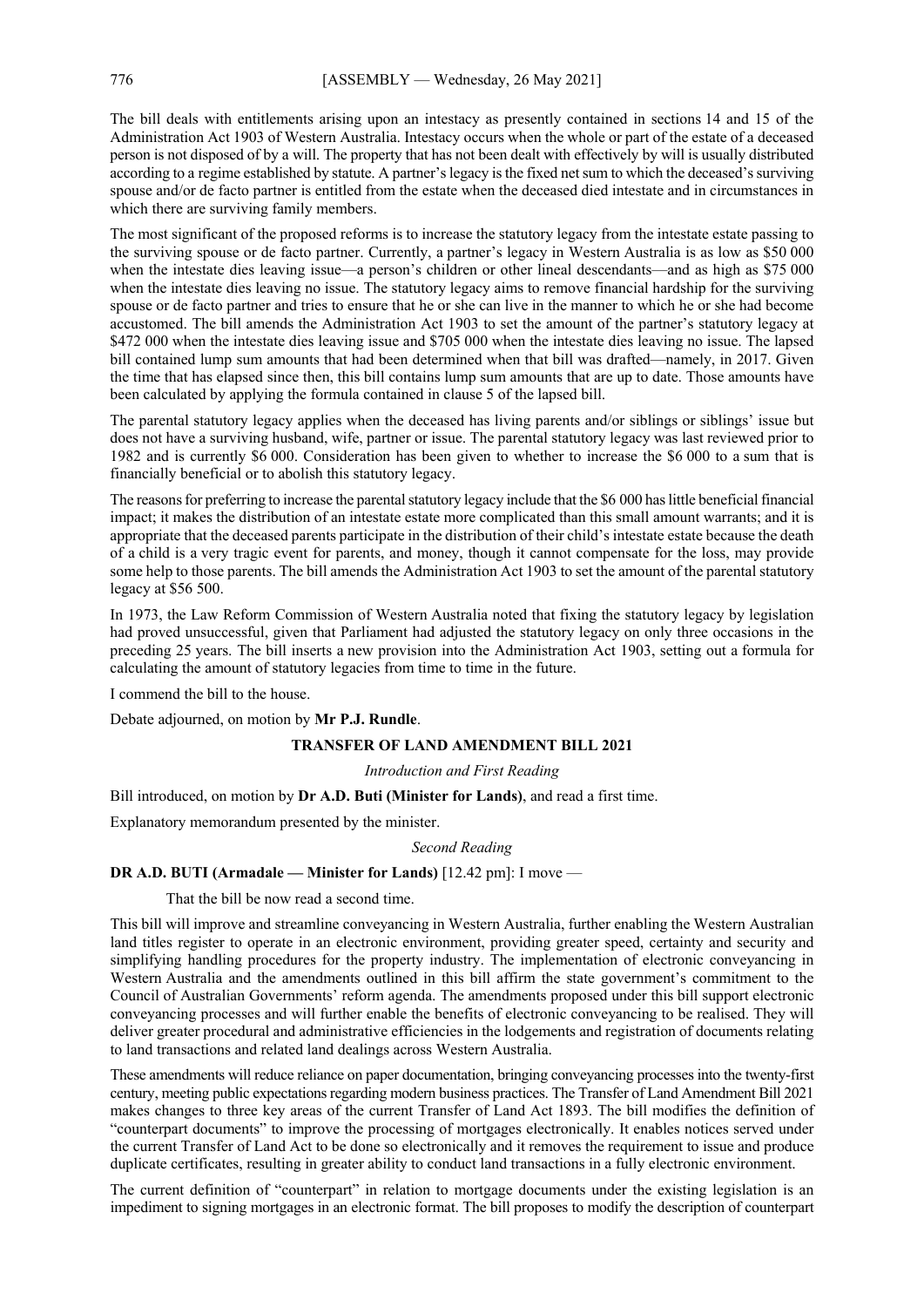The bill deals with entitlements arising upon an intestacy as presently contained in sections 14 and 15 of the Administration Act 1903 of Western Australia. Intestacy occurs when the whole or part of the estate of a deceased person is not disposed of by a will. The property that has not been dealt with effectively by will is usually distributed according to a regime established by statute. A partner's legacy is the fixed net sum to which the deceased's surviving spouse and/or de facto partner is entitled from the estate when the deceased died intestate and in circumstances in which there are surviving family members.

The most significant of the proposed reforms is to increase the statutory legacy from the intestate estate passing to the surviving spouse or de facto partner. Currently, a partner's legacy in Western Australia is as low as $50 000 when the intestate dies leaving issue—a person's children or other lineal descendants—and as high as $75 000 when the intestate dies leaving no issue. The statutory legacy aims to remove financial hardship for the surviving spouse or de facto partner and tries to ensure that he or she can live in the manner to which he or she had become accustomed. The bill amends the Administration Act 1903 to set the amount of the partner's statutory legacy at $472 000 when the intestate dies leaving issue and $705 000 when the intestate dies leaving no issue. The lapsed bill contained lump sum amounts that had been determined when that bill was drafted—namely, in 2017. Given the time that has elapsed since then, this bill contains lump sum amounts that are up to date. Those amounts have been calculated by applying the formula contained in clause 5 of the lapsed bill.

The parental statutory legacy applies when the deceased has living parents and/or siblings or siblings' issue but does not have a surviving husband, wife, partner or issue. The parental statutory legacy was last reviewed prior to 1982 and is currently $6 000. Consideration has been given to whether to increase the $6 000 to a sum that is financially beneficial or to abolish this statutory legacy.

The reasons for preferring to increase the parental statutory legacy include that the $6 000 has little beneficial financial impact; it makes the distribution of an intestate estate more complicated than this small amount warrants; and it is appropriate that the deceased parents participate in the distribution of their child's intestate estate because the death of a child is a very tragic event for parents, and money, though it cannot compensate for the loss, may provide some help to those parents. The bill amends the Administration Act 1903 to set the amount of the parental statutory legacy at $56 500.

In 1973, the Law Reform Commission of Western Australia noted that fixing the statutory legacy by legislation had proved unsuccessful, given that Parliament had adjusted the statutory legacy on only three occasions in the preceding 25 years. The bill inserts a new provision into the Administration Act 1903, setting out a formula for calculating the amount of statutory legacies from time to time in the future.

I commend the bill to the house.

Debate adjourned, on motion by **Mr P.J. Rundle**.

## TRANSFER OF LAND AMENDMENT BILL 2021

*Introduction and First Reading*

Bill introduced, on motion by **Dr A.D. Buti (Minister for Lands)**, and read a first time.

Explanatory memorandum presented by the minister.

*Second Reading*

**DR A.D. BUTI (Armadale — Minister for Lands)** [12.42 pm]: I move —

> That the bill be now read a second time.

This bill will improve and streamline conveyancing in Western Australia, further enabling the Western Australian land titles register to operate in an electronic environment, providing greater speed, certainty and security and simplifying handling procedures for the property industry. The implementation of electronic conveyancing in Western Australia and the amendments outlined in this bill affirm the state government's commitment to the Council of Australian Governments' reform agenda. The amendments proposed under this bill support electronic conveyancing processes and will further enable the benefits of electronic conveyancing to be realised. They will deliver greater procedural and administrative efficiencies in the lodgements and registration of documents relating to land transactions and related land dealings across Western Australia.

These amendments will reduce reliance on paper documentation, bringing conveyancing processes into the twenty-first century, meeting public expectations regarding modern business practices. The Transfer of Land Amendment Bill 2021 makes changes to three key areas of the current Transfer of Land Act 1893. The bill modifies the definition of "counterpart documents" to improve the processing of mortgages electronically. It enables notices served under the current Transfer of Land Act to be done so electronically and it removes the requirement to issue and produce duplicate certificates, resulting in greater ability to conduct land transactions in a fully electronic environment.

The current definition of "counterpart" in relation to mortgage documents under the existing legislation is an impediment to signing mortgages in an electronic format. The bill proposes to modify the description of counterpart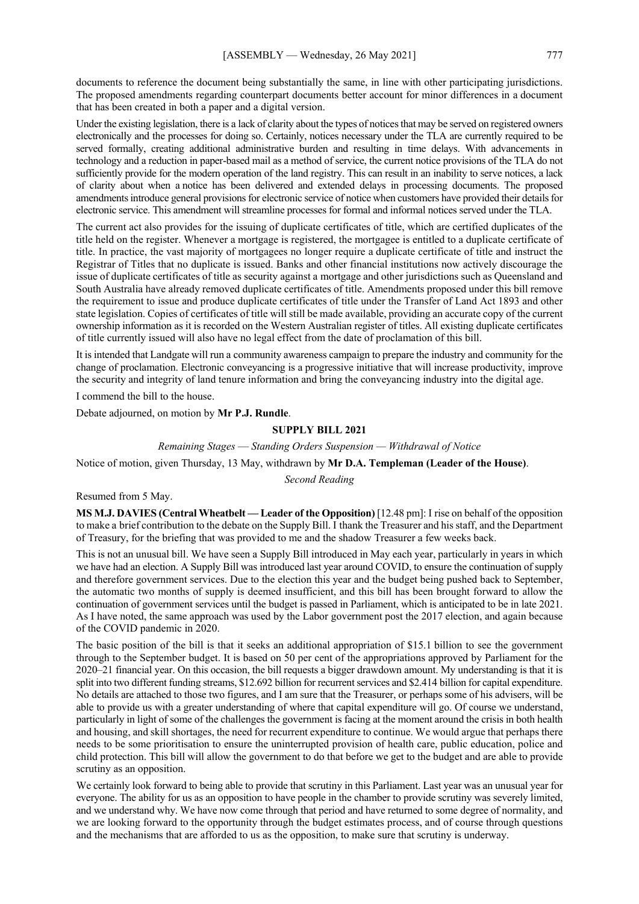documents to reference the document being substantially the same, in line with other participating jurisdictions. The proposed amendments regarding counterpart documents better account for minor differences in a document that has been created in both a paper and a digital version.

Under the existing legislation, there is a lack of clarity about the types of notices that may be served on registered owners electronically and the processes for doing so. Certainly, notices necessary under the TLA are currently required to be served formally, creating additional administrative burden and resulting in time delays. With advancements in technology and a reduction in paper-based mail as a method of service, the current notice provisions of the TLA do not sufficiently provide for the modern operation of the land registry. This can result in an inability to serve notices, a lack of clarity about when a notice has been delivered and extended delays in processing documents. The proposed amendments introduce general provisions for electronic service of notice when customers have provided their details for electronic service. This amendment will streamline processes for formal and informal notices served under the TLA.

The current act also provides for the issuing of duplicate certificates of title, which are certified duplicates of the title held on the register. Whenever a mortgage is registered, the mortgagee is entitled to a duplicate certificate of title. In practice, the vast majority of mortgagees no longer require a duplicate certificate of title and instruct the Registrar of Titles that no duplicate is issued. Banks and other financial institutions now actively discourage the issue of duplicate certificates of title as security against a mortgage and other jurisdictions such as Queensland and South Australia have already removed duplicate certificates of title. Amendments proposed under this bill remove the requirement to issue and produce duplicate certificates of title under the Transfer of Land Act 1893 and other state legislation. Copies of certificates of title will still be made available, providing an accurate copy of the current ownership information as it is recorded on the Western Australian register of titles. All existing duplicate certificates of title currently issued will also have no legal effect from the date of proclamation of this bill.

It is intended that Landgate will run a community awareness campaign to prepare the industry and community for the change of proclamation. Electronic conveyancing is a progressive initiative that will increase productivity, improve the security and integrity of land tenure information and bring the conveyancing industry into the digital age.

I commend the bill to the house.

Debate adjourned, on motion by **Mr P.J. Rundle**.

## SUPPLY BILL 2021

*Remaining Stages — Standing Orders Suspension — Withdrawal of Notice*

Notice of motion, given Thursday, 13 May, withdrawn by **Mr D.A. Templeman (Leader of the House)**.

*Second Reading*

Resumed from 5 May.

**MS M.J. DAVIES (Central Wheatbelt — Leader of the Opposition)** [12.48 pm]: I rise on behalf of the opposition to make a brief contribution to the debate on the Supply Bill. I thank the Treasurer and his staff, and the Department of Treasury, for the briefing that was provided to me and the shadow Treasurer a few weeks back.

This is not an unusual bill. We have seen a Supply Bill introduced in May each year, particularly in years in which we have had an election. A Supply Bill was introduced last year around COVID, to ensure the continuation of supply and therefore government services. Due to the election this year and the budget being pushed back to September, the automatic two months of supply is deemed insufficient, and this bill has been brought forward to allow the continuation of government services until the budget is passed in Parliament, which is anticipated to be in late 2021. As I have noted, the same approach was used by the Labor government post the 2017 election, and again because of the COVID pandemic in 2020.

The basic position of the bill is that it seeks an additional appropriation of $15.1 billion to see the government through to the September budget. It is based on 50 per cent of the appropriations approved by Parliament for the 2020–21 financial year. On this occasion, the bill requests a bigger drawdown amount. My understanding is that it is split into two different funding streams, $12.692 billion for recurrent services and $2.414 billion for capital expenditure. No details are attached to those two figures, and I am sure that the Treasurer, or perhaps some of his advisers, will be able to provide us with a greater understanding of where that capital expenditure will go. Of course we understand, particularly in light of some of the challenges the government is facing at the moment around the crisis in both health and housing, and skill shortages, the need for recurrent expenditure to continue. We would argue that perhaps there needs to be some prioritisation to ensure the uninterrupted provision of health care, public education, police and child protection. This bill will allow the government to do that before we get to the budget and are able to provide scrutiny as an opposition.

We certainly look forward to being able to provide that scrutiny in this Parliament. Last year was an unusual year for everyone. The ability for us as an opposition to have people in the chamber to provide scrutiny was severely limited, and we understand why. We have now come through that period and have returned to some degree of normality, and we are looking forward to the opportunity through the budget estimates process, and of course through questions and the mechanisms that are afforded to us as the opposition, to make sure that scrutiny is underway.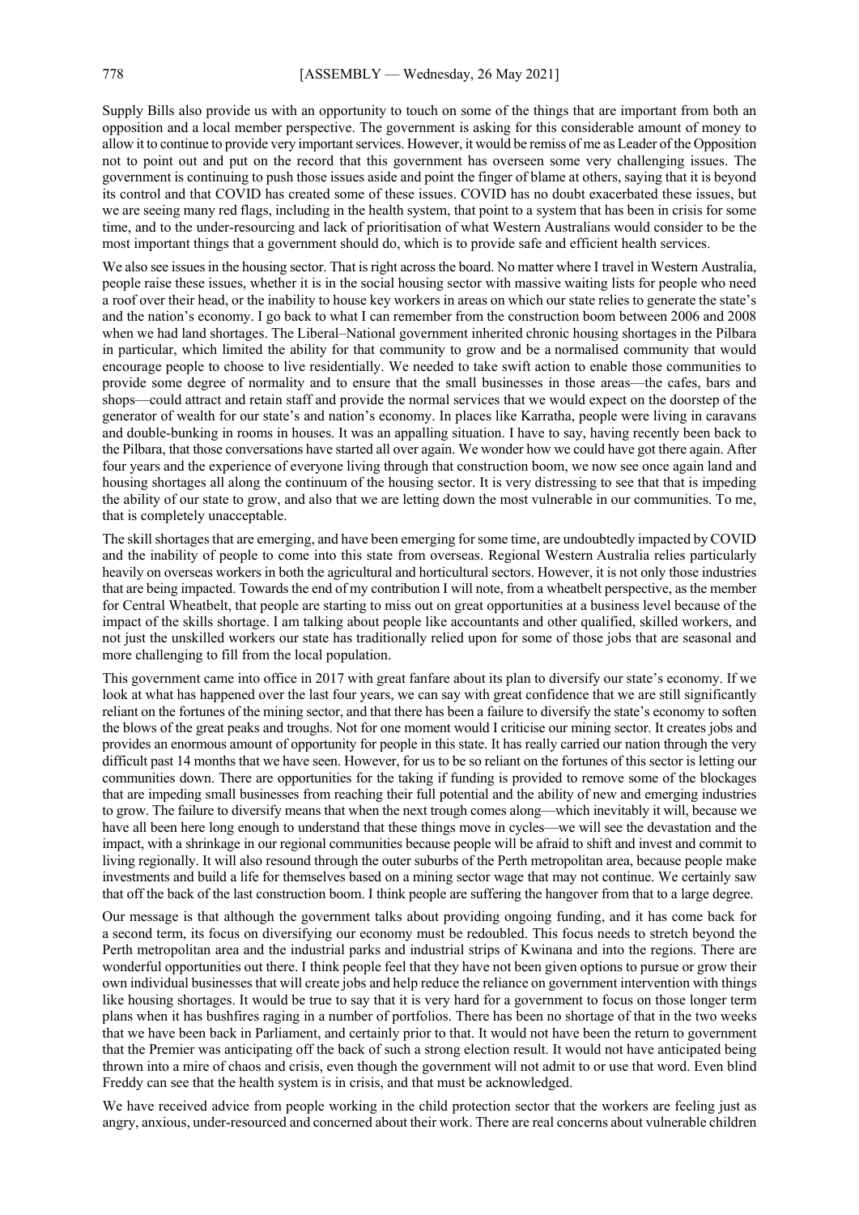Supply Bills also provide us with an opportunity to touch on some of the things that are important from both an opposition and a local member perspective. The government is asking for this considerable amount of money to allow it to continue to provide very important services. However, it would be remiss of me as Leader of the Opposition not to point out and put on the record that this government has overseen some very challenging issues. The government is continuing to push those issues aside and point the finger of blame at others, saying that it is beyond its control and that COVID has created some of these issues. COVID has no doubt exacerbated these issues, but we are seeing many red flags, including in the health system, that point to a system that has been in crisis for some time, and to the under-resourcing and lack of prioritisation of what Western Australians would consider to be the most important things that a government should do, which is to provide safe and efficient health services.

We also see issues in the housing sector. That is right across the board. No matter where I travel in Western Australia, people raise these issues, whether it is in the social housing sector with massive waiting lists for people who need a roof over their head, or the inability to house key workers in areas on which our state relies to generate the state's and the nation's economy. I go back to what I can remember from the construction boom between 2006 and 2008 when we had land shortages. The Liberal–National government inherited chronic housing shortages in the Pilbara in particular, which limited the ability for that community to grow and be a normalised community that would encourage people to choose to live residentially. We needed to take swift action to enable those communities to provide some degree of normality and to ensure that the small businesses in those areas—the cafes, bars and shops—could attract and retain staff and provide the normal services that we would expect on the doorstep of the generator of wealth for our state's and nation's economy. In places like Karratha, people were living in caravans and double-bunking in rooms in houses. It was an appalling situation. I have to say, having recently been back to the Pilbara, that those conversations have started all over again. We wonder how we could have got there again. After four years and the experience of everyone living through that construction boom, we now see once again land and housing shortages all along the continuum of the housing sector. It is very distressing to see that that is impeding the ability of our state to grow, and also that we are letting down the most vulnerable in our communities. To me, that is completely unacceptable.

The skill shortages that are emerging, and have been emerging for some time, are undoubtedly impacted by COVID and the inability of people to come into this state from overseas. Regional Western Australia relies particularly heavily on overseas workers in both the agricultural and horticultural sectors. However, it is not only those industries that are being impacted. Towards the end of my contribution I will note, from a wheatbelt perspective, as the member for Central Wheatbelt, that people are starting to miss out on great opportunities at a business level because of the impact of the skills shortage. I am talking about people like accountants and other qualified, skilled workers, and not just the unskilled workers our state has traditionally relied upon for some of those jobs that are seasonal and more challenging to fill from the local population.

This government came into office in 2017 with great fanfare about its plan to diversify our state's economy. If we look at what has happened over the last four years, we can say with great confidence that we are still significantly reliant on the fortunes of the mining sector, and that there has been a failure to diversify the state's economy to soften the blows of the great peaks and troughs. Not for one moment would I criticise our mining sector. It creates jobs and provides an enormous amount of opportunity for people in this state. It has really carried our nation through the very difficult past 14 months that we have seen. However, for us to be so reliant on the fortunes of this sector is letting our communities down. There are opportunities for the taking if funding is provided to remove some of the blockages that are impeding small businesses from reaching their full potential and the ability of new and emerging industries to grow. The failure to diversify means that when the next trough comes along—which inevitably it will, because we have all been here long enough to understand that these things move in cycles—we will see the devastation and the impact, with a shrinkage in our regional communities because people will be afraid to shift and invest and commit to living regionally. It will also resound through the outer suburbs of the Perth metropolitan area, because people make investments and build a life for themselves based on a mining sector wage that may not continue. We certainly saw that off the back of the last construction boom. I think people are suffering the hangover from that to a large degree.

Our message is that although the government talks about providing ongoing funding, and it has come back for a second term, its focus on diversifying our economy must be redoubled. This focus needs to stretch beyond the Perth metropolitan area and the industrial parks and industrial strips of Kwinana and into the regions. There are wonderful opportunities out there. I think people feel that they have not been given options to pursue or grow their own individual businesses that will create jobs and help reduce the reliance on government intervention with things like housing shortages. It would be true to say that it is very hard for a government to focus on those longer term plans when it has bushfires raging in a number of portfolios. There has been no shortage of that in the two weeks that we have been back in Parliament, and certainly prior to that. It would not have been the return to government that the Premier was anticipating off the back of such a strong election result. It would not have anticipated being thrown into a mire of chaos and crisis, even though the government will not admit to or use that word. Even blind Freddy can see that the health system is in crisis, and that must be acknowledged.

We have received advice from people working in the child protection sector that the workers are feeling just as angry, anxious, under-resourced and concerned about their work. There are real concerns about vulnerable children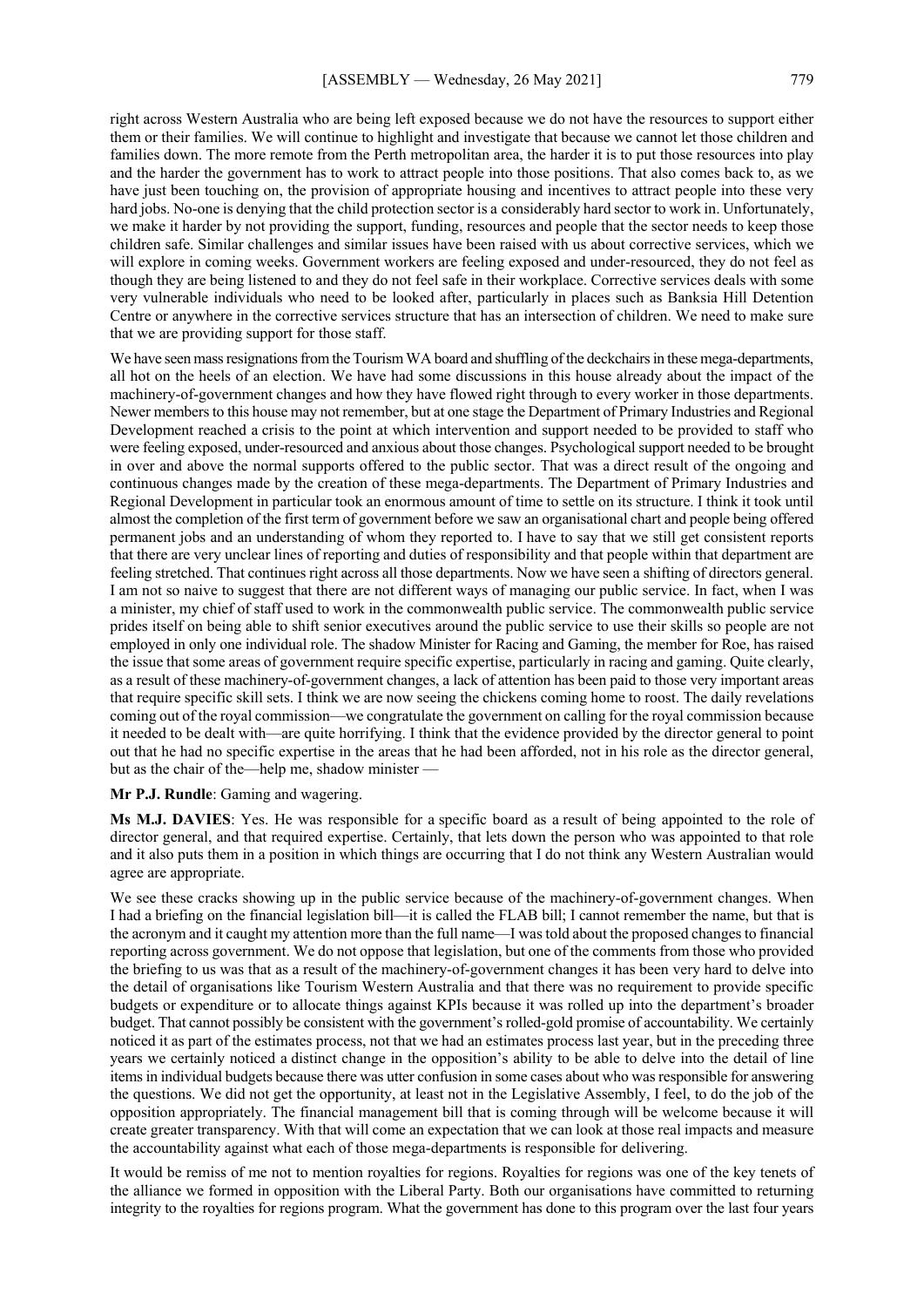right across Western Australia who are being left exposed because we do not have the resources to support either them or their families. We will continue to highlight and investigate that because we cannot let those children and families down. The more remote from the Perth metropolitan area, the harder it is to put those resources into play and the harder the government has to work to attract people into those positions. That also comes back to, as we have just been touching on, the provision of appropriate housing and incentives to attract people into these very hard jobs. No-one is denying that the child protection sector is a considerably hard sector to work in. Unfortunately, we make it harder by not providing the support, funding, resources and people that the sector needs to keep those children safe. Similar challenges and similar issues have been raised with us about corrective services, which we will explore in coming weeks. Government workers are feeling exposed and under-resourced, they do not feel as though they are being listened to and they do not feel safe in their workplace. Corrective services deals with some very vulnerable individuals who need to be looked after, particularly in places such as Banksia Hill Detention Centre or anywhere in the corrective services structure that has an intersection of children. We need to make sure that we are providing support for those staff.

We have seen mass resignations from the Tourism WA board and shuffling of the deckchairs in these mega-departments, all hot on the heels of an election. We have had some discussions in this house already about the impact of the machinery-of-government changes and how they have flowed right through to every worker in those departments. Newer members to this house may not remember, but at one stage the Department of Primary Industries and Regional Development reached a crisis to the point at which intervention and support needed to be provided to staff who were feeling exposed, under-resourced and anxious about those changes. Psychological support needed to be brought in over and above the normal supports offered to the public sector. That was a direct result of the ongoing and continuous changes made by the creation of these mega-departments. The Department of Primary Industries and Regional Development in particular took an enormous amount of time to settle on its structure. I think it took until almost the completion of the first term of government before we saw an organisational chart and people being offered permanent jobs and an understanding of whom they reported to. I have to say that we still get consistent reports that there are very unclear lines of reporting and duties of responsibility and that people within that department are feeling stretched. That continues right across all those departments. Now we have seen a shifting of directors general. I am not so naive to suggest that there are not different ways of managing our public service. In fact, when I was a minister, my chief of staff used to work in the commonwealth public service. The commonwealth public service prides itself on being able to shift senior executives around the public service to use their skills so people are not employed in only one individual role. The shadow Minister for Racing and Gaming, the member for Roe, has raised the issue that some areas of government require specific expertise, particularly in racing and gaming. Quite clearly, as a result of these machinery-of-government changes, a lack of attention has been paid to those very important areas that require specific skill sets. I think we are now seeing the chickens coming home to roost. The daily revelations coming out of the royal commission—we congratulate the government on calling for the royal commission because it needed to be dealt with—are quite horrifying. I think that the evidence provided by the director general to point out that he had no specific expertise in the areas that he had been afforded, not in his role as the director general, but as the chair of the—help me, shadow minister —

**Mr P.J. Rundle**: Gaming and wagering.

**Ms M.J. DAVIES**: Yes. He was responsible for a specific board as a result of being appointed to the role of director general, and that required expertise. Certainly, that lets down the person who was appointed to that role and it also puts them in a position in which things are occurring that I do not think any Western Australian would agree are appropriate.

We see these cracks showing up in the public service because of the machinery-of-government changes. When I had a briefing on the financial legislation bill—it is called the FLAB bill; I cannot remember the name, but that is the acronym and it caught my attention more than the full name—I was told about the proposed changes to financial reporting across government. We do not oppose that legislation, but one of the comments from those who provided the briefing to us was that as a result of the machinery-of-government changes it has been very hard to delve into the detail of organisations like Tourism Western Australia and that there was no requirement to provide specific budgets or expenditure or to allocate things against KPIs because it was rolled up into the department's broader budget. That cannot possibly be consistent with the government's rolled-gold promise of accountability. We certainly noticed it as part of the estimates process, not that we had an estimates process last year, but in the preceding three years we certainly noticed a distinct change in the opposition's ability to be able to delve into the detail of line items in individual budgets because there was utter confusion in some cases about who was responsible for answering the questions. We did not get the opportunity, at least not in the Legislative Assembly, I feel, to do the job of the opposition appropriately. The financial management bill that is coming through will be welcome because it will create greater transparency. With that will come an expectation that we can look at those real impacts and measure the accountability against what each of those mega-departments is responsible for delivering.

It would be remiss of me not to mention royalties for regions. Royalties for regions was one of the key tenets of the alliance we formed in opposition with the Liberal Party. Both our organisations have committed to returning integrity to the royalties for regions program. What the government has done to this program over the last four years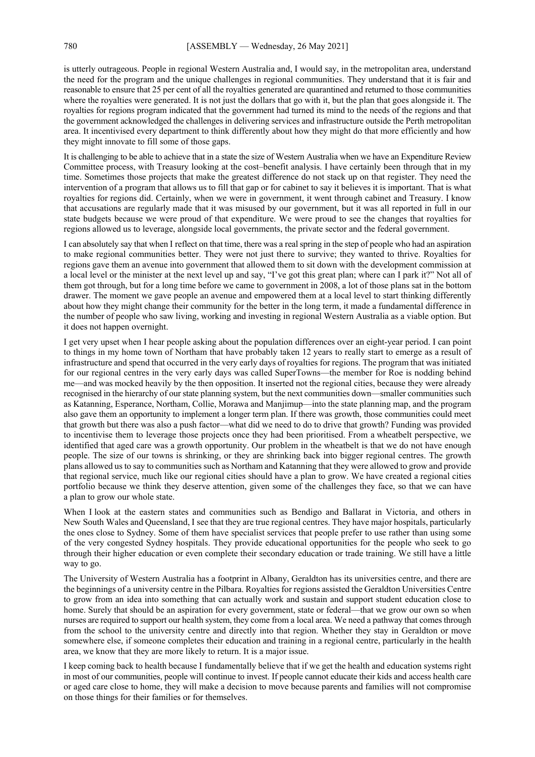is utterly outrageous. People in regional Western Australia and, I would say, in the metropolitan area, understand the need for the program and the unique challenges in regional communities. They understand that it is fair and reasonable to ensure that 25 per cent of all the royalties generated are quarantined and returned to those communities where the royalties were generated. It is not just the dollars that go with it, but the plan that goes alongside it. The royalties for regions program indicated that the government had turned its mind to the needs of the regions and that the government acknowledged the challenges in delivering services and infrastructure outside the Perth metropolitan area. It incentivised every department to think differently about how they might do that more efficiently and how they might innovate to fill some of those gaps.

It is challenging to be able to achieve that in a state the size of Western Australia when we have an Expenditure Review Committee process, with Treasury looking at the cost–benefit analysis. I have certainly been through that in my time. Sometimes those projects that make the greatest difference do not stack up on that register. They need the intervention of a program that allows us to fill that gap or for cabinet to say it believes it is important. That is what royalties for regions did. Certainly, when we were in government, it went through cabinet and Treasury. I know that accusations are regularly made that it was misused by our government, but it was all reported in full in our state budgets because we were proud of that expenditure. We were proud to see the changes that royalties for regions allowed us to leverage, alongside local governments, the private sector and the federal government.

I can absolutely say that when I reflect on that time, there was a real spring in the step of people who had an aspiration to make regional communities better. They were not just there to survive; they wanted to thrive. Royalties for regions gave them an avenue into government that allowed them to sit down with the development commission at a local level or the minister at the next level up and say, "I've got this great plan; where can I park it?" Not all of them got through, but for a long time before we came to government in 2008, a lot of those plans sat in the bottom drawer. The moment we gave people an avenue and empowered them at a local level to start thinking differently about how they might change their community for the better in the long term, it made a fundamental difference in the number of people who saw living, working and investing in regional Western Australia as a viable option. But it does not happen overnight.

I get very upset when I hear people asking about the population differences over an eight-year period. I can point to things in my home town of Northam that have probably taken 12 years to really start to emerge as a result of infrastructure and spend that occurred in the very early days of royalties for regions. The program that was initiated for our regional centres in the very early days was called SuperTowns—the member for Roe is nodding behind me—and was mocked heavily by the then opposition. It inserted not the regional cities, because they were already recognised in the hierarchy of our state planning system, but the next communities down—smaller communities such as Katanning, Esperance, Northam, Collie, Morawa and Manjimup—into the state planning map, and the program also gave them an opportunity to implement a longer term plan. If there was growth, those communities could meet that growth but there was also a push factor—what did we need to do to drive that growth? Funding was provided to incentivise them to leverage those projects once they had been prioritised. From a wheatbelt perspective, we identified that aged care was a growth opportunity. Our problem in the wheatbelt is that we do not have enough people. The size of our towns is shrinking, or they are shrinking back into bigger regional centres. The growth plans allowed us to say to communities such as Northam and Katanning that they were allowed to grow and provide that regional service, much like our regional cities should have a plan to grow. We have created a regional cities portfolio because we think they deserve attention, given some of the challenges they face, so that we can have a plan to grow our whole state.

When I look at the eastern states and communities such as Bendigo and Ballarat in Victoria, and others in New South Wales and Queensland, I see that they are true regional centres. They have major hospitals, particularly the ones close to Sydney. Some of them have specialist services that people prefer to use rather than using some of the very congested Sydney hospitals. They provide educational opportunities for the people who seek to go through their higher education or even complete their secondary education or trade training. We still have a little way to go.

The University of Western Australia has a footprint in Albany, Geraldton has its universities centre, and there are the beginnings of a university centre in the Pilbara. Royalties for regions assisted the Geraldton Universities Centre to grow from an idea into something that can actually work and sustain and support student education close to home. Surely that should be an aspiration for every government, state or federal—that we grow our own so when nurses are required to support our health system, they come from a local area. We need a pathway that comes through from the school to the university centre and directly into that region. Whether they stay in Geraldton or move somewhere else, if someone completes their education and training in a regional centre, particularly in the health area, we know that they are more likely to return. It is a major issue.

I keep coming back to health because I fundamentally believe that if we get the health and education systems right in most of our communities, people will continue to invest. If people cannot educate their kids and access health care or aged care close to home, they will make a decision to move because parents and families will not compromise on those things for their families or for themselves.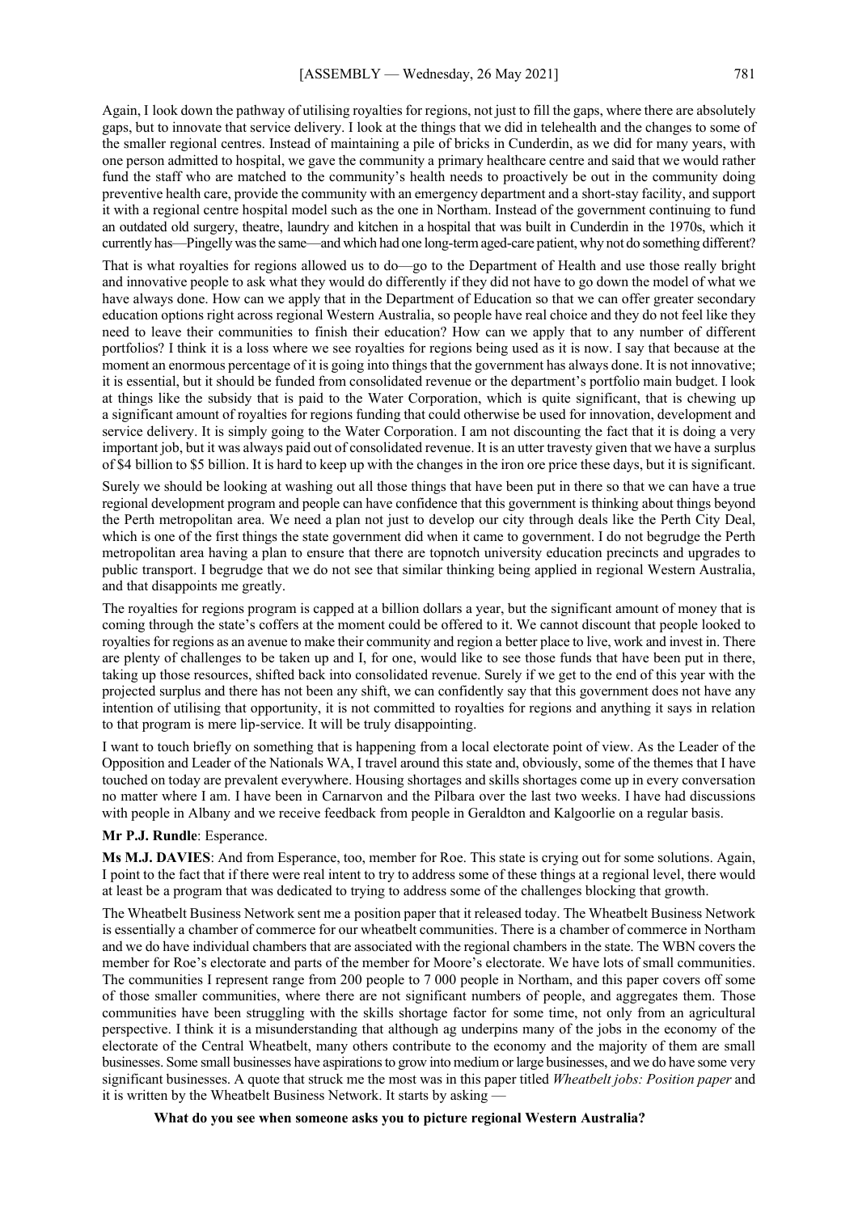Again, I look down the pathway of utilising royalties for regions, not just to fill the gaps, where there are absolutely gaps, but to innovate that service delivery. I look at the things that we did in telehealth and the changes to some of the smaller regional centres. Instead of maintaining a pile of bricks in Cunderdin, as we did for many years, with one person admitted to hospital, we gave the community a primary healthcare centre and said that we would rather fund the staff who are matched to the community's health needs to proactively be out in the community doing preventive health care, provide the community with an emergency department and a short-stay facility, and support it with a regional centre hospital model such as the one in Northam. Instead of the government continuing to fund an outdated old surgery, theatre, laundry and kitchen in a hospital that was built in Cunderdin in the 1970s, which it currently has—Pingelly was the same—and which had one long-term aged-care patient, why not do something different?

That is what royalties for regions allowed us to do—go to the Department of Health and use those really bright and innovative people to ask what they would do differently if they did not have to go down the model of what we have always done. How can we apply that in the Department of Education so that we can offer greater secondary education options right across regional Western Australia, so people have real choice and they do not feel like they need to leave their communities to finish their education? How can we apply that to any number of different portfolios? I think it is a loss where we see royalties for regions being used as it is now. I say that because at the moment an enormous percentage of it is going into things that the government has always done. It is not innovative; it is essential, but it should be funded from consolidated revenue or the department's portfolio main budget. I look at things like the subsidy that is paid to the Water Corporation, which is quite significant, that is chewing up a significant amount of royalties for regions funding that could otherwise be used for innovation, development and service delivery. It is simply going to the Water Corporation. I am not discounting the fact that it is doing a very important job, but it was always paid out of consolidated revenue. It is an utter travesty given that we have a surplus of $4 billion to $5 billion. It is hard to keep up with the changes in the iron ore price these days, but it is significant.

Surely we should be looking at washing out all those things that have been put in there so that we can have a true regional development program and people can have confidence that this government is thinking about things beyond the Perth metropolitan area. We need a plan not just to develop our city through deals like the Perth City Deal, which is one of the first things the state government did when it came to government. I do not begrudge the Perth metropolitan area having a plan to ensure that there are topnotch university education precincts and upgrades to public transport. I begrudge that we do not see that similar thinking being applied in regional Western Australia, and that disappoints me greatly.

The royalties for regions program is capped at a billion dollars a year, but the significant amount of money that is coming through the state's coffers at the moment could be offered to it. We cannot discount that people looked to royalties for regions as an avenue to make their community and region a better place to live, work and invest in. There are plenty of challenges to be taken up and I, for one, would like to see those funds that have been put in there, taking up those resources, shifted back into consolidated revenue. Surely if we get to the end of this year with the projected surplus and there has not been any shift, we can confidently say that this government does not have any intention of utilising that opportunity, it is not committed to royalties for regions and anything it says in relation to that program is mere lip-service. It will be truly disappointing.

I want to touch briefly on something that is happening from a local electorate point of view. As the Leader of the Opposition and Leader of the Nationals WA, I travel around this state and, obviously, some of the themes that I have touched on today are prevalent everywhere. Housing shortages and skills shortages come up in every conversation no matter where I am. I have been in Carnarvon and the Pilbara over the last two weeks. I have had discussions with people in Albany and we receive feedback from people in Geraldton and Kalgoorlie on a regular basis.

**Mr P.J. Rundle**: Esperance.

**Ms M.J. DAVIES**: And from Esperance, too, member for Roe. This state is crying out for some solutions. Again, I point to the fact that if there were real intent to try to address some of these things at a regional level, there would at least be a program that was dedicated to trying to address some of the challenges blocking that growth.

The Wheatbelt Business Network sent me a position paper that it released today. The Wheatbelt Business Network is essentially a chamber of commerce for our wheatbelt communities. There is a chamber of commerce in Northam and we do have individual chambers that are associated with the regional chambers in the state. The WBN covers the member for Roe's electorate and parts of the member for Moore's electorate. We have lots of small communities. The communities I represent range from 200 people to 7 000 people in Northam, and this paper covers off some of those smaller communities, where there are not significant numbers of people, and aggregates them. Those communities have been struggling with the skills shortage factor for some time, not only from an agricultural perspective. I think it is a misunderstanding that although ag underpins many of the jobs in the economy of the electorate of the Central Wheatbelt, many others contribute to the economy and the majority of them are small businesses. Some small businesses have aspirations to grow into medium or large businesses, and we do have some very significant businesses. A quote that struck me the most was in this paper titled *Wheatbelt jobs: Position paper* and it is written by the Wheatbelt Business Network. It starts by asking —

> **What do you see when someone asks you to picture regional Western Australia?**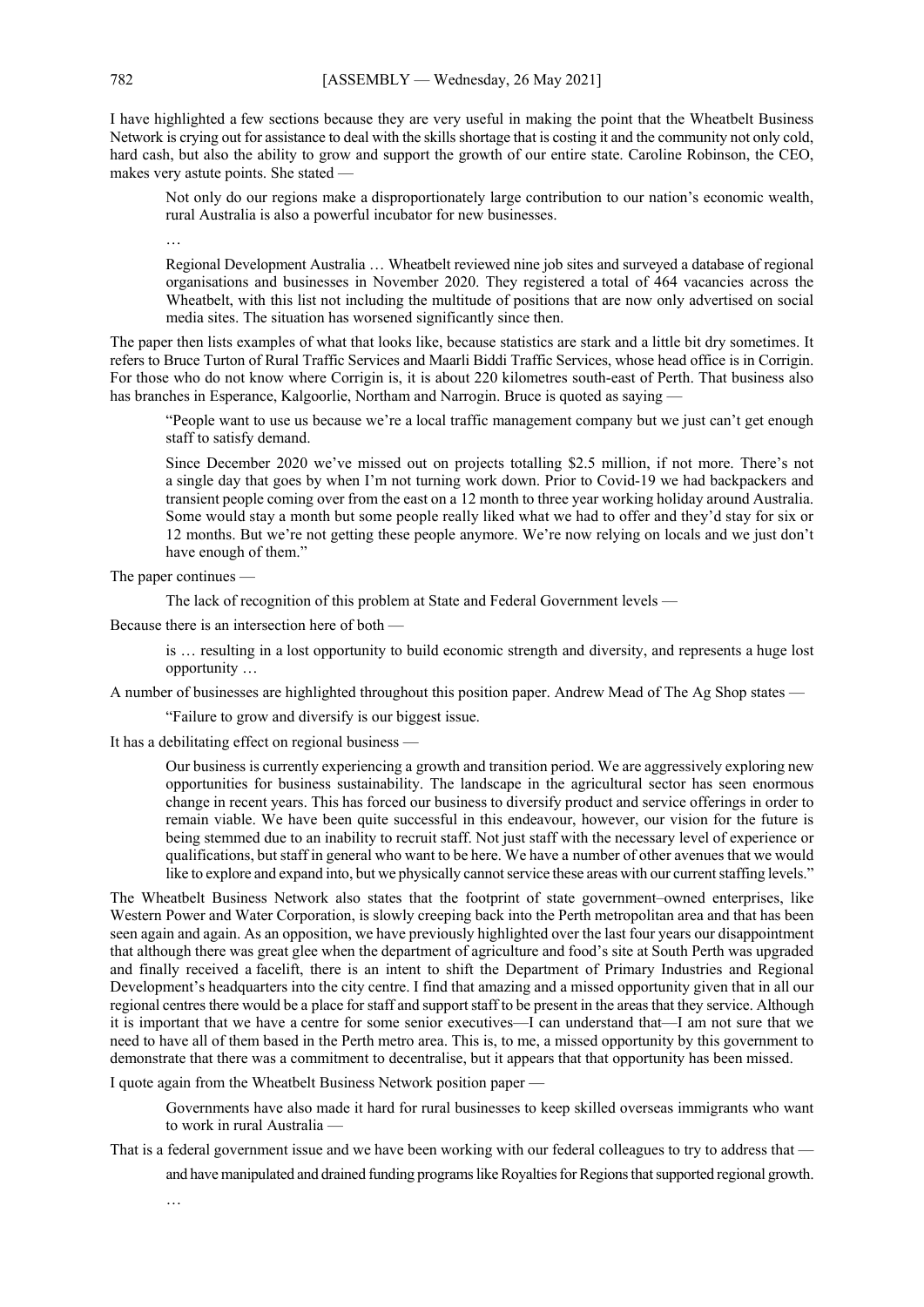I have highlighted a few sections because they are very useful in making the point that the Wheatbelt Business Network is crying out for assistance to deal with the skills shortage that is costing it and the community not only cold, hard cash, but also the ability to grow and support the growth of our entire state. Caroline Robinson, the CEO, makes very astute points. She stated —

> Not only do our regions make a disproportionately large contribution to our nation's economic wealth, rural Australia is also a powerful incubator for new businesses.
>
> …
>
> Regional Development Australia … Wheatbelt reviewed nine job sites and surveyed a database of regional organisations and businesses in November 2020. They registered a total of 464 vacancies across the Wheatbelt, with this list not including the multitude of positions that are now only advertised on social media sites. The situation has worsened significantly since then.

The paper then lists examples of what that looks like, because statistics are stark and a little bit dry sometimes. It refers to Bruce Turton of Rural Traffic Services and Maarli Biddi Traffic Services, whose head office is in Corrigin. For those who do not know where Corrigin is, it is about 220 kilometres south-east of Perth. That business also has branches in Esperance, Kalgoorlie, Northam and Narrogin. Bruce is quoted as saying —

> "People want to use us because we're a local traffic management company but we just can't get enough staff to satisfy demand.
>
> Since December 2020 we've missed out on projects totalling $2.5 million, if not more. There's not a single day that goes by when I'm not turning work down. Prior to Covid-19 we had backpackers and transient people coming over from the east on a 12 month to three year working holiday around Australia. Some would stay a month but some people really liked what we had to offer and they'd stay for six or 12 months. But we're not getting these people anymore. We're now relying on locals and we just don't have enough of them."

The paper continues —

> The lack of recognition of this problem at State and Federal Government levels —

Because there is an intersection here of both —

> is … resulting in a lost opportunity to build economic strength and diversity, and represents a huge lost opportunity …

A number of businesses are highlighted throughout this position paper. Andrew Mead of The Ag Shop states —

> "Failure to grow and diversify is our biggest issue.

It has a debilitating effect on regional business —

> Our business is currently experiencing a growth and transition period. We are aggressively exploring new opportunities for business sustainability. The landscape in the agricultural sector has seen enormous change in recent years. This has forced our business to diversify product and service offerings in order to remain viable. We have been quite successful in this endeavour, however, our vision for the future is being stemmed due to an inability to recruit staff. Not just staff with the necessary level of experience or qualifications, but staff in general who want to be here. We have a number of other avenues that we would like to explore and expand into, but we physically cannot service these areas with our current staffing levels."

The Wheatbelt Business Network also states that the footprint of state government–owned enterprises, like Western Power and Water Corporation, is slowly creeping back into the Perth metropolitan area and that has been seen again and again. As an opposition, we have previously highlighted over the last four years our disappointment that although there was great glee when the department of agriculture and food's site at South Perth was upgraded and finally received a facelift, there is an intent to shift the Department of Primary Industries and Regional Development's headquarters into the city centre. I find that amazing and a missed opportunity given that in all our regional centres there would be a place for staff and support staff to be present in the areas that they service. Although it is important that we have a centre for some senior executives—I can understand that—I am not sure that we need to have all of them based in the Perth metro area. This is, to me, a missed opportunity by this government to demonstrate that there was a commitment to decentralise, but it appears that that opportunity has been missed.

I quote again from the Wheatbelt Business Network position paper —

> Governments have also made it hard for rural businesses to keep skilled overseas immigrants who want to work in rural Australia —

That is a federal government issue and we have been working with our federal colleagues to try to address that —

> and have manipulated and drained funding programs like Royalties for Regions that supported regional growth.
>
> …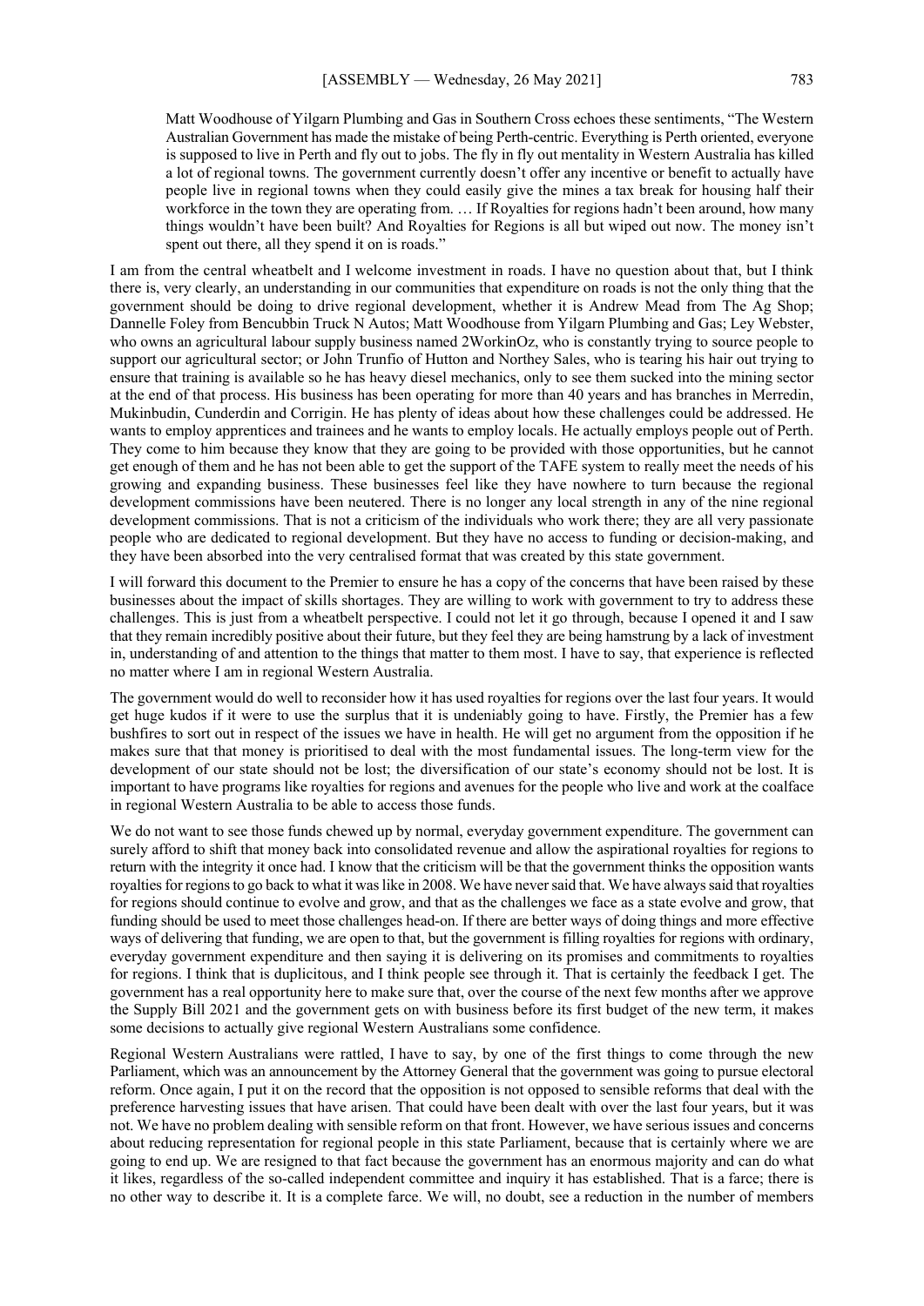Matt Woodhouse of Yilgarn Plumbing and Gas in Southern Cross echoes these sentiments, "The Western Australian Government has made the mistake of being Perth-centric. Everything is Perth oriented, everyone is supposed to live in Perth and fly out to jobs. The fly in fly out mentality in Western Australia has killed a lot of regional towns. The government currently doesn't offer any incentive or benefit to actually have people live in regional towns when they could easily give the mines a tax break for housing half their workforce in the town they are operating from. … If Royalties for regions hadn't been around, how many things wouldn't have been built? And Royalties for Regions is all but wiped out now. The money isn't spent out there, all they spend it on is roads."

I am from the central wheatbelt and I welcome investment in roads. I have no question about that, but I think there is, very clearly, an understanding in our communities that expenditure on roads is not the only thing that the government should be doing to drive regional development, whether it is Andrew Mead from The Ag Shop; Dannelle Foley from Bencubbin Truck N Autos; Matt Woodhouse from Yilgarn Plumbing and Gas; Ley Webster, who owns an agricultural labour supply business named 2WorkinOz, who is constantly trying to source people to support our agricultural sector; or John Trunfio of Hutton and Northey Sales, who is tearing his hair out trying to ensure that training is available so he has heavy diesel mechanics, only to see them sucked into the mining sector at the end of that process. His business has been operating for more than 40 years and has branches in Merredin, Mukinbudin, Cunderdin and Corrigin. He has plenty of ideas about how these challenges could be addressed. He wants to employ apprentices and trainees and he wants to employ locals. He actually employs people out of Perth. They come to him because they know that they are going to be provided with those opportunities, but he cannot get enough of them and he has not been able to get the support of the TAFE system to really meet the needs of his growing and expanding business. These businesses feel like they have nowhere to turn because the regional development commissions have been neutered. There is no longer any local strength in any of the nine regional development commissions. That is not a criticism of the individuals who work there; they are all very passionate people who are dedicated to regional development. But they have no access to funding or decision-making, and they have been absorbed into the very centralised format that was created by this state government.

I will forward this document to the Premier to ensure he has a copy of the concerns that have been raised by these businesses about the impact of skills shortages. They are willing to work with government to try to address these challenges. This is just from a wheatbelt perspective. I could not let it go through, because I opened it and I saw that they remain incredibly positive about their future, but they feel they are being hamstrung by a lack of investment in, understanding of and attention to the things that matter to them most. I have to say, that experience is reflected no matter where I am in regional Western Australia.

The government would do well to reconsider how it has used royalties for regions over the last four years. It would get huge kudos if it were to use the surplus that it is undeniably going to have. Firstly, the Premier has a few bushfires to sort out in respect of the issues we have in health. He will get no argument from the opposition if he makes sure that that money is prioritised to deal with the most fundamental issues. The long-term view for the development of our state should not be lost; the diversification of our state's economy should not be lost. It is important to have programs like royalties for regions and avenues for the people who live and work at the coalface in regional Western Australia to be able to access those funds.

We do not want to see those funds chewed up by normal, everyday government expenditure. The government can surely afford to shift that money back into consolidated revenue and allow the aspirational royalties for regions to return with the integrity it once had. I know that the criticism will be that the government thinks the opposition wants royalties for regions to go back to what it was like in 2008. We have never said that. We have always said that royalties for regions should continue to evolve and grow, and that as the challenges we face as a state evolve and grow, that funding should be used to meet those challenges head-on. If there are better ways of doing things and more effective ways of delivering that funding, we are open to that, but the government is filling royalties for regions with ordinary, everyday government expenditure and then saying it is delivering on its promises and commitments to royalties for regions. I think that is duplicitous, and I think people see through it. That is certainly the feedback I get. The government has a real opportunity here to make sure that, over the course of the next few months after we approve the Supply Bill 2021 and the government gets on with business before its first budget of the new term, it makes some decisions to actually give regional Western Australians some confidence.

Regional Western Australians were rattled, I have to say, by one of the first things to come through the new Parliament, which was an announcement by the Attorney General that the government was going to pursue electoral reform. Once again, I put it on the record that the opposition is not opposed to sensible reforms that deal with the preference harvesting issues that have arisen. That could have been dealt with over the last four years, but it was not. We have no problem dealing with sensible reform on that front. However, we have serious issues and concerns about reducing representation for regional people in this state Parliament, because that is certainly where we are going to end up. We are resigned to that fact because the government has an enormous majority and can do what it likes, regardless of the so-called independent committee and inquiry it has established. That is a farce; there is no other way to describe it. It is a complete farce. We will, no doubt, see a reduction in the number of members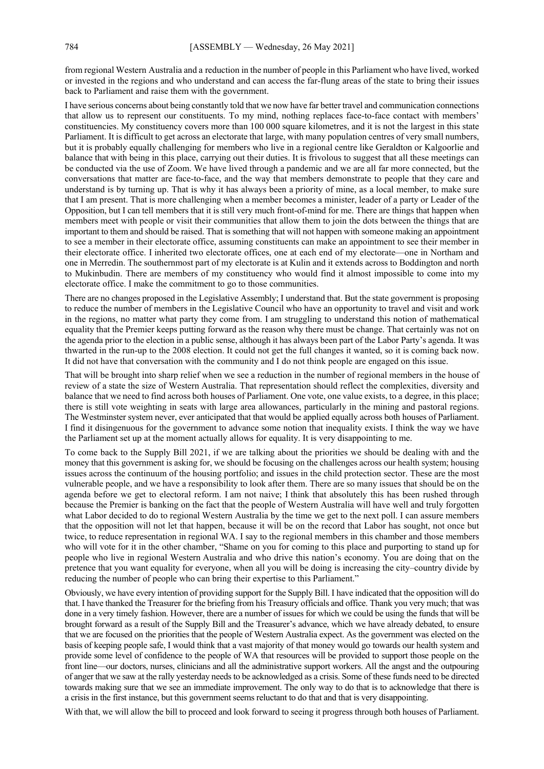from regional Western Australia and a reduction in the number of people in this Parliament who have lived, worked or invested in the regions and who understand and can access the far-flung areas of the state to bring their issues back to Parliament and raise them with the government.

I have serious concerns about being constantly told that we now have far better travel and communication connections that allow us to represent our constituents. To my mind, nothing replaces face-to-face contact with members' constituencies. My constituency covers more than 100 000 square kilometres, and it is not the largest in this state Parliament. It is difficult to get across an electorate that large, with many population centres of very small numbers, but it is probably equally challenging for members who live in a regional centre like Geraldton or Kalgoorlie and balance that with being in this place, carrying out their duties. It is frivolous to suggest that all these meetings can be conducted via the use of Zoom. We have lived through a pandemic and we are all far more connected, but the conversations that matter are face-to-face, and the way that members demonstrate to people that they care and understand is by turning up. That is why it has always been a priority of mine, as a local member, to make sure that I am present. That is more challenging when a member becomes a minister, leader of a party or Leader of the Opposition, but I can tell members that it is still very much front-of-mind for me. There are things that happen when members meet with people or visit their communities that allow them to join the dots between the things that are important to them and should be raised. That is something that will not happen with someone making an appointment to see a member in their electorate office, assuming constituents can make an appointment to see their member in their electorate office. I inherited two electorate offices, one at each end of my electorate—one in Northam and one in Merredin. The southernmost part of my electorate is at Kulin and it extends across to Boddington and north to Mukinbudin. There are members of my constituency who would find it almost impossible to come into my electorate office. I make the commitment to go to those communities.

There are no changes proposed in the Legislative Assembly; I understand that. But the state government is proposing to reduce the number of members in the Legislative Council who have an opportunity to travel and visit and work in the regions, no matter what party they come from. I am struggling to understand this notion of mathematical equality that the Premier keeps putting forward as the reason why there must be change. That certainly was not on the agenda prior to the election in a public sense, although it has always been part of the Labor Party's agenda. It was thwarted in the run-up to the 2008 election. It could not get the full changes it wanted, so it is coming back now. It did not have that conversation with the community and I do not think people are engaged on this issue.

That will be brought into sharp relief when we see a reduction in the number of regional members in the house of review of a state the size of Western Australia. That representation should reflect the complexities, diversity and balance that we need to find across both houses of Parliament. One vote, one value exists, to a degree, in this place; there is still vote weighting in seats with large area allowances, particularly in the mining and pastoral regions. The Westminster system never, ever anticipated that that would be applied equally across both houses of Parliament. I find it disingenuous for the government to advance some notion that inequality exists. I think the way we have the Parliament set up at the moment actually allows for equality. It is very disappointing to me.

To come back to the Supply Bill 2021, if we are talking about the priorities we should be dealing with and the money that this government is asking for, we should be focusing on the challenges across our health system; housing issues across the continuum of the housing portfolio; and issues in the child protection sector. These are the most vulnerable people, and we have a responsibility to look after them. There are so many issues that should be on the agenda before we get to electoral reform. I am not naive; I think that absolutely this has been rushed through because the Premier is banking on the fact that the people of Western Australia will have well and truly forgotten what Labor decided to do to regional Western Australia by the time we get to the next poll. I can assure members that the opposition will not let that happen, because it will be on the record that Labor has sought, not once but twice, to reduce representation in regional WA. I say to the regional members in this chamber and those members who will vote for it in the other chamber, "Shame on you for coming to this place and purporting to stand up for people who live in regional Western Australia and who drive this nation's economy. You are doing that on the pretence that you want equality for everyone, when all you will be doing is increasing the city–country divide by reducing the number of people who can bring their expertise to this Parliament."

Obviously, we have every intention of providing support for the Supply Bill. I have indicated that the opposition will do that. I have thanked the Treasurer for the briefing from his Treasury officials and office. Thank you very much; that was done in a very timely fashion. However, there are a number of issues for which we could be using the funds that will be brought forward as a result of the Supply Bill and the Treasurer's advance, which we have already debated, to ensure that we are focused on the priorities that the people of Western Australia expect. As the government was elected on the basis of keeping people safe, I would think that a vast majority of that money would go towards our health system and provide some level of confidence to the people of WA that resources will be provided to support those people on the front line—our doctors, nurses, clinicians and all the administrative support workers. All the angst and the outpouring of anger that we saw at the rally yesterday needs to be acknowledged as a crisis. Some of these funds need to be directed towards making sure that we see an immediate improvement. The only way to do that is to acknowledge that there is a crisis in the first instance, but this government seems reluctant to do that and that is very disappointing.

With that, we will allow the bill to proceed and look forward to seeing it progress through both houses of Parliament.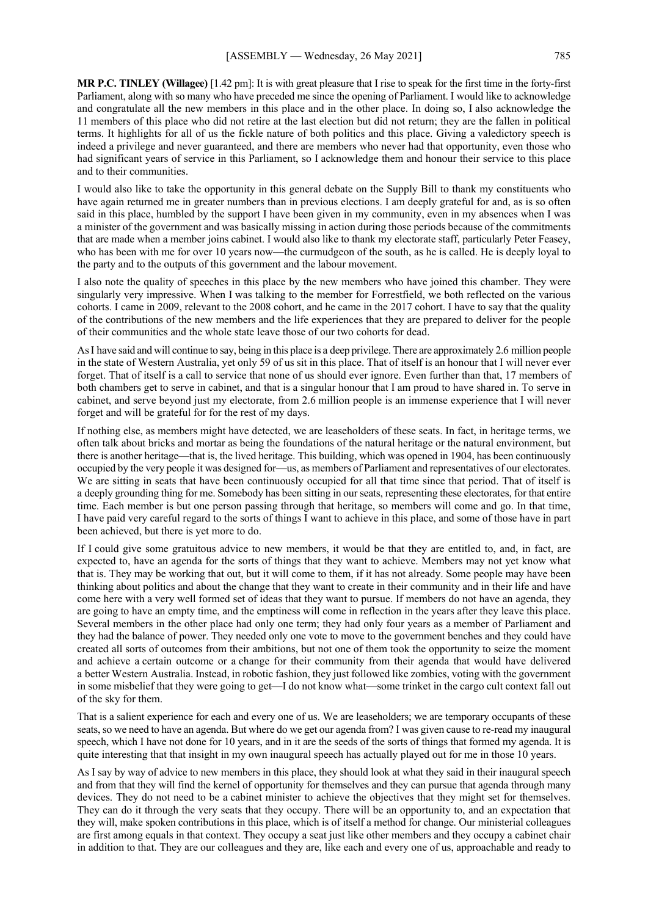**MR P.C. TINLEY (Willagee)** [1.42 pm]: It is with great pleasure that I rise to speak for the first time in the forty-first Parliament, along with so many who have preceded me since the opening of Parliament. I would like to acknowledge and congratulate all the new members in this place and in the other place. In doing so, I also acknowledge the 11 members of this place who did not retire at the last election but did not return; they are the fallen in political terms. It highlights for all of us the fickle nature of both politics and this place. Giving a valedictory speech is indeed a privilege and never guaranteed, and there are members who never had that opportunity, even those who had significant years of service in this Parliament, so I acknowledge them and honour their service to this place and to their communities.

I would also like to take the opportunity in this general debate on the Supply Bill to thank my constituents who have again returned me in greater numbers than in previous elections. I am deeply grateful for and, as is so often said in this place, humbled by the support I have been given in my community, even in my absences when I was a minister of the government and was basically missing in action during those periods because of the commitments that are made when a member joins cabinet. I would also like to thank my electorate staff, particularly Peter Feasey, who has been with me for over 10 years now—the curmudgeon of the south, as he is called. He is deeply loyal to the party and to the outputs of this government and the labour movement.

I also note the quality of speeches in this place by the new members who have joined this chamber. They were singularly very impressive. When I was talking to the member for Forrestfield, we both reflected on the various cohorts. I came in 2009, relevant to the 2008 cohort, and he came in the 2017 cohort. I have to say that the quality of the contributions of the new members and the life experiences that they are prepared to deliver for the people of their communities and the whole state leave those of our two cohorts for dead.

As I have said and will continue to say, being in this place is a deep privilege. There are approximately 2.6 million people in the state of Western Australia, yet only 59 of us sit in this place. That of itself is an honour that I will never ever forget. That of itself is a call to service that none of us should ever ignore. Even further than that, 17 members of both chambers get to serve in cabinet, and that is a singular honour that I am proud to have shared in. To serve in cabinet, and serve beyond just my electorate, from 2.6 million people is an immense experience that I will never forget and will be grateful for for the rest of my days.

If nothing else, as members might have detected, we are leaseholders of these seats. In fact, in heritage terms, we often talk about bricks and mortar as being the foundations of the natural heritage or the natural environment, but there is another heritage—that is, the lived heritage. This building, which was opened in 1904, has been continuously occupied by the very people it was designed for—us, as members of Parliament and representatives of our electorates. We are sitting in seats that have been continuously occupied for all that time since that period. That of itself is a deeply grounding thing for me. Somebody has been sitting in our seats, representing these electorates, for that entire time. Each member is but one person passing through that heritage, so members will come and go. In that time, I have paid very careful regard to the sorts of things I want to achieve in this place, and some of those have in part been achieved, but there is yet more to do.

If I could give some gratuitous advice to new members, it would be that they are entitled to, and, in fact, are expected to, have an agenda for the sorts of things that they want to achieve. Members may not yet know what that is. They may be working that out, but it will come to them, if it has not already. Some people may have been thinking about politics and about the change that they want to create in their community and in their life and have come here with a very well formed set of ideas that they want to pursue. If members do not have an agenda, they are going to have an empty time, and the emptiness will come in reflection in the years after they leave this place. Several members in the other place had only one term; they had only four years as a member of Parliament and they had the balance of power. They needed only one vote to move to the government benches and they could have created all sorts of outcomes from their ambitions, but not one of them took the opportunity to seize the moment and achieve a certain outcome or a change for their community from their agenda that would have delivered a better Western Australia. Instead, in robotic fashion, they just followed like zombies, voting with the government in some misbelief that they were going to get—I do not know what—some trinket in the cargo cult context fall out of the sky for them.

That is a salient experience for each and every one of us. We are leaseholders; we are temporary occupants of these seats, so we need to have an agenda. But where do we get our agenda from? I was given cause to re-read my inaugural speech, which I have not done for 10 years, and in it are the seeds of the sorts of things that formed my agenda. It is quite interesting that that insight in my own inaugural speech has actually played out for me in those 10 years.

As I say by way of advice to new members in this place, they should look at what they said in their inaugural speech and from that they will find the kernel of opportunity for themselves and they can pursue that agenda through many devices. They do not need to be a cabinet minister to achieve the objectives that they might set for themselves. They can do it through the very seats that they occupy. There will be an opportunity to, and an expectation that they will, make spoken contributions in this place, which is of itself a method for change. Our ministerial colleagues are first among equals in that context. They occupy a seat just like other members and they occupy a cabinet chair in addition to that. They are our colleagues and they are, like each and every one of us, approachable and ready to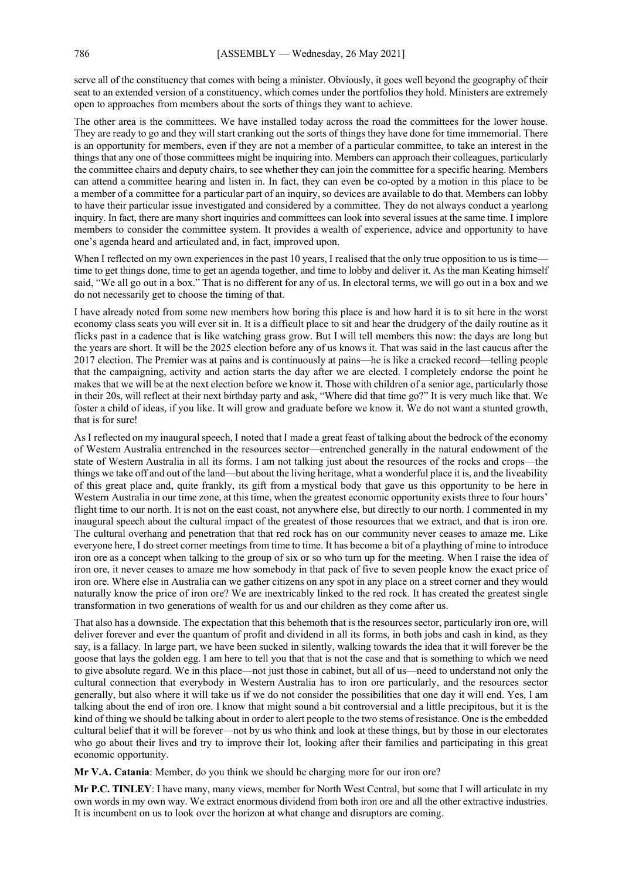serve all of the constituency that comes with being a minister. Obviously, it goes well beyond the geography of their seat to an extended version of a constituency, which comes under the portfolios they hold. Ministers are extremely open to approaches from members about the sorts of things they want to achieve.

The other area is the committees. We have installed today across the road the committees for the lower house. They are ready to go and they will start cranking out the sorts of things they have done for time immemorial. There is an opportunity for members, even if they are not a member of a particular committee, to take an interest in the things that any one of those committees might be inquiring into. Members can approach their colleagues, particularly the committee chairs and deputy chairs, to see whether they can join the committee for a specific hearing. Members can attend a committee hearing and listen in. In fact, they can even be co-opted by a motion in this place to be a member of a committee for a particular part of an inquiry, so devices are available to do that. Members can lobby to have their particular issue investigated and considered by a committee. They do not always conduct a yearlong inquiry. In fact, there are many short inquiries and committees can look into several issues at the same time. I implore members to consider the committee system. It provides a wealth of experience, advice and opportunity to have one's agenda heard and articulated and, in fact, improved upon.

When I reflected on my own experiences in the past 10 years, I realised that the only true opposition to us is time—time to get things done, time to get an agenda together, and time to lobby and deliver it. As the man Keating himself said, "We all go out in a box." That is no different for any of us. In electoral terms, we will go out in a box and we do not necessarily get to choose the timing of that.

I have already noted from some new members how boring this place is and how hard it is to sit here in the worst economy class seats you will ever sit in. It is a difficult place to sit and hear the drudgery of the daily routine as it flicks past in a cadence that is like watching grass grow. But I will tell members this now: the days are long but the years are short. It will be the 2025 election before any of us knows it. That was said in the last caucus after the 2017 election. The Premier was at pains and is continuously at pains—he is like a cracked record—telling people that the campaigning, activity and action starts the day after we are elected. I completely endorse the point he makes that we will be at the next election before we know it. Those with children of a senior age, particularly those in their 20s, will reflect at their next birthday party and ask, "Where did that time go?" It is very much like that. We foster a child of ideas, if you like. It will grow and graduate before we know it. We do not want a stunted growth, that is for sure!

As I reflected on my inaugural speech, I noted that I made a great feast of talking about the bedrock of the economy of Western Australia entrenched in the resources sector—entrenched generally in the natural endowment of the state of Western Australia in all its forms. I am not talking just about the resources of the rocks and crops—the things we take off and out of the land—but about the living heritage, what a wonderful place it is, and the liveability of this great place and, quite frankly, its gift from a mystical body that gave us this opportunity to be here in Western Australia in our time zone, at this time, when the greatest economic opportunity exists three to four hours' flight time to our north. It is not on the east coast, not anywhere else, but directly to our north. I commented in my inaugural speech about the cultural impact of the greatest of those resources that we extract, and that is iron ore. The cultural overhang and penetration that that red rock has on our community never ceases to amaze me. Like everyone here, I do street corner meetings from time to time. It has become a bit of a plaything of mine to introduce iron ore as a concept when talking to the group of six or so who turn up for the meeting. When I raise the idea of iron ore, it never ceases to amaze me how somebody in that pack of five to seven people know the exact price of iron ore. Where else in Australia can we gather citizens on any spot in any place on a street corner and they would naturally know the price of iron ore? We are inextricably linked to the red rock. It has created the greatest single transformation in two generations of wealth for us and our children as they come after us.

That also has a downside. The expectation that this behemoth that is the resources sector, particularly iron ore, will deliver forever and ever the quantum of profit and dividend in all its forms, in both jobs and cash in kind, as they say, is a fallacy. In large part, we have been sucked in silently, walking towards the idea that it will forever be the goose that lays the golden egg. I am here to tell you that that is not the case and that is something to which we need to give absolute regard. We in this place—not just those in cabinet, but all of us—need to understand not only the cultural connection that everybody in Western Australia has to iron ore particularly, and the resources sector generally, but also where it will take us if we do not consider the possibilities that one day it will end. Yes, I am talking about the end of iron ore. I know that might sound a bit controversial and a little precipitous, but it is the kind of thing we should be talking about in order to alert people to the two stems of resistance. One is the embedded cultural belief that it will be forever—not by us who think and look at these things, but by those in our electorates who go about their lives and try to improve their lot, looking after their families and participating in this great economic opportunity.

**Mr V.A. Catania**: Member, do you think we should be charging more for our iron ore?

**Mr P.C. TINLEY**: I have many, many views, member for North West Central, but some that I will articulate in my own words in my own way. We extract enormous dividend from both iron ore and all the other extractive industries. It is incumbent on us to look over the horizon at what change and disruptors are coming.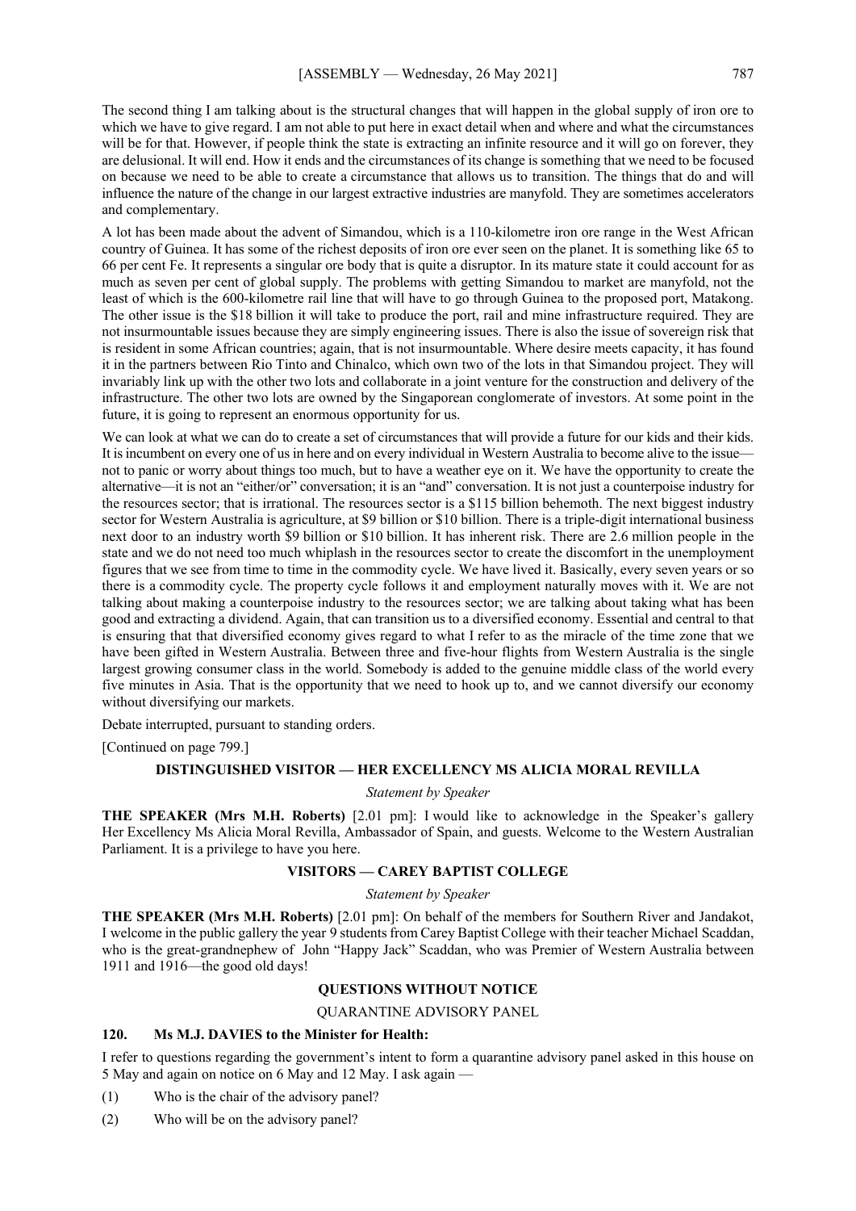The second thing I am talking about is the structural changes that will happen in the global supply of iron ore to which we have to give regard. I am not able to put here in exact detail when and where and what the circumstances will be for that. However, if people think the state is extracting an infinite resource and it will go on forever, they are delusional. It will end. How it ends and the circumstances of its change is something that we need to be focused on because we need to be able to create a circumstance that allows us to transition. The things that do and will influence the nature of the change in our largest extractive industries are manyfold. They are sometimes accelerators and complementary.

A lot has been made about the advent of Simandou, which is a 110-kilometre iron ore range in the West African country of Guinea. It has some of the richest deposits of iron ore ever seen on the planet. It is something like 65 to 66 per cent Fe. It represents a singular ore body that is quite a disruptor. In its mature state it could account for as much as seven per cent of global supply. The problems with getting Simandou to market are manyfold, not the least of which is the 600-kilometre rail line that will have to go through Guinea to the proposed port, Matakong. The other issue is the $18 billion it will take to produce the port, rail and mine infrastructure required. They are not insurmountable issues because they are simply engineering issues. There is also the issue of sovereign risk that is resident in some African countries; again, that is not insurmountable. Where desire meets capacity, it has found it in the partners between Rio Tinto and Chinalco, which own two of the lots in that Simandou project. They will invariably link up with the other two lots and collaborate in a joint venture for the construction and delivery of the infrastructure. The other two lots are owned by the Singaporean conglomerate of investors. At some point in the future, it is going to represent an enormous opportunity for us.

We can look at what we can do to create a set of circumstances that will provide a future for our kids and their kids. It is incumbent on every one of us in here and on every individual in Western Australia to become alive to the issue—not to panic or worry about things too much, but to have a weather eye on it. We have the opportunity to create the alternative—it is not an "either/or" conversation; it is an "and" conversation. It is not just a counterpoise industry for the resources sector; that is irrational. The resources sector is a $115 billion behemoth. The next biggest industry sector for Western Australia is agriculture, at $9 billion or $10 billion. There is a triple-digit international business next door to an industry worth $9 billion or $10 billion. It has inherent risk. There are 2.6 million people in the state and we do not need too much whiplash in the resources sector to create the discomfort in the unemployment figures that we see from time to time in the commodity cycle. We have lived it. Basically, every seven years or so there is a commodity cycle. The property cycle follows it and employment naturally moves with it. We are not talking about making a counterpoise industry to the resources sector; we are talking about taking what has been good and extracting a dividend. Again, that can transition us to a diversified economy. Essential and central to that is ensuring that that diversified economy gives regard to what I refer to as the miracle of the time zone that we have been gifted in Western Australia. Between three and five-hour flights from Western Australia is the single largest growing consumer class in the world. Somebody is added to the genuine middle class of the world every five minutes in Asia. That is the opportunity that we need to hook up to, and we cannot diversify our economy without diversifying our markets.

Debate interrupted, pursuant to standing orders.

[Continued on page 799.]

## DISTINGUISHED VISITOR — HER EXCELLENCY MS ALICIA MORAL REVILLA

*Statement by Speaker*

**THE SPEAKER (Mrs M.H. Roberts)** [2.01 pm]: I would like to acknowledge in the Speaker's gallery Her Excellency Ms Alicia Moral Revilla, Ambassador of Spain, and guests. Welcome to the Western Australian Parliament. It is a privilege to have you here.

## VISITORS — CAREY BAPTIST COLLEGE

*Statement by Speaker*

**THE SPEAKER (Mrs M.H. Roberts)** [2.01 pm]: On behalf of the members for Southern River and Jandakot, I welcome in the public gallery the year 9 students from Carey Baptist College with their teacher Michael Scaddan, who is the great-grandnephew of John "Happy Jack" Scaddan, who was Premier of Western Australia between 1911 and 1916—the good old days!

## QUESTIONS WITHOUT NOTICE

### QUARANTINE ADVISORY PANEL

**120. Ms M.J. DAVIES to the Minister for Health:**

I refer to questions regarding the government's intent to form a quarantine advisory panel asked in this house on 5 May and again on notice on 6 May and 12 May. I ask again —

(1) Who is the chair of the advisory panel?

(2) Who will be on the advisory panel?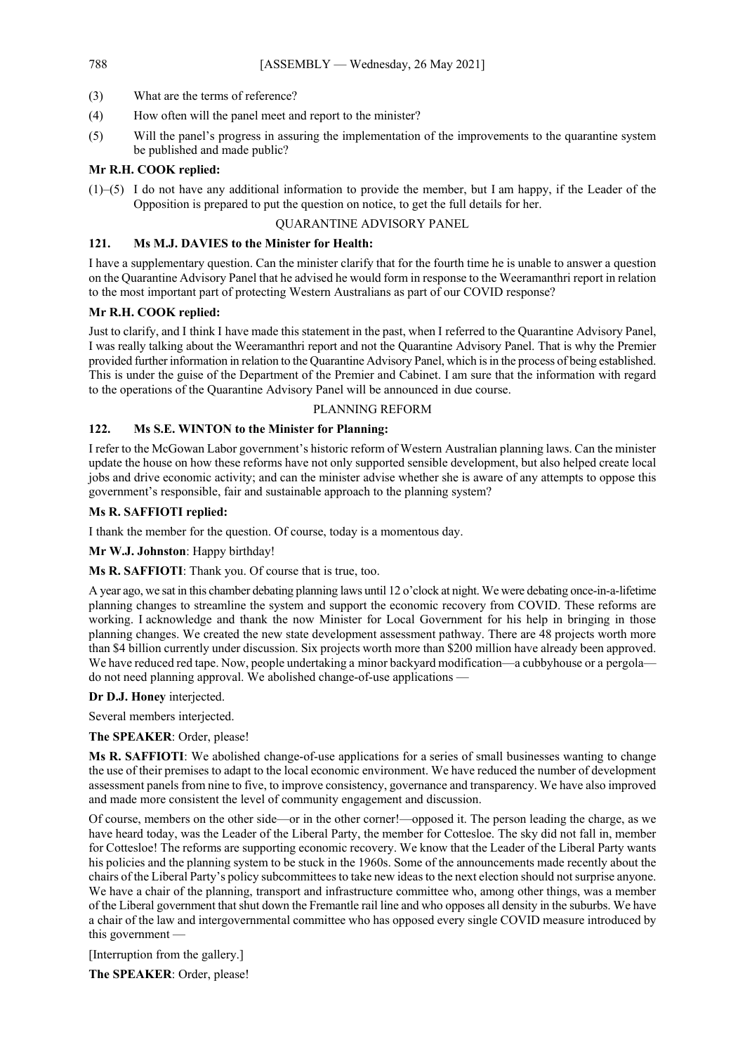(3) What are the terms of reference?

(4) How often will the panel meet and report to the minister?

(5) Will the panel's progress in assuring the implementation of the improvements to the quarantine system be published and made public?

**Mr R.H. COOK replied:**

(1)–(5) I do not have any additional information to provide the member, but I am happy, if the Leader of the Opposition is prepared to put the question on notice, to get the full details for her.

QUARANTINE ADVISORY PANEL

**121. Ms M.J. DAVIES to the Minister for Health:**

I have a supplementary question. Can the minister clarify that for the fourth time he is unable to answer a question on the Quarantine Advisory Panel that he advised he would form in response to the Weeramanthri report in relation to the most important part of protecting Western Australians as part of our COVID response?

**Mr R.H. COOK replied:**

Just to clarify, and I think I have made this statement in the past, when I referred to the Quarantine Advisory Panel, I was really talking about the Weeramanthri report and not the Quarantine Advisory Panel. That is why the Premier provided further information in relation to the Quarantine Advisory Panel, which is in the process of being established. This is under the guise of the Department of the Premier and Cabinet. I am sure that the information with regard to the operations of the Quarantine Advisory Panel will be announced in due course.

PLANNING REFORM

**122. Ms S.E. WINTON to the Minister for Planning:**

I refer to the McGowan Labor government's historic reform of Western Australian planning laws. Can the minister update the house on how these reforms have not only supported sensible development, but also helped create local jobs and drive economic activity; and can the minister advise whether she is aware of any attempts to oppose this government's responsible, fair and sustainable approach to the planning system?

**Ms R. SAFFIOTI replied:**

I thank the member for the question. Of course, today is a momentous day.

**Mr W.J. Johnston**: Happy birthday!

**Ms R. SAFFIOTI**: Thank you. Of course that is true, too.

A year ago, we sat in this chamber debating planning laws until 12 o'clock at night. We were debating once-in-a-lifetime planning changes to streamline the system and support the economic recovery from COVID. These reforms are working. I acknowledge and thank the now Minister for Local Government for his help in bringing in those planning changes. We created the new state development assessment pathway. There are 48 projects worth more than $4 billion currently under discussion. Six projects worth more than $200 million have already been approved. We have reduced red tape. Now, people undertaking a minor backyard modification—a cubbyhouse or a pergola—do not need planning approval. We abolished change-of-use applications —

**Dr D.J. Honey** interjected.

Several members interjected.

**The SPEAKER**: Order, please!

**Ms R. SAFFIOTI**: We abolished change-of-use applications for a series of small businesses wanting to change the use of their premises to adapt to the local economic environment. We have reduced the number of development assessment panels from nine to five, to improve consistency, governance and transparency. We have also improved and made more consistent the level of community engagement and discussion.

Of course, members on the other side—or in the other corner!—opposed it. The person leading the charge, as we have heard today, was the Leader of the Liberal Party, the member for Cottesloe. The sky did not fall in, member for Cottesloe! The reforms are supporting economic recovery. We know that the Leader of the Liberal Party wants his policies and the planning system to be stuck in the 1960s. Some of the announcements made recently about the chairs of the Liberal Party's policy subcommittees to take new ideas to the next election should not surprise anyone. We have a chair of the planning, transport and infrastructure committee who, among other things, was a member of the Liberal government that shut down the Fremantle rail line and who opposes all density in the suburbs. We have a chair of the law and intergovernmental committee who has opposed every single COVID measure introduced by this government —

[Interruption from the gallery.]

**The SPEAKER**: Order, please!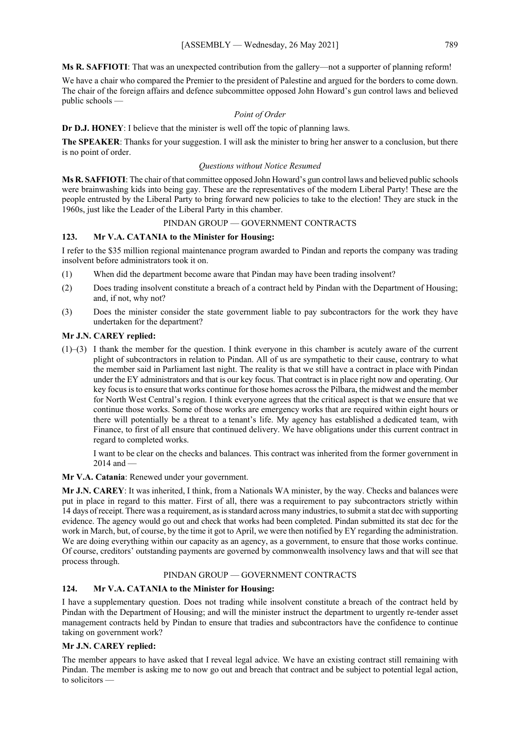**Ms R. SAFFIOTI**: That was an unexpected contribution from the gallery—not a supporter of planning reform!

We have a chair who compared the Premier to the president of Palestine and argued for the borders to come down. The chair of the foreign affairs and defence subcommittee opposed John Howard's gun control laws and believed public schools —

*Point of Order*

**Dr D.J. HONEY**: I believe that the minister is well off the topic of planning laws.

**The SPEAKER**: Thanks for your suggestion. I will ask the minister to bring her answer to a conclusion, but there is no point of order.

*Questions without Notice Resumed*

**Ms R. SAFFIOTI**: The chair of that committee opposed John Howard's gun control laws and believed public schools were brainwashing kids into being gay. These are the representatives of the modern Liberal Party! These are the people entrusted by the Liberal Party to bring forward new policies to take to the election! They are stuck in the 1960s, just like the Leader of the Liberal Party in this chamber.

PINDAN GROUP — GOVERNMENT CONTRACTS

**123. Mr V.A. CATANIA to the Minister for Housing:**

I refer to the $35 million regional maintenance program awarded to Pindan and reports the company was trading insolvent before administrators took it on.

(1) When did the department become aware that Pindan may have been trading insolvent?

(2) Does trading insolvent constitute a breach of a contract held by Pindan with the Department of Housing; and, if not, why not?

(3) Does the minister consider the state government liable to pay subcontractors for the work they have undertaken for the department?

**Mr J.N. CAREY replied:**

(1)–(3) I thank the member for the question. I think everyone in this chamber is acutely aware of the current plight of subcontractors in relation to Pindan. All of us are sympathetic to their cause, contrary to what the member said in Parliament last night. The reality is that we still have a contract in place with Pindan under the EY administrators and that is our key focus. That contract is in place right now and operating. Our key focus is to ensure that works continue for those homes across the Pilbara, the midwest and the member for North West Central's region. I think everyone agrees that the critical aspect is that we ensure that we continue those works. Some of those works are emergency works that are required within eight hours or there will potentially be a threat to a tenant's life. My agency has established a dedicated team, with Finance, to first of all ensure that continued delivery. We have obligations under this current contract in regard to completed works.

I want to be clear on the checks and balances. This contract was inherited from the former government in 2014 and —

**Mr V.A. Catania**: Renewed under your government.

**Mr J.N. CAREY**: It was inherited, I think, from a Nationals WA minister, by the way. Checks and balances were put in place in regard to this matter. First of all, there was a requirement to pay subcontractors strictly within 14 days of receipt. There was a requirement, as is standard across many industries, to submit a stat dec with supporting evidence. The agency would go out and check that works had been completed. Pindan submitted its stat dec for the work in March, but, of course, by the time it got to April, we were then notified by EY regarding the administration. We are doing everything within our capacity as an agency, as a government, to ensure that those works continue. Of course, creditors' outstanding payments are governed by commonwealth insolvency laws and that will see that process through.

PINDAN GROUP — GOVERNMENT CONTRACTS

**124. Mr V.A. CATANIA to the Minister for Housing:**

I have a supplementary question. Does not trading while insolvent constitute a breach of the contract held by Pindan with the Department of Housing; and will the minister instruct the department to urgently re-tender asset management contracts held by Pindan to ensure that tradies and subcontractors have the confidence to continue taking on government work?

**Mr J.N. CAREY replied:**

The member appears to have asked that I reveal legal advice. We have an existing contract still remaining with Pindan. The member is asking me to now go out and breach that contract and be subject to potential legal action, to solicitors —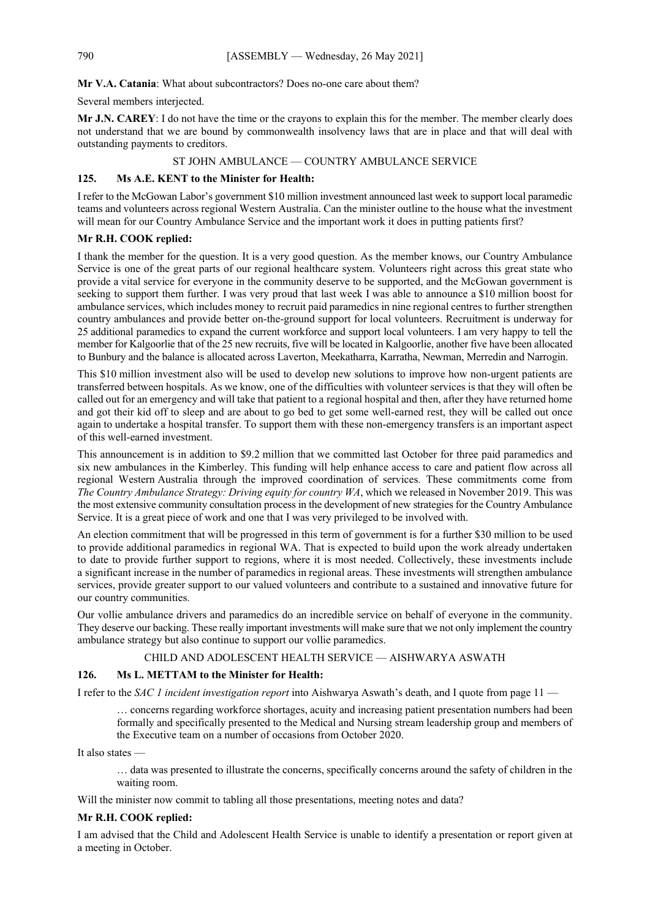**Mr V.A. Catania**: What about subcontractors? Does no-one care about them?

Several members interjected.

**Mr J.N. CAREY**: I do not have the time or the crayons to explain this for the member. The member clearly does not understand that we are bound by commonwealth insolvency laws that are in place and that will deal with outstanding payments to creditors.

### ST JOHN AMBULANCE — COUNTRY AMBULANCE SERVICE

**125. Ms A.E. KENT to the Minister for Health:**

I refer to the McGowan Labor's government $10 million investment announced last week to support local paramedic teams and volunteers across regional Western Australia. Can the minister outline to the house what the investment will mean for our Country Ambulance Service and the important work it does in putting patients first?

**Mr R.H. COOK replied:**

I thank the member for the question. It is a very good question. As the member knows, our Country Ambulance Service is one of the great parts of our regional healthcare system. Volunteers right across this great state who provide a vital service for everyone in the community deserve to be supported, and the McGowan government is seeking to support them further. I was very proud that last week I was able to announce a $10 million boost for ambulance services, which includes money to recruit paid paramedics in nine regional centres to further strengthen country ambulances and provide better on-the-ground support for local volunteers. Recruitment is underway for 25 additional paramedics to expand the current workforce and support local volunteers. I am very happy to tell the member for Kalgoorlie that of the 25 new recruits, five will be located in Kalgoorlie, another five have been allocated to Bunbury and the balance is allocated across Laverton, Meekatharra, Karratha, Newman, Merredin and Narrogin.

This $10 million investment also will be used to develop new solutions to improve how non-urgent patients are transferred between hospitals. As we know, one of the difficulties with volunteer services is that they will often be called out for an emergency and will take that patient to a regional hospital and then, after they have returned home and got their kid off to sleep and are about to go bed to get some well-earned rest, they will be called out once again to undertake a hospital transfer. To support them with these non-emergency transfers is an important aspect of this well-earned investment.

This announcement is in addition to $9.2 million that we committed last October for three paid paramedics and six new ambulances in the Kimberley. This funding will help enhance access to care and patient flow across all regional Western Australia through the improved coordination of services. These commitments come from *The Country Ambulance Strategy: Driving equity for country WA*, which we released in November 2019. This was the most extensive community consultation process in the development of new strategies for the Country Ambulance Service. It is a great piece of work and one that I was very privileged to be involved with.

An election commitment that will be progressed in this term of government is for a further $30 million to be used to provide additional paramedics in regional WA. That is expected to build upon the work already undertaken to date to provide further support to regions, where it is most needed. Collectively, these investments include a significant increase in the number of paramedics in regional areas. These investments will strengthen ambulance services, provide greater support to our valued volunteers and contribute to a sustained and innovative future for our country communities.

Our vollie ambulance drivers and paramedics do an incredible service on behalf of everyone in the community. They deserve our backing. These really important investments will make sure that we not only implement the country ambulance strategy but also continue to support our vollie paramedics.

### CHILD AND ADOLESCENT HEALTH SERVICE — AISHWARYA ASWATH

**126. Ms L. METTAM to the Minister for Health:**

I refer to the *SAC 1 incident investigation report* into Aishwarya Aswath's death, and I quote from page 11 —

> … concerns regarding workforce shortages, acuity and increasing patient presentation numbers had been formally and specifically presented to the Medical and Nursing stream leadership group and members of the Executive team on a number of occasions from October 2020.

It also states —

> … data was presented to illustrate the concerns, specifically concerns around the safety of children in the waiting room.

Will the minister now commit to tabling all those presentations, meeting notes and data?

**Mr R.H. COOK replied:**

I am advised that the Child and Adolescent Health Service is unable to identify a presentation or report given at a meeting in October.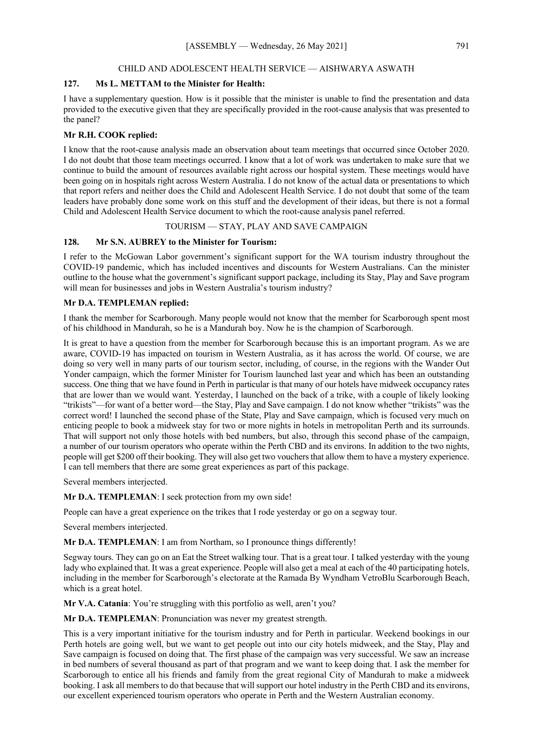## CHILD AND ADOLESCENT HEALTH SERVICE — AISHWARYA ASWATH

**127. Ms L. METTAM to the Minister for Health:**

I have a supplementary question. How is it possible that the minister is unable to find the presentation and data provided to the executive given that they are specifically provided in the root-cause analysis that was presented to the panel?

**Mr R.H. COOK replied:**

I know that the root-cause analysis made an observation about team meetings that occurred since October 2020. I do not doubt that those team meetings occurred. I know that a lot of work was undertaken to make sure that we continue to build the amount of resources available right across our hospital system. These meetings would have been going on in hospitals right across Western Australia. I do not know of the actual data or presentations to which that report refers and neither does the Child and Adolescent Health Service. I do not doubt that some of the team leaders have probably done some work on this stuff and the development of their ideas, but there is not a formal Child and Adolescent Health Service document to which the root-cause analysis panel referred.

## TOURISM — STAY, PLAY AND SAVE CAMPAIGN

**128. Mr S.N. AUBREY to the Minister for Tourism:**

I refer to the McGowan Labor government's significant support for the WA tourism industry throughout the COVID-19 pandemic, which has included incentives and discounts for Western Australians. Can the minister outline to the house what the government's significant support package, including its Stay, Play and Save program will mean for businesses and jobs in Western Australia's tourism industry?

**Mr D.A. TEMPLEMAN replied:**

I thank the member for Scarborough. Many people would not know that the member for Scarborough spent most of his childhood in Mandurah, so he is a Mandurah boy. Now he is the champion of Scarborough.

It is great to have a question from the member for Scarborough because this is an important program. As we are aware, COVID-19 has impacted on tourism in Western Australia, as it has across the world. Of course, we are doing so very well in many parts of our tourism sector, including, of course, in the regions with the Wander Out Yonder campaign, which the former Minister for Tourism launched last year and which has been an outstanding success. One thing that we have found in Perth in particular is that many of our hotels have midweek occupancy rates that are lower than we would want. Yesterday, I launched on the back of a trike, with a couple of likely looking "trikists"—for want of a better word—the Stay, Play and Save campaign. I do not know whether "trikists" was the correct word! I launched the second phase of the State, Play and Save campaign, which is focused very much on enticing people to book a midweek stay for two or more nights in hotels in metropolitan Perth and its surrounds. That will support not only those hotels with bed numbers, but also, through this second phase of the campaign, a number of our tourism operators who operate within the Perth CBD and its environs. In addition to the two nights, people will get $200 off their booking. They will also get two vouchers that allow them to have a mystery experience. I can tell members that there are some great experiences as part of this package.

Several members interjected.

**Mr D.A. TEMPLEMAN**: I seek protection from my own side!

People can have a great experience on the trikes that I rode yesterday or go on a segway tour.

Several members interjected.

**Mr D.A. TEMPLEMAN**: I am from Northam, so I pronounce things differently!

Segway tours. They can go on an Eat the Street walking tour. That is a great tour. I talked yesterday with the young lady who explained that. It was a great experience. People will also get a meal at each of the 40 participating hotels, including in the member for Scarborough's electorate at the Ramada By Wyndham VetroBlu Scarborough Beach, which is a great hotel.

**Mr V.A. Catania**: You're struggling with this portfolio as well, aren't you?

**Mr D.A. TEMPLEMAN**: Pronunciation was never my greatest strength.

This is a very important initiative for the tourism industry and for Perth in particular. Weekend bookings in our Perth hotels are going well, but we want to get people out into our city hotels midweek, and the Stay, Play and Save campaign is focused on doing that. The first phase of the campaign was very successful. We saw an increase in bed numbers of several thousand as part of that program and we want to keep doing that. I ask the member for Scarborough to entice all his friends and family from the great regional City of Mandurah to make a midweek booking. I ask all members to do that because that will support our hotel industry in the Perth CBD and its environs, our excellent experienced tourism operators who operate in Perth and the Western Australian economy.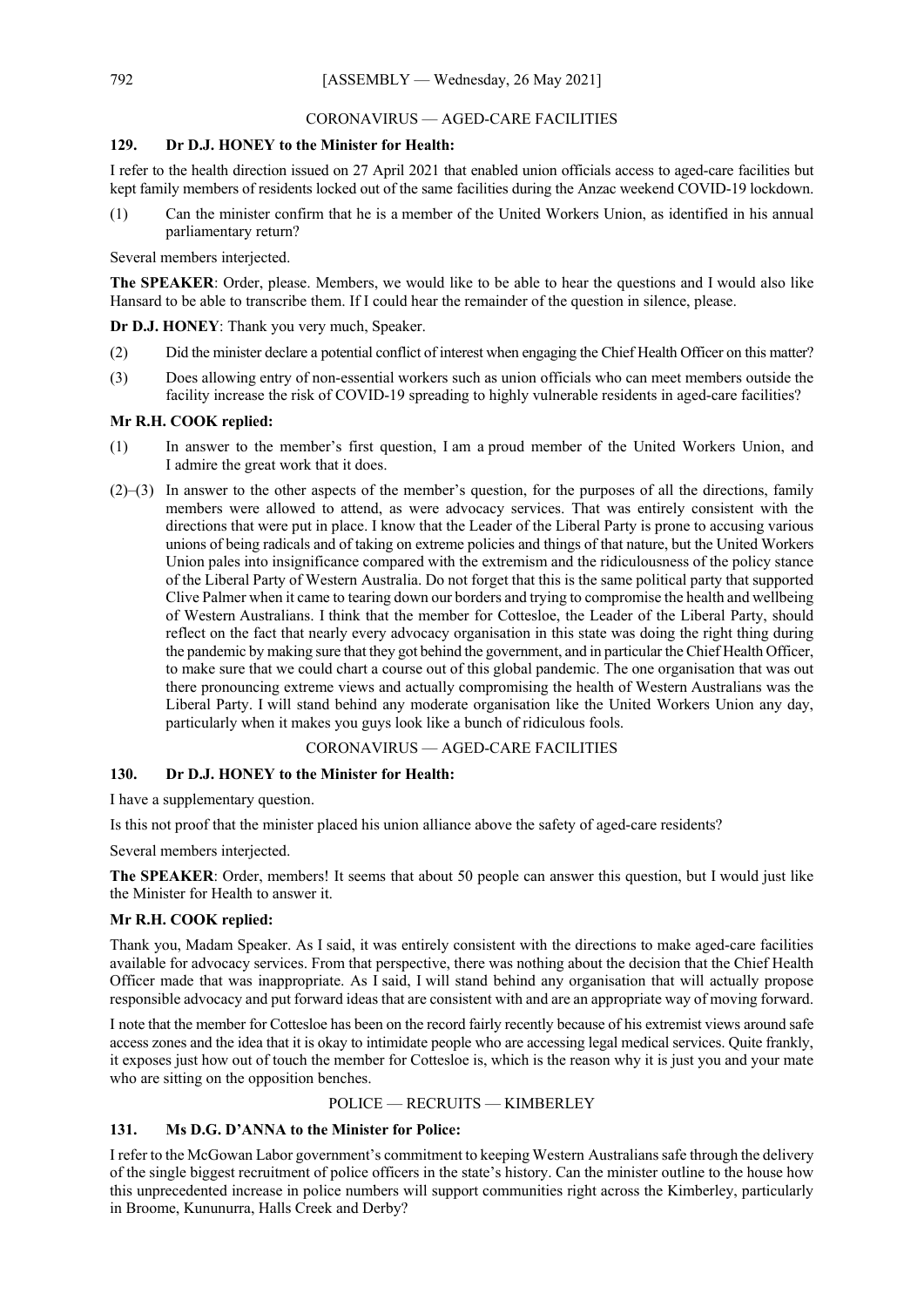## CORONAVIRUS — AGED-CARE FACILITIES

### 129. Dr D.J. HONEY to the Minister for Health:

I refer to the health direction issued on 27 April 2021 that enabled union officials access to aged-care facilities but kept family members of residents locked out of the same facilities during the Anzac weekend COVID-19 lockdown.

(1) Can the minister confirm that he is a member of the United Workers Union, as identified in his annual parliamentary return?

Several members interjected.

**The SPEAKER**: Order, please. Members, we would like to be able to hear the questions and I would also like Hansard to be able to transcribe them. If I could hear the remainder of the question in silence, please.

**Dr D.J. HONEY**: Thank you very much, Speaker.

(2) Did the minister declare a potential conflict of interest when engaging the Chief Health Officer on this matter?

(3) Does allowing entry of non-essential workers such as union officials who can meet members outside the facility increase the risk of COVID-19 spreading to highly vulnerable residents in aged-care facilities?

**Mr R.H. COOK replied:**

(1) In answer to the member's first question, I am a proud member of the United Workers Union, and I admire the great work that it does.

(2)–(3) In answer to the other aspects of the member's question, for the purposes of all the directions, family members were allowed to attend, as were advocacy services. That was entirely consistent with the directions that were put in place. I know that the Leader of the Liberal Party is prone to accusing various unions of being radicals and of taking on extreme policies and things of that nature, but the United Workers Union pales into insignificance compared with the extremism and the ridiculousness of the policy stance of the Liberal Party of Western Australia. Do not forget that this is the same political party that supported Clive Palmer when it came to tearing down our borders and trying to compromise the health and wellbeing of Western Australians. I think that the member for Cottesloe, the Leader of the Liberal Party, should reflect on the fact that nearly every advocacy organisation in this state was doing the right thing during the pandemic by making sure that they got behind the government, and in particular the Chief Health Officer, to make sure that we could chart a course out of this global pandemic. The one organisation that was out there pronouncing extreme views and actually compromising the health of Western Australians was the Liberal Party. I will stand behind any moderate organisation like the United Workers Union any day, particularly when it makes you guys look like a bunch of ridiculous fools.

## CORONAVIRUS — AGED-CARE FACILITIES

### 130. Dr D.J. HONEY to the Minister for Health:

I have a supplementary question.

Is this not proof that the minister placed his union alliance above the safety of aged-care residents?

Several members interjected.

**The SPEAKER**: Order, members! It seems that about 50 people can answer this question, but I would just like the Minister for Health to answer it.

**Mr R.H. COOK replied:**

Thank you, Madam Speaker. As I said, it was entirely consistent with the directions to make aged-care facilities available for advocacy services. From that perspective, there was nothing about the decision that the Chief Health Officer made that was inappropriate. As I said, I will stand behind any organisation that will actually propose responsible advocacy and put forward ideas that are consistent with and are an appropriate way of moving forward.

I note that the member for Cottesloe has been on the record fairly recently because of his extremist views around safe access zones and the idea that it is okay to intimidate people who are accessing legal medical services. Quite frankly, it exposes just how out of touch the member for Cottesloe is, which is the reason why it is just you and your mate who are sitting on the opposition benches.

## POLICE — RECRUITS — KIMBERLEY

### 131. Ms D.G. D'ANNA to the Minister for Police:

I refer to the McGowan Labor government's commitment to keeping Western Australians safe through the delivery of the single biggest recruitment of police officers in the state's history. Can the minister outline to the house how this unprecedented increase in police numbers will support communities right across the Kimberley, particularly in Broome, Kununurra, Halls Creek and Derby?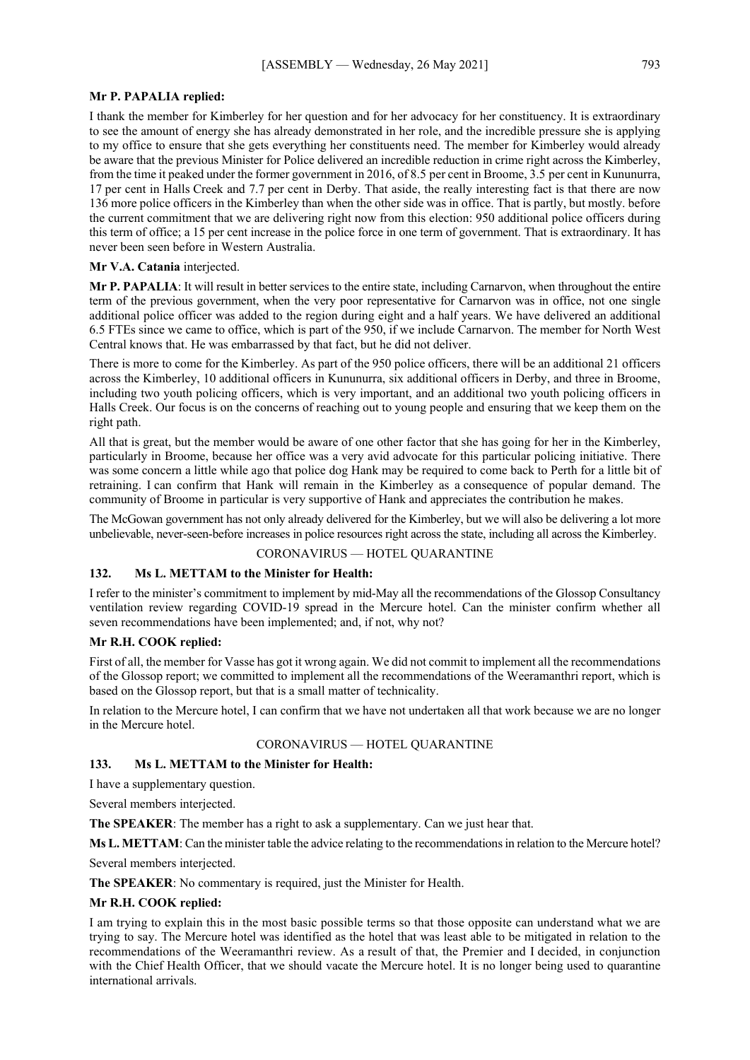**Mr P. PAPALIA replied:**

I thank the member for Kimberley for her question and for her advocacy for her constituency. It is extraordinary to see the amount of energy she has already demonstrated in her role, and the incredible pressure she is applying to my office to ensure that she gets everything her constituents need. The member for Kimberley would already be aware that the previous Minister for Police delivered an incredible reduction in crime right across the Kimberley, from the time it peaked under the former government in 2016, of 8.5 per cent in Broome, 3.5 per cent in Kununurra, 17 per cent in Halls Creek and 7.7 per cent in Derby. That aside, the really interesting fact is that there are now 136 more police officers in the Kimberley than when the other side was in office. That is partly, but mostly. before the current commitment that we are delivering right now from this election: 950 additional police officers during this term of office; a 15 per cent increase in the police force in one term of government. That is extraordinary. It has never been seen before in Western Australia.

**Mr V.A. Catania** interjected.

**Mr P. PAPALIA**: It will result in better services to the entire state, including Carnarvon, when throughout the entire term of the previous government, when the very poor representative for Carnarvon was in office, not one single additional police officer was added to the region during eight and a half years. We have delivered an additional 6.5 FTEs since we came to office, which is part of the 950, if we include Carnarvon. The member for North West Central knows that. He was embarrassed by that fact, but he did not deliver.

There is more to come for the Kimberley. As part of the 950 police officers, there will be an additional 21 officers across the Kimberley, 10 additional officers in Kununurra, six additional officers in Derby, and three in Broome, including two youth policing officers, which is very important, and an additional two youth policing officers in Halls Creek. Our focus is on the concerns of reaching out to young people and ensuring that we keep them on the right path.

All that is great, but the member would be aware of one other factor that she has going for her in the Kimberley, particularly in Broome, because her office was a very avid advocate for this particular policing initiative. There was some concern a little while ago that police dog Hank may be required to come back to Perth for a little bit of retraining. I can confirm that Hank will remain in the Kimberley as a consequence of popular demand. The community of Broome in particular is very supportive of Hank and appreciates the contribution he makes.

The McGowan government has not only already delivered for the Kimberley, but we will also be delivering a lot more unbelievable, never-seen-before increases in police resources right across the state, including all across the Kimberley.

## CORONAVIRUS — HOTEL QUARANTINE

### 132. Ms L. METTAM to the Minister for Health:

I refer to the minister's commitment to implement by mid-May all the recommendations of the Glossop Consultancy ventilation review regarding COVID-19 spread in the Mercure hotel. Can the minister confirm whether all seven recommendations have been implemented; and, if not, why not?

**Mr R.H. COOK replied:**

First of all, the member for Vasse has got it wrong again. We did not commit to implement all the recommendations of the Glossop report; we committed to implement all the recommendations of the Weeramanthri report, which is based on the Glossop report, but that is a small matter of technicality.

In relation to the Mercure hotel, I can confirm that we have not undertaken all that work because we are no longer in the Mercure hotel.

## CORONAVIRUS — HOTEL QUARANTINE

### 133. Ms L. METTAM to the Minister for Health:

I have a supplementary question.

Several members interjected.

**The SPEAKER**: The member has a right to ask a supplementary. Can we just hear that.

**Ms L. METTAM**: Can the minister table the advice relating to the recommendations in relation to the Mercure hotel?

Several members interjected.

**The SPEAKER**: No commentary is required, just the Minister for Health.

**Mr R.H. COOK replied:**

I am trying to explain this in the most basic possible terms so that those opposite can understand what we are trying to say. The Mercure hotel was identified as the hotel that was least able to be mitigated in relation to the recommendations of the Weeramanthri review. As a result of that, the Premier and I decided, in conjunction with the Chief Health Officer, that we should vacate the Mercure hotel. It is no longer being used to quarantine international arrivals.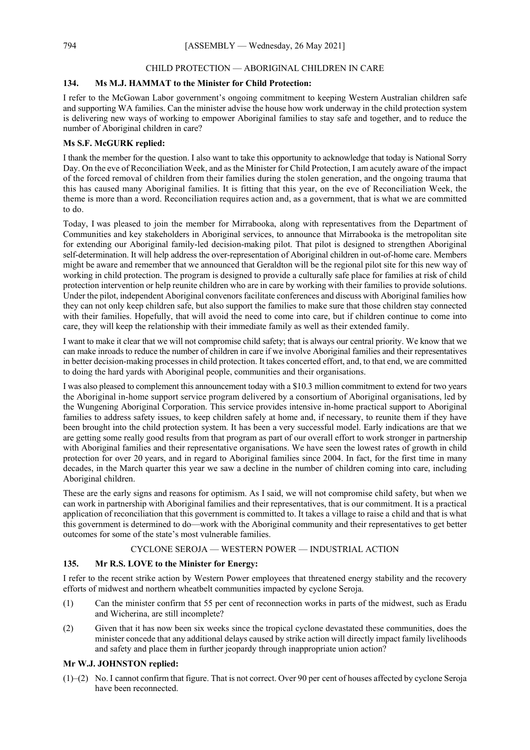## CHILD PROTECTION — ABORIGINAL CHILDREN IN CARE

### 134. Ms M.J. HAMMAT to the Minister for Child Protection:

I refer to the McGowan Labor government's ongoing commitment to keeping Western Australian children safe and supporting WA families. Can the minister advise the house how work underway in the child protection system is delivering new ways of working to empower Aboriginal families to stay safe and together, and to reduce the number of Aboriginal children in care?

**Ms S.F. McGURK replied:**

I thank the member for the question. I also want to take this opportunity to acknowledge that today is National Sorry Day. On the eve of Reconciliation Week, and as the Minister for Child Protection, I am acutely aware of the impact of the forced removal of children from their families during the stolen generation, and the ongoing trauma that this has caused many Aboriginal families. It is fitting that this year, on the eve of Reconciliation Week, the theme is more than a word. Reconciliation requires action and, as a government, that is what we are committed to do.

Today, I was pleased to join the member for Mirrabooka, along with representatives from the Department of Communities and key stakeholders in Aboriginal services, to announce that Mirrabooka is the metropolitan site for extending our Aboriginal family-led decision-making pilot. That pilot is designed to strengthen Aboriginal self-determination. It will help address the over-representation of Aboriginal children in out-of-home care. Members might be aware and remember that we announced that Geraldton will be the regional pilot site for this new way of working in child protection. The program is designed to provide a culturally safe place for families at risk of child protection intervention or help reunite children who are in care by working with their families to provide solutions. Under the pilot, independent Aboriginal convenors facilitate conferences and discuss with Aboriginal families how they can not only keep children safe, but also support the families to make sure that those children stay connected with their families. Hopefully, that will avoid the need to come into care, but if children continue to come into care, they will keep the relationship with their immediate family as well as their extended family.

I want to make it clear that we will not compromise child safety; that is always our central priority. We know that we can make inroads to reduce the number of children in care if we involve Aboriginal families and their representatives in better decision-making processes in child protection. It takes concerted effort, and, to that end, we are committed to doing the hard yards with Aboriginal people, communities and their organisations.

I was also pleased to complement this announcement today with a $10.3 million commitment to extend for two years the Aboriginal in-home support service program delivered by a consortium of Aboriginal organisations, led by the Wungening Aboriginal Corporation. This service provides intensive in-home practical support to Aboriginal families to address safety issues, to keep children safely at home and, if necessary, to reunite them if they have been brought into the child protection system. It has been a very successful model. Early indications are that we are getting some really good results from that program as part of our overall effort to work stronger in partnership with Aboriginal families and their representative organisations. We have seen the lowest rates of growth in child protection for over 20 years, and in regard to Aboriginal families since 2004. In fact, for the first time in many decades, in the March quarter this year we saw a decline in the number of children coming into care, including Aboriginal children.

These are the early signs and reasons for optimism. As I said, we will not compromise child safety, but when we can work in partnership with Aboriginal families and their representatives, that is our commitment. It is a practical application of reconciliation that this government is committed to. It takes a village to raise a child and that is what this government is determined to do—work with the Aboriginal community and their representatives to get better outcomes for some of the state's most vulnerable families.

## CYCLONE SEROJA — WESTERN POWER — INDUSTRIAL ACTION

### 135. Mr R.S. LOVE to the Minister for Energy:

I refer to the recent strike action by Western Power employees that threatened energy stability and the recovery efforts of midwest and northern wheatbelt communities impacted by cyclone Seroja.

(1) Can the minister confirm that 55 per cent of reconnection works in parts of the midwest, such as Eradu and Wicherina, are still incomplete?

(2) Given that it has now been six weeks since the tropical cyclone devastated these communities, does the minister concede that any additional delays caused by strike action will directly impact family livelihoods and safety and place them in further jeopardy through inappropriate union action?

**Mr W.J. JOHNSTON replied:**

(1)–(2) No. I cannot confirm that figure. That is not correct. Over 90 per cent of houses affected by cyclone Seroja have been reconnected.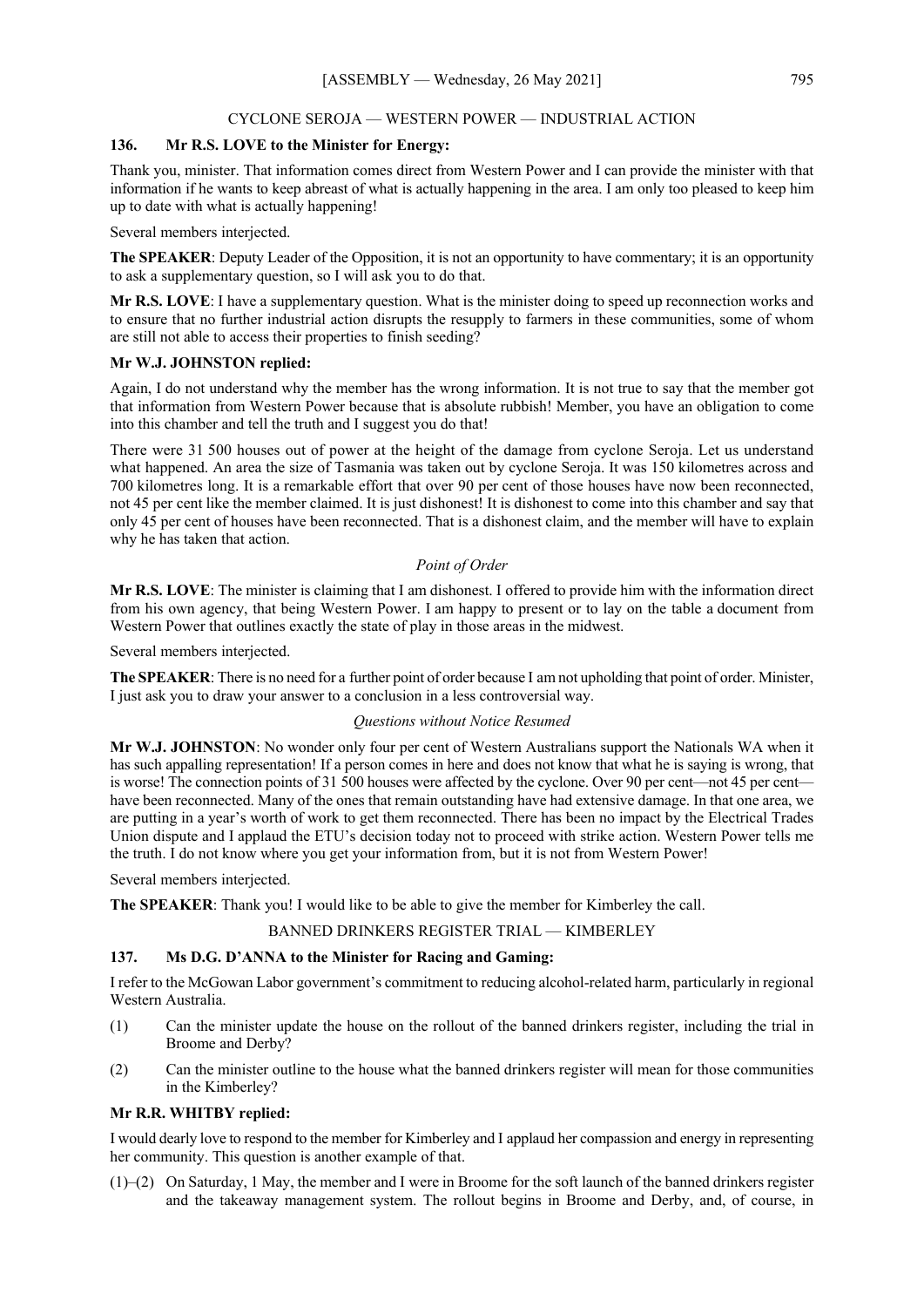## CYCLONE SEROJA — WESTERN POWER — INDUSTRIAL ACTION

### 136. Mr R.S. LOVE to the Minister for Energy:

Thank you, minister. That information comes direct from Western Power and I can provide the minister with that information if he wants to keep abreast of what is actually happening in the area. I am only too pleased to keep him up to date with what is actually happening!

Several members interjected.

**The SPEAKER**: Deputy Leader of the Opposition, it is not an opportunity to have commentary; it is an opportunity to ask a supplementary question, so I will ask you to do that.

**Mr R.S. LOVE**: I have a supplementary question. What is the minister doing to speed up reconnection works and to ensure that no further industrial action disrupts the resupply to farmers in these communities, some of whom are still not able to access their properties to finish seeding?

**Mr W.J. JOHNSTON replied:**

Again, I do not understand why the member has the wrong information. It is not true to say that the member got that information from Western Power because that is absolute rubbish! Member, you have an obligation to come into this chamber and tell the truth and I suggest you do that!

There were 31 500 houses out of power at the height of the damage from cyclone Seroja. Let us understand what happened. An area the size of Tasmania was taken out by cyclone Seroja. It was 150 kilometres across and 700 kilometres long. It is a remarkable effort that over 90 per cent of those houses have now been reconnected, not 45 per cent like the member claimed. It is just dishonest! It is dishonest to come into this chamber and say that only 45 per cent of houses have been reconnected. That is a dishonest claim, and the member will have to explain why he has taken that action.

*Point of Order*

**Mr R.S. LOVE**: The minister is claiming that I am dishonest. I offered to provide him with the information direct from his own agency, that being Western Power. I am happy to present or to lay on the table a document from Western Power that outlines exactly the state of play in those areas in the midwest.

Several members interjected.

**The SPEAKER**: There is no need for a further point of order because I am not upholding that point of order. Minister, I just ask you to draw your answer to a conclusion in a less controversial way.

*Questions without Notice Resumed*

**Mr W.J. JOHNSTON**: No wonder only four per cent of Western Australians support the Nationals WA when it has such appalling representation! If a person comes in here and does not know that what he is saying is wrong, that is worse! The connection points of 31 500 houses were affected by the cyclone. Over 90 per cent—not 45 per cent—have been reconnected. Many of the ones that remain outstanding have had extensive damage. In that one area, we are putting in a year's worth of work to get them reconnected. There has been no impact by the Electrical Trades Union dispute and I applaud the ETU's decision today not to proceed with strike action. Western Power tells me the truth. I do not know where you get your information from, but it is not from Western Power!

Several members interjected.

**The SPEAKER**: Thank you! I would like to be able to give the member for Kimberley the call.

## BANNED DRINKERS REGISTER TRIAL — KIMBERLEY

### 137. Ms D.G. D'ANNA to the Minister for Racing and Gaming:

I refer to the McGowan Labor government's commitment to reducing alcohol-related harm, particularly in regional Western Australia.

(1) Can the minister update the house on the rollout of the banned drinkers register, including the trial in Broome and Derby?

(2) Can the minister outline to the house what the banned drinkers register will mean for those communities in the Kimberley?

**Mr R.R. WHITBY replied:**

I would dearly love to respond to the member for Kimberley and I applaud her compassion and energy in representing her community. This question is another example of that.

(1)–(2) On Saturday, 1 May, the member and I were in Broome for the soft launch of the banned drinkers register and the takeaway management system. The rollout begins in Broome and Derby, and, of course, in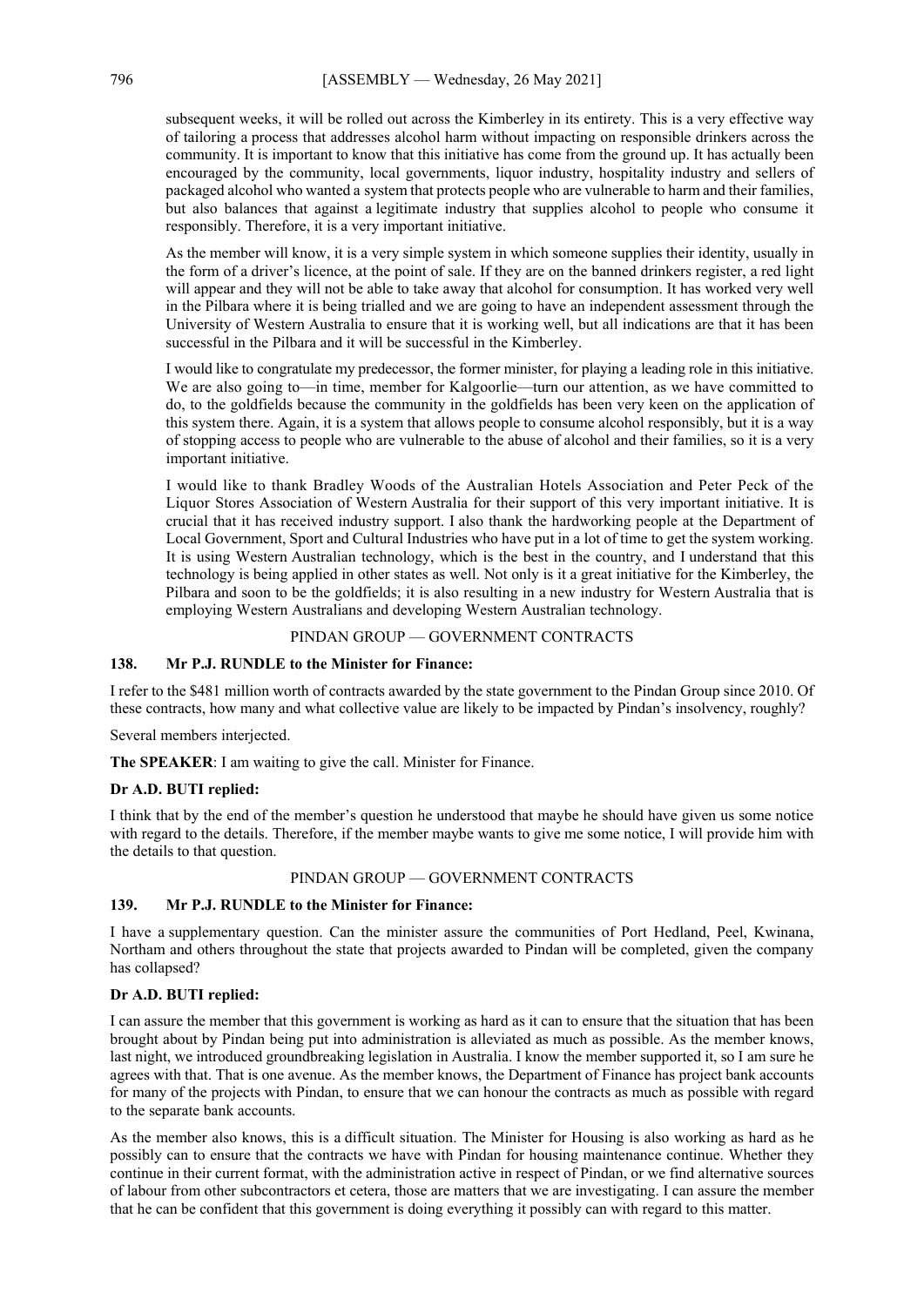subsequent weeks, it will be rolled out across the Kimberley in its entirety. This is a very effective way of tailoring a process that addresses alcohol harm without impacting on responsible drinkers across the community. It is important to know that this initiative has come from the ground up. It has actually been encouraged by the community, local governments, liquor industry, hospitality industry and sellers of packaged alcohol who wanted a system that protects people who are vulnerable to harm and their families, but also balances that against a legitimate industry that supplies alcohol to people who consume it responsibly. Therefore, it is a very important initiative.

As the member will know, it is a very simple system in which someone supplies their identity, usually in the form of a driver's licence, at the point of sale. If they are on the banned drinkers register, a red light will appear and they will not be able to take away that alcohol for consumption. It has worked very well in the Pilbara where it is being trialled and we are going to have an independent assessment through the University of Western Australia to ensure that it is working well, but all indications are that it has been successful in the Pilbara and it will be successful in the Kimberley.

I would like to congratulate my predecessor, the former minister, for playing a leading role in this initiative. We are also going to—in time, member for Kalgoorlie—turn our attention, as we have committed to do, to the goldfields because the community in the goldfields has been very keen on the application of this system there. Again, it is a system that allows people to consume alcohol responsibly, but it is a way of stopping access to people who are vulnerable to the abuse of alcohol and their families, so it is a very important initiative.

I would like to thank Bradley Woods of the Australian Hotels Association and Peter Peck of the Liquor Stores Association of Western Australia for their support of this very important initiative. It is crucial that it has received industry support. I also thank the hardworking people at the Department of Local Government, Sport and Cultural Industries who have put in a lot of time to get the system working. It is using Western Australian technology, which is the best in the country, and I understand that this technology is being applied in other states as well. Not only is it a great initiative for the Kimberley, the Pilbara and soon to be the goldfields; it is also resulting in a new industry for Western Australia that is employing Western Australians and developing Western Australian technology.

## PINDAN GROUP — GOVERNMENT CONTRACTS

### 138. Mr P.J. RUNDLE to the Minister for Finance:

I refer to the $481 million worth of contracts awarded by the state government to the Pindan Group since 2010. Of these contracts, how many and what collective value are likely to be impacted by Pindan's insolvency, roughly?

Several members interjected.

**The SPEAKER**: I am waiting to give the call. Minister for Finance.

**Dr A.D. BUTI replied:**

I think that by the end of the member's question he understood that maybe he should have given us some notice with regard to the details. Therefore, if the member maybe wants to give me some notice, I will provide him with the details to that question.

## PINDAN GROUP — GOVERNMENT CONTRACTS

### 139. Mr P.J. RUNDLE to the Minister for Finance:

I have a supplementary question. Can the minister assure the communities of Port Hedland, Peel, Kwinana, Northam and others throughout the state that projects awarded to Pindan will be completed, given the company has collapsed?

**Dr A.D. BUTI replied:**

I can assure the member that this government is working as hard as it can to ensure that the situation that has been brought about by Pindan being put into administration is alleviated as much as possible. As the member knows, last night, we introduced groundbreaking legislation in Australia. I know the member supported it, so I am sure he agrees with that. That is one avenue. As the member knows, the Department of Finance has project bank accounts for many of the projects with Pindan, to ensure that we can honour the contracts as much as possible with regard to the separate bank accounts.

As the member also knows, this is a difficult situation. The Minister for Housing is also working as hard as he possibly can to ensure that the contracts we have with Pindan for housing maintenance continue. Whether they continue in their current format, with the administration active in respect of Pindan, or we find alternative sources of labour from other subcontractors et cetera, those are matters that we are investigating. I can assure the member that he can be confident that this government is doing everything it possibly can with regard to this matter.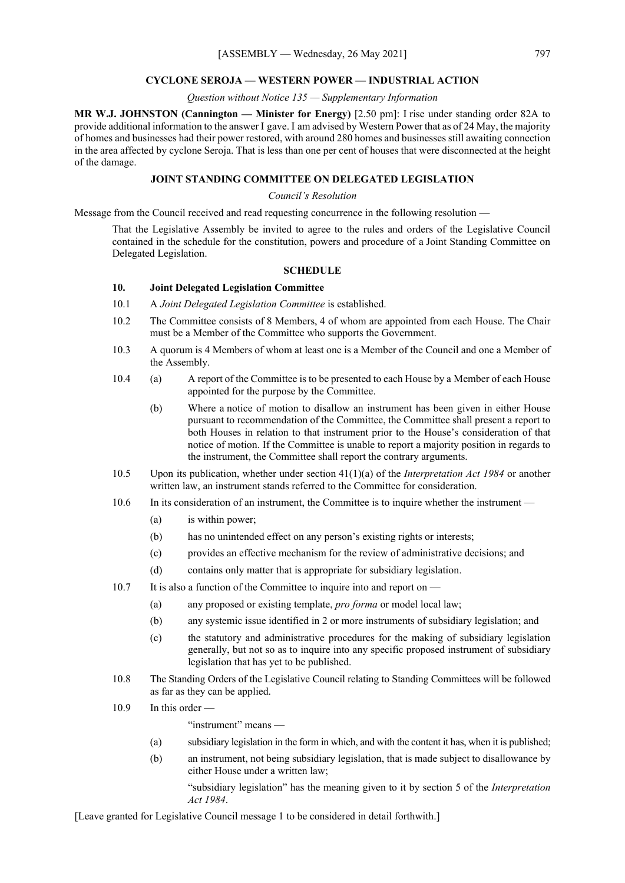## CYCLONE SEROJA — WESTERN POWER — INDUSTRIAL ACTION

*Question without Notice 135 — Supplementary Information*

**MR W.J. JOHNSTON (Cannington — Minister for Energy)** [2.50 pm]: I rise under standing order 82A to provide additional information to the answer I gave. I am advised by Western Power that as of 24 May, the majority of homes and businesses had their power restored, with around 280 homes and businesses still awaiting connection in the area affected by cyclone Seroja. That is less than one per cent of houses that were disconnected at the height of the damage.

## JOINT STANDING COMMITTEE ON DELEGATED LEGISLATION

*Council's Resolution*

Message from the Council received and read requesting concurrence in the following resolution —

> That the Legislative Assembly be invited to agree to the rules and orders of the Legislative Council contained in the schedule for the constitution, powers and procedure of a Joint Standing Committee on Delegated Legislation.

### SCHEDULE

**10. Joint Delegated Legislation Committee**

10.1 A *Joint Delegated Legislation Committee* is established.

10.2 The Committee consists of 8 Members, 4 of whom are appointed from each House. The Chair must be a Member of the Committee who supports the Government.

10.3 A quorum is 4 Members of whom at least one is a Member of the Council and one a Member of the Assembly.

10.4 (a) A report of the Committee is to be presented to each House by a Member of each House appointed for the purpose by the Committee.

(b) Where a notice of motion to disallow an instrument has been given in either House pursuant to recommendation of the Committee, the Committee shall present a report to both Houses in relation to that instrument prior to the House's consideration of that notice of motion. If the Committee is unable to report a majority position in regards to the instrument, the Committee shall report the contrary arguments.

10.5 Upon its publication, whether under section 41(1)(a) of the *Interpretation Act 1984* or another written law, an instrument stands referred to the Committee for consideration.

10.6 In its consideration of an instrument, the Committee is to inquire whether the instrument —

(a) is within power;

(b) has no unintended effect on any person's existing rights or interests;

(c) provides an effective mechanism for the review of administrative decisions; and

(d) contains only matter that is appropriate for subsidiary legislation.

10.7 It is also a function of the Committee to inquire into and report on —

(a) any proposed or existing template, *pro forma* or model local law;

(b) any systemic issue identified in 2 or more instruments of subsidiary legislation; and

(c) the statutory and administrative procedures for the making of subsidiary legislation generally, but not so as to inquire into any specific proposed instrument of subsidiary legislation that has yet to be published.

10.8 The Standing Orders of the Legislative Council relating to Standing Committees will be followed as far as they can be applied.

10.9 In this order —

"instrument" means —

(a) subsidiary legislation in the form in which, and with the content it has, when it is published;

(b) an instrument, not being subsidiary legislation, that is made subject to disallowance by either House under a written law;

"subsidiary legislation" has the meaning given to it by section 5 of the *Interpretation Act 1984*.

[Leave granted for Legislative Council message 1 to be considered in detail forthwith.]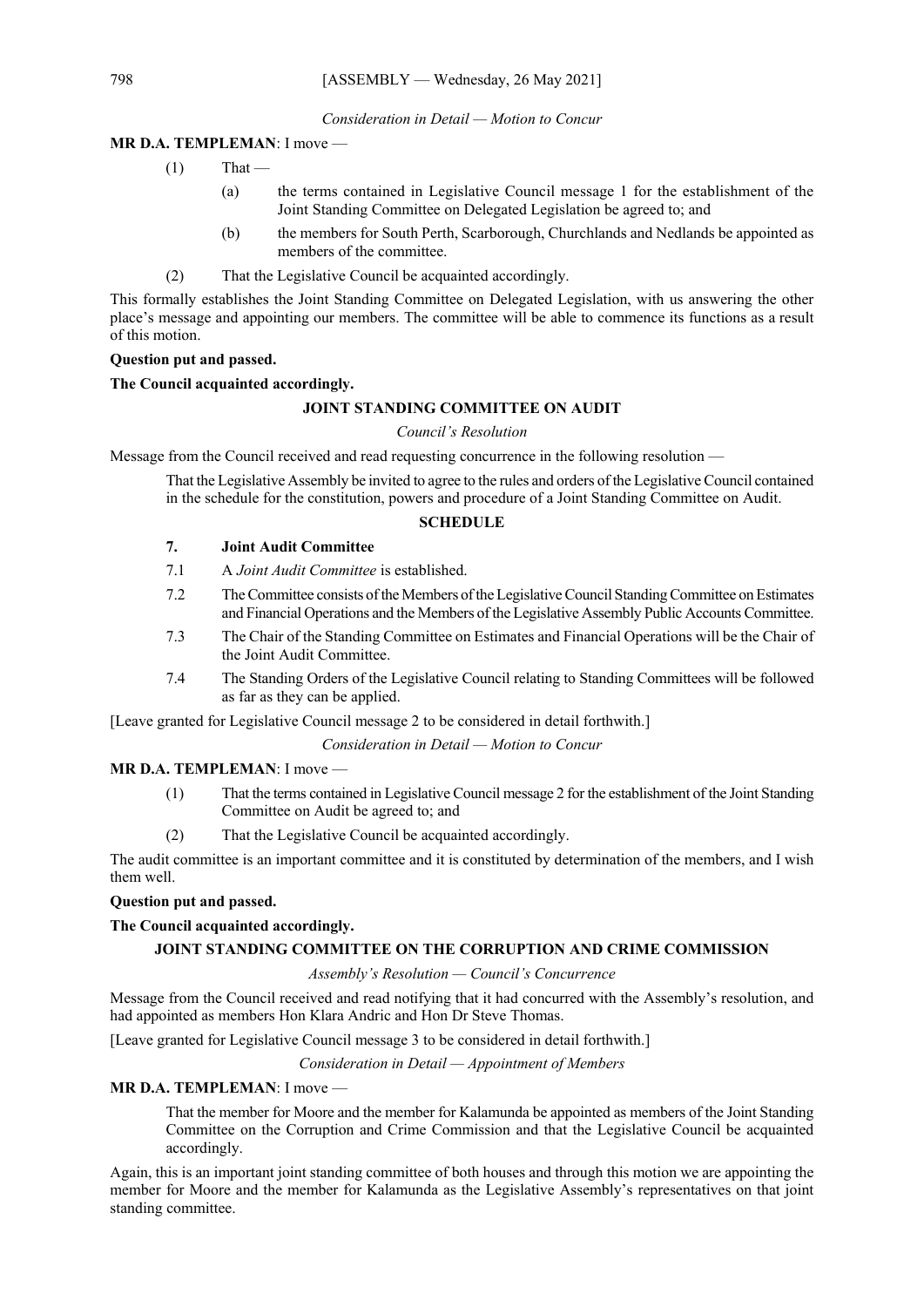*Consideration in Detail — Motion to Concur*

**MR D.A. TEMPLEMAN**: I move —

(1) That —

(a) the terms contained in Legislative Council message 1 for the establishment of the Joint Standing Committee on Delegated Legislation be agreed to; and

(b) the members for South Perth, Scarborough, Churchlands and Nedlands be appointed as members of the committee.

(2) That the Legislative Council be acquainted accordingly.

This formally establishes the Joint Standing Committee on Delegated Legislation, with us answering the other place's message and appointing our members. The committee will be able to commence its functions as a result of this motion.

**Question put and passed.**

**The Council acquainted accordingly.**

## JOINT STANDING COMMITTEE ON AUDIT

*Council's Resolution*

Message from the Council received and read requesting concurrence in the following resolution —

> That the Legislative Assembly be invited to agree to the rules and orders of the Legislative Council contained in the schedule for the constitution, powers and procedure of a Joint Standing Committee on Audit.

**SCHEDULE**

**7. Joint Audit Committee**

7.1 A *Joint Audit Committee* is established.

7.2 The Committee consists of the Members of the Legislative Council Standing Committee on Estimates and Financial Operations and the Members of the Legislative Assembly Public Accounts Committee.

7.3 The Chair of the Standing Committee on Estimates and Financial Operations will be the Chair of the Joint Audit Committee.

7.4 The Standing Orders of the Legislative Council relating to Standing Committees will be followed as far as they can be applied.

[Leave granted for Legislative Council message 2 to be considered in detail forthwith.]

*Consideration in Detail — Motion to Concur*

**MR D.A. TEMPLEMAN**: I move —

(1) That the terms contained in Legislative Council message 2 for the establishment of the Joint Standing Committee on Audit be agreed to; and

(2) That the Legislative Council be acquainted accordingly.

The audit committee is an important committee and it is constituted by determination of the members, and I wish them well.

**Question put and passed.**

**The Council acquainted accordingly.**

## JOINT STANDING COMMITTEE ON THE CORRUPTION AND CRIME COMMISSION

*Assembly's Resolution — Council's Concurrence*

Message from the Council received and read notifying that it had concurred with the Assembly's resolution, and had appointed as members Hon Klara Andric and Hon Dr Steve Thomas.

[Leave granted for Legislative Council message 3 to be considered in detail forthwith.]

*Consideration in Detail — Appointment of Members*

**MR D.A. TEMPLEMAN**: I move —

> That the member for Moore and the member for Kalamunda be appointed as members of the Joint Standing Committee on the Corruption and Crime Commission and that the Legislative Council be acquainted accordingly.

Again, this is an important joint standing committee of both houses and through this motion we are appointing the member for Moore and the member for Kalamunda as the Legislative Assembly's representatives on that joint standing committee.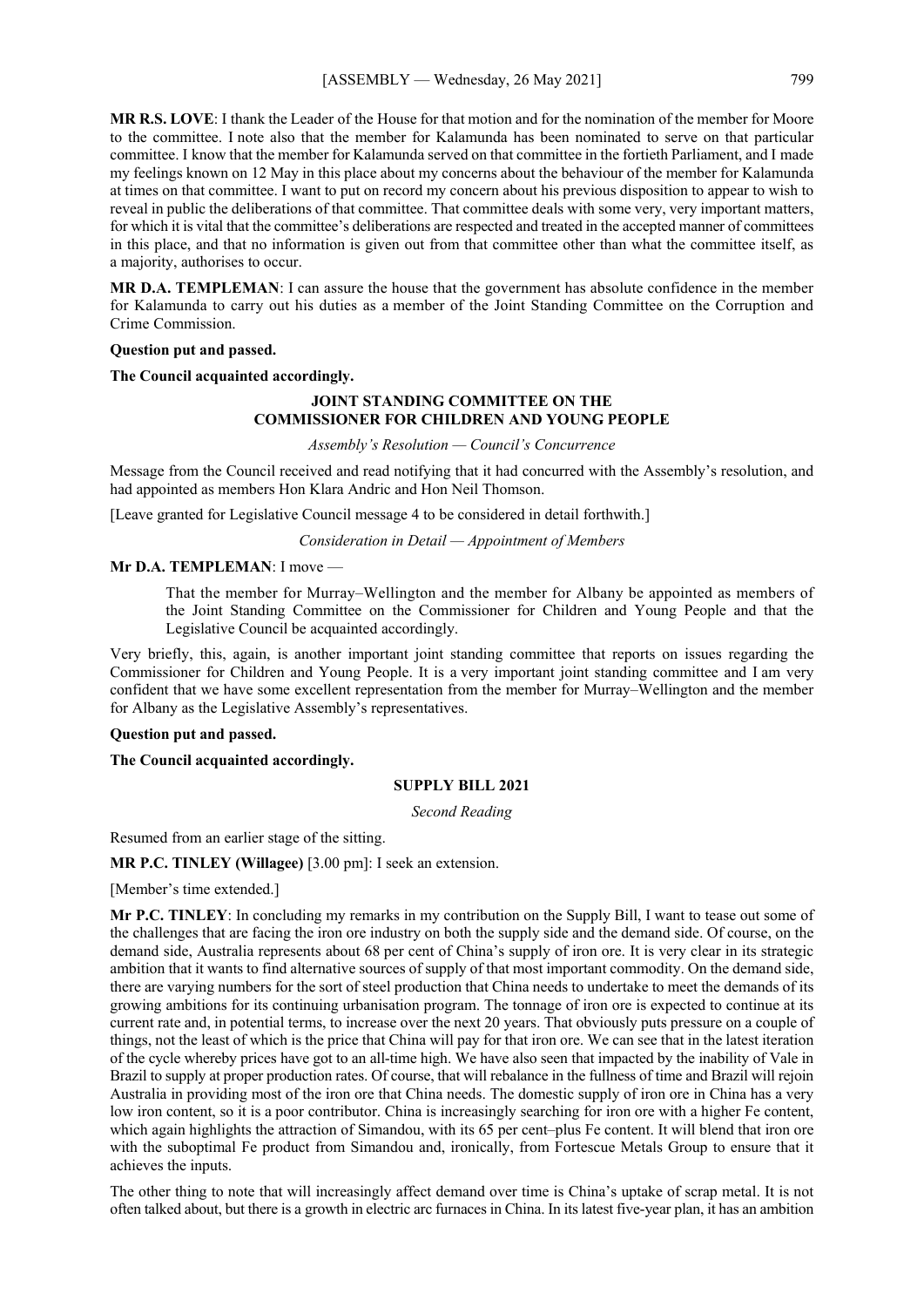**MR R.S. LOVE**: I thank the Leader of the House for that motion and for the nomination of the member for Moore to the committee. I note also that the member for Kalamunda has been nominated to serve on that particular committee. I know that the member for Kalamunda served on that committee in the fortieth Parliament, and I made my feelings known on 12 May in this place about my concerns about the behaviour of the member for Kalamunda at times on that committee. I want to put on record my concern about his previous disposition to appear to wish to reveal in public the deliberations of that committee. That committee deals with some very, very important matters, for which it is vital that the committee's deliberations are respected and treated in the accepted manner of committees in this place, and that no information is given out from that committee other than what the committee itself, as a majority, authorises to occur.

**MR D.A. TEMPLEMAN**: I can assure the house that the government has absolute confidence in the member for Kalamunda to carry out his duties as a member of the Joint Standing Committee on the Corruption and Crime Commission.

**Question put and passed.**

**The Council acquainted accordingly.**

## JOINT STANDING COMMITTEE ON THE COMMISSIONER FOR CHILDREN AND YOUNG PEOPLE

*Assembly's Resolution — Council's Concurrence*

Message from the Council received and read notifying that it had concurred with the Assembly's resolution, and had appointed as members Hon Klara Andric and Hon Neil Thomson.

[Leave granted for Legislative Council message 4 to be considered in detail forthwith.]

*Consideration in Detail — Appointment of Members*

**Mr D.A. TEMPLEMAN**: I move —

> That the member for Murray–Wellington and the member for Albany be appointed as members of the Joint Standing Committee on the Commissioner for Children and Young People and that the Legislative Council be acquainted accordingly.

Very briefly, this, again, is another important joint standing committee that reports on issues regarding the Commissioner for Children and Young People. It is a very important joint standing committee and I am very confident that we have some excellent representation from the member for Murray–Wellington and the member for Albany as the Legislative Assembly's representatives.

**Question put and passed.**

**The Council acquainted accordingly.**

## SUPPLY BILL 2021

*Second Reading*

Resumed from an earlier stage of the sitting.

**MR P.C. TINLEY (Willagee)** [3.00 pm]: I seek an extension.

[Member's time extended.]

**Mr P.C. TINLEY**: In concluding my remarks in my contribution on the Supply Bill, I want to tease out some of the challenges that are facing the iron ore industry on both the supply side and the demand side. Of course, on the demand side, Australia represents about 68 per cent of China's supply of iron ore. It is very clear in its strategic ambition that it wants to find alternative sources of supply of that most important commodity. On the demand side, there are varying numbers for the sort of steel production that China needs to undertake to meet the demands of its growing ambitions for its continuing urbanisation program. The tonnage of iron ore is expected to continue at its current rate and, in potential terms, to increase over the next 20 years. That obviously puts pressure on a couple of things, not the least of which is the price that China will pay for that iron ore. We can see that in the latest iteration of the cycle whereby prices have got to an all-time high. We have also seen that impacted by the inability of Vale in Brazil to supply at proper production rates. Of course, that will rebalance in the fullness of time and Brazil will rejoin Australia in providing most of the iron ore that China needs. The domestic supply of iron ore in China has a very low iron content, so it is a poor contributor. China is increasingly searching for iron ore with a higher Fe content, which again highlights the attraction of Simandou, with its 65 per cent–plus Fe content. It will blend that iron ore with the suboptimal Fe product from Simandou and, ironically, from Fortescue Metals Group to ensure that it achieves the inputs.

The other thing to note that will increasingly affect demand over time is China's uptake of scrap metal. It is not often talked about, but there is a growth in electric arc furnaces in China. In its latest five-year plan, it has an ambition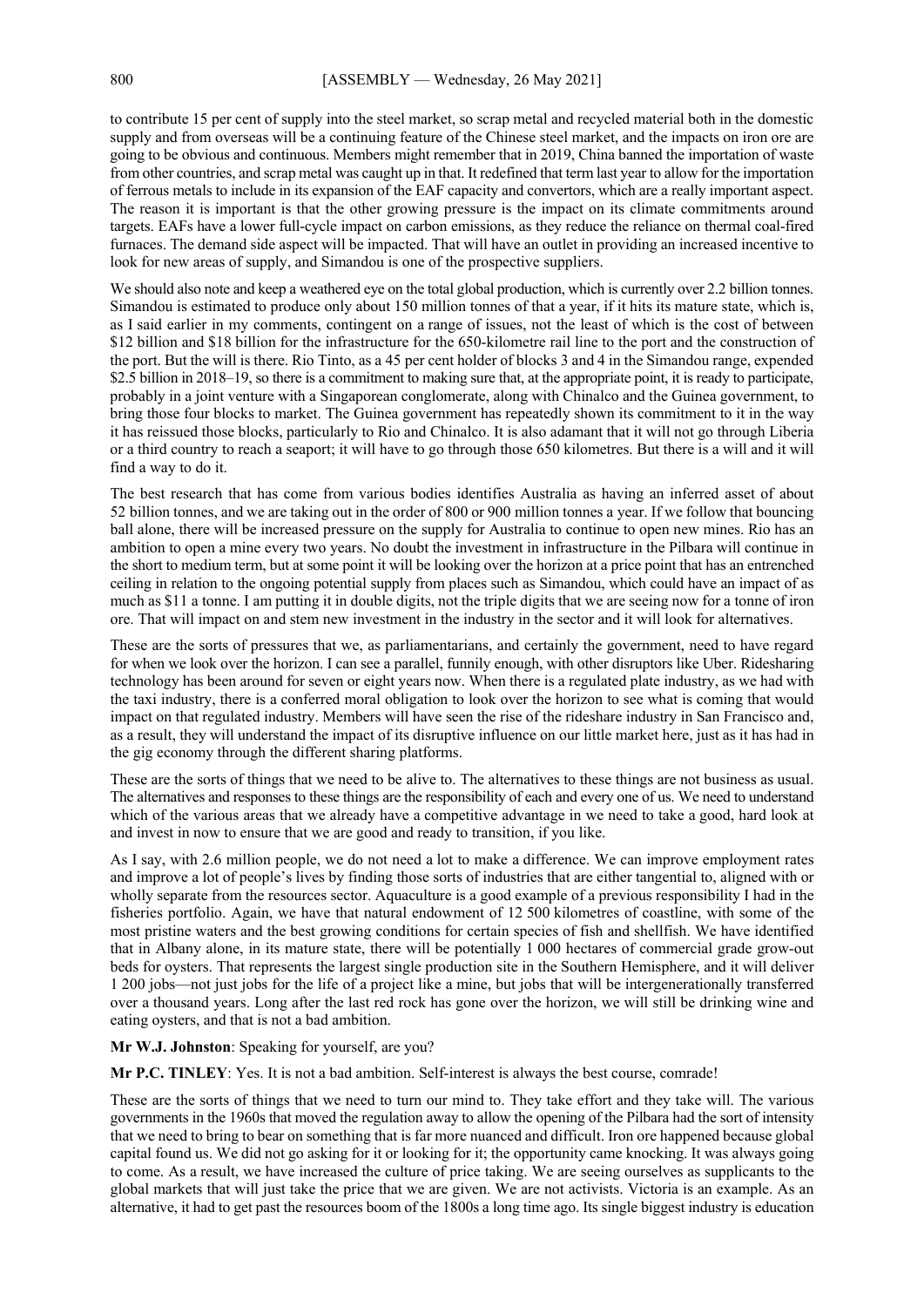to contribute 15 per cent of supply into the steel market, so scrap metal and recycled material both in the domestic supply and from overseas will be a continuing feature of the Chinese steel market, and the impacts on iron ore are going to be obvious and continuous. Members might remember that in 2019, China banned the importation of waste from other countries, and scrap metal was caught up in that. It redefined that term last year to allow for the importation of ferrous metals to include in its expansion of the EAF capacity and convertors, which are a really important aspect. The reason it is important is that the other growing pressure is the impact on its climate commitments around targets. EAFs have a lower full-cycle impact on carbon emissions, as they reduce the reliance on thermal coal-fired furnaces. The demand side aspect will be impacted. That will have an outlet in providing an increased incentive to look for new areas of supply, and Simandou is one of the prospective suppliers.

We should also note and keep a weathered eye on the total global production, which is currently over 2.2 billion tonnes. Simandou is estimated to produce only about 150 million tonnes of that a year, if it hits its mature state, which is, as I said earlier in my comments, contingent on a range of issues, not the least of which is the cost of between $12 billion and $18 billion for the infrastructure for the 650-kilometre rail line to the port and the construction of the port. But the will is there. Rio Tinto, as a 45 per cent holder of blocks 3 and 4 in the Simandou range, expended $2.5 billion in 2018–19, so there is a commitment to making sure that, at the appropriate point, it is ready to participate, probably in a joint venture with a Singaporean conglomerate, along with Chinalco and the Guinea government, to bring those four blocks to market. The Guinea government has repeatedly shown its commitment to it in the way it has reissued those blocks, particularly to Rio and Chinalco. It is also adamant that it will not go through Liberia or a third country to reach a seaport; it will have to go through those 650 kilometres. But there is a will and it will find a way to do it.

The best research that has come from various bodies identifies Australia as having an inferred asset of about 52 billion tonnes, and we are taking out in the order of 800 or 900 million tonnes a year. If we follow that bouncing ball alone, there will be increased pressure on the supply for Australia to continue to open new mines. Rio has an ambition to open a mine every two years. No doubt the investment in infrastructure in the Pilbara will continue in the short to medium term, but at some point it will be looking over the horizon at a price point that has an entrenched ceiling in relation to the ongoing potential supply from places such as Simandou, which could have an impact of as much as $11 a tonne. I am putting it in double digits, not the triple digits that we are seeing now for a tonne of iron ore. That will impact on and stem new investment in the industry in the sector and it will look for alternatives.

These are the sorts of pressures that we, as parliamentarians, and certainly the government, need to have regard for when we look over the horizon. I can see a parallel, funnily enough, with other disruptors like Uber. Ridesharing technology has been around for seven or eight years now. When there is a regulated plate industry, as we had with the taxi industry, there is a conferred moral obligation to look over the horizon to see what is coming that would impact on that regulated industry. Members will have seen the rise of the rideshare industry in San Francisco and, as a result, they will understand the impact of its disruptive influence on our little market here, just as it has had in the gig economy through the different sharing platforms.

These are the sorts of things that we need to be alive to. The alternatives to these things are not business as usual. The alternatives and responses to these things are the responsibility of each and every one of us. We need to understand which of the various areas that we already have a competitive advantage in we need to take a good, hard look at and invest in now to ensure that we are good and ready to transition, if you like.

As I say, with 2.6 million people, we do not need a lot to make a difference. We can improve employment rates and improve a lot of people's lives by finding those sorts of industries that are either tangential to, aligned with or wholly separate from the resources sector. Aquaculture is a good example of a previous responsibility I had in the fisheries portfolio. Again, we have that natural endowment of 12 500 kilometres of coastline, with some of the most pristine waters and the best growing conditions for certain species of fish and shellfish. We have identified that in Albany alone, in its mature state, there will be potentially 1 000 hectares of commercial grade grow-out beds for oysters. That represents the largest single production site in the Southern Hemisphere, and it will deliver 1 200 jobs—not just jobs for the life of a project like a mine, but jobs that will be intergenerationally transferred over a thousand years. Long after the last red rock has gone over the horizon, we will still be drinking wine and eating oysters, and that is not a bad ambition.

**Mr W.J. Johnston**: Speaking for yourself, are you?

**Mr P.C. TINLEY**: Yes. It is not a bad ambition. Self-interest is always the best course, comrade!

These are the sorts of things that we need to turn our mind to. They take effort and they take will. The various governments in the 1960s that moved the regulation away to allow the opening of the Pilbara had the sort of intensity that we need to bring to bear on something that is far more nuanced and difficult. Iron ore happened because global capital found us. We did not go asking for it or looking for it; the opportunity came knocking. It was always going to come. As a result, we have increased the culture of price taking. We are seeing ourselves as supplicants to the global markets that will just take the price that we are given. We are not activists. Victoria is an example. As an alternative, it had to get past the resources boom of the 1800s a long time ago. Its single biggest industry is education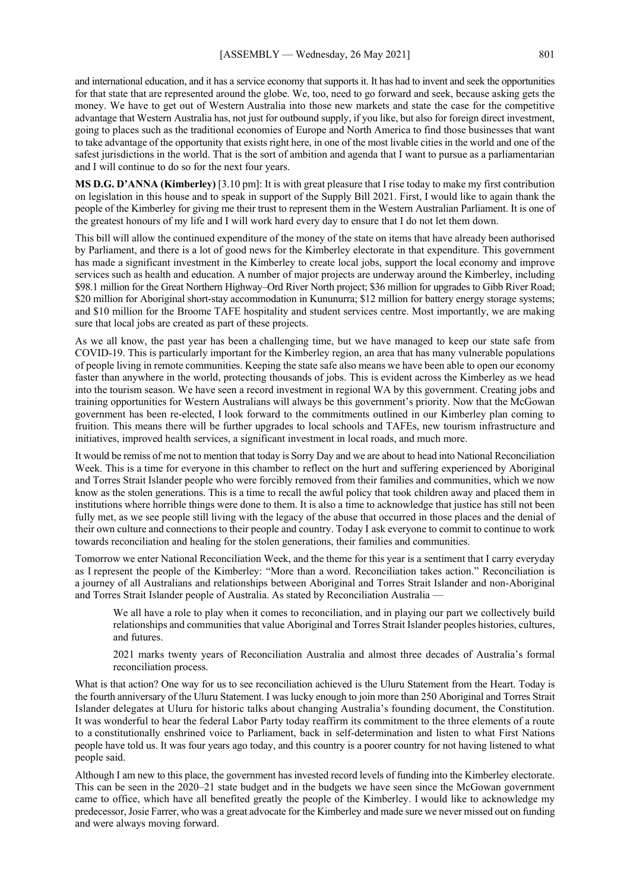and international education, and it has a service economy that supports it. It has had to invent and seek the opportunities for that state that are represented around the globe. We, too, need to go forward and seek, because asking gets the money. We have to get out of Western Australia into those new markets and state the case for the competitive advantage that Western Australia has, not just for outbound supply, if you like, but also for foreign direct investment, going to places such as the traditional economies of Europe and North America to find those businesses that want to take advantage of the opportunity that exists right here, in one of the most livable cities in the world and one of the safest jurisdictions in the world. That is the sort of ambition and agenda that I want to pursue as a parliamentarian and I will continue to do so for the next four years.

**MS D.G. D'ANNA (Kimberley)** [3.10 pm]: It is with great pleasure that I rise today to make my first contribution on legislation in this house and to speak in support of the Supply Bill 2021. First, I would like to again thank the people of the Kimberley for giving me their trust to represent them in the Western Australian Parliament. It is one of the greatest honours of my life and I will work hard every day to ensure that I do not let them down.

This bill will allow the continued expenditure of the money of the state on items that have already been authorised by Parliament, and there is a lot of good news for the Kimberley electorate in that expenditure. This government has made a significant investment in the Kimberley to create local jobs, support the local economy and improve services such as health and education. A number of major projects are underway around the Kimberley, including $98.1 million for the Great Northern Highway–Ord River North project; $36 million for upgrades to Gibb River Road; $20 million for Aboriginal short-stay accommodation in Kununurra; $12 million for battery energy storage systems; and $10 million for the Broome TAFE hospitality and student services centre. Most importantly, we are making sure that local jobs are created as part of these projects.

As we all know, the past year has been a challenging time, but we have managed to keep our state safe from COVID-19. This is particularly important for the Kimberley region, an area that has many vulnerable populations of people living in remote communities. Keeping the state safe also means we have been able to open our economy faster than anywhere in the world, protecting thousands of jobs. This is evident across the Kimberley as we head into the tourism season. We have seen a record investment in regional WA by this government. Creating jobs and training opportunities for Western Australians will always be this government's priority. Now that the McGowan government has been re-elected, I look forward to the commitments outlined in our Kimberley plan coming to fruition. This means there will be further upgrades to local schools and TAFEs, new tourism infrastructure and initiatives, improved health services, a significant investment in local roads, and much more.

It would be remiss of me not to mention that today is Sorry Day and we are about to head into National Reconciliation Week. This is a time for everyone in this chamber to reflect on the hurt and suffering experienced by Aboriginal and Torres Strait Islander people who were forcibly removed from their families and communities, which we now know as the stolen generations. This is a time to recall the awful policy that took children away and placed them in institutions where horrible things were done to them. It is also a time to acknowledge that justice has still not been fully met, as we see people still living with the legacy of the abuse that occurred in those places and the denial of their own culture and connections to their people and country. Today I ask everyone to commit to continue to work towards reconciliation and healing for the stolen generations, their families and communities.

Tomorrow we enter National Reconciliation Week, and the theme for this year is a sentiment that I carry everyday as I represent the people of the Kimberley: "More than a word. Reconciliation takes action." Reconciliation is a journey of all Australians and relationships between Aboriginal and Torres Strait Islander and non-Aboriginal and Torres Strait Islander people of Australia. As stated by Reconciliation Australia —

> We all have a role to play when it comes to reconciliation, and in playing our part we collectively build relationships and communities that value Aboriginal and Torres Strait Islander peoples histories, cultures, and futures.
>
> 2021 marks twenty years of Reconciliation Australia and almost three decades of Australia's formal reconciliation process.

What is that action? One way for us to see reconciliation achieved is the Uluru Statement from the Heart. Today is the fourth anniversary of the Uluru Statement. I was lucky enough to join more than 250 Aboriginal and Torres Strait Islander delegates at Uluru for historic talks about changing Australia's founding document, the Constitution. It was wonderful to hear the federal Labor Party today reaffirm its commitment to the three elements of a route to a constitutionally enshrined voice to Parliament, back in self-determination and listen to what First Nations people have told us. It was four years ago today, and this country is a poorer country for not having listened to what people said.

Although I am new to this place, the government has invested record levels of funding into the Kimberley electorate. This can be seen in the 2020–21 state budget and in the budgets we have seen since the McGowan government came to office, which have all benefited greatly the people of the Kimberley. I would like to acknowledge my predecessor, Josie Farrer, who was a great advocate for the Kimberley and made sure we never missed out on funding and were always moving forward.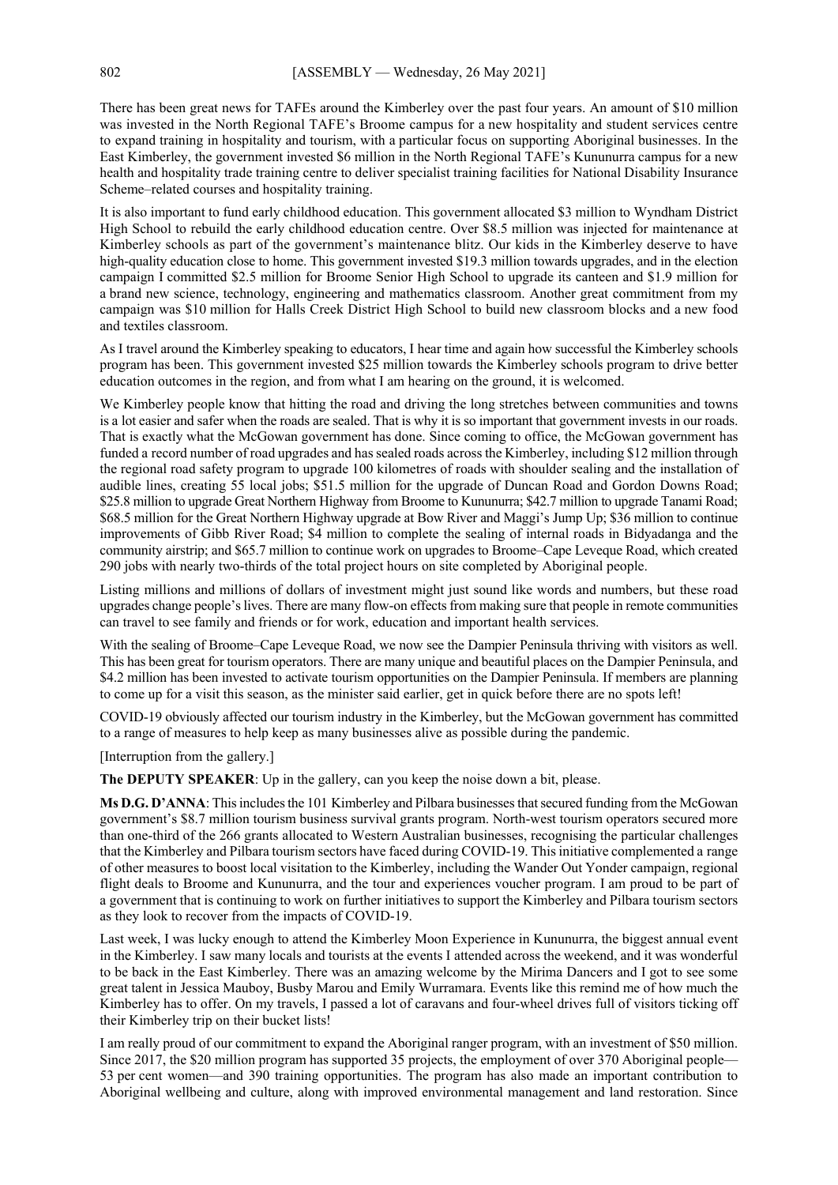There has been great news for TAFEs around the Kimberley over the past four years. An amount of $10 million was invested in the North Regional TAFE's Broome campus for a new hospitality and student services centre to expand training in hospitality and tourism, with a particular focus on supporting Aboriginal businesses. In the East Kimberley, the government invested $6 million in the North Regional TAFE's Kununurra campus for a new health and hospitality trade training centre to deliver specialist training facilities for National Disability Insurance Scheme–related courses and hospitality training.

It is also important to fund early childhood education. This government allocated $3 million to Wyndham District High School to rebuild the early childhood education centre. Over $8.5 million was injected for maintenance at Kimberley schools as part of the government's maintenance blitz. Our kids in the Kimberley deserve to have high-quality education close to home. This government invested $19.3 million towards upgrades, and in the election campaign I committed $2.5 million for Broome Senior High School to upgrade its canteen and $1.9 million for a brand new science, technology, engineering and mathematics classroom. Another great commitment from my campaign was $10 million for Halls Creek District High School to build new classroom blocks and a new food and textiles classroom.

As I travel around the Kimberley speaking to educators, I hear time and again how successful the Kimberley schools program has been. This government invested $25 million towards the Kimberley schools program to drive better education outcomes in the region, and from what I am hearing on the ground, it is welcomed.

We Kimberley people know that hitting the road and driving the long stretches between communities and towns is a lot easier and safer when the roads are sealed. That is why it is so important that government invests in our roads. That is exactly what the McGowan government has done. Since coming to office, the McGowan government has funded a record number of road upgrades and has sealed roads across the Kimberley, including $12 million through the regional road safety program to upgrade 100 kilometres of roads with shoulder sealing and the installation of audible lines, creating 55 local jobs; $51.5 million for the upgrade of Duncan Road and Gordon Downs Road; $25.8 million to upgrade Great Northern Highway from Broome to Kununurra; $42.7 million to upgrade Tanami Road; $68.5 million for the Great Northern Highway upgrade at Bow River and Maggi's Jump Up; $36 million to continue improvements of Gibb River Road; $4 million to complete the sealing of internal roads in Bidyadanga and the community airstrip; and $65.7 million to continue work on upgrades to Broome–Cape Leveque Road, which created 290 jobs with nearly two-thirds of the total project hours on site completed by Aboriginal people.

Listing millions and millions of dollars of investment might just sound like words and numbers, but these road upgrades change people's lives. There are many flow-on effects from making sure that people in remote communities can travel to see family and friends or for work, education and important health services.

With the sealing of Broome–Cape Leveque Road, we now see the Dampier Peninsula thriving with visitors as well. This has been great for tourism operators. There are many unique and beautiful places on the Dampier Peninsula, and $4.2 million has been invested to activate tourism opportunities on the Dampier Peninsula. If members are planning to come up for a visit this season, as the minister said earlier, get in quick before there are no spots left!

COVID-19 obviously affected our tourism industry in the Kimberley, but the McGowan government has committed to a range of measures to help keep as many businesses alive as possible during the pandemic.

[Interruption from the gallery.]

**The DEPUTY SPEAKER**: Up in the gallery, can you keep the noise down a bit, please.

**Ms D.G. D'ANNA**: This includes the 101 Kimberley and Pilbara businesses that secured funding from the McGowan government's $8.7 million tourism business survival grants program. North-west tourism operators secured more than one-third of the 266 grants allocated to Western Australian businesses, recognising the particular challenges that the Kimberley and Pilbara tourism sectors have faced during COVID-19. This initiative complemented a range of other measures to boost local visitation to the Kimberley, including the Wander Out Yonder campaign, regional flight deals to Broome and Kununurra, and the tour and experiences voucher program. I am proud to be part of a government that is continuing to work on further initiatives to support the Kimberley and Pilbara tourism sectors as they look to recover from the impacts of COVID-19.

Last week, I was lucky enough to attend the Kimberley Moon Experience in Kununurra, the biggest annual event in the Kimberley. I saw many locals and tourists at the events I attended across the weekend, and it was wonderful to be back in the East Kimberley. There was an amazing welcome by the Mirima Dancers and I got to see some great talent in Jessica Mauboy, Busby Marou and Emily Wurramara. Events like this remind me of how much the Kimberley has to offer. On my travels, I passed a lot of caravans and four-wheel drives full of visitors ticking off their Kimberley trip on their bucket lists!

I am really proud of our commitment to expand the Aboriginal ranger program, with an investment of $50 million. Since 2017, the $20 million program has supported 35 projects, the employment of over 370 Aboriginal people—53 per cent women—and 390 training opportunities. The program has also made an important contribution to Aboriginal wellbeing and culture, along with improved environmental management and land restoration. Since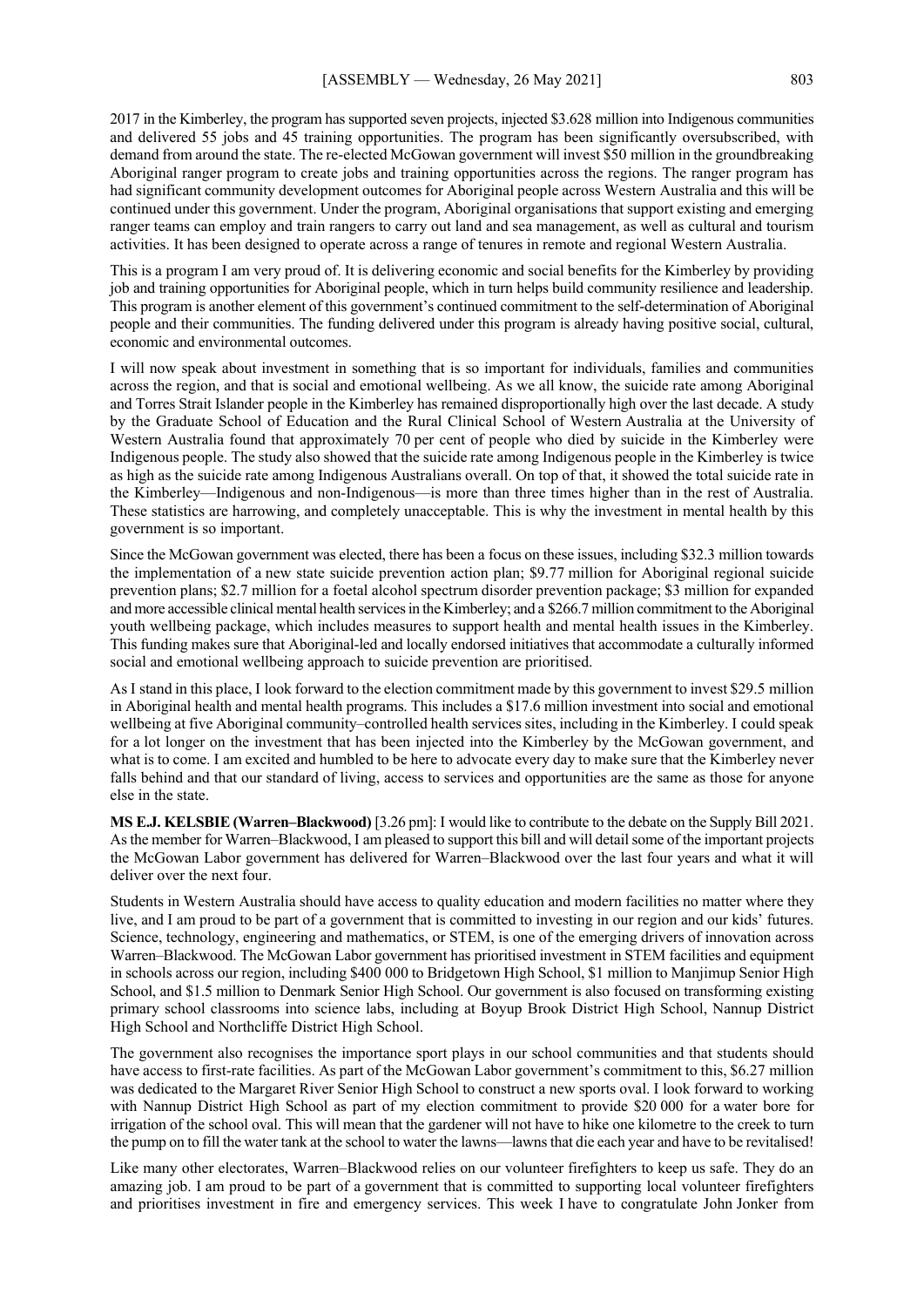2017 in the Kimberley, the program has supported seven projects, injected $3.628 million into Indigenous communities and delivered 55 jobs and 45 training opportunities. The program has been significantly oversubscribed, with demand from around the state. The re-elected McGowan government will invest $50 million in the groundbreaking Aboriginal ranger program to create jobs and training opportunities across the regions. The ranger program has had significant community development outcomes for Aboriginal people across Western Australia and this will be continued under this government. Under the program, Aboriginal organisations that support existing and emerging ranger teams can employ and train rangers to carry out land and sea management, as well as cultural and tourism activities. It has been designed to operate across a range of tenures in remote and regional Western Australia.

This is a program I am very proud of. It is delivering economic and social benefits for the Kimberley by providing job and training opportunities for Aboriginal people, which in turn helps build community resilience and leadership. This program is another element of this government's continued commitment to the self-determination of Aboriginal people and their communities. The funding delivered under this program is already having positive social, cultural, economic and environmental outcomes.

I will now speak about investment in something that is so important for individuals, families and communities across the region, and that is social and emotional wellbeing. As we all know, the suicide rate among Aboriginal and Torres Strait Islander people in the Kimberley has remained disproportionally high over the last decade. A study by the Graduate School of Education and the Rural Clinical School of Western Australia at the University of Western Australia found that approximately 70 per cent of people who died by suicide in the Kimberley were Indigenous people. The study also showed that the suicide rate among Indigenous people in the Kimberley is twice as high as the suicide rate among Indigenous Australians overall. On top of that, it showed the total suicide rate in the Kimberley—Indigenous and non-Indigenous—is more than three times higher than in the rest of Australia. These statistics are harrowing, and completely unacceptable. This is why the investment in mental health by this government is so important.

Since the McGowan government was elected, there has been a focus on these issues, including $32.3 million towards the implementation of a new state suicide prevention action plan; $9.77 million for Aboriginal regional suicide prevention plans; $2.7 million for a foetal alcohol spectrum disorder prevention package; $3 million for expanded and more accessible clinical mental health services in the Kimberley; and a $266.7 million commitment to the Aboriginal youth wellbeing package, which includes measures to support health and mental health issues in the Kimberley. This funding makes sure that Aboriginal-led and locally endorsed initiatives that accommodate a culturally informed social and emotional wellbeing approach to suicide prevention are prioritised.

As I stand in this place, I look forward to the election commitment made by this government to invest $29.5 million in Aboriginal health and mental health programs. This includes a $17.6 million investment into social and emotional wellbeing at five Aboriginal community–controlled health services sites, including in the Kimberley. I could speak for a lot longer on the investment that has been injected into the Kimberley by the McGowan government, and what is to come. I am excited and humbled to be here to advocate every day to make sure that the Kimberley never falls behind and that our standard of living, access to services and opportunities are the same as those for anyone else in the state.

**MS E.J. KELSBIE (Warren–Blackwood)** [3.26 pm]: I would like to contribute to the debate on the Supply Bill 2021. As the member for Warren–Blackwood, I am pleased to support this bill and will detail some of the important projects the McGowan Labor government has delivered for Warren–Blackwood over the last four years and what it will deliver over the next four.

Students in Western Australia should have access to quality education and modern facilities no matter where they live, and I am proud to be part of a government that is committed to investing in our region and our kids' futures. Science, technology, engineering and mathematics, or STEM, is one of the emerging drivers of innovation across Warren–Blackwood. The McGowan Labor government has prioritised investment in STEM facilities and equipment in schools across our region, including $400 000 to Bridgetown High School, $1 million to Manjimup Senior High School, and $1.5 million to Denmark Senior High School. Our government is also focused on transforming existing primary school classrooms into science labs, including at Boyup Brook District High School, Nannup District High School and Northcliffe District High School.

The government also recognises the importance sport plays in our school communities and that students should have access to first-rate facilities. As part of the McGowan Labor government's commitment to this, $6.27 million was dedicated to the Margaret River Senior High School to construct a new sports oval. I look forward to working with Nannup District High School as part of my election commitment to provide $20 000 for a water bore for irrigation of the school oval. This will mean that the gardener will not have to hike one kilometre to the creek to turn the pump on to fill the water tank at the school to water the lawns—lawns that die each year and have to be revitalised!

Like many other electorates, Warren–Blackwood relies on our volunteer firefighters to keep us safe. They do an amazing job. I am proud to be part of a government that is committed to supporting local volunteer firefighters and prioritises investment in fire and emergency services. This week I have to congratulate John Jonker from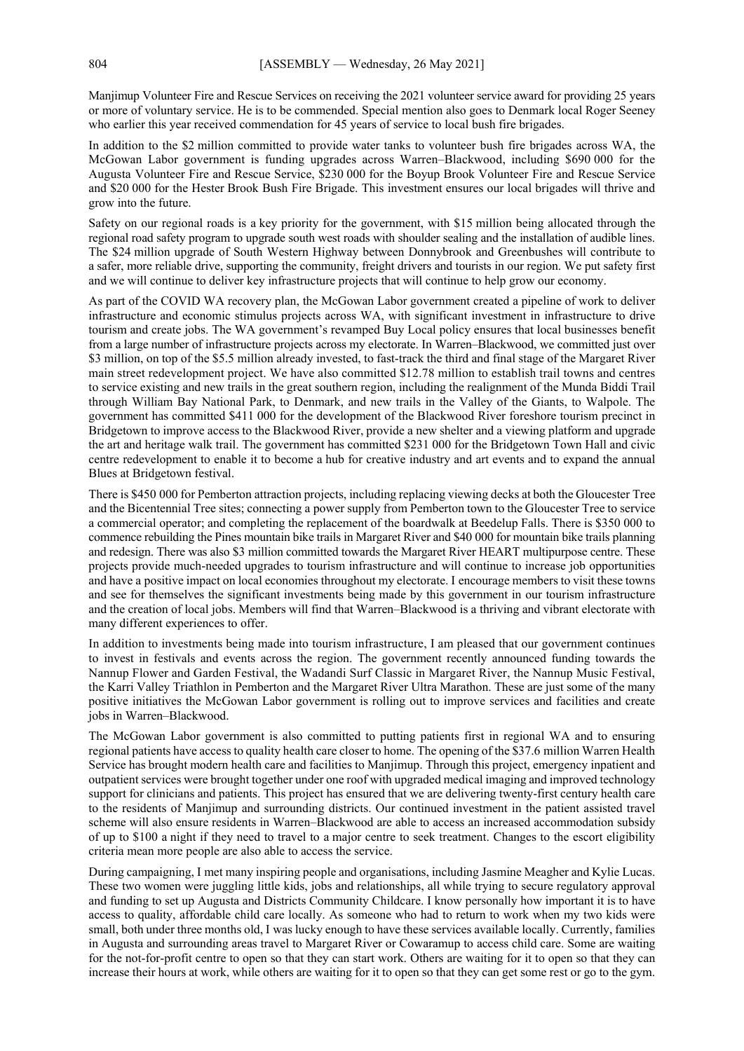Manjimup Volunteer Fire and Rescue Services on receiving the 2021 volunteer service award for providing 25 years or more of voluntary service. He is to be commended. Special mention also goes to Denmark local Roger Seeney who earlier this year received commendation for 45 years of service to local bush fire brigades.

In addition to the $2 million committed to provide water tanks to volunteer bush fire brigades across WA, the McGowan Labor government is funding upgrades across Warren–Blackwood, including $690 000 for the Augusta Volunteer Fire and Rescue Service, $230 000 for the Boyup Brook Volunteer Fire and Rescue Service and $20 000 for the Hester Brook Bush Fire Brigade. This investment ensures our local brigades will thrive and grow into the future.

Safety on our regional roads is a key priority for the government, with $15 million being allocated through the regional road safety program to upgrade south west roads with shoulder sealing and the installation of audible lines. The $24 million upgrade of South Western Highway between Donnybrook and Greenbushes will contribute to a safer, more reliable drive, supporting the community, freight drivers and tourists in our region. We put safety first and we will continue to deliver key infrastructure projects that will continue to help grow our economy.

As part of the COVID WA recovery plan, the McGowan Labor government created a pipeline of work to deliver infrastructure and economic stimulus projects across WA, with significant investment in infrastructure to drive tourism and create jobs. The WA government's revamped Buy Local policy ensures that local businesses benefit from a large number of infrastructure projects across my electorate. In Warren–Blackwood, we committed just over $3 million, on top of the $5.5 million already invested, to fast-track the third and final stage of the Margaret River main street redevelopment project. We have also committed $12.78 million to establish trail towns and centres to service existing and new trails in the great southern region, including the realignment of the Munda Biddi Trail through William Bay National Park, to Denmark, and new trails in the Valley of the Giants, to Walpole. The government has committed $411 000 for the development of the Blackwood River foreshore tourism precinct in Bridgetown to improve access to the Blackwood River, provide a new shelter and a viewing platform and upgrade the art and heritage walk trail. The government has committed $231 000 for the Bridgetown Town Hall and civic centre redevelopment to enable it to become a hub for creative industry and art events and to expand the annual Blues at Bridgetown festival.

There is $450 000 for Pemberton attraction projects, including replacing viewing decks at both the Gloucester Tree and the Bicentennial Tree sites; connecting a power supply from Pemberton town to the Gloucester Tree to service a commercial operator; and completing the replacement of the boardwalk at Beedelup Falls. There is $350 000 to commence rebuilding the Pines mountain bike trails in Margaret River and $40 000 for mountain bike trails planning and redesign. There was also $3 million committed towards the Margaret River HEART multipurpose centre. These projects provide much-needed upgrades to tourism infrastructure and will continue to increase job opportunities and have a positive impact on local economies throughout my electorate. I encourage members to visit these towns and see for themselves the significant investments being made by this government in our tourism infrastructure and the creation of local jobs. Members will find that Warren–Blackwood is a thriving and vibrant electorate with many different experiences to offer.

In addition to investments being made into tourism infrastructure, I am pleased that our government continues to invest in festivals and events across the region. The government recently announced funding towards the Nannup Flower and Garden Festival, the Wadandi Surf Classic in Margaret River, the Nannup Music Festival, the Karri Valley Triathlon in Pemberton and the Margaret River Ultra Marathon. These are just some of the many positive initiatives the McGowan Labor government is rolling out to improve services and facilities and create jobs in Warren–Blackwood.

The McGowan Labor government is also committed to putting patients first in regional WA and to ensuring regional patients have access to quality health care closer to home. The opening of the $37.6 million Warren Health Service has brought modern health care and facilities to Manjimup. Through this project, emergency inpatient and outpatient services were brought together under one roof with upgraded medical imaging and improved technology support for clinicians and patients. This project has ensured that we are delivering twenty-first century health care to the residents of Manjimup and surrounding districts. Our continued investment in the patient assisted travel scheme will also ensure residents in Warren–Blackwood are able to access an increased accommodation subsidy of up to $100 a night if they need to travel to a major centre to seek treatment. Changes to the escort eligibility criteria mean more people are also able to access the service.

During campaigning, I met many inspiring people and organisations, including Jasmine Meagher and Kylie Lucas. These two women were juggling little kids, jobs and relationships, all while trying to secure regulatory approval and funding to set up Augusta and Districts Community Childcare. I know personally how important it is to have access to quality, affordable child care locally. As someone who had to return to work when my two kids were small, both under three months old, I was lucky enough to have these services available locally. Currently, families in Augusta and surrounding areas travel to Margaret River or Cowaramup to access child care. Some are waiting for the not-for-profit centre to open so that they can start work. Others are waiting for it to open so that they can increase their hours at work, while others are waiting for it to open so that they can get some rest or go to the gym.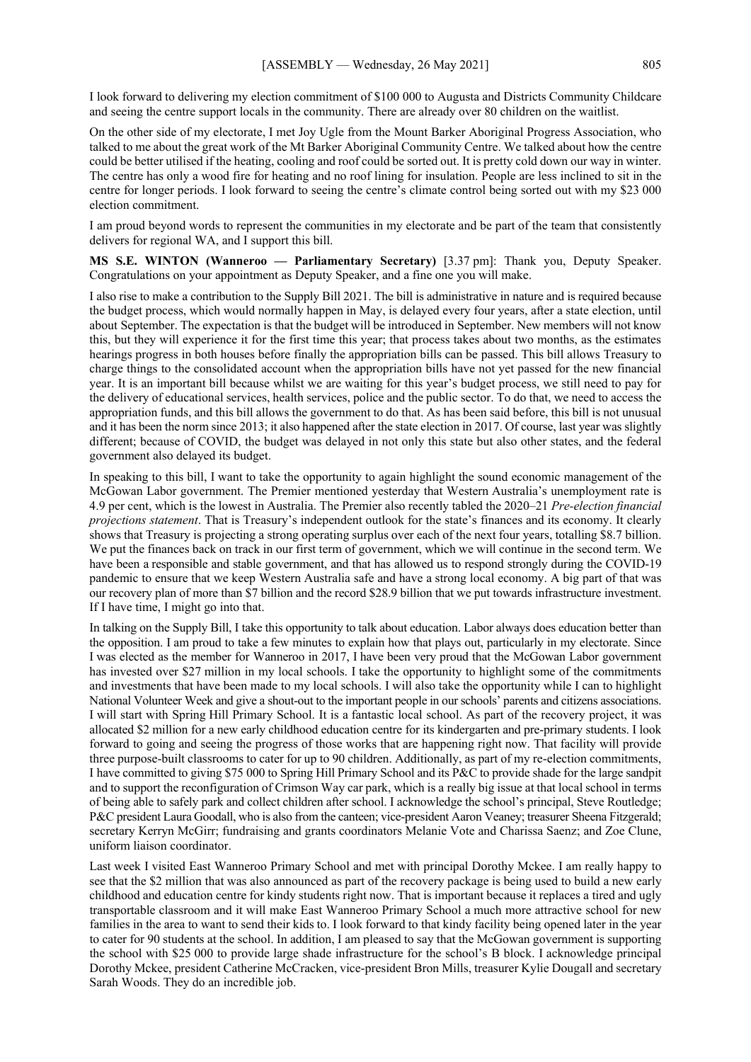I look forward to delivering my election commitment of $100 000 to Augusta and Districts Community Childcare and seeing the centre support locals in the community. There are already over 80 children on the waitlist.

On the other side of my electorate, I met Joy Ugle from the Mount Barker Aboriginal Progress Association, who talked to me about the great work of the Mt Barker Aboriginal Community Centre. We talked about how the centre could be better utilised if the heating, cooling and roof could be sorted out. It is pretty cold down our way in winter. The centre has only a wood fire for heating and no roof lining for insulation. People are less inclined to sit in the centre for longer periods. I look forward to seeing the centre's climate control being sorted out with my $23 000 election commitment.

I am proud beyond words to represent the communities in my electorate and be part of the team that consistently delivers for regional WA, and I support this bill.

**MS S.E. WINTON (Wanneroo — Parliamentary Secretary)** [3.37 pm]: Thank you, Deputy Speaker. Congratulations on your appointment as Deputy Speaker, and a fine one you will make.

I also rise to make a contribution to the Supply Bill 2021. The bill is administrative in nature and is required because the budget process, which would normally happen in May, is delayed every four years, after a state election, until about September. The expectation is that the budget will be introduced in September. New members will not know this, but they will experience it for the first time this year; that process takes about two months, as the estimates hearings progress in both houses before finally the appropriation bills can be passed. This bill allows Treasury to charge things to the consolidated account when the appropriation bills have not yet passed for the new financial year. It is an important bill because whilst we are waiting for this year's budget process, we still need to pay for the delivery of educational services, health services, police and the public sector. To do that, we need to access the appropriation funds, and this bill allows the government to do that. As has been said before, this bill is not unusual and it has been the norm since 2013; it also happened after the state election in 2017. Of course, last year was slightly different; because of COVID, the budget was delayed in not only this state but also other states, and the federal government also delayed its budget.

In speaking to this bill, I want to take the opportunity to again highlight the sound economic management of the McGowan Labor government. The Premier mentioned yesterday that Western Australia's unemployment rate is 4.9 per cent, which is the lowest in Australia. The Premier also recently tabled the 2020–21 *Pre-election financial projections statement*. That is Treasury's independent outlook for the state's finances and its economy. It clearly shows that Treasury is projecting a strong operating surplus over each of the next four years, totalling $8.7 billion. We put the finances back on track in our first term of government, which we will continue in the second term. We have been a responsible and stable government, and that has allowed us to respond strongly during the COVID-19 pandemic to ensure that we keep Western Australia safe and have a strong local economy. A big part of that was our recovery plan of more than $7 billion and the record $28.9 billion that we put towards infrastructure investment. If I have time, I might go into that.

In talking on the Supply Bill, I take this opportunity to talk about education. Labor always does education better than the opposition. I am proud to take a few minutes to explain how that plays out, particularly in my electorate. Since I was elected as the member for Wanneroo in 2017, I have been very proud that the McGowan Labor government has invested over $27 million in my local schools. I take the opportunity to highlight some of the commitments and investments that have been made to my local schools. I will also take the opportunity while I can to highlight National Volunteer Week and give a shout-out to the important people in our schools' parents and citizens associations. I will start with Spring Hill Primary School. It is a fantastic local school. As part of the recovery project, it was allocated $2 million for a new early childhood education centre for its kindergarten and pre-primary students. I look forward to going and seeing the progress of those works that are happening right now. That facility will provide three purpose-built classrooms to cater for up to 90 children. Additionally, as part of my re-election commitments, I have committed to giving $75 000 to Spring Hill Primary School and its P&C to provide shade for the large sandpit and to support the reconfiguration of Crimson Way car park, which is a really big issue at that local school in terms of being able to safely park and collect children after school. I acknowledge the school's principal, Steve Routledge; P&C president Laura Goodall, who is also from the canteen; vice-president Aaron Veaney; treasurer Sheena Fitzgerald; secretary Kerryn McGirr; fundraising and grants coordinators Melanie Vote and Charissa Saenz; and Zoe Clune, uniform liaison coordinator.

Last week I visited East Wanneroo Primary School and met with principal Dorothy Mckee. I am really happy to see that the $2 million that was also announced as part of the recovery package is being used to build a new early childhood and education centre for kindy students right now. That is important because it replaces a tired and ugly transportable classroom and it will make East Wanneroo Primary School a much more attractive school for new families in the area to want to send their kids to. I look forward to that kindy facility being opened later in the year to cater for 90 students at the school. In addition, I am pleased to say that the McGowan government is supporting the school with $25 000 to provide large shade infrastructure for the school's B block. I acknowledge principal Dorothy Mckee, president Catherine McCracken, vice-president Bron Mills, treasurer Kylie Dougall and secretary Sarah Woods. They do an incredible job.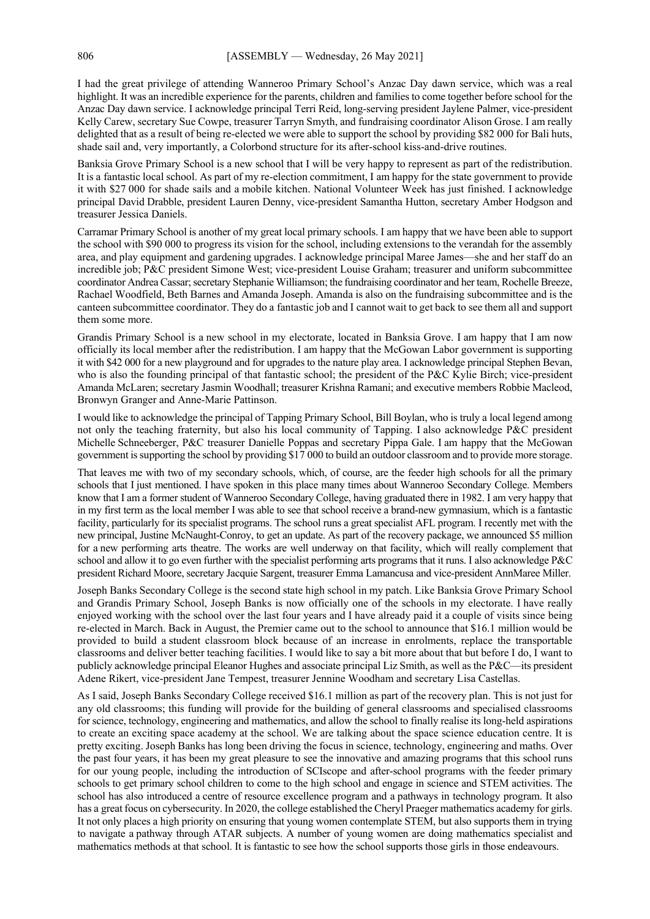I had the great privilege of attending Wanneroo Primary School's Anzac Day dawn service, which was a real highlight. It was an incredible experience for the parents, children and families to come together before school for the Anzac Day dawn service. I acknowledge principal Terri Reid, long-serving president Jaylene Palmer, vice-president Kelly Carew, secretary Sue Cowpe, treasurer Tarryn Smyth, and fundraising coordinator Alison Grose. I am really delighted that as a result of being re-elected we were able to support the school by providing $82 000 for Bali huts, shade sail and, very importantly, a Colorbond structure for its after-school kiss-and-drive routines.

Banksia Grove Primary School is a new school that I will be very happy to represent as part of the redistribution. It is a fantastic local school. As part of my re-election commitment, I am happy for the state government to provide it with $27 000 for shade sails and a mobile kitchen. National Volunteer Week has just finished. I acknowledge principal David Drabble, president Lauren Denny, vice-president Samantha Hutton, secretary Amber Hodgson and treasurer Jessica Daniels.

Carramar Primary School is another of my great local primary schools. I am happy that we have been able to support the school with $90 000 to progress its vision for the school, including extensions to the verandah for the assembly area, and play equipment and gardening upgrades. I acknowledge principal Maree James—she and her staff do an incredible job; P&C president Simone West; vice-president Louise Graham; treasurer and uniform subcommittee coordinator Andrea Cassar; secretary Stephanie Williamson; the fundraising coordinator and her team, Rochelle Breeze, Rachael Woodfield, Beth Barnes and Amanda Joseph. Amanda is also on the fundraising subcommittee and is the canteen subcommittee coordinator. They do a fantastic job and I cannot wait to get back to see them all and support them some more.

Grandis Primary School is a new school in my electorate, located in Banksia Grove. I am happy that I am now officially its local member after the redistribution. I am happy that the McGowan Labor government is supporting it with $42 000 for a new playground and for upgrades to the nature play area. I acknowledge principal Stephen Bevan, who is also the founding principal of that fantastic school; the president of the P&C Kylie Birch; vice-president Amanda McLaren; secretary Jasmin Woodhall; treasurer Krishna Ramani; and executive members Robbie Macleod, Bronwyn Granger and Anne-Marie Pattinson.

I would like to acknowledge the principal of Tapping Primary School, Bill Boylan, who is truly a local legend among not only the teaching fraternity, but also his local community of Tapping. I also acknowledge P&C president Michelle Schneeberger, P&C treasurer Danielle Poppas and secretary Pippa Gale. I am happy that the McGowan government is supporting the school by providing $17 000 to build an outdoor classroom and to provide more storage.

That leaves me with two of my secondary schools, which, of course, are the feeder high schools for all the primary schools that I just mentioned. I have spoken in this place many times about Wanneroo Secondary College. Members know that I am a former student of Wanneroo Secondary College, having graduated there in 1982. I am very happy that in my first term as the local member I was able to see that school receive a brand-new gymnasium, which is a fantastic facility, particularly for its specialist programs. The school runs a great specialist AFL program. I recently met with the new principal, Justine McNaught-Conroy, to get an update. As part of the recovery package, we announced $5 million for a new performing arts theatre. The works are well underway on that facility, which will really complement that school and allow it to go even further with the specialist performing arts programs that it runs. I also acknowledge P&C president Richard Moore, secretary Jacquie Sargent, treasurer Emma Lamancusa and vice-president AnnMaree Miller.

Joseph Banks Secondary College is the second state high school in my patch. Like Banksia Grove Primary School and Grandis Primary School, Joseph Banks is now officially one of the schools in my electorate. I have really enjoyed working with the school over the last four years and I have already paid it a couple of visits since being re-elected in March. Back in August, the Premier came out to the school to announce that $16.1 million would be provided to build a student classroom block because of an increase in enrolments, replace the transportable classrooms and deliver better teaching facilities. I would like to say a bit more about that but before I do, I want to publicly acknowledge principal Eleanor Hughes and associate principal Liz Smith, as well as the P&C—its president Adene Rikert, vice-president Jane Tempest, treasurer Jennine Woodham and secretary Lisa Castellas.

As I said, Joseph Banks Secondary College received $16.1 million as part of the recovery plan. This is not just for any old classrooms; this funding will provide for the building of general classrooms and specialised classrooms for science, technology, engineering and mathematics, and allow the school to finally realise its long-held aspirations to create an exciting space academy at the school. We are talking about the space science education centre. It is pretty exciting. Joseph Banks has long been driving the focus in science, technology, engineering and maths. Over the past four years, it has been my great pleasure to see the innovative and amazing programs that this school runs for our young people, including the introduction of SCIscope and after-school programs with the feeder primary schools to get primary school children to come to the high school and engage in science and STEM activities. The school has also introduced a centre of resource excellence program and a pathways in technology program. It also has a great focus on cybersecurity. In 2020, the college established the Cheryl Praeger mathematics academy for girls. It not only places a high priority on ensuring that young women contemplate STEM, but also supports them in trying to navigate a pathway through ATAR subjects. A number of young women are doing mathematics specialist and mathematics methods at that school. It is fantastic to see how the school supports those girls in those endeavours.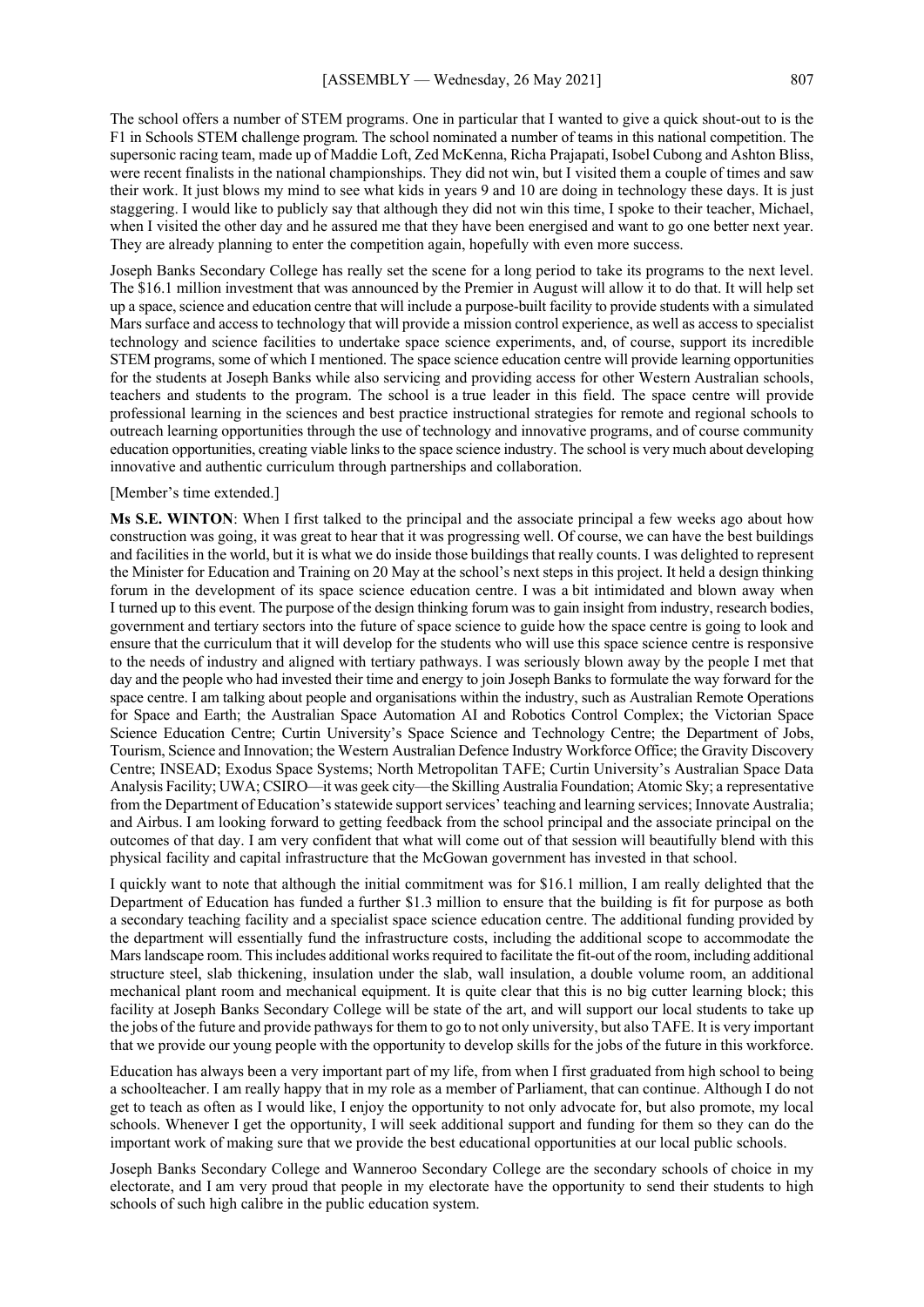The school offers a number of STEM programs. One in particular that I wanted to give a quick shout-out to is the F1 in Schools STEM challenge program. The school nominated a number of teams in this national competition. The supersonic racing team, made up of Maddie Loft, Zed McKenna, Richa Prajapati, Isobel Cubong and Ashton Bliss, were recent finalists in the national championships. They did not win, but I visited them a couple of times and saw their work. It just blows my mind to see what kids in years 9 and 10 are doing in technology these days. It is just staggering. I would like to publicly say that although they did not win this time, I spoke to their teacher, Michael, when I visited the other day and he assured me that they have been energised and want to go one better next year. They are already planning to enter the competition again, hopefully with even more success.

Joseph Banks Secondary College has really set the scene for a long period to take its programs to the next level. The $16.1 million investment that was announced by the Premier in August will allow it to do that. It will help set up a space, science and education centre that will include a purpose-built facility to provide students with a simulated Mars surface and access to technology that will provide a mission control experience, as well as access to specialist technology and science facilities to undertake space science experiments, and, of course, support its incredible STEM programs, some of which I mentioned. The space science education centre will provide learning opportunities for the students at Joseph Banks while also servicing and providing access for other Western Australian schools, teachers and students to the program. The school is a true leader in this field. The space centre will provide professional learning in the sciences and best practice instructional strategies for remote and regional schools to outreach learning opportunities through the use of technology and innovative programs, and of course community education opportunities, creating viable links to the space science industry. The school is very much about developing innovative and authentic curriculum through partnerships and collaboration.

[Member's time extended.]

**Ms S.E. WINTON**: When I first talked to the principal and the associate principal a few weeks ago about how construction was going, it was great to hear that it was progressing well. Of course, we can have the best buildings and facilities in the world, but it is what we do inside those buildings that really counts. I was delighted to represent the Minister for Education and Training on 20 May at the school's next steps in this project. It held a design thinking forum in the development of its space science education centre. I was a bit intimidated and blown away when I turned up to this event. The purpose of the design thinking forum was to gain insight from industry, research bodies, government and tertiary sectors into the future of space science to guide how the space centre is going to look and ensure that the curriculum that it will develop for the students who will use this space science centre is responsive to the needs of industry and aligned with tertiary pathways. I was seriously blown away by the people I met that day and the people who had invested their time and energy to join Joseph Banks to formulate the way forward for the space centre. I am talking about people and organisations within the industry, such as Australian Remote Operations for Space and Earth; the Australian Space Automation AI and Robotics Control Complex; the Victorian Space Science Education Centre; Curtin University's Space Science and Technology Centre; the Department of Jobs, Tourism, Science and Innovation; the Western Australian Defence Industry Workforce Office; the Gravity Discovery Centre; INSEAD; Exodus Space Systems; North Metropolitan TAFE; Curtin University's Australian Space Data Analysis Facility; UWA; CSIRO—it was geek city—the Skilling Australia Foundation; Atomic Sky; a representative from the Department of Education's statewide support services' teaching and learning services; Innovate Australia; and Airbus. I am looking forward to getting feedback from the school principal and the associate principal on the outcomes of that day. I am very confident that what will come out of that session will beautifully blend with this physical facility and capital infrastructure that the McGowan government has invested in that school.

I quickly want to note that although the initial commitment was for $16.1 million, I am really delighted that the Department of Education has funded a further $1.3 million to ensure that the building is fit for purpose as both a secondary teaching facility and a specialist space science education centre. The additional funding provided by the department will essentially fund the infrastructure costs, including the additional scope to accommodate the Mars landscape room. This includes additional works required to facilitate the fit-out of the room, including additional structure steel, slab thickening, insulation under the slab, wall insulation, a double volume room, an additional mechanical plant room and mechanical equipment. It is quite clear that this is no big cutter learning block; this facility at Joseph Banks Secondary College will be state of the art, and will support our local students to take up the jobs of the future and provide pathways for them to go to not only university, but also TAFE. It is very important that we provide our young people with the opportunity to develop skills for the jobs of the future in this workforce.

Education has always been a very important part of my life, from when I first graduated from high school to being a schoolteacher. I am really happy that in my role as a member of Parliament, that can continue. Although I do not get to teach as often as I would like, I enjoy the opportunity to not only advocate for, but also promote, my local schools. Whenever I get the opportunity, I will seek additional support and funding for them so they can do the important work of making sure that we provide the best educational opportunities at our local public schools.

Joseph Banks Secondary College and Wanneroo Secondary College are the secondary schools of choice in my electorate, and I am very proud that people in my electorate have the opportunity to send their students to high schools of such high calibre in the public education system.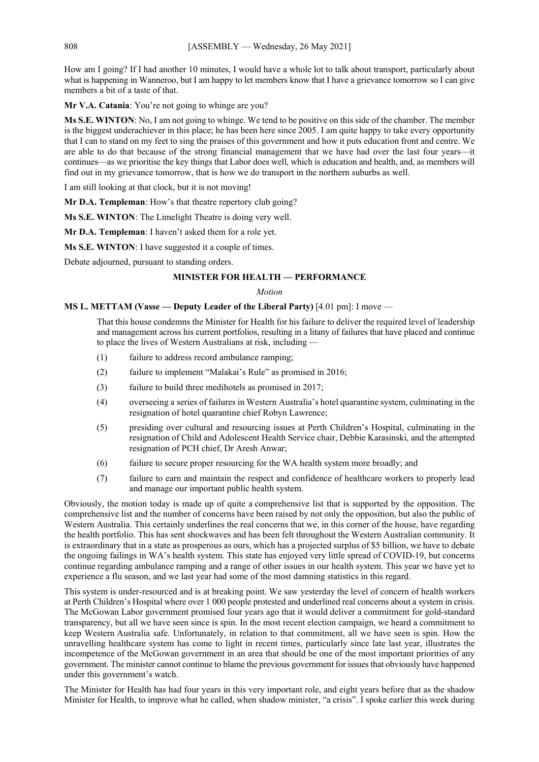How am I going? If I had another 10 minutes, I would have a whole lot to talk about transport, particularly about what is happening in Wanneroo, but I am happy to let members know that I have a grievance tomorrow so I can give members a bit of a taste of that.

**Mr V.A. Catania**: You're not going to whinge are you?

**Ms S.E. WINTON**: No, I am not going to whinge. We tend to be positive on this side of the chamber. The member is the biggest underachiever in this place; he has been here since 2005. I am quite happy to take every opportunity that I can to stand on my feet to sing the praises of this government and how it puts education front and centre. We are able to do that because of the strong financial management that we have had over the last four years—it continues—as we prioritise the key things that Labor does well, which is education and health, and, as members will find out in my grievance tomorrow, that is how we do transport in the northern suburbs as well.

I am still looking at that clock, but it is not moving!

**Mr D.A. Templeman**: How's that theatre repertory club going?

**Ms S.E. WINTON**: The Limelight Theatre is doing very well.

**Mr D.A. Templeman**: I haven't asked them for a role yet.

**Ms S.E. WINTON**: I have suggested it a couple of times.

Debate adjourned, pursuant to standing orders.

## MINISTER FOR HEALTH — PERFORMANCE

*Motion*

**MS L. METTAM (Vasse — Deputy Leader of the Liberal Party)** [4.01 pm]: I move —

> That this house condemns the Minister for Health for his failure to deliver the required level of leadership and management across his current portfolios, resulting in a litany of failures that have placed and continue to place the lives of Western Australians at risk, including —
>
> (1) failure to address record ambulance ramping;
>
> (2) failure to implement "Malakai's Rule" as promised in 2016;
>
> (3) failure to build three medihotels as promised in 2017;
>
> (4) overseeing a series of failures in Western Australia's hotel quarantine system, culminating in the resignation of hotel quarantine chief Robyn Lawrence;
>
> (5) presiding over cultural and resourcing issues at Perth Children's Hospital, culminating in the resignation of Child and Adolescent Health Service chair, Debbie Karasinski, and the attempted resignation of PCH chief, Dr Aresh Anwar;
>
> (6) failure to secure proper resourcing for the WA health system more broadly; and
>
> (7) failure to earn and maintain the respect and confidence of healthcare workers to properly lead and manage our important public health system.

Obviously, the motion today is made up of quite a comprehensive list that is supported by the opposition. The comprehensive list and the number of concerns have been raised by not only the opposition, but also the public of Western Australia. This certainly underlines the real concerns that we, in this corner of the house, have regarding the health portfolio. This has sent shockwaves and has been felt throughout the Western Australian community. It is extraordinary that in a state as prosperous as ours, which has a projected surplus of $5 billion, we have to debate the ongoing failings in WA's health system. This state has enjoyed very little spread of COVID-19, but concerns continue regarding ambulance ramping and a range of other issues in our health system. This year we have yet to experience a flu season, and we last year had some of the most damning statistics in this regard.

This system is under-resourced and is at breaking point. We saw yesterday the level of concern of health workers at Perth Children's Hospital where over 1 000 people protested and underlined real concerns about a system in crisis. The McGowan Labor government promised four years ago that it would deliver a commitment for gold-standard transparency, but all we have seen since is spin. In the most recent election campaign, we heard a commitment to keep Western Australia safe. Unfortunately, in relation to that commitment, all we have seen is spin. How the unravelling healthcare system has come to light in recent times, particularly since late last year, illustrates the incompetence of the McGowan government in an area that should be one of the most important priorities of any government. The minister cannot continue to blame the previous government for issues that obviously have happened under this government's watch.

The Minister for Health has had four years in this very important role, and eight years before that as the shadow Minister for Health, to improve what he called, when shadow minister, "a crisis". I spoke earlier this week during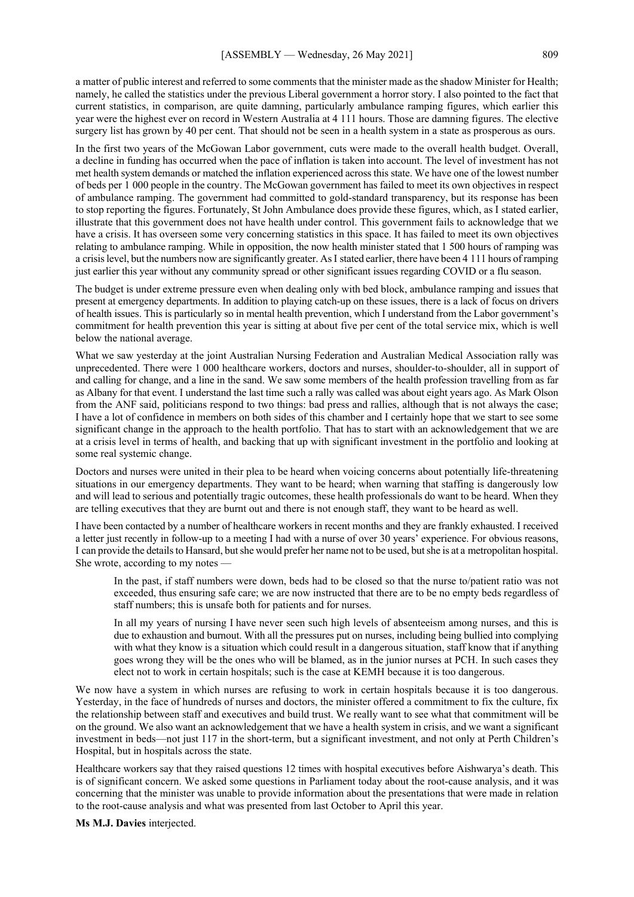a matter of public interest and referred to some comments that the minister made as the shadow Minister for Health; namely, he called the statistics under the previous Liberal government a horror story. I also pointed to the fact that current statistics, in comparison, are quite damning, particularly ambulance ramping figures, which earlier this year were the highest ever on record in Western Australia at 4 111 hours. Those are damning figures. The elective surgery list has grown by 40 per cent. That should not be seen in a health system in a state as prosperous as ours.

In the first two years of the McGowan Labor government, cuts were made to the overall health budget. Overall, a decline in funding has occurred when the pace of inflation is taken into account. The level of investment has not met health system demands or matched the inflation experienced across this state. We have one of the lowest number of beds per 1 000 people in the country. The McGowan government has failed to meet its own objectives in respect of ambulance ramping. The government had committed to gold-standard transparency, but its response has been to stop reporting the figures. Fortunately, St John Ambulance does provide these figures, which, as I stated earlier, illustrate that this government does not have health under control. This government fails to acknowledge that we have a crisis. It has overseen some very concerning statistics in this space. It has failed to meet its own objectives relating to ambulance ramping. While in opposition, the now health minister stated that 1 500 hours of ramping was a crisis level, but the numbers now are significantly greater. As I stated earlier, there have been 4 111 hours of ramping just earlier this year without any community spread or other significant issues regarding COVID or a flu season.

The budget is under extreme pressure even when dealing only with bed block, ambulance ramping and issues that present at emergency departments. In addition to playing catch-up on these issues, there is a lack of focus on drivers of health issues. This is particularly so in mental health prevention, which I understand from the Labor government's commitment for health prevention this year is sitting at about five per cent of the total service mix, which is well below the national average.

What we saw yesterday at the joint Australian Nursing Federation and Australian Medical Association rally was unprecedented. There were 1 000 healthcare workers, doctors and nurses, shoulder-to-shoulder, all in support of and calling for change, and a line in the sand. We saw some members of the health profession travelling from as far as Albany for that event. I understand the last time such a rally was called was about eight years ago. As Mark Olson from the ANF said, politicians respond to two things: bad press and rallies, although that is not always the case; I have a lot of confidence in members on both sides of this chamber and I certainly hope that we start to see some significant change in the approach to the health portfolio. That has to start with an acknowledgement that we are at a crisis level in terms of health, and backing that up with significant investment in the portfolio and looking at some real systemic change.

Doctors and nurses were united in their plea to be heard when voicing concerns about potentially life-threatening situations in our emergency departments. They want to be heard; when warning that staffing is dangerously low and will lead to serious and potentially tragic outcomes, these health professionals do want to be heard. When they are telling executives that they are burnt out and there is not enough staff, they want to be heard as well.

I have been contacted by a number of healthcare workers in recent months and they are frankly exhausted. I received a letter just recently in follow-up to a meeting I had with a nurse of over 30 years' experience. For obvious reasons, I can provide the details to Hansard, but she would prefer her name not to be used, but she is at a metropolitan hospital. She wrote, according to my notes —

> In the past, if staff numbers were down, beds had to be closed so that the nurse to/patient ratio was not exceeded, thus ensuring safe care; we are now instructed that there are to be no empty beds regardless of staff numbers; this is unsafe both for patients and for nurses.
>
> In all my years of nursing I have never seen such high levels of absenteeism among nurses, and this is due to exhaustion and burnout. With all the pressures put on nurses, including being bullied into complying with what they know is a situation which could result in a dangerous situation, staff know that if anything goes wrong they will be the ones who will be blamed, as in the junior nurses at PCH. In such cases they elect not to work in certain hospitals; such is the case at KEMH because it is too dangerous.

We now have a system in which nurses are refusing to work in certain hospitals because it is too dangerous. Yesterday, in the face of hundreds of nurses and doctors, the minister offered a commitment to fix the culture, fix the relationship between staff and executives and build trust. We really want to see what that commitment will be on the ground. We also want an acknowledgement that we have a health system in crisis, and we want a significant investment in beds—not just 117 in the short-term, but a significant investment, and not only at Perth Children's Hospital, but in hospitals across the state.

Healthcare workers say that they raised questions 12 times with hospital executives before Aishwarya's death. This is of significant concern. We asked some questions in Parliament today about the root-cause analysis, and it was concerning that the minister was unable to provide information about the presentations that were made in relation to the root-cause analysis and what was presented from last October to April this year.

**Ms M.J. Davies** interjected.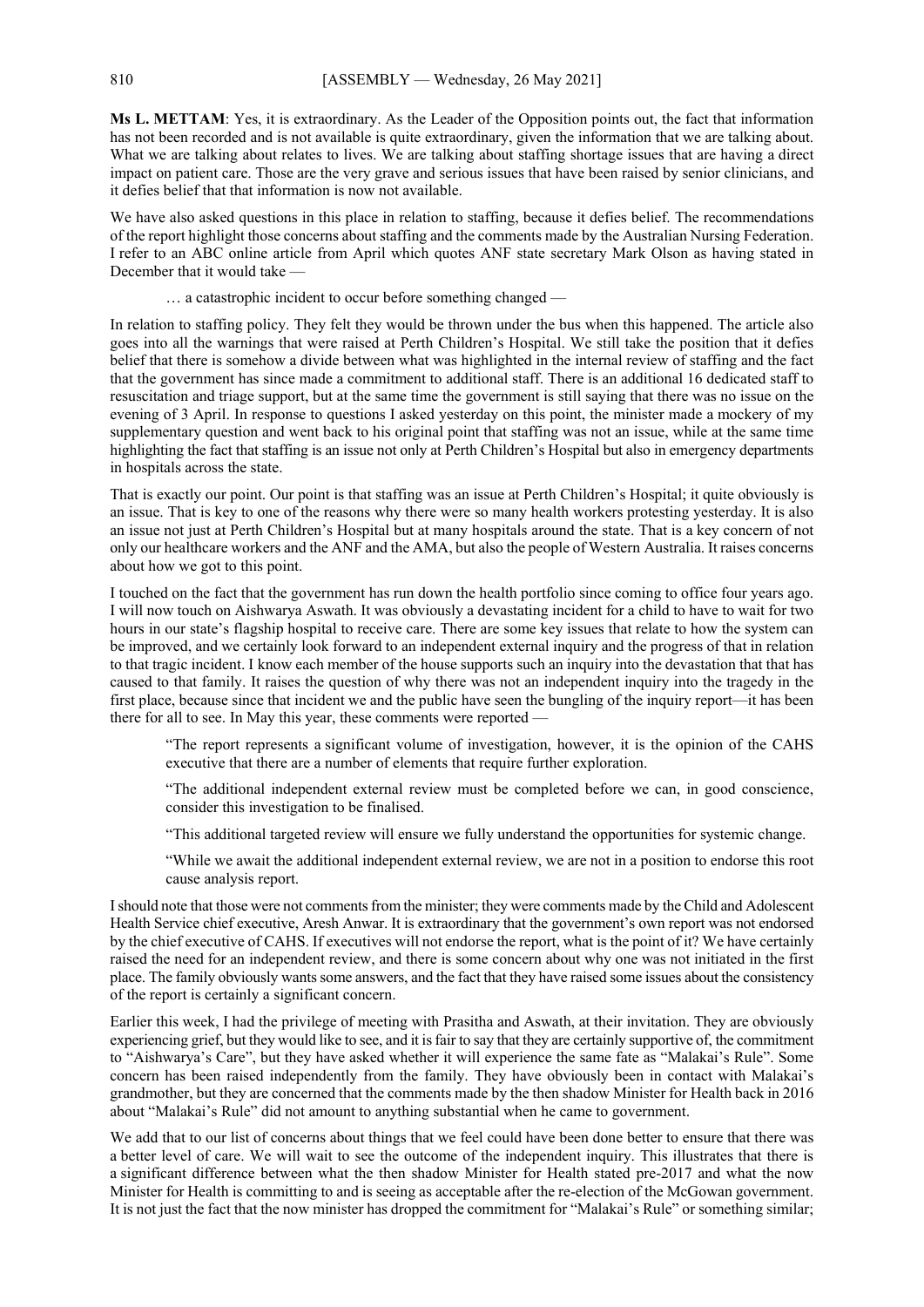**Ms L. METTAM**: Yes, it is extraordinary. As the Leader of the Opposition points out, the fact that information has not been recorded and is not available is quite extraordinary, given the information that we are talking about. What we are talking about relates to lives. We are talking about staffing shortage issues that are having a direct impact on patient care. Those are the very grave and serious issues that have been raised by senior clinicians, and it defies belief that that information is now not available.

We have also asked questions in this place in relation to staffing, because it defies belief. The recommendations of the report highlight those concerns about staffing and the comments made by the Australian Nursing Federation. I refer to an ABC online article from April which quotes ANF state secretary Mark Olson as having stated in December that it would take —

> … a catastrophic incident to occur before something changed —

In relation to staffing policy. They felt they would be thrown under the bus when this happened. The article also goes into all the warnings that were raised at Perth Children's Hospital. We still take the position that it defies belief that there is somehow a divide between what was highlighted in the internal review of staffing and the fact that the government has since made a commitment to additional staff. There is an additional 16 dedicated staff to resuscitation and triage support, but at the same time the government is still saying that there was no issue on the evening of 3 April. In response to questions I asked yesterday on this point, the minister made a mockery of my supplementary question and went back to his original point that staffing was not an issue, while at the same time highlighting the fact that staffing is an issue not only at Perth Children's Hospital but also in emergency departments in hospitals across the state.

That is exactly our point. Our point is that staffing was an issue at Perth Children's Hospital; it quite obviously is an issue. That is key to one of the reasons why there were so many health workers protesting yesterday. It is also an issue not just at Perth Children's Hospital but at many hospitals around the state. That is a key concern of not only our healthcare workers and the ANF and the AMA, but also the people of Western Australia. It raises concerns about how we got to this point.

I touched on the fact that the government has run down the health portfolio since coming to office four years ago. I will now touch on Aishwarya Aswath. It was obviously a devastating incident for a child to have to wait for two hours in our state's flagship hospital to receive care. There are some key issues that relate to how the system can be improved, and we certainly look forward to an independent external inquiry and the progress of that in relation to that tragic incident. I know each member of the house supports such an inquiry into the devastation that that has caused to that family. It raises the question of why there was not an independent inquiry into the tragedy in the first place, because since that incident we and the public have seen the bungling of the inquiry report—it has been there for all to see. In May this year, these comments were reported —

> "The report represents a significant volume of investigation, however, it is the opinion of the CAHS executive that there are a number of elements that require further exploration.
>
> "The additional independent external review must be completed before we can, in good conscience, consider this investigation to be finalised.
>
> "This additional targeted review will ensure we fully understand the opportunities for systemic change.
>
> "While we await the additional independent external review, we are not in a position to endorse this root cause analysis report.

I should note that those were not comments from the minister; they were comments made by the Child and Adolescent Health Service chief executive, Aresh Anwar. It is extraordinary that the government's own report was not endorsed by the chief executive of CAHS. If executives will not endorse the report, what is the point of it? We have certainly raised the need for an independent review, and there is some concern about why one was not initiated in the first place. The family obviously wants some answers, and the fact that they have raised some issues about the consistency of the report is certainly a significant concern.

Earlier this week, I had the privilege of meeting with Prasitha and Aswath, at their invitation. They are obviously experiencing grief, but they would like to see, and it is fair to say that they are certainly supportive of, the commitment to "Aishwarya's Care", but they have asked whether it will experience the same fate as "Malakai's Rule". Some concern has been raised independently from the family. They have obviously been in contact with Malakai's grandmother, but they are concerned that the comments made by the then shadow Minister for Health back in 2016 about "Malakai's Rule" did not amount to anything substantial when he came to government.

We add that to our list of concerns about things that we feel could have been done better to ensure that there was a better level of care. We will wait to see the outcome of the independent inquiry. This illustrates that there is a significant difference between what the then shadow Minister for Health stated pre-2017 and what the now Minister for Health is committing to and is seeing as acceptable after the re-election of the McGowan government. It is not just the fact that the now minister has dropped the commitment for "Malakai's Rule" or something similar;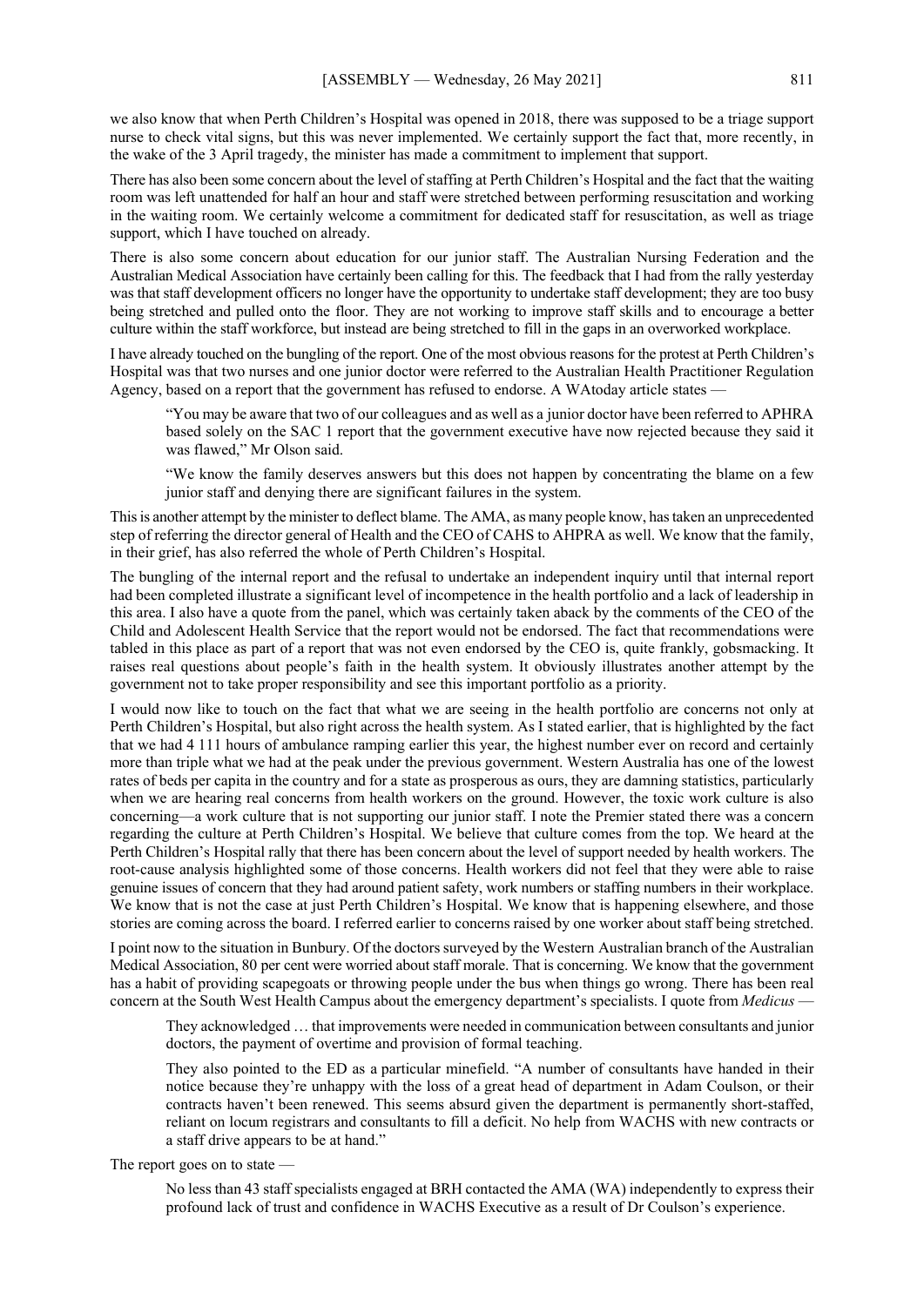we also know that when Perth Children's Hospital was opened in 2018, there was supposed to be a triage support nurse to check vital signs, but this was never implemented. We certainly support the fact that, more recently, in the wake of the 3 April tragedy, the minister has made a commitment to implement that support.

There has also been some concern about the level of staffing at Perth Children's Hospital and the fact that the waiting room was left unattended for half an hour and staff were stretched between performing resuscitation and working in the waiting room. We certainly welcome a commitment for dedicated staff for resuscitation, as well as triage support, which I have touched on already.

There is also some concern about education for our junior staff. The Australian Nursing Federation and the Australian Medical Association have certainly been calling for this. The feedback that I had from the rally yesterday was that staff development officers no longer have the opportunity to undertake staff development; they are too busy being stretched and pulled onto the floor. They are not working to improve staff skills and to encourage a better culture within the staff workforce, but instead are being stretched to fill in the gaps in an overworked workplace.

I have already touched on the bungling of the report. One of the most obvious reasons for the protest at Perth Children's Hospital was that two nurses and one junior doctor were referred to the Australian Health Practitioner Regulation Agency, based on a report that the government has refused to endorse. A WAtoday article states —

> "You may be aware that two of our colleagues and as well as a junior doctor have been referred to APHRA based solely on the SAC 1 report that the government executive have now rejected because they said it was flawed," Mr Olson said.
>
> "We know the family deserves answers but this does not happen by concentrating the blame on a few junior staff and denying there are significant failures in the system.

This is another attempt by the minister to deflect blame. The AMA, as many people know, has taken an unprecedented step of referring the director general of Health and the CEO of CAHS to AHPRA as well. We know that the family, in their grief, has also referred the whole of Perth Children's Hospital.

The bungling of the internal report and the refusal to undertake an independent inquiry until that internal report had been completed illustrate a significant level of incompetence in the health portfolio and a lack of leadership in this area. I also have a quote from the panel, which was certainly taken aback by the comments of the CEO of the Child and Adolescent Health Service that the report would not be endorsed. The fact that recommendations were tabled in this place as part of a report that was not even endorsed by the CEO is, quite frankly, gobsmacking. It raises real questions about people's faith in the health system. It obviously illustrates another attempt by the government not to take proper responsibility and see this important portfolio as a priority.

I would now like to touch on the fact that what we are seeing in the health portfolio are concerns not only at Perth Children's Hospital, but also right across the health system. As I stated earlier, that is highlighted by the fact that we had 4 111 hours of ambulance ramping earlier this year, the highest number ever on record and certainly more than triple what we had at the peak under the previous government. Western Australia has one of the lowest rates of beds per capita in the country and for a state as prosperous as ours, they are damning statistics, particularly when we are hearing real concerns from health workers on the ground. However, the toxic work culture is also concerning—a work culture that is not supporting our junior staff. I note the Premier stated there was a concern regarding the culture at Perth Children's Hospital. We believe that culture comes from the top. We heard at the Perth Children's Hospital rally that there has been concern about the level of support needed by health workers. The root-cause analysis highlighted some of those concerns. Health workers did not feel that they were able to raise genuine issues of concern that they had around patient safety, work numbers or staffing numbers in their workplace. We know that is not the case at just Perth Children's Hospital. We know that is happening elsewhere, and those stories are coming across the board. I referred earlier to concerns raised by one worker about staff being stretched.

I point now to the situation in Bunbury. Of the doctors surveyed by the Western Australian branch of the Australian Medical Association, 80 per cent were worried about staff morale. That is concerning. We know that the government has a habit of providing scapegoats or throwing people under the bus when things go wrong. There has been real concern at the South West Health Campus about the emergency department's specialists. I quote from *Medicus* —

> They acknowledged … that improvements were needed in communication between consultants and junior doctors, the payment of overtime and provision of formal teaching.
>
> They also pointed to the ED as a particular minefield. "A number of consultants have handed in their notice because they're unhappy with the loss of a great head of department in Adam Coulson, or their contracts haven't been renewed. This seems absurd given the department is permanently short-staffed, reliant on locum registrars and consultants to fill a deficit. No help from WACHS with new contracts or a staff drive appears to be at hand."

The report goes on to state —

> No less than 43 staff specialists engaged at BRH contacted the AMA (WA) independently to express their profound lack of trust and confidence in WACHS Executive as a result of Dr Coulson's experience.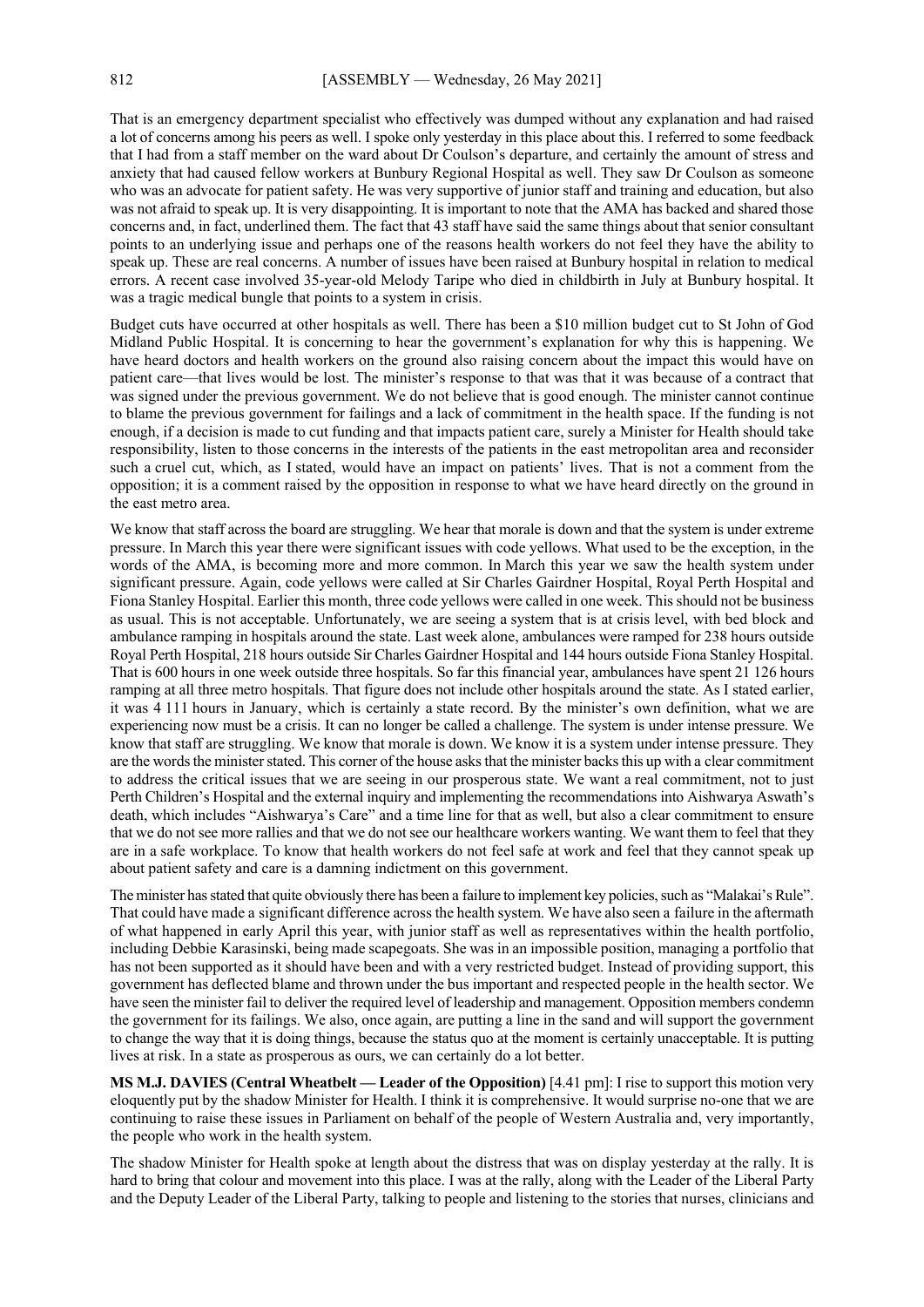That is an emergency department specialist who effectively was dumped without any explanation and had raised a lot of concerns among his peers as well. I spoke only yesterday in this place about this. I referred to some feedback that I had from a staff member on the ward about Dr Coulson's departure, and certainly the amount of stress and anxiety that had caused fellow workers at Bunbury Regional Hospital as well. They saw Dr Coulson as someone who was an advocate for patient safety. He was very supportive of junior staff and training and education, but also was not afraid to speak up. It is very disappointing. It is important to note that the AMA has backed and shared those concerns and, in fact, underlined them. The fact that 43 staff have said the same things about that senior consultant points to an underlying issue and perhaps one of the reasons health workers do not feel they have the ability to speak up. These are real concerns. A number of issues have been raised at Bunbury hospital in relation to medical errors. A recent case involved 35-year-old Melody Taripe who died in childbirth in July at Bunbury hospital. It was a tragic medical bungle that points to a system in crisis.

Budget cuts have occurred at other hospitals as well. There has been a $10 million budget cut to St John of God Midland Public Hospital. It is concerning to hear the government's explanation for why this is happening. We have heard doctors and health workers on the ground also raising concern about the impact this would have on patient care—that lives would be lost. The minister's response to that was that it was because of a contract that was signed under the previous government. We do not believe that is good enough. The minister cannot continue to blame the previous government for failings and a lack of commitment in the health space. If the funding is not enough, if a decision is made to cut funding and that impacts patient care, surely a Minister for Health should take responsibility, listen to those concerns in the interests of the patients in the east metropolitan area and reconsider such a cruel cut, which, as I stated, would have an impact on patients' lives. That is not a comment from the opposition; it is a comment raised by the opposition in response to what we have heard directly on the ground in the east metro area.

We know that staff across the board are struggling. We hear that morale is down and that the system is under extreme pressure. In March this year there were significant issues with code yellows. What used to be the exception, in the words of the AMA, is becoming more and more common. In March this year we saw the health system under significant pressure. Again, code yellows were called at Sir Charles Gairdner Hospital, Royal Perth Hospital and Fiona Stanley Hospital. Earlier this month, three code yellows were called in one week. This should not be business as usual. This is not acceptable. Unfortunately, we are seeing a system that is at crisis level, with bed block and ambulance ramping in hospitals around the state. Last week alone, ambulances were ramped for 238 hours outside Royal Perth Hospital, 218 hours outside Sir Charles Gairdner Hospital and 144 hours outside Fiona Stanley Hospital. That is 600 hours in one week outside three hospitals. So far this financial year, ambulances have spent 21 126 hours ramping at all three metro hospitals. That figure does not include other hospitals around the state. As I stated earlier, it was 4 111 hours in January, which is certainly a state record. By the minister's own definition, what we are experiencing now must be a crisis. It can no longer be called a challenge. The system is under intense pressure. We know that staff are struggling. We know that morale is down. We know it is a system under intense pressure. They are the words the minister stated. This corner of the house asks that the minister backs this up with a clear commitment to address the critical issues that we are seeing in our prosperous state. We want a real commitment, not to just Perth Children's Hospital and the external inquiry and implementing the recommendations into Aishwarya Aswath's death, which includes "Aishwarya's Care" and a time line for that as well, but also a clear commitment to ensure that we do not see more rallies and that we do not see our healthcare workers wanting. We want them to feel that they are in a safe workplace. To know that health workers do not feel safe at work and feel that they cannot speak up about patient safety and care is a damning indictment on this government.

The minister has stated that quite obviously there has been a failure to implement key policies, such as "Malakai's Rule". That could have made a significant difference across the health system. We have also seen a failure in the aftermath of what happened in early April this year, with junior staff as well as representatives within the health portfolio, including Debbie Karasinski, being made scapegoats. She was in an impossible position, managing a portfolio that has not been supported as it should have been and with a very restricted budget. Instead of providing support, this government has deflected blame and thrown under the bus important and respected people in the health sector. We have seen the minister fail to deliver the required level of leadership and management. Opposition members condemn the government for its failings. We also, once again, are putting a line in the sand and will support the government to change the way that it is doing things, because the status quo at the moment is certainly unacceptable. It is putting lives at risk. In a state as prosperous as ours, we can certainly do a lot better.

**MS M.J. DAVIES (Central Wheatbelt — Leader of the Opposition)** [4.41 pm]: I rise to support this motion very eloquently put by the shadow Minister for Health. I think it is comprehensive. It would surprise no-one that we are continuing to raise these issues in Parliament on behalf of the people of Western Australia and, very importantly, the people who work in the health system.

The shadow Minister for Health spoke at length about the distress that was on display yesterday at the rally. It is hard to bring that colour and movement into this place. I was at the rally, along with the Leader of the Liberal Party and the Deputy Leader of the Liberal Party, talking to people and listening to the stories that nurses, clinicians and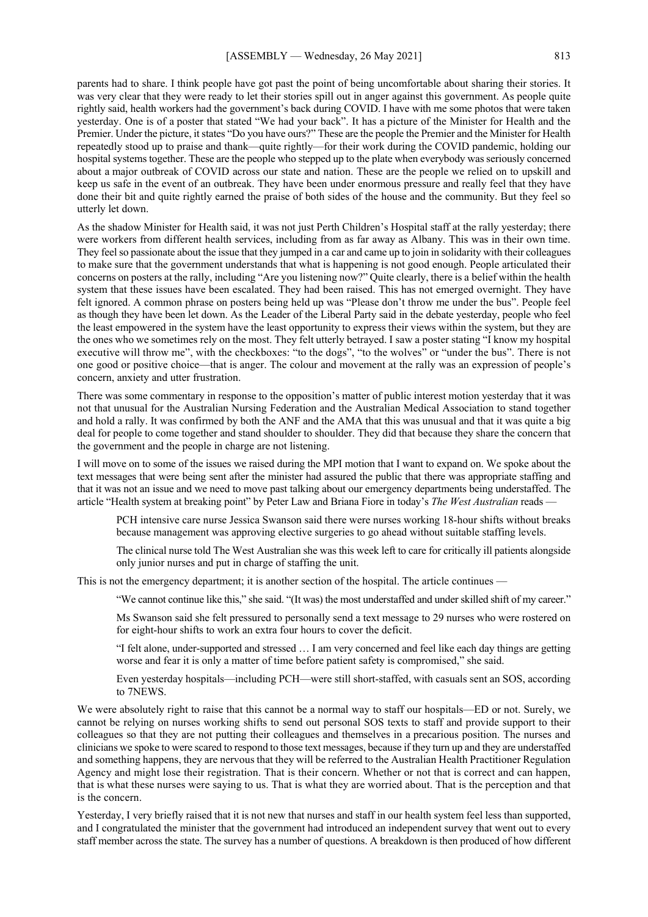parents had to share. I think people have got past the point of being uncomfortable about sharing their stories. It was very clear that they were ready to let their stories spill out in anger against this government. As people quite rightly said, health workers had the government's back during COVID. I have with me some photos that were taken yesterday. One is of a poster that stated "We had your back". It has a picture of the Minister for Health and the Premier. Under the picture, it states "Do you have ours?" These are the people the Premier and the Minister for Health repeatedly stood up to praise and thank—quite rightly—for their work during the COVID pandemic, holding our hospital systems together. These are the people who stepped up to the plate when everybody was seriously concerned about a major outbreak of COVID across our state and nation. These are the people we relied on to upskill and keep us safe in the event of an outbreak. They have been under enormous pressure and really feel that they have done their bit and quite rightly earned the praise of both sides of the house and the community. But they feel so utterly let down.

As the shadow Minister for Health said, it was not just Perth Children's Hospital staff at the rally yesterday; there were workers from different health services, including from as far away as Albany. This was in their own time. They feel so passionate about the issue that they jumped in a car and came up to join in solidarity with their colleagues to make sure that the government understands that what is happening is not good enough. People articulated their concerns on posters at the rally, including "Are you listening now?" Quite clearly, there is a belief within the health system that these issues have been escalated. They had been raised. This has not emerged overnight. They have felt ignored. A common phrase on posters being held up was "Please don't throw me under the bus". People feel as though they have been let down. As the Leader of the Liberal Party said in the debate yesterday, people who feel the least empowered in the system have the least opportunity to express their views within the system, but they are the ones who we sometimes rely on the most. They felt utterly betrayed. I saw a poster stating "I know my hospital executive will throw me", with the checkboxes: "to the dogs", "to the wolves" or "under the bus". There is not one good or positive choice—that is anger. The colour and movement at the rally was an expression of people's concern, anxiety and utter frustration.

There was some commentary in response to the opposition's matter of public interest motion yesterday that it was not that unusual for the Australian Nursing Federation and the Australian Medical Association to stand together and hold a rally. It was confirmed by both the ANF and the AMA that this was unusual and that it was quite a big deal for people to come together and stand shoulder to shoulder. They did that because they share the concern that the government and the people in charge are not listening.

I will move on to some of the issues we raised during the MPI motion that I want to expand on. We spoke about the text messages that were being sent after the minister had assured the public that there was appropriate staffing and that it was not an issue and we need to move past talking about our emergency departments being understaffed. The article "Health system at breaking point" by Peter Law and Briana Fiore in today's *The West Australian* reads —

> PCH intensive care nurse Jessica Swanson said there were nurses working 18-hour shifts without breaks because management was approving elective surgeries to go ahead without suitable staffing levels.
>
> The clinical nurse told The West Australian she was this week left to care for critically ill patients alongside only junior nurses and put in charge of staffing the unit.

This is not the emergency department; it is another section of the hospital. The article continues —

> "We cannot continue like this," she said. "(It was) the most understaffed and under skilled shift of my career."
>
> Ms Swanson said she felt pressured to personally send a text message to 29 nurses who were rostered on for eight-hour shifts to work an extra four hours to cover the deficit.
>
> "I felt alone, under-supported and stressed … I am very concerned and feel like each day things are getting worse and fear it is only a matter of time before patient safety is compromised," she said.
>
> Even yesterday hospitals—including PCH—were still short-staffed, with casuals sent an SOS, according to 7NEWS.

We were absolutely right to raise that this cannot be a normal way to staff our hospitals—ED or not. Surely, we cannot be relying on nurses working shifts to send out personal SOS texts to staff and provide support to their colleagues so that they are not putting their colleagues and themselves in a precarious position. The nurses and clinicians we spoke to were scared to respond to those text messages, because if they turn up and they are understaffed and something happens, they are nervous that they will be referred to the Australian Health Practitioner Regulation Agency and might lose their registration. That is their concern. Whether or not that is correct and can happen, that is what these nurses were saying to us. That is what they are worried about. That is the perception and that is the concern.

Yesterday, I very briefly raised that it is not new that nurses and staff in our health system feel less than supported, and I congratulated the minister that the government had introduced an independent survey that went out to every staff member across the state. The survey has a number of questions. A breakdown is then produced of how different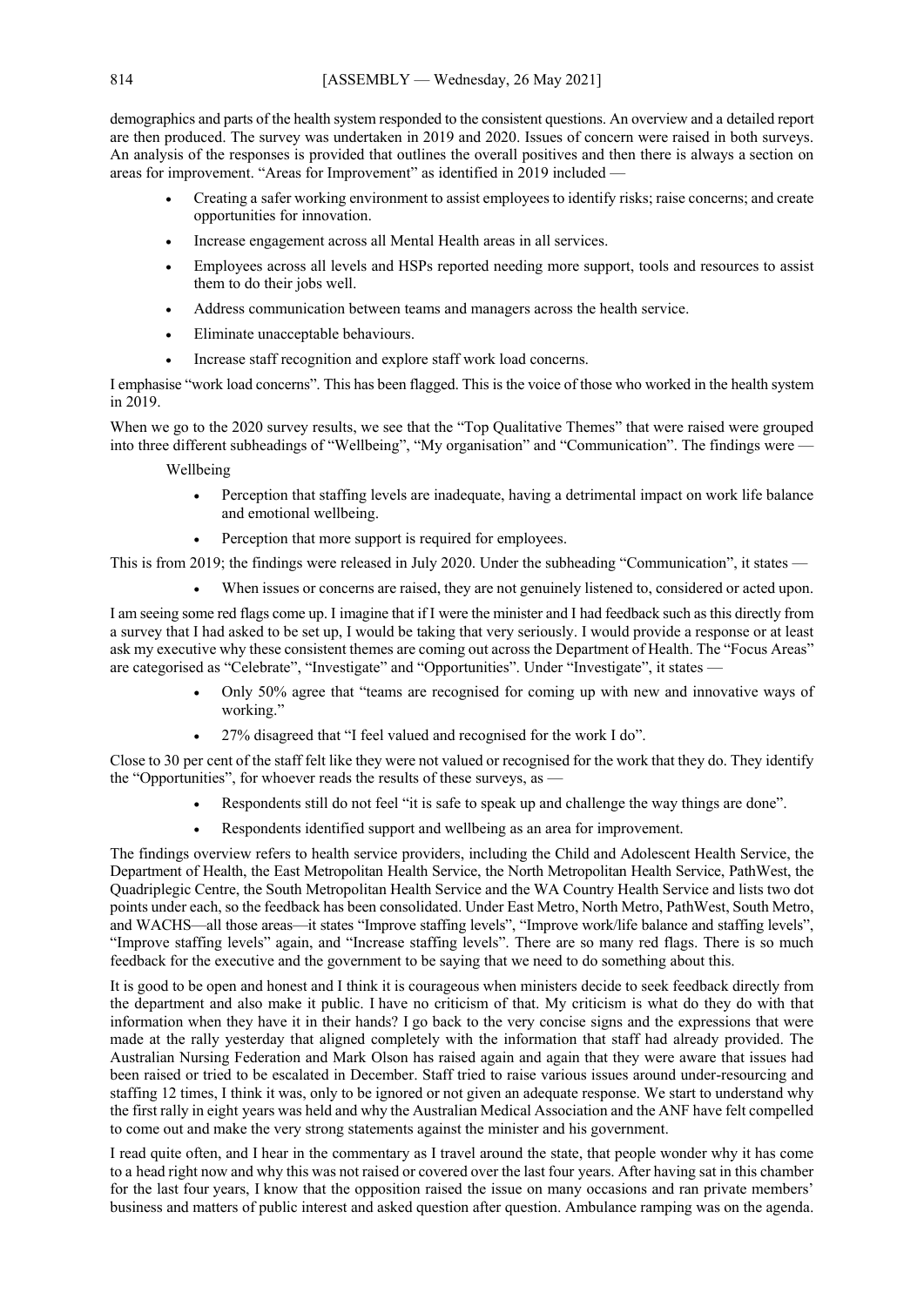demographics and parts of the health system responded to the consistent questions. An overview and a detailed report are then produced. The survey was undertaken in 2019 and 2020. Issues of concern were raised in both surveys. An analysis of the responses is provided that outlines the overall positives and then there is always a section on areas for improvement. "Areas for Improvement" as identified in 2019 included —

- Creating a safer working environment to assist employees to identify risks; raise concerns; and create opportunities for innovation.
- Increase engagement across all Mental Health areas in all services.
- Employees across all levels and HSPs reported needing more support, tools and resources to assist them to do their jobs well.
- Address communication between teams and managers across the health service.
- Eliminate unacceptable behaviours.
- Increase staff recognition and explore staff work load concerns.

I emphasise "work load concerns". This has been flagged. This is the voice of those who worked in the health system in 2019.

When we go to the 2020 survey results, we see that the "Top Qualitative Themes" that were raised were grouped into three different subheadings of "Wellbeing", "My organisation" and "Communication". The findings were —

Wellbeing

- Perception that staffing levels are inadequate, having a detrimental impact on work life balance and emotional wellbeing.
- Perception that more support is required for employees.

This is from 2019; the findings were released in July 2020. Under the subheading "Communication", it states —

- When issues or concerns are raised, they are not genuinely listened to, considered or acted upon.

I am seeing some red flags come up. I imagine that if I were the minister and I had feedback such as this directly from a survey that I had asked to be set up, I would be taking that very seriously. I would provide a response or at least ask my executive why these consistent themes are coming out across the Department of Health. The "Focus Areas" are categorised as "Celebrate", "Investigate" and "Opportunities". Under "Investigate", it states —

- Only 50% agree that "teams are recognised for coming up with new and innovative ways of working."
- 27% disagreed that "I feel valued and recognised for the work I do".

Close to 30 per cent of the staff felt like they were not valued or recognised for the work that they do. They identify the "Opportunities", for whoever reads the results of these surveys, as —

- Respondents still do not feel "it is safe to speak up and challenge the way things are done".
- Respondents identified support and wellbeing as an area for improvement.

The findings overview refers to health service providers, including the Child and Adolescent Health Service, the Department of Health, the East Metropolitan Health Service, the North Metropolitan Health Service, PathWest, the Quadriplegic Centre, the South Metropolitan Health Service and the WA Country Health Service and lists two dot points under each, so the feedback has been consolidated. Under East Metro, North Metro, PathWest, South Metro, and WACHS—all those areas—it states "Improve staffing levels", "Improve work/life balance and staffing levels", "Improve staffing levels" again, and "Increase staffing levels". There are so many red flags. There is so much feedback for the executive and the government to be saying that we need to do something about this.

It is good to be open and honest and I think it is courageous when ministers decide to seek feedback directly from the department and also make it public. I have no criticism of that. My criticism is what do they do with that information when they have it in their hands? I go back to the very concise signs and the expressions that were made at the rally yesterday that aligned completely with the information that staff had already provided. The Australian Nursing Federation and Mark Olson has raised again and again that they were aware that issues had been raised or tried to be escalated in December. Staff tried to raise various issues around under-resourcing and staffing 12 times, I think it was, only to be ignored or not given an adequate response. We start to understand why the first rally in eight years was held and why the Australian Medical Association and the ANF have felt compelled to come out and make the very strong statements against the minister and his government.

I read quite often, and I hear in the commentary as I travel around the state, that people wonder why it has come to a head right now and why this was not raised or covered over the last four years. After having sat in this chamber for the last four years, I know that the opposition raised the issue on many occasions and ran private members' business and matters of public interest and asked question after question. Ambulance ramping was on the agenda.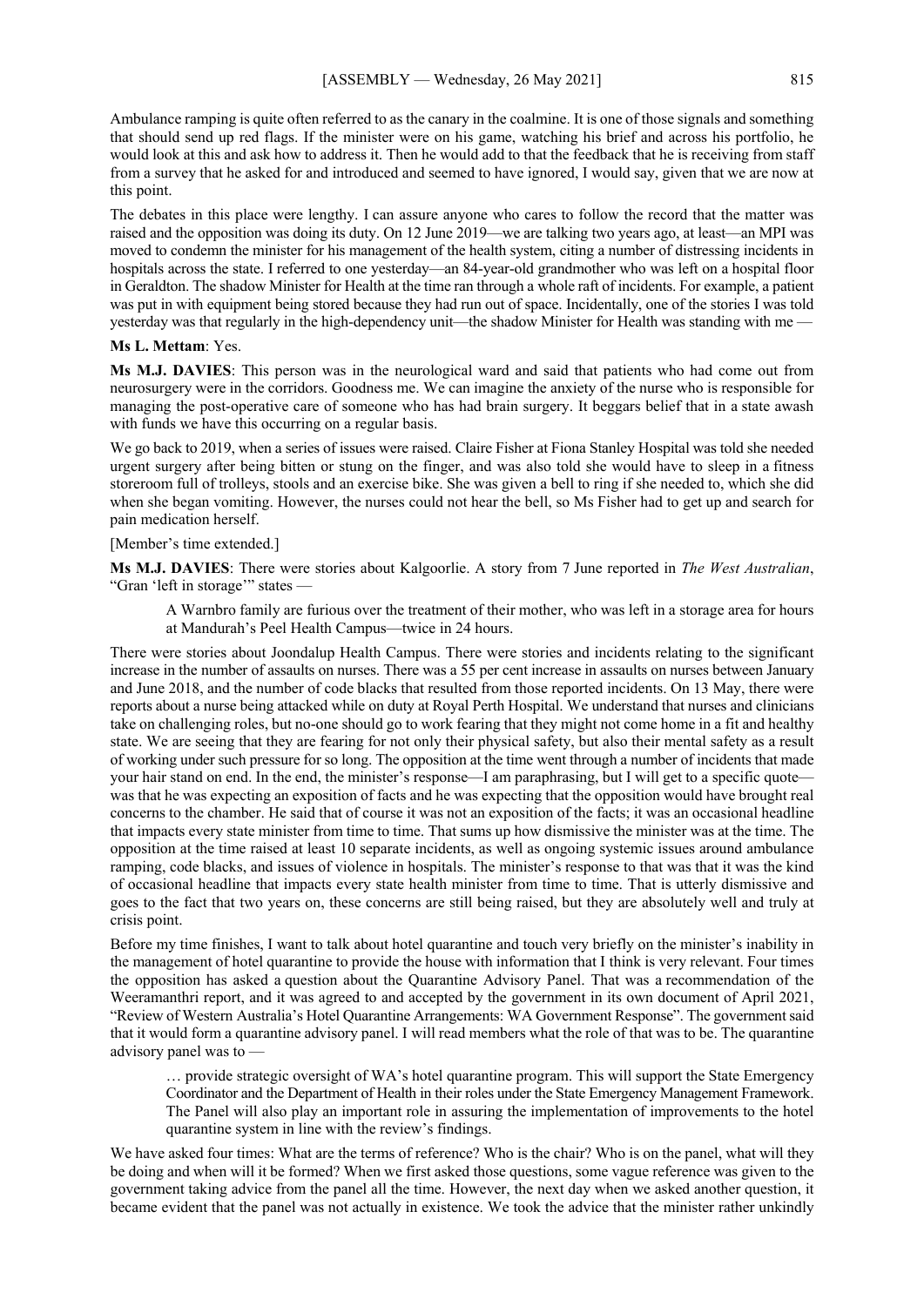Ambulance ramping is quite often referred to as the canary in the coalmine. It is one of those signals and something that should send up red flags. If the minister were on his game, watching his brief and across his portfolio, he would look at this and ask how to address it. Then he would add to that the feedback that he is receiving from staff from a survey that he asked for and introduced and seemed to have ignored, I would say, given that we are now at this point.

The debates in this place were lengthy. I can assure anyone who cares to follow the record that the matter was raised and the opposition was doing its duty. On 12 June 2019—we are talking two years ago, at least—an MPI was moved to condemn the minister for his management of the health system, citing a number of distressing incidents in hospitals across the state. I referred to one yesterday—an 84-year-old grandmother who was left on a hospital floor in Geraldton. The shadow Minister for Health at the time ran through a whole raft of incidents. For example, a patient was put in with equipment being stored because they had run out of space. Incidentally, one of the stories I was told yesterday was that regularly in the high-dependency unit—the shadow Minister for Health was standing with me —

**Ms L. Mettam**: Yes.

**Ms M.J. DAVIES**: This person was in the neurological ward and said that patients who had come out from neurosurgery were in the corridors. Goodness me. We can imagine the anxiety of the nurse who is responsible for managing the post-operative care of someone who has had brain surgery. It beggars belief that in a state awash with funds we have this occurring on a regular basis.

We go back to 2019, when a series of issues were raised. Claire Fisher at Fiona Stanley Hospital was told she needed urgent surgery after being bitten or stung on the finger, and was also told she would have to sleep in a fitness storeroom full of trolleys, stools and an exercise bike. She was given a bell to ring if she needed to, which she did when she began vomiting. However, the nurses could not hear the bell, so Ms Fisher had to get up and search for pain medication herself.

[Member's time extended.]

**Ms M.J. DAVIES**: There were stories about Kalgoorlie. A story from 7 June reported in *The West Australian*, "Gran 'left in storage'" states —

> A Warnbro family are furious over the treatment of their mother, who was left in a storage area for hours at Mandurah's Peel Health Campus—twice in 24 hours.

There were stories about Joondalup Health Campus. There were stories and incidents relating to the significant increase in the number of assaults on nurses. There was a 55 per cent increase in assaults on nurses between January and June 2018, and the number of code blacks that resulted from those reported incidents. On 13 May, there were reports about a nurse being attacked while on duty at Royal Perth Hospital. We understand that nurses and clinicians take on challenging roles, but no-one should go to work fearing that they might not come home in a fit and healthy state. We are seeing that they are fearing for not only their physical safety, but also their mental safety as a result of working under such pressure for so long. The opposition at the time went through a number of incidents that made your hair stand on end. In the end, the minister's response—I am paraphrasing, but I will get to a specific quote—was that he was expecting an exposition of facts and he was expecting that the opposition would have brought real concerns to the chamber. He said that of course it was not an exposition of the facts; it was an occasional headline that impacts every state minister from time to time. That sums up how dismissive the minister was at the time. The opposition at the time raised at least 10 separate incidents, as well as ongoing systemic issues around ambulance ramping, code blacks, and issues of violence in hospitals. The minister's response to that was that it was the kind of occasional headline that impacts every state health minister from time to time. That is utterly dismissive and goes to the fact that two years on, these concerns are still being raised, but they are absolutely well and truly at crisis point.

Before my time finishes, I want to talk about hotel quarantine and touch very briefly on the minister's inability in the management of hotel quarantine to provide the house with information that I think is very relevant. Four times the opposition has asked a question about the Quarantine Advisory Panel. That was a recommendation of the Weeramanthri report, and it was agreed to and accepted by the government in its own document of April 2021, "Review of Western Australia's Hotel Quarantine Arrangements: WA Government Response". The government said that it would form a quarantine advisory panel. I will read members what the role of that was to be. The quarantine advisory panel was to —

> … provide strategic oversight of WA's hotel quarantine program. This will support the State Emergency Coordinator and the Department of Health in their roles under the State Emergency Management Framework. The Panel will also play an important role in assuring the implementation of improvements to the hotel quarantine system in line with the review's findings.

We have asked four times: What are the terms of reference? Who is the chair? Who is on the panel, what will they be doing and when will it be formed? When we first asked those questions, some vague reference was given to the government taking advice from the panel all the time. However, the next day when we asked another question, it became evident that the panel was not actually in existence. We took the advice that the minister rather unkindly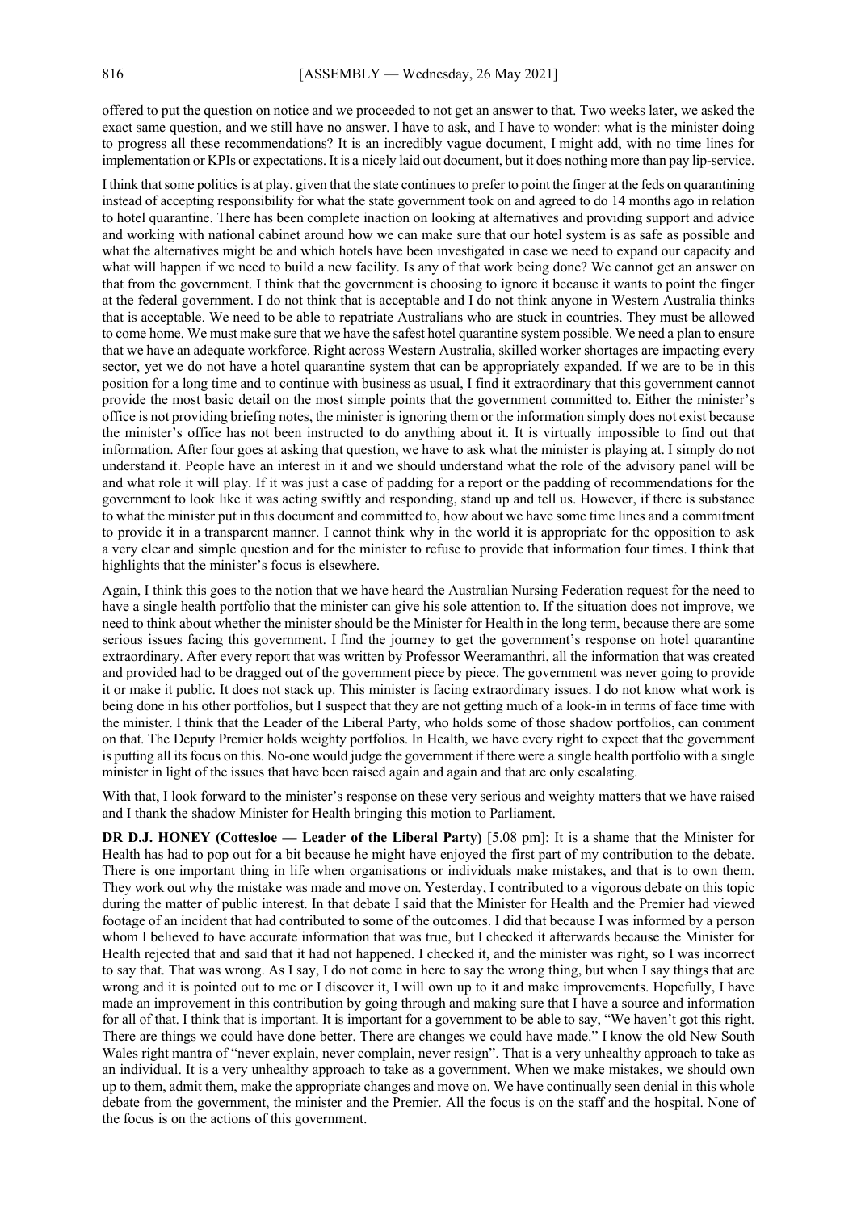offered to put the question on notice and we proceeded to not get an answer to that. Two weeks later, we asked the exact same question, and we still have no answer. I have to ask, and I have to wonder: what is the minister doing to progress all these recommendations? It is an incredibly vague document, I might add, with no time lines for implementation or KPIs or expectations. It is a nicely laid out document, but it does nothing more than pay lip-service.

I think that some politics is at play, given that the state continues to prefer to point the finger at the feds on quarantining instead of accepting responsibility for what the state government took on and agreed to do 14 months ago in relation to hotel quarantine. There has been complete inaction on looking at alternatives and providing support and advice and working with national cabinet around how we can make sure that our hotel system is as safe as possible and what the alternatives might be and which hotels have been investigated in case we need to expand our capacity and what will happen if we need to build a new facility. Is any of that work being done? We cannot get an answer on that from the government. I think that the government is choosing to ignore it because it wants to point the finger at the federal government. I do not think that is acceptable and I do not think anyone in Western Australia thinks that is acceptable. We need to be able to repatriate Australians who are stuck in countries. They must be allowed to come home. We must make sure that we have the safest hotel quarantine system possible. We need a plan to ensure that we have an adequate workforce. Right across Western Australia, skilled worker shortages are impacting every sector, yet we do not have a hotel quarantine system that can be appropriately expanded. If we are to be in this position for a long time and to continue with business as usual, I find it extraordinary that this government cannot provide the most basic detail on the most simple points that the government committed to. Either the minister's office is not providing briefing notes, the minister is ignoring them or the information simply does not exist because the minister's office has not been instructed to do anything about it. It is virtually impossible to find out that information. After four goes at asking that question, we have to ask what the minister is playing at. I simply do not understand it. People have an interest in it and we should understand what the role of the advisory panel will be and what role it will play. If it was just a case of padding for a report or the padding of recommendations for the government to look like it was acting swiftly and responding, stand up and tell us. However, if there is substance to what the minister put in this document and committed to, how about we have some time lines and a commitment to provide it in a transparent manner. I cannot think why in the world it is appropriate for the opposition to ask a very clear and simple question and for the minister to refuse to provide that information four times. I think that highlights that the minister's focus is elsewhere.

Again, I think this goes to the notion that we have heard the Australian Nursing Federation request for the need to have a single health portfolio that the minister can give his sole attention to. If the situation does not improve, we need to think about whether the minister should be the Minister for Health in the long term, because there are some serious issues facing this government. I find the journey to get the government's response on hotel quarantine extraordinary. After every report that was written by Professor Weeramanthri, all the information that was created and provided had to be dragged out of the government piece by piece. The government was never going to provide it or make it public. It does not stack up. This minister is facing extraordinary issues. I do not know what work is being done in his other portfolios, but I suspect that they are not getting much of a look-in in terms of face time with the minister. I think that the Leader of the Liberal Party, who holds some of those shadow portfolios, can comment on that. The Deputy Premier holds weighty portfolios. In Health, we have every right to expect that the government is putting all its focus on this. No-one would judge the government if there were a single health portfolio with a single minister in light of the issues that have been raised again and again and that are only escalating.

With that, I look forward to the minister's response on these very serious and weighty matters that we have raised and I thank the shadow Minister for Health bringing this motion to Parliament.

**DR D.J. HONEY (Cottesloe — Leader of the Liberal Party)** [5.08 pm]: It is a shame that the Minister for Health has had to pop out for a bit because he might have enjoyed the first part of my contribution to the debate. There is one important thing in life when organisations or individuals make mistakes, and that is to own them. They work out why the mistake was made and move on. Yesterday, I contributed to a vigorous debate on this topic during the matter of public interest. In that debate I said that the Minister for Health and the Premier had viewed footage of an incident that had contributed to some of the outcomes. I did that because I was informed by a person whom I believed to have accurate information that was true, but I checked it afterwards because the Minister for Health rejected that and said that it had not happened. I checked it, and the minister was right, so I was incorrect to say that. That was wrong. As I say, I do not come in here to say the wrong thing, but when I say things that are wrong and it is pointed out to me or I discover it, I will own up to it and make improvements. Hopefully, I have made an improvement in this contribution by going through and making sure that I have a source and information for all of that. I think that is important. It is important for a government to be able to say, "We haven't got this right. There are things we could have done better. There are changes we could have made." I know the old New South Wales right mantra of "never explain, never complain, never resign". That is a very unhealthy approach to take as an individual. It is a very unhealthy approach to take as a government. When we make mistakes, we should own up to them, admit them, make the appropriate changes and move on. We have continually seen denial in this whole debate from the government, the minister and the Premier. All the focus is on the staff and the hospital. None of the focus is on the actions of this government.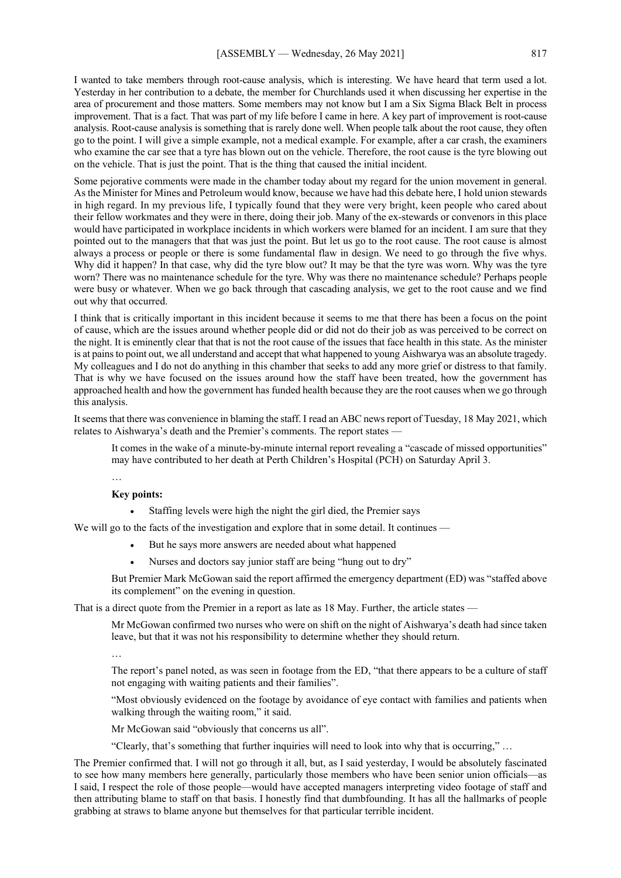I wanted to take members through root-cause analysis, which is interesting. We have heard that term used a lot. Yesterday in her contribution to a debate, the member for Churchlands used it when discussing her expertise in the area of procurement and those matters. Some members may not know but I am a Six Sigma Black Belt in process improvement. That is a fact. That was part of my life before I came in here. A key part of improvement is root-cause analysis. Root-cause analysis is something that is rarely done well. When people talk about the root cause, they often go to the point. I will give a simple example, not a medical example. For example, after a car crash, the examiners who examine the car see that a tyre has blown out on the vehicle. Therefore, the root cause is the tyre blowing out on the vehicle. That is just the point. That is the thing that caused the initial incident.

Some pejorative comments were made in the chamber today about my regard for the union movement in general. As the Minister for Mines and Petroleum would know, because we have had this debate here, I hold union stewards in high regard. In my previous life, I typically found that they were very bright, keen people who cared about their fellow workmates and they were in there, doing their job. Many of the ex-stewards or convenors in this place would have participated in workplace incidents in which workers were blamed for an incident. I am sure that they pointed out to the managers that that was just the point. But let us go to the root cause. The root cause is almost always a process or people or there is some fundamental flaw in design. We need to go through the five whys. Why did it happen? In that case, why did the tyre blow out? It may be that the tyre was worn. Why was the tyre worn? There was no maintenance schedule for the tyre. Why was there no maintenance schedule? Perhaps people were busy or whatever. When we go back through that cascading analysis, we get to the root cause and we find out why that occurred.

I think that is critically important in this incident because it seems to me that there has been a focus on the point of cause, which are the issues around whether people did or did not do their job as was perceived to be correct on the night. It is eminently clear that that is not the root cause of the issues that face health in this state. As the minister is at pains to point out, we all understand and accept that what happened to young Aishwarya was an absolute tragedy. My colleagues and I do not do anything in this chamber that seeks to add any more grief or distress to that family. That is why we have focused on the issues around how the staff have been treated, how the government has approached health and how the government has funded health because they are the root causes when we go through this analysis.

It seems that there was convenience in blaming the staff. I read an ABC news report of Tuesday, 18 May 2021, which relates to Aishwarya's death and the Premier's comments. The report states —

> It comes in the wake of a minute-by-minute internal report revealing a "cascade of missed opportunities" may have contributed to her death at Perth Children's Hospital (PCH) on Saturday April 3.
>
> …
>
> **Key points:**
>
> - Staffing levels were high the night the girl died, the Premier says

We will go to the facts of the investigation and explore that in some detail. It continues —

> - But he says more answers are needed about what happened
> - Nurses and doctors say junior staff are being "hung out to dry"
>
> But Premier Mark McGowan said the report affirmed the emergency department (ED) was "staffed above its complement" on the evening in question.

That is a direct quote from the Premier in a report as late as 18 May. Further, the article states —

> Mr McGowan confirmed two nurses who were on shift on the night of Aishwarya's death had since taken leave, but that it was not his responsibility to determine whether they should return.
>
> …
>
> The report's panel noted, as was seen in footage from the ED, "that there appears to be a culture of staff not engaging with waiting patients and their families".
>
> "Most obviously evidenced on the footage by avoidance of eye contact with families and patients when walking through the waiting room," it said.
>
> Mr McGowan said "obviously that concerns us all".
>
> "Clearly, that's something that further inquiries will need to look into why that is occurring," …

The Premier confirmed that. I will not go through it all, but, as I said yesterday, I would be absolutely fascinated to see how many members here generally, particularly those members who have been senior union officials—as I said, I respect the role of those people—would have accepted managers interpreting video footage of staff and then attributing blame to staff on that basis. I honestly find that dumbfounding. It has all the hallmarks of people grabbing at straws to blame anyone but themselves for that particular terrible incident.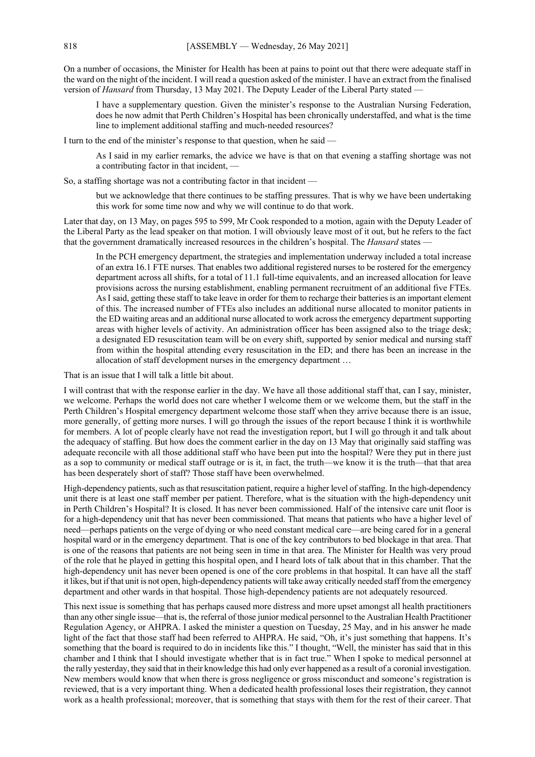On a number of occasions, the Minister for Health has been at pains to point out that there were adequate staff in the ward on the night of the incident. I will read a question asked of the minister. I have an extract from the finalised version of *Hansard* from Thursday, 13 May 2021. The Deputy Leader of the Liberal Party stated —

> I have a supplementary question. Given the minister's response to the Australian Nursing Federation, does he now admit that Perth Children's Hospital has been chronically understaffed, and what is the time line to implement additional staffing and much-needed resources?

I turn to the end of the minister's response to that question, when he said —

> As I said in my earlier remarks, the advice we have is that on that evening a staffing shortage was not a contributing factor in that incident, —

So, a staffing shortage was not a contributing factor in that incident —

> but we acknowledge that there continues to be staffing pressures. That is why we have been undertaking this work for some time now and why we will continue to do that work.

Later that day, on 13 May, on pages 595 to 599, Mr Cook responded to a motion, again with the Deputy Leader of the Liberal Party as the lead speaker on that motion. I will obviously leave most of it out, but he refers to the fact that the government dramatically increased resources in the children's hospital. The *Hansard* states —

> In the PCH emergency department, the strategies and implementation underway included a total increase of an extra 16.1 FTE nurses. That enables two additional registered nurses to be rostered for the emergency department across all shifts, for a total of 11.1 full-time equivalents, and an increased allocation for leave provisions across the nursing establishment, enabling permanent recruitment of an additional five FTEs. As I said, getting these staff to take leave in order for them to recharge their batteries is an important element of this. The increased number of FTEs also includes an additional nurse allocated to monitor patients in the ED waiting areas and an additional nurse allocated to work across the emergency department supporting areas with higher levels of activity. An administration officer has been assigned also to the triage desk; a designated ED resuscitation team will be on every shift, supported by senior medical and nursing staff from within the hospital attending every resuscitation in the ED; and there has been an increase in the allocation of staff development nurses in the emergency department …

That is an issue that I will talk a little bit about.

I will contrast that with the response earlier in the day. We have all those additional staff that, can I say, minister, we welcome. Perhaps the world does not care whether I welcome them or we welcome them, but the staff in the Perth Children's Hospital emergency department welcome those staff when they arrive because there is an issue, more generally, of getting more nurses. I will go through the issues of the report because I think it is worthwhile for members. A lot of people clearly have not read the investigation report, but I will go through it and talk about the adequacy of staffing. But how does the comment earlier in the day on 13 May that originally said staffing was adequate reconcile with all those additional staff who have been put into the hospital? Were they put in there just as a sop to community or medical staff outrage or is it, in fact, the truth—we know it is the truth—that that area has been desperately short of staff? Those staff have been overwhelmed.

High-dependency patients, such as that resuscitation patient, require a higher level of staffing. In the high-dependency unit there is at least one staff member per patient. Therefore, what is the situation with the high-dependency unit in Perth Children's Hospital? It is closed. It has never been commissioned. Half of the intensive care unit floor is for a high-dependency unit that has never been commissioned. That means that patients who have a higher level of need—perhaps patients on the verge of dying or who need constant medical care—are being cared for in a general hospital ward or in the emergency department. That is one of the key contributors to bed blockage in that area. That is one of the reasons that patients are not being seen in time in that area. The Minister for Health was very proud of the role that he played in getting this hospital open, and I heard lots of talk about that in this chamber. That the high-dependency unit has never been opened is one of the core problems in that hospital. It can have all the staff it likes, but if that unit is not open, high-dependency patients will take away critically needed staff from the emergency department and other wards in that hospital. Those high-dependency patients are not adequately resourced.

This next issue is something that has perhaps caused more distress and more upset amongst all health practitioners than any other single issue—that is, the referral of those junior medical personnel to the Australian Health Practitioner Regulation Agency, or AHPRA. I asked the minister a question on Tuesday, 25 May, and in his answer he made light of the fact that those staff had been referred to AHPRA. He said, "Oh, it's just something that happens. It's something that the board is required to do in incidents like this." I thought, "Well, the minister has said that in this chamber and I think that I should investigate whether that is in fact true." When I spoke to medical personnel at the rally yesterday, they said that in their knowledge this had only ever happened as a result of a coronial investigation. New members would know that when there is gross negligence or gross misconduct and someone's registration is reviewed, that is a very important thing. When a dedicated health professional loses their registration, they cannot work as a health professional; moreover, that is something that stays with them for the rest of their career. That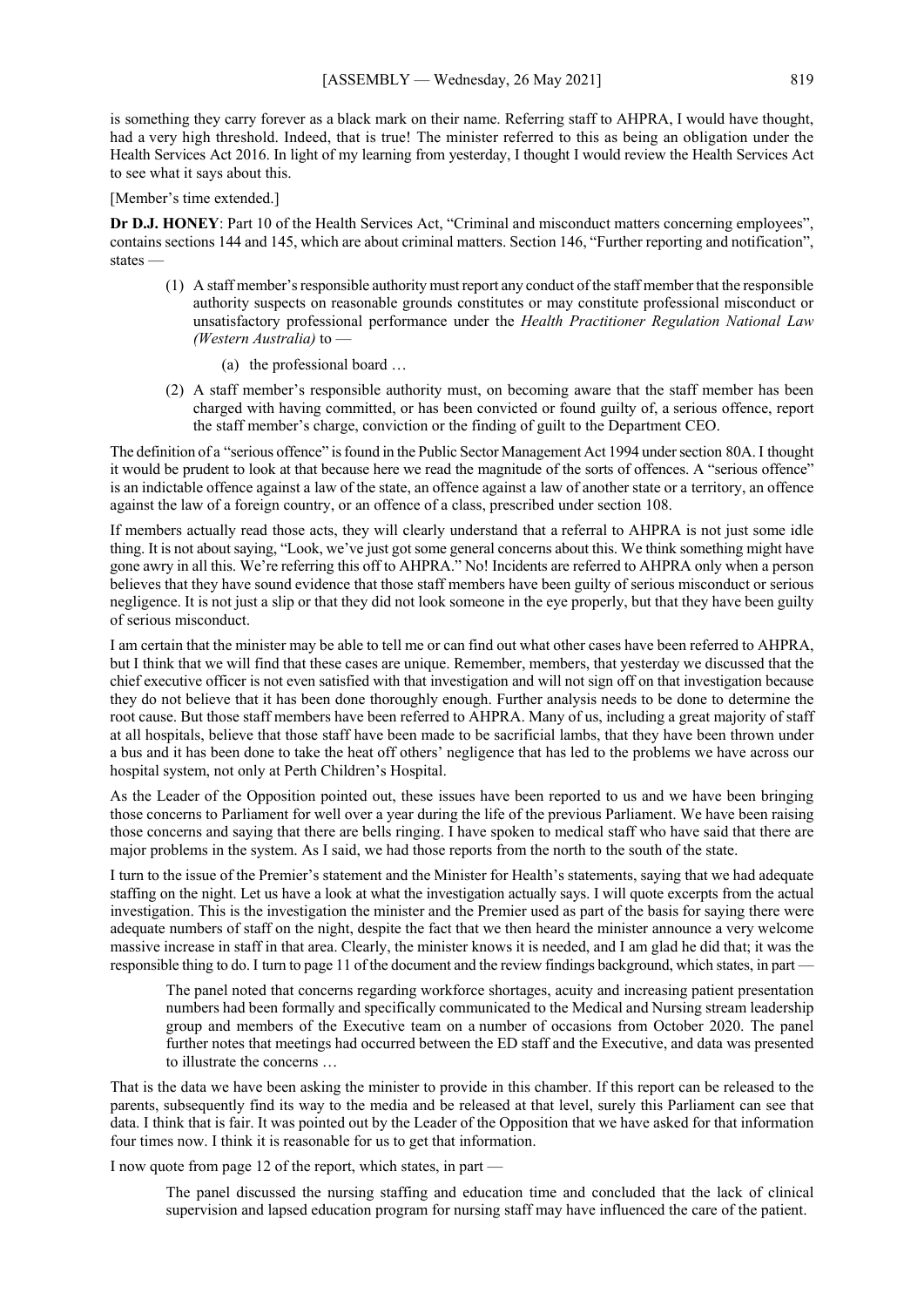is something they carry forever as a black mark on their name. Referring staff to AHPRA, I would have thought, had a very high threshold. Indeed, that is true! The minister referred to this as being an obligation under the Health Services Act 2016. In light of my learning from yesterday, I thought I would review the Health Services Act to see what it says about this.

[Member's time extended.]

**Dr D.J. HONEY**: Part 10 of the Health Services Act, "Criminal and misconduct matters concerning employees", contains sections 144 and 145, which are about criminal matters. Section 146, "Further reporting and notification", states —

> (1) A staff member's responsible authority must report any conduct of the staff member that the responsible authority suspects on reasonable grounds constitutes or may constitute professional misconduct or unsatisfactory professional performance under the *Health Practitioner Regulation National Law (Western Australia)* to —
>
> (a) the professional board …
>
> (2) A staff member's responsible authority must, on becoming aware that the staff member has been charged with having committed, or has been convicted or found guilty of, a serious offence, report the staff member's charge, conviction or the finding of guilt to the Department CEO.

The definition of a "serious offence" is found in the Public Sector Management Act 1994 under section 80A. I thought it would be prudent to look at that because here we read the magnitude of the sorts of offences. A "serious offence" is an indictable offence against a law of the state, an offence against a law of another state or a territory, an offence against the law of a foreign country, or an offence of a class, prescribed under section 108.

If members actually read those acts, they will clearly understand that a referral to AHPRA is not just some idle thing. It is not about saying, "Look, we've just got some general concerns about this. We think something might have gone awry in all this. We're referring this off to AHPRA." No! Incidents are referred to AHPRA only when a person believes that they have sound evidence that those staff members have been guilty of serious misconduct or serious negligence. It is not just a slip or that they did not look someone in the eye properly, but that they have been guilty of serious misconduct.

I am certain that the minister may be able to tell me or can find out what other cases have been referred to AHPRA, but I think that we will find that these cases are unique. Remember, members, that yesterday we discussed that the chief executive officer is not even satisfied with that investigation and will not sign off on that investigation because they do not believe that it has been done thoroughly enough. Further analysis needs to be done to determine the root cause. But those staff members have been referred to AHPRA. Many of us, including a great majority of staff at all hospitals, believe that those staff have been made to be sacrificial lambs, that they have been thrown under a bus and it has been done to take the heat off others' negligence that has led to the problems we have across our hospital system, not only at Perth Children's Hospital.

As the Leader of the Opposition pointed out, these issues have been reported to us and we have been bringing those concerns to Parliament for well over a year during the life of the previous Parliament. We have been raising those concerns and saying that there are bells ringing. I have spoken to medical staff who have said that there are major problems in the system. As I said, we had those reports from the north to the south of the state.

I turn to the issue of the Premier's statement and the Minister for Health's statements, saying that we had adequate staffing on the night. Let us have a look at what the investigation actually says. I will quote excerpts from the actual investigation. This is the investigation the minister and the Premier used as part of the basis for saying there were adequate numbers of staff on the night, despite the fact that we then heard the minister announce a very welcome massive increase in staff in that area. Clearly, the minister knows it is needed, and I am glad he did that; it was the responsible thing to do. I turn to page 11 of the document and the review findings background, which states, in part —

> The panel noted that concerns regarding workforce shortages, acuity and increasing patient presentation numbers had been formally and specifically communicated to the Medical and Nursing stream leadership group and members of the Executive team on a number of occasions from October 2020. The panel further notes that meetings had occurred between the ED staff and the Executive, and data was presented to illustrate the concerns …

That is the data we have been asking the minister to provide in this chamber. If this report can be released to the parents, subsequently find its way to the media and be released at that level, surely this Parliament can see that data. I think that is fair. It was pointed out by the Leader of the Opposition that we have asked for that information four times now. I think it is reasonable for us to get that information.

I now quote from page 12 of the report, which states, in part —

> The panel discussed the nursing staffing and education time and concluded that the lack of clinical supervision and lapsed education program for nursing staff may have influenced the care of the patient.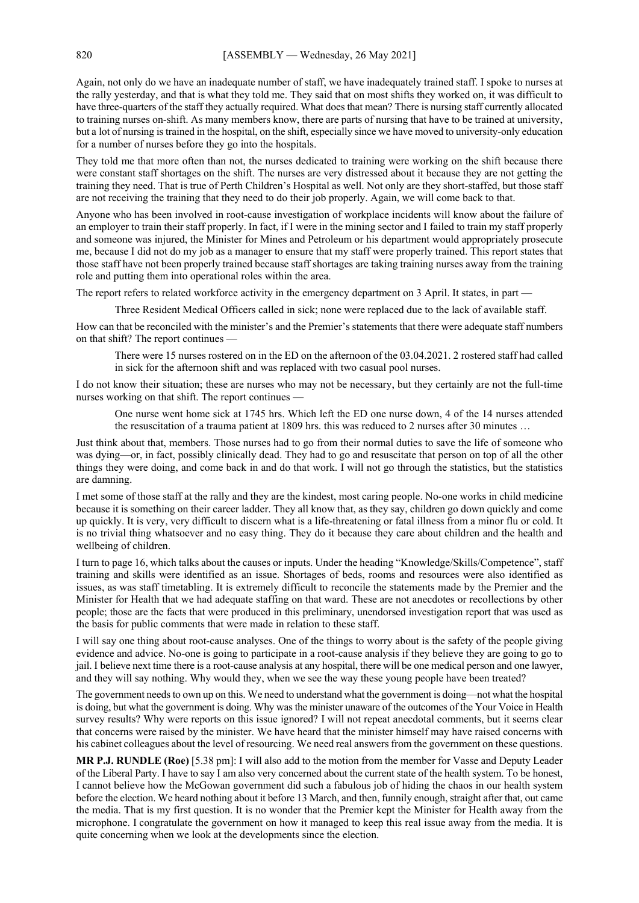Again, not only do we have an inadequate number of staff, we have inadequately trained staff. I spoke to nurses at the rally yesterday, and that is what they told me. They said that on most shifts they worked on, it was difficult to have three-quarters of the staff they actually required. What does that mean? There is nursing staff currently allocated to training nurses on-shift. As many members know, there are parts of nursing that have to be trained at university, but a lot of nursing is trained in the hospital, on the shift, especially since we have moved to university-only education for a number of nurses before they go into the hospitals.

They told me that more often than not, the nurses dedicated to training were working on the shift because there were constant staff shortages on the shift. The nurses are very distressed about it because they are not getting the training they need. That is true of Perth Children's Hospital as well. Not only are they short-staffed, but those staff are not receiving the training that they need to do their job properly. Again, we will come back to that.

Anyone who has been involved in root-cause investigation of workplace incidents will know about the failure of an employer to train their staff properly. In fact, if I were in the mining sector and I failed to train my staff properly and someone was injured, the Minister for Mines and Petroleum or his department would appropriately prosecute me, because I did not do my job as a manager to ensure that my staff were properly trained. This report states that those staff have not been properly trained because staff shortages are taking training nurses away from the training role and putting them into operational roles within the area.

The report refers to related workforce activity in the emergency department on 3 April. It states, in part —

> Three Resident Medical Officers called in sick; none were replaced due to the lack of available staff.

How can that be reconciled with the minister's and the Premier's statements that there were adequate staff numbers on that shift? The report continues —

> There were 15 nurses rostered on in the ED on the afternoon of the 03.04.2021. 2 rostered staff had called in sick for the afternoon shift and was replaced with two casual pool nurses.

I do not know their situation; these are nurses who may not be necessary, but they certainly are not the full-time nurses working on that shift. The report continues —

> One nurse went home sick at 1745 hrs. Which left the ED one nurse down, 4 of the 14 nurses attended the resuscitation of a trauma patient at 1809 hrs. this was reduced to 2 nurses after 30 minutes …

Just think about that, members. Those nurses had to go from their normal duties to save the life of someone who was dying—or, in fact, possibly clinically dead. They had to go and resuscitate that person on top of all the other things they were doing, and come back in and do that work. I will not go through the statistics, but the statistics are damning.

I met some of those staff at the rally and they are the kindest, most caring people. No-one works in child medicine because it is something on their career ladder. They all know that, as they say, children go down quickly and come up quickly. It is very, very difficult to discern what is a life-threatening or fatal illness from a minor flu or cold. It is no trivial thing whatsoever and no easy thing. They do it because they care about children and the health and wellbeing of children.

I turn to page 16, which talks about the causes or inputs. Under the heading "Knowledge/Skills/Competence", staff training and skills were identified as an issue. Shortages of beds, rooms and resources were also identified as issues, as was staff timetabling. It is extremely difficult to reconcile the statements made by the Premier and the Minister for Health that we had adequate staffing on that ward. These are not anecdotes or recollections by other people; those are the facts that were produced in this preliminary, unendorsed investigation report that was used as the basis for public comments that were made in relation to these staff.

I will say one thing about root-cause analyses. One of the things to worry about is the safety of the people giving evidence and advice. No-one is going to participate in a root-cause analysis if they believe they are going to go to jail. I believe next time there is a root-cause analysis at any hospital, there will be one medical person and one lawyer, and they will say nothing. Why would they, when we see the way these young people have been treated?

The government needs to own up on this. We need to understand what the government is doing—not what the hospital is doing, but what the government is doing. Why was the minister unaware of the outcomes of the Your Voice in Health survey results? Why were reports on this issue ignored? I will not repeat anecdotal comments, but it seems clear that concerns were raised by the minister. We have heard that the minister himself may have raised concerns with his cabinet colleagues about the level of resourcing. We need real answers from the government on these questions.

**MR P.J. RUNDLE (Roe)** [5.38 pm]: I will also add to the motion from the member for Vasse and Deputy Leader of the Liberal Party. I have to say I am also very concerned about the current state of the health system. To be honest, I cannot believe how the McGowan government did such a fabulous job of hiding the chaos in our health system before the election. We heard nothing about it before 13 March, and then, funnily enough, straight after that, out came the media. That is my first question. It is no wonder that the Premier kept the Minister for Health away from the microphone. I congratulate the government on how it managed to keep this real issue away from the media. It is quite concerning when we look at the developments since the election.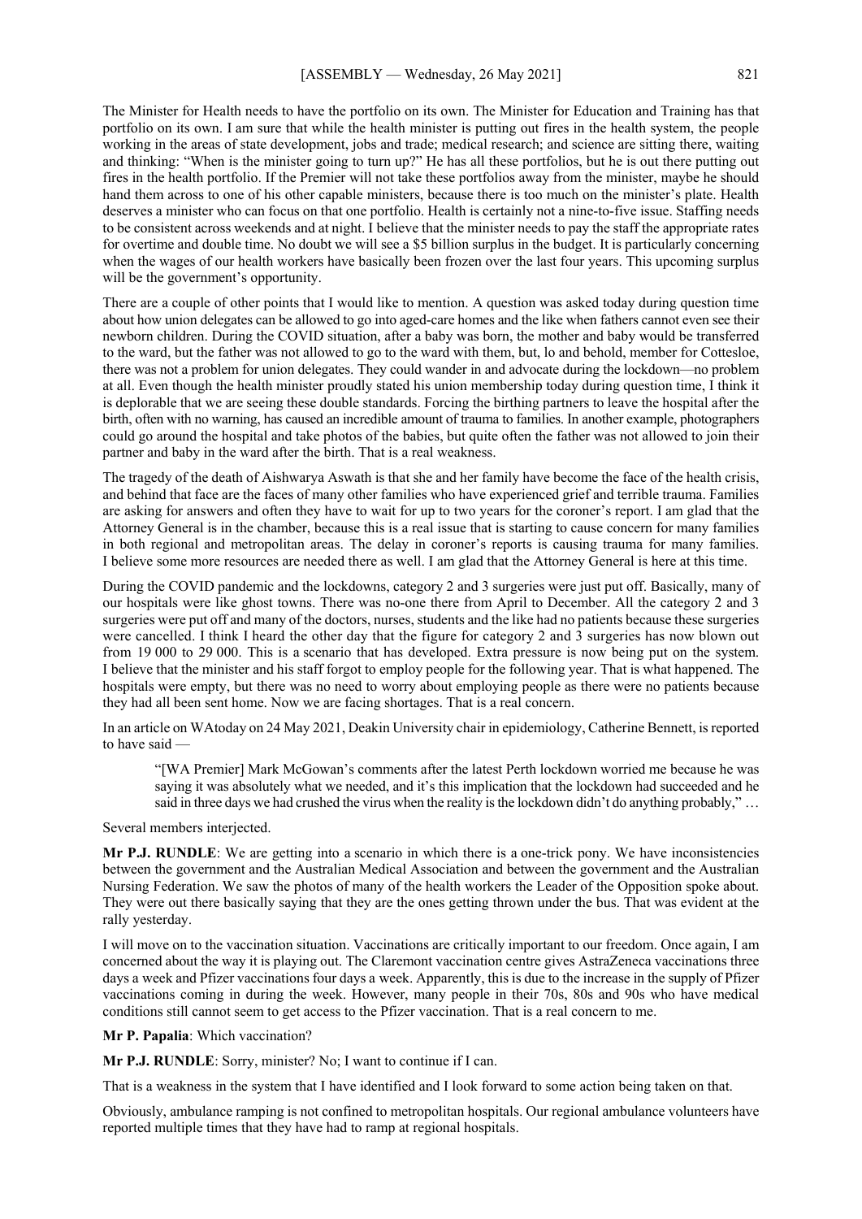The Minister for Health needs to have the portfolio on its own. The Minister for Education and Training has that portfolio on its own. I am sure that while the health minister is putting out fires in the health system, the people working in the areas of state development, jobs and trade; medical research; and science are sitting there, waiting and thinking: "When is the minister going to turn up?" He has all these portfolios, but he is out there putting out fires in the health portfolio. If the Premier will not take these portfolios away from the minister, maybe he should hand them across to one of his other capable ministers, because there is too much on the minister's plate. Health deserves a minister who can focus on that one portfolio. Health is certainly not a nine-to-five issue. Staffing needs to be consistent across weekends and at night. I believe that the minister needs to pay the staff the appropriate rates for overtime and double time. No doubt we will see a $5 billion surplus in the budget. It is particularly concerning when the wages of our health workers have basically been frozen over the last four years. This upcoming surplus will be the government's opportunity.

There are a couple of other points that I would like to mention. A question was asked today during question time about how union delegates can be allowed to go into aged-care homes and the like when fathers cannot even see their newborn children. During the COVID situation, after a baby was born, the mother and baby would be transferred to the ward, but the father was not allowed to go to the ward with them, but, lo and behold, member for Cottesloe, there was not a problem for union delegates. They could wander in and advocate during the lockdown—no problem at all. Even though the health minister proudly stated his union membership today during question time, I think it is deplorable that we are seeing these double standards. Forcing the birthing partners to leave the hospital after the birth, often with no warning, has caused an incredible amount of trauma to families. In another example, photographers could go around the hospital and take photos of the babies, but quite often the father was not allowed to join their partner and baby in the ward after the birth. That is a real weakness.

The tragedy of the death of Aishwarya Aswath is that she and her family have become the face of the health crisis, and behind that face are the faces of many other families who have experienced grief and terrible trauma. Families are asking for answers and often they have to wait for up to two years for the coroner's report. I am glad that the Attorney General is in the chamber, because this is a real issue that is starting to cause concern for many families in both regional and metropolitan areas. The delay in coroner's reports is causing trauma for many families. I believe some more resources are needed there as well. I am glad that the Attorney General is here at this time.

During the COVID pandemic and the lockdowns, category 2 and 3 surgeries were just put off. Basically, many of our hospitals were like ghost towns. There was no-one there from April to December. All the category 2 and 3 surgeries were put off and many of the doctors, nurses, students and the like had no patients because these surgeries were cancelled. I think I heard the other day that the figure for category 2 and 3 surgeries has now blown out from 19 000 to 29 000. This is a scenario that has developed. Extra pressure is now being put on the system. I believe that the minister and his staff forgot to employ people for the following year. That is what happened. The hospitals were empty, but there was no need to worry about employing people as there were no patients because they had all been sent home. Now we are facing shortages. That is a real concern.

In an article on WAtoday on 24 May 2021, Deakin University chair in epidemiology, Catherine Bennett, is reported to have said —

> "[WA Premier] Mark McGowan's comments after the latest Perth lockdown worried me because he was saying it was absolutely what we needed, and it's this implication that the lockdown had succeeded and he said in three days we had crushed the virus when the reality is the lockdown didn't do anything probably," …

Several members interjected.

**Mr P.J. RUNDLE**: We are getting into a scenario in which there is a one-trick pony. We have inconsistencies between the government and the Australian Medical Association and between the government and the Australian Nursing Federation. We saw the photos of many of the health workers the Leader of the Opposition spoke about. They were out there basically saying that they are the ones getting thrown under the bus. That was evident at the rally yesterday.

I will move on to the vaccination situation. Vaccinations are critically important to our freedom. Once again, I am concerned about the way it is playing out. The Claremont vaccination centre gives AstraZeneca vaccinations three days a week and Pfizer vaccinations four days a week. Apparently, this is due to the increase in the supply of Pfizer vaccinations coming in during the week. However, many people in their 70s, 80s and 90s who have medical conditions still cannot seem to get access to the Pfizer vaccination. That is a real concern to me.

**Mr P. Papalia**: Which vaccination?

**Mr P.J. RUNDLE**: Sorry, minister? No; I want to continue if I can.

That is a weakness in the system that I have identified and I look forward to some action being taken on that.

Obviously, ambulance ramping is not confined to metropolitan hospitals. Our regional ambulance volunteers have reported multiple times that they have had to ramp at regional hospitals.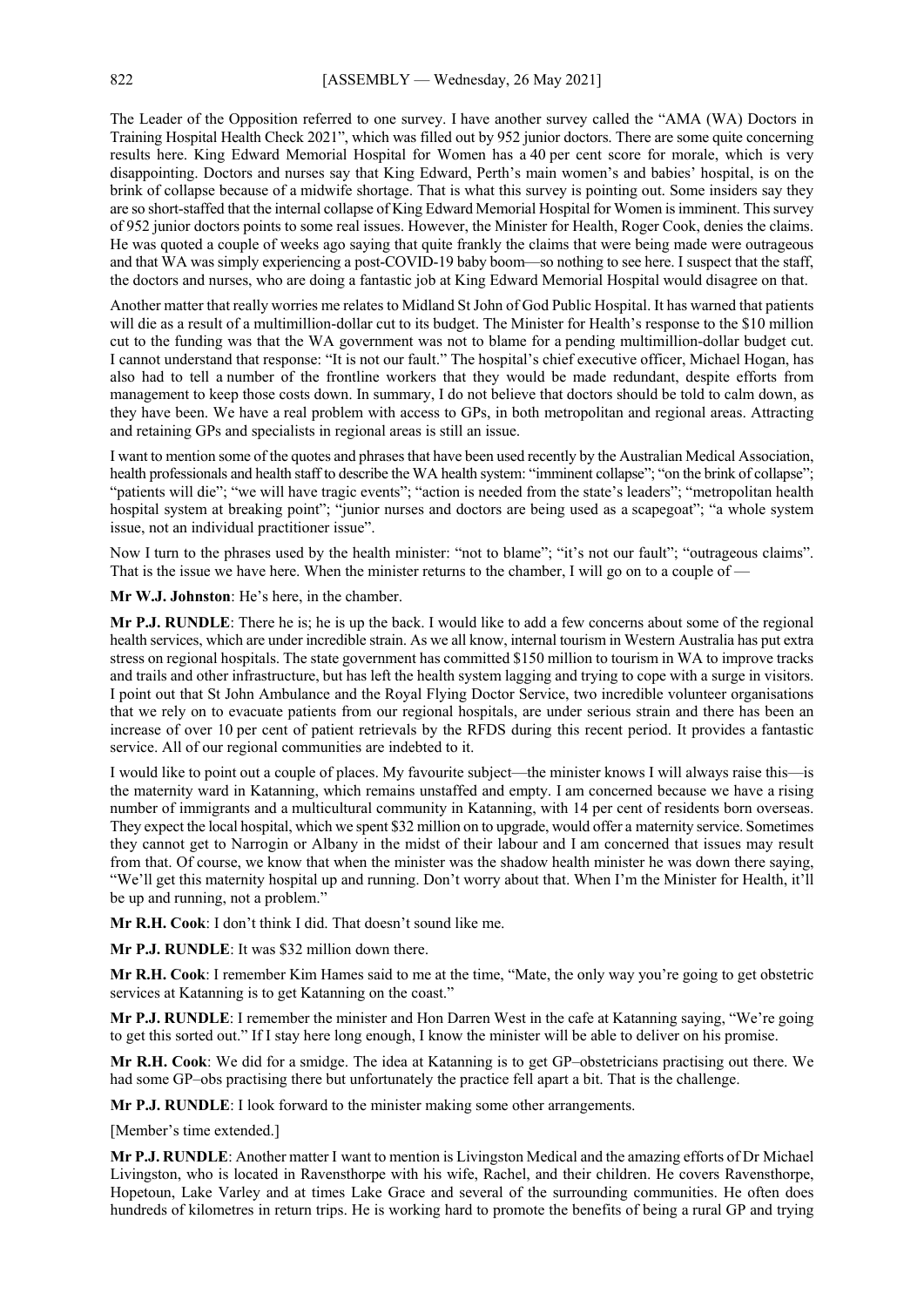The Leader of the Opposition referred to one survey. I have another survey called the "AMA (WA) Doctors in Training Hospital Health Check 2021", which was filled out by 952 junior doctors. There are some quite concerning results here. King Edward Memorial Hospital for Women has a 40 per cent score for morale, which is very disappointing. Doctors and nurses say that King Edward, Perth's main women's and babies' hospital, is on the brink of collapse because of a midwife shortage. That is what this survey is pointing out. Some insiders say they are so short-staffed that the internal collapse of King Edward Memorial Hospital for Women is imminent. This survey of 952 junior doctors points to some real issues. However, the Minister for Health, Roger Cook, denies the claims. He was quoted a couple of weeks ago saying that quite frankly the claims that were being made were outrageous and that WA was simply experiencing a post-COVID-19 baby boom—so nothing to see here. I suspect that the staff, the doctors and nurses, who are doing a fantastic job at King Edward Memorial Hospital would disagree on that.

Another matter that really worries me relates to Midland St John of God Public Hospital. It has warned that patients will die as a result of a multimillion-dollar cut to its budget. The Minister for Health's response to the $10 million cut to the funding was that the WA government was not to blame for a pending multimillion-dollar budget cut. I cannot understand that response: "It is not our fault." The hospital's chief executive officer, Michael Hogan, has also had to tell a number of the frontline workers that they would be made redundant, despite efforts from management to keep those costs down. In summary, I do not believe that doctors should be told to calm down, as they have been. We have a real problem with access to GPs, in both metropolitan and regional areas. Attracting and retaining GPs and specialists in regional areas is still an issue.

I want to mention some of the quotes and phrases that have been used recently by the Australian Medical Association, health professionals and health staff to describe the WA health system: "imminent collapse"; "on the brink of collapse"; "patients will die"; "we will have tragic events"; "action is needed from the state's leaders"; "metropolitan health hospital system at breaking point"; "junior nurses and doctors are being used as a scapegoat"; "a whole system issue, not an individual practitioner issue".

Now I turn to the phrases used by the health minister: "not to blame"; "it's not our fault"; "outrageous claims". That is the issue we have here. When the minister returns to the chamber, I will go on to a couple of —

**Mr W.J. Johnston**: He's here, in the chamber.

**Mr P.J. RUNDLE**: There he is; he is up the back. I would like to add a few concerns about some of the regional health services, which are under incredible strain. As we all know, internal tourism in Western Australia has put extra stress on regional hospitals. The state government has committed $150 million to tourism in WA to improve tracks and trails and other infrastructure, but has left the health system lagging and trying to cope with a surge in visitors. I point out that St John Ambulance and the Royal Flying Doctor Service, two incredible volunteer organisations that we rely on to evacuate patients from our regional hospitals, are under serious strain and there has been an increase of over 10 per cent of patient retrievals by the RFDS during this recent period. It provides a fantastic service. All of our regional communities are indebted to it.

I would like to point out a couple of places. My favourite subject—the minister knows I will always raise this—is the maternity ward in Katanning, which remains unstaffed and empty. I am concerned because we have a rising number of immigrants and a multicultural community in Katanning, with 14 per cent of residents born overseas. They expect the local hospital, which we spent $32 million on to upgrade, would offer a maternity service. Sometimes they cannot get to Narrogin or Albany in the midst of their labour and I am concerned that issues may result from that. Of course, we know that when the minister was the shadow health minister he was down there saying, "We'll get this maternity hospital up and running. Don't worry about that. When I'm the Minister for Health, it'll be up and running, not a problem."

**Mr R.H. Cook**: I don't think I did. That doesn't sound like me.

**Mr P.J. RUNDLE**: It was $32 million down there.

**Mr R.H. Cook**: I remember Kim Hames said to me at the time, "Mate, the only way you're going to get obstetric services at Katanning is to get Katanning on the coast."

**Mr P.J. RUNDLE**: I remember the minister and Hon Darren West in the cafe at Katanning saying, "We're going to get this sorted out." If I stay here long enough, I know the minister will be able to deliver on his promise.

**Mr R.H. Cook**: We did for a smidge. The idea at Katanning is to get GP–obstetricians practising out there. We had some GP–obs practising there but unfortunately the practice fell apart a bit. That is the challenge.

**Mr P.J. RUNDLE**: I look forward to the minister making some other arrangements.

[Member's time extended.]

**Mr P.J. RUNDLE**: Another matter I want to mention is Livingston Medical and the amazing efforts of Dr Michael Livingston, who is located in Ravensthorpe with his wife, Rachel, and their children. He covers Ravensthorpe, Hopetoun, Lake Varley and at times Lake Grace and several of the surrounding communities. He often does hundreds of kilometres in return trips. He is working hard to promote the benefits of being a rural GP and trying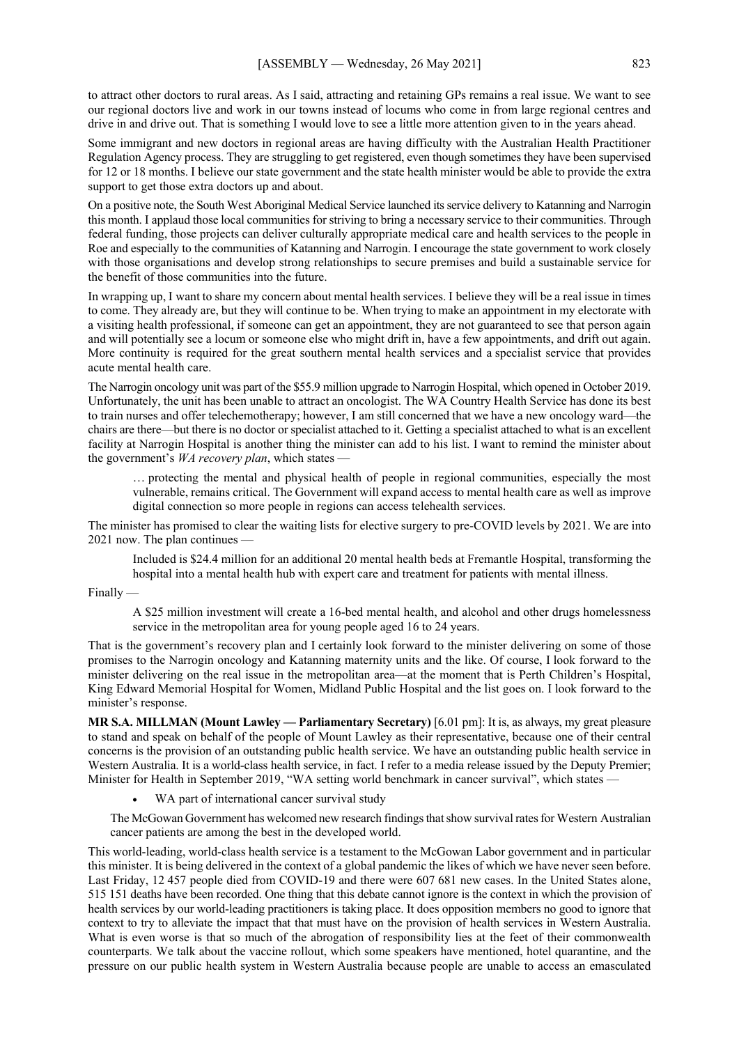to attract other doctors to rural areas. As I said, attracting and retaining GPs remains a real issue. We want to see our regional doctors live and work in our towns instead of locums who come in from large regional centres and drive in and drive out. That is something I would love to see a little more attention given to in the years ahead.

Some immigrant and new doctors in regional areas are having difficulty with the Australian Health Practitioner Regulation Agency process. They are struggling to get registered, even though sometimes they have been supervised for 12 or 18 months. I believe our state government and the state health minister would be able to provide the extra support to get those extra doctors up and about.

On a positive note, the South West Aboriginal Medical Service launched its service delivery to Katanning and Narrogin this month. I applaud those local communities for striving to bring a necessary service to their communities. Through federal funding, those projects can deliver culturally appropriate medical care and health services to the people in Roe and especially to the communities of Katanning and Narrogin. I encourage the state government to work closely with those organisations and develop strong relationships to secure premises and build a sustainable service for the benefit of those communities into the future.

In wrapping up, I want to share my concern about mental health services. I believe they will be a real issue in times to come. They already are, but they will continue to be. When trying to make an appointment in my electorate with a visiting health professional, if someone can get an appointment, they are not guaranteed to see that person again and will potentially see a locum or someone else who might drift in, have a few appointments, and drift out again. More continuity is required for the great southern mental health services and a specialist service that provides acute mental health care.

The Narrogin oncology unit was part of the $55.9 million upgrade to Narrogin Hospital, which opened in October 2019. Unfortunately, the unit has been unable to attract an oncologist. The WA Country Health Service has done its best to train nurses and offer telechemotherapy; however, I am still concerned that we have a new oncology ward—the chairs are there—but there is no doctor or specialist attached to it. Getting a specialist attached to what is an excellent facility at Narrogin Hospital is another thing the minister can add to his list. I want to remind the minister about the government's *WA recovery plan*, which states —

> … protecting the mental and physical health of people in regional communities, especially the most vulnerable, remains critical. The Government will expand access to mental health care as well as improve digital connection so more people in regions can access telehealth services.

The minister has promised to clear the waiting lists for elective surgery to pre-COVID levels by 2021. We are into 2021 now. The plan continues —

> Included is $24.4 million for an additional 20 mental health beds at Fremantle Hospital, transforming the hospital into a mental health hub with expert care and treatment for patients with mental illness.

Finally —

> A $25 million investment will create a 16-bed mental health, and alcohol and other drugs homelessness service in the metropolitan area for young people aged 16 to 24 years.

That is the government's recovery plan and I certainly look forward to the minister delivering on some of those promises to the Narrogin oncology and Katanning maternity units and the like. Of course, I look forward to the minister delivering on the real issue in the metropolitan area—at the moment that is Perth Children's Hospital, King Edward Memorial Hospital for Women, Midland Public Hospital and the list goes on. I look forward to the minister's response.

**MR S.A. MILLMAN (Mount Lawley — Parliamentary Secretary)** [6.01 pm]: It is, as always, my great pleasure to stand and speak on behalf of the people of Mount Lawley as their representative, because one of their central concerns is the provision of an outstanding public health service. We have an outstanding public health service in Western Australia. It is a world-class health service, in fact. I refer to a media release issued by the Deputy Premier; Minister for Health in September 2019, "WA setting world benchmark in cancer survival", which states —

> - WA part of international cancer survival study
>
> The McGowan Government has welcomed new research findings that show survival rates for Western Australian cancer patients are among the best in the developed world.

This world-leading, world-class health service is a testament to the McGowan Labor government and in particular this minister. It is being delivered in the context of a global pandemic the likes of which we have never seen before. Last Friday, 12 457 people died from COVID-19 and there were 607 681 new cases. In the United States alone, 515 151 deaths have been recorded. One thing that this debate cannot ignore is the context in which the provision of health services by our world-leading practitioners is taking place. It does opposition members no good to ignore that context to try to alleviate the impact that that must have on the provision of health services in Western Australia. What is even worse is that so much of the abrogation of responsibility lies at the feet of their commonwealth counterparts. We talk about the vaccine rollout, which some speakers have mentioned, hotel quarantine, and the pressure on our public health system in Western Australia because people are unable to access an emasculated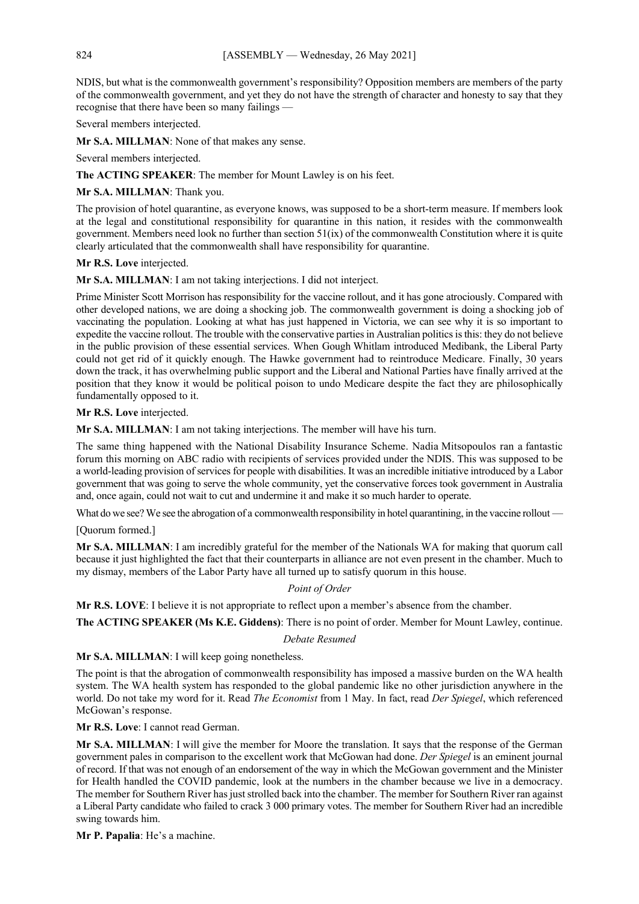NDIS, but what is the commonwealth government's responsibility? Opposition members are members of the party of the commonwealth government, and yet they do not have the strength of character and honesty to say that they recognise that there have been so many failings —

Several members interjected.

**Mr S.A. MILLMAN**: None of that makes any sense.

Several members interjected.

**The ACTING SPEAKER**: The member for Mount Lawley is on his feet.

**Mr S.A. MILLMAN**: Thank you.

The provision of hotel quarantine, as everyone knows, was supposed to be a short-term measure. If members look at the legal and constitutional responsibility for quarantine in this nation, it resides with the commonwealth government. Members need look no further than section 51(ix) of the commonwealth Constitution where it is quite clearly articulated that the commonwealth shall have responsibility for quarantine.

**Mr R.S. Love** interjected.

**Mr S.A. MILLMAN**: I am not taking interjections. I did not interject.

Prime Minister Scott Morrison has responsibility for the vaccine rollout, and it has gone atrociously. Compared with other developed nations, we are doing a shocking job. The commonwealth government is doing a shocking job of vaccinating the population. Looking at what has just happened in Victoria, we can see why it is so important to expedite the vaccine rollout. The trouble with the conservative parties in Australian politics is this: they do not believe in the public provision of these essential services. When Gough Whitlam introduced Medibank, the Liberal Party could not get rid of it quickly enough. The Hawke government had to reintroduce Medicare. Finally, 30 years down the track, it has overwhelming public support and the Liberal and National Parties have finally arrived at the position that they know it would be political poison to undo Medicare despite the fact they are philosophically fundamentally opposed to it.

**Mr R.S. Love** interjected.

**Mr S.A. MILLMAN**: I am not taking interjections. The member will have his turn.

The same thing happened with the National Disability Insurance Scheme. Nadia Mitsopoulos ran a fantastic forum this morning on ABC radio with recipients of services provided under the NDIS. This was supposed to be a world-leading provision of services for people with disabilities. It was an incredible initiative introduced by a Labor government that was going to serve the whole community, yet the conservative forces took government in Australia and, once again, could not wait to cut and undermine it and make it so much harder to operate.

What do we see? We see the abrogation of a commonwealth responsibility in hotel quarantining, in the vaccine rollout —

[Quorum formed.]

**Mr S.A. MILLMAN**: I am incredibly grateful for the member of the Nationals WA for making that quorum call because it just highlighted the fact that their counterparts in alliance are not even present in the chamber. Much to my dismay, members of the Labor Party have all turned up to satisfy quorum in this house.

*Point of Order*

**Mr R.S. LOVE**: I believe it is not appropriate to reflect upon a member's absence from the chamber.

**The ACTING SPEAKER (Ms K.E. Giddens)**: There is no point of order. Member for Mount Lawley, continue.

*Debate Resumed*

**Mr S.A. MILLMAN**: I will keep going nonetheless.

The point is that the abrogation of commonwealth responsibility has imposed a massive burden on the WA health system. The WA health system has responded to the global pandemic like no other jurisdiction anywhere in the world. Do not take my word for it. Read *The Economist* from 1 May. In fact, read *Der Spiegel*, which referenced McGowan's response.

**Mr R.S. Love**: I cannot read German.

**Mr S.A. MILLMAN**: I will give the member for Moore the translation. It says that the response of the German government pales in comparison to the excellent work that McGowan had done. *Der Spiegel* is an eminent journal of record. If that was not enough of an endorsement of the way in which the McGowan government and the Minister for Health handled the COVID pandemic, look at the numbers in the chamber because we live in a democracy. The member for Southern River has just strolled back into the chamber. The member for Southern River ran against a Liberal Party candidate who failed to crack 3 000 primary votes. The member for Southern River had an incredible swing towards him.

**Mr P. Papalia**: He's a machine.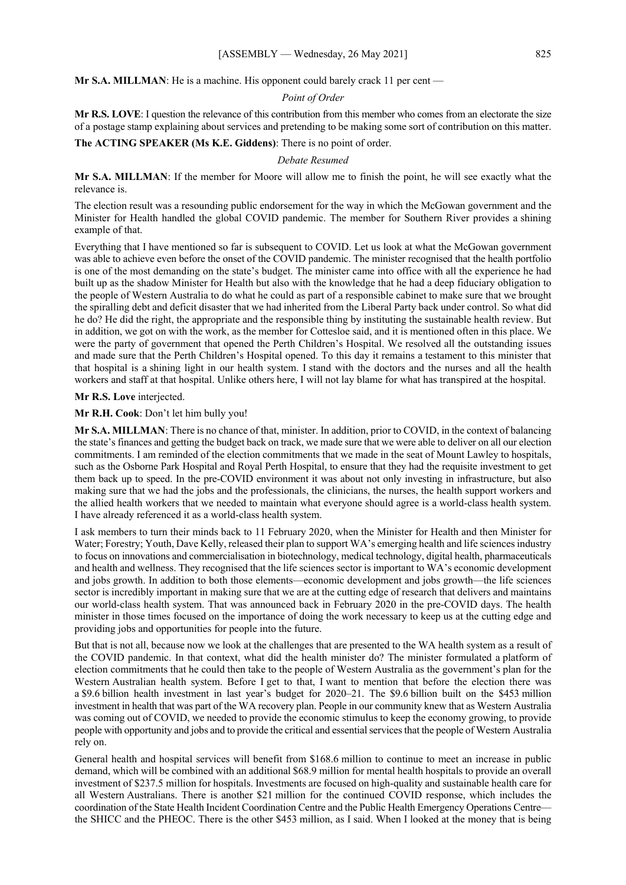**Mr S.A. MILLMAN**: He is a machine. His opponent could barely crack 11 per cent —

*Point of Order*

**Mr R.S. LOVE**: I question the relevance of this contribution from this member who comes from an electorate the size of a postage stamp explaining about services and pretending to be making some sort of contribution on this matter.

**The ACTING SPEAKER (Ms K.E. Giddens)**: There is no point of order.

*Debate Resumed*

**Mr S.A. MILLMAN**: If the member for Moore will allow me to finish the point, he will see exactly what the relevance is.

The election result was a resounding public endorsement for the way in which the McGowan government and the Minister for Health handled the global COVID pandemic. The member for Southern River provides a shining example of that.

Everything that I have mentioned so far is subsequent to COVID. Let us look at what the McGowan government was able to achieve even before the onset of the COVID pandemic. The minister recognised that the health portfolio is one of the most demanding on the state's budget. The minister came into office with all the experience he had built up as the shadow Minister for Health but also with the knowledge that he had a deep fiduciary obligation to the people of Western Australia to do what he could as part of a responsible cabinet to make sure that we brought the spiralling debt and deficit disaster that we had inherited from the Liberal Party back under control. So what did he do? He did the right, the appropriate and the responsible thing by instituting the sustainable health review. But in addition, we got on with the work, as the member for Cottesloe said, and it is mentioned often in this place. We were the party of government that opened the Perth Children's Hospital. We resolved all the outstanding issues and made sure that the Perth Children's Hospital opened. To this day it remains a testament to this minister that that hospital is a shining light in our health system. I stand with the doctors and the nurses and all the health workers and staff at that hospital. Unlike others here, I will not lay blame for what has transpired at the hospital.

**Mr R.S. Love** interjected.

**Mr R.H. Cook**: Don't let him bully you!

**Mr S.A. MILLMAN**: There is no chance of that, minister. In addition, prior to COVID, in the context of balancing the state's finances and getting the budget back on track, we made sure that we were able to deliver on all our election commitments. I am reminded of the election commitments that we made in the seat of Mount Lawley to hospitals, such as the Osborne Park Hospital and Royal Perth Hospital, to ensure that they had the requisite investment to get them back up to speed. In the pre-COVID environment it was about not only investing in infrastructure, but also making sure that we had the jobs and the professionals, the clinicians, the nurses, the health support workers and the allied health workers that we needed to maintain what everyone should agree is a world-class health system. I have already referenced it as a world-class health system.

I ask members to turn their minds back to 11 February 2020, when the Minister for Health and then Minister for Water; Forestry; Youth, Dave Kelly, released their plan to support WA's emerging health and life sciences industry to focus on innovations and commercialisation in biotechnology, medical technology, digital health, pharmaceuticals and health and wellness. They recognised that the life sciences sector is important to WA's economic development and jobs growth. In addition to both those elements—economic development and jobs growth—the life sciences sector is incredibly important in making sure that we are at the cutting edge of research that delivers and maintains our world-class health system. That was announced back in February 2020 in the pre-COVID days. The health minister in those times focused on the importance of doing the work necessary to keep us at the cutting edge and providing jobs and opportunities for people into the future.

But that is not all, because now we look at the challenges that are presented to the WA health system as a result of the COVID pandemic. In that context, what did the health minister do? The minister formulated a platform of election commitments that he could then take to the people of Western Australia as the government's plan for the Western Australian health system. Before I get to that, I want to mention that before the election there was a $9.6 billion health investment in last year's budget for 2020–21. The $9.6 billion built on the $453 million investment in health that was part of the WA recovery plan. People in our community knew that as Western Australia was coming out of COVID, we needed to provide the economic stimulus to keep the economy growing, to provide people with opportunity and jobs and to provide the critical and essential services that the people of Western Australia rely on.

General health and hospital services will benefit from $168.6 million to continue to meet an increase in public demand, which will be combined with an additional $68.9 million for mental health hospitals to provide an overall investment of $237.5 million for hospitals. Investments are focused on high-quality and sustainable health care for all Western Australians. There is another $21 million for the continued COVID response, which includes the coordination of the State Health Incident Coordination Centre and the Public Health Emergency Operations Centre—the SHICC and the PHEOC. There is the other $453 million, as I said. When I looked at the money that is being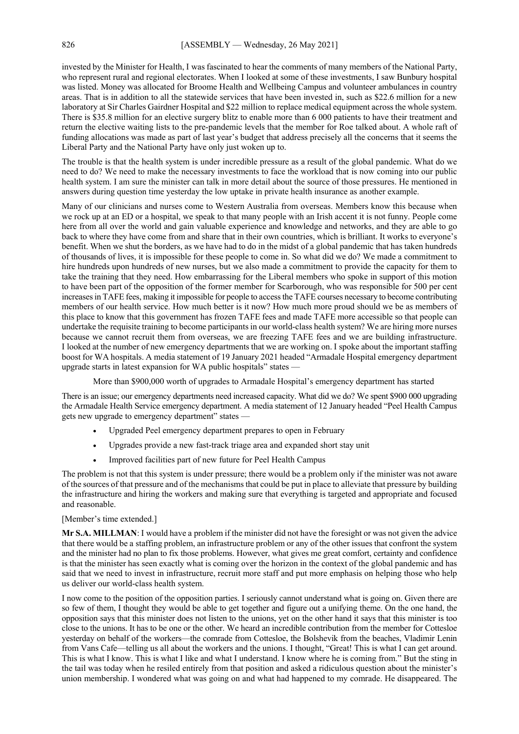invested by the Minister for Health, I was fascinated to hear the comments of many members of the National Party, who represent rural and regional electorates. When I looked at some of these investments, I saw Bunbury hospital was listed. Money was allocated for Broome Health and Wellbeing Campus and volunteer ambulances in country areas. That is in addition to all the statewide services that have been invested in, such as $22.6 million for a new laboratory at Sir Charles Gairdner Hospital and $22 million to replace medical equipment across the whole system. There is $35.8 million for an elective surgery blitz to enable more than 6 000 patients to have their treatment and return the elective waiting lists to the pre-pandemic levels that the member for Roe talked about. A whole raft of funding allocations was made as part of last year's budget that address precisely all the concerns that it seems the Liberal Party and the National Party have only just woken up to.

The trouble is that the health system is under incredible pressure as a result of the global pandemic. What do we need to do? We need to make the necessary investments to face the workload that is now coming into our public health system. I am sure the minister can talk in more detail about the source of those pressures. He mentioned in answers during question time yesterday the low uptake in private health insurance as another example.

Many of our clinicians and nurses come to Western Australia from overseas. Members know this because when we rock up at an ED or a hospital, we speak to that many people with an Irish accent it is not funny. People come here from all over the world and gain valuable experience and knowledge and networks, and they are able to go back to where they have come from and share that in their own countries, which is brilliant. It works to everyone's benefit. When we shut the borders, as we have had to do in the midst of a global pandemic that has taken hundreds of thousands of lives, it is impossible for these people to come in. So what did we do? We made a commitment to hire hundreds upon hundreds of new nurses, but we also made a commitment to provide the capacity for them to take the training that they need. How embarrassing for the Liberal members who spoke in support of this motion to have been part of the opposition of the former member for Scarborough, who was responsible for 500 per cent increases in TAFE fees, making it impossible for people to access the TAFE courses necessary to become contributing members of our health service. How much better is it now? How much more proud should we be as members of this place to know that this government has frozen TAFE fees and made TAFE more accessible so that people can undertake the requisite training to become participants in our world-class health system? We are hiring more nurses because we cannot recruit them from overseas, we are freezing TAFE fees and we are building infrastructure. I looked at the number of new emergency departments that we are working on. I spoke about the important staffing boost for WA hospitals. A media statement of 19 January 2021 headed "Armadale Hospital emergency department upgrade starts in latest expansion for WA public hospitals" states —

> More than $900,000 worth of upgrades to Armadale Hospital's emergency department has started

There is an issue; our emergency departments need increased capacity. What did we do? We spent $900 000 upgrading the Armadale Health Service emergency department. A media statement of 12 January headed "Peel Health Campus gets new upgrade to emergency department" states —

> - Upgraded Peel emergency department prepares to open in February
> - Upgrades provide a new fast-track triage area and expanded short stay unit
> - Improved facilities part of new future for Peel Health Campus

The problem is not that this system is under pressure; there would be a problem only if the minister was not aware of the sources of that pressure and of the mechanisms that could be put in place to alleviate that pressure by building the infrastructure and hiring the workers and making sure that everything is targeted and appropriate and focused and reasonable.

[Member's time extended.]

**Mr S.A. MILLMAN**: I would have a problem if the minister did not have the foresight or was not given the advice that there would be a staffing problem, an infrastructure problem or any of the other issues that confront the system and the minister had no plan to fix those problems. However, what gives me great comfort, certainty and confidence is that the minister has seen exactly what is coming over the horizon in the context of the global pandemic and has said that we need to invest in infrastructure, recruit more staff and put more emphasis on helping those who help us deliver our world-class health system.

I now come to the position of the opposition parties. I seriously cannot understand what is going on. Given there are so few of them, I thought they would be able to get together and figure out a unifying theme. On the one hand, the opposition says that this minister does not listen to the unions, yet on the other hand it says that this minister is too close to the unions. It has to be one or the other. We heard an incredible contribution from the member for Cottesloe yesterday on behalf of the workers—the comrade from Cottesloe, the Bolshevik from the beaches, Vladimir Lenin from Vans Cafe—telling us all about the workers and the unions. I thought, "Great! This is what I can get around. This is what I know. This is what I like and what I understand. I know where he is coming from." But the sting in the tail was today when he resiled entirely from that position and asked a ridiculous question about the minister's union membership. I wondered what was going on and what had happened to my comrade. He disappeared. The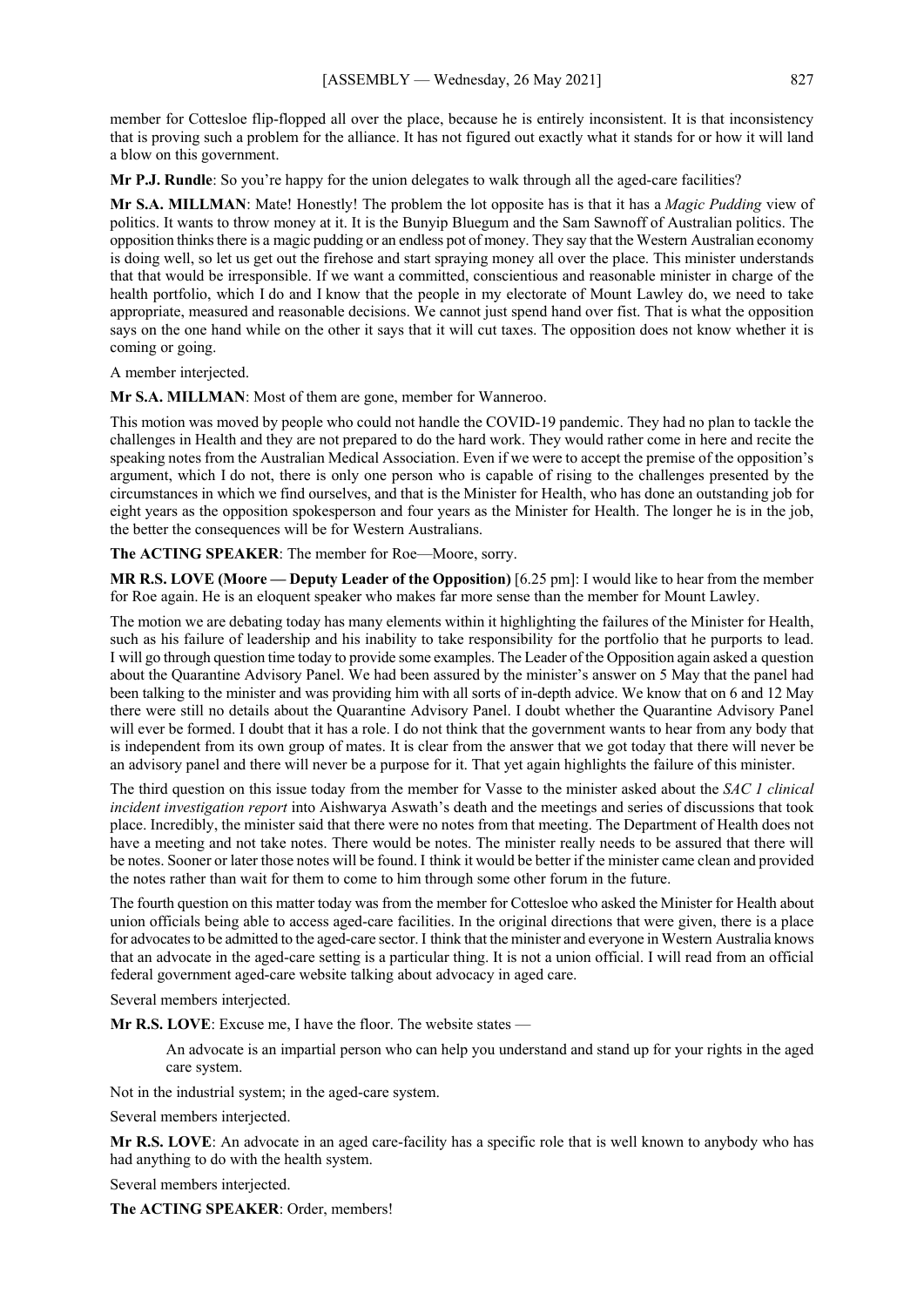member for Cottesloe flip-flopped all over the place, because he is entirely inconsistent. It is that inconsistency that is proving such a problem for the alliance. It has not figured out exactly what it stands for or how it will land a blow on this government.

**Mr P.J. Rundle**: So you're happy for the union delegates to walk through all the aged-care facilities?

**Mr S.A. MILLMAN**: Mate! Honestly! The problem the lot opposite has is that it has a *Magic Pudding* view of politics. It wants to throw money at it. It is the Bunyip Bluegum and the Sam Sawnoff of Australian politics. The opposition thinks there is a magic pudding or an endless pot of money. They say that the Western Australian economy is doing well, so let us get out the firehose and start spraying money all over the place. This minister understands that that would be irresponsible. If we want a committed, conscientious and reasonable minister in charge of the health portfolio, which I do and I know that the people in my electorate of Mount Lawley do, we need to take appropriate, measured and reasonable decisions. We cannot just spend hand over fist. That is what the opposition says on the one hand while on the other it says that it will cut taxes. The opposition does not know whether it is coming or going.

A member interjected.

**Mr S.A. MILLMAN**: Most of them are gone, member for Wanneroo.

This motion was moved by people who could not handle the COVID-19 pandemic. They had no plan to tackle the challenges in Health and they are not prepared to do the hard work. They would rather come in here and recite the speaking notes from the Australian Medical Association. Even if we were to accept the premise of the opposition's argument, which I do not, there is only one person who is capable of rising to the challenges presented by the circumstances in which we find ourselves, and that is the Minister for Health, who has done an outstanding job for eight years as the opposition spokesperson and four years as the Minister for Health. The longer he is in the job, the better the consequences will be for Western Australians.

**The ACTING SPEAKER**: The member for Roe—Moore, sorry.

**MR R.S. LOVE (Moore — Deputy Leader of the Opposition)** [6.25 pm]: I would like to hear from the member for Roe again. He is an eloquent speaker who makes far more sense than the member for Mount Lawley.

The motion we are debating today has many elements within it highlighting the failures of the Minister for Health, such as his failure of leadership and his inability to take responsibility for the portfolio that he purports to lead. I will go through question time today to provide some examples. The Leader of the Opposition again asked a question about the Quarantine Advisory Panel. We had been assured by the minister's answer on 5 May that the panel had been talking to the minister and was providing him with all sorts of in-depth advice. We know that on 6 and 12 May there were still no details about the Quarantine Advisory Panel. I doubt whether the Quarantine Advisory Panel will ever be formed. I doubt that it has a role. I do not think that the government wants to hear from any body that is independent from its own group of mates. It is clear from the answer that we got today that there will never be an advisory panel and there will never be a purpose for it. That yet again highlights the failure of this minister.

The third question on this issue today from the member for Vasse to the minister asked about the *SAC 1 clinical incident investigation report* into Aishwarya Aswath's death and the meetings and series of discussions that took place. Incredibly, the minister said that there were no notes from that meeting. The Department of Health does not have a meeting and not take notes. There would be notes. The minister really needs to be assured that there will be notes. Sooner or later those notes will be found. I think it would be better if the minister came clean and provided the notes rather than wait for them to come to him through some other forum in the future.

The fourth question on this matter today was from the member for Cottesloe who asked the Minister for Health about union officials being able to access aged-care facilities. In the original directions that were given, there is a place for advocates to be admitted to the aged-care sector. I think that the minister and everyone in Western Australia knows that an advocate in the aged-care setting is a particular thing. It is not a union official. I will read from an official federal government aged-care website talking about advocacy in aged care.

Several members interjected.

**Mr R.S. LOVE**: Excuse me, I have the floor. The website states —

> An advocate is an impartial person who can help you understand and stand up for your rights in the aged care system.

Not in the industrial system; in the aged-care system.

Several members interjected.

**Mr R.S. LOVE**: An advocate in an aged care-facility has a specific role that is well known to anybody who has had anything to do with the health system.

Several members interjected.

**The ACTING SPEAKER**: Order, members!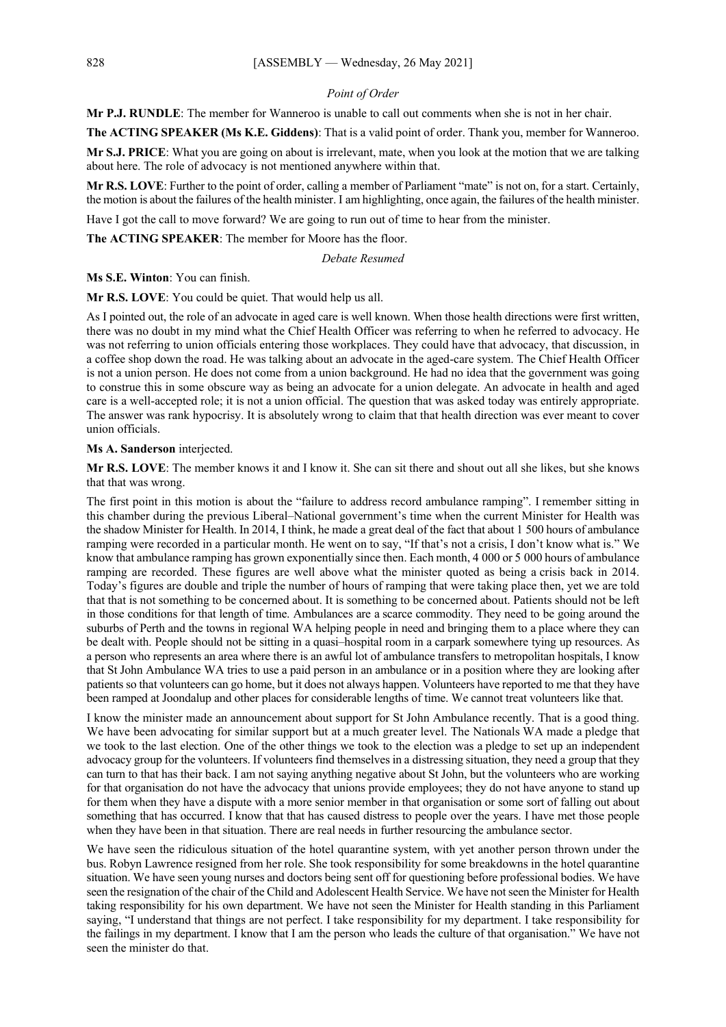*Point of Order*

**Mr P.J. RUNDLE**: The member for Wanneroo is unable to call out comments when she is not in her chair.

**The ACTING SPEAKER (Ms K.E. Giddens)**: That is a valid point of order. Thank you, member for Wanneroo.

**Mr S.J. PRICE**: What you are going on about is irrelevant, mate, when you look at the motion that we are talking about here. The role of advocacy is not mentioned anywhere within that.

**Mr R.S. LOVE**: Further to the point of order, calling a member of Parliament "mate" is not on, for a start. Certainly, the motion is about the failures of the health minister. I am highlighting, once again, the failures of the health minister.

Have I got the call to move forward? We are going to run out of time to hear from the minister.

**The ACTING SPEAKER**: The member for Moore has the floor.

*Debate Resumed*

**Ms S.E. Winton**: You can finish.

**Mr R.S. LOVE**: You could be quiet. That would help us all.

As I pointed out, the role of an advocate in aged care is well known. When those health directions were first written, there was no doubt in my mind what the Chief Health Officer was referring to when he referred to advocacy. He was not referring to union officials entering those workplaces. They could have that advocacy, that discussion, in a coffee shop down the road. He was talking about an advocate in the aged-care system. The Chief Health Officer is not a union person. He does not come from a union background. He had no idea that the government was going to construe this in some obscure way as being an advocate for a union delegate. An advocate in health and aged care is a well-accepted role; it is not a union official. The question that was asked today was entirely appropriate. The answer was rank hypocrisy. It is absolutely wrong to claim that that health direction was ever meant to cover union officials.

**Ms A. Sanderson** interjected.

**Mr R.S. LOVE**: The member knows it and I know it. She can sit there and shout out all she likes, but she knows that that was wrong.

The first point in this motion is about the "failure to address record ambulance ramping". I remember sitting in this chamber during the previous Liberal–National government's time when the current Minister for Health was the shadow Minister for Health. In 2014, I think, he made a great deal of the fact that about 1 500 hours of ambulance ramping were recorded in a particular month. He went on to say, "If that's not a crisis, I don't know what is." We know that ambulance ramping has grown exponentially since then. Each month, 4 000 or 5 000 hours of ambulance ramping are recorded. These figures are well above what the minister quoted as being a crisis back in 2014. Today's figures are double and triple the number of hours of ramping that were taking place then, yet we are told that that is not something to be concerned about. It is something to be concerned about. Patients should not be left in those conditions for that length of time. Ambulances are a scarce commodity. They need to be going around the suburbs of Perth and the towns in regional WA helping people in need and bringing them to a place where they can be dealt with. People should not be sitting in a quasi–hospital room in a carpark somewhere tying up resources. As a person who represents an area where there is an awful lot of ambulance transfers to metropolitan hospitals, I know that St John Ambulance WA tries to use a paid person in an ambulance or in a position where they are looking after patients so that volunteers can go home, but it does not always happen. Volunteers have reported to me that they have been ramped at Joondalup and other places for considerable lengths of time. We cannot treat volunteers like that.

I know the minister made an announcement about support for St John Ambulance recently. That is a good thing. We have been advocating for similar support but at a much greater level. The Nationals WA made a pledge that we took to the last election. One of the other things we took to the election was a pledge to set up an independent advocacy group for the volunteers. If volunteers find themselves in a distressing situation, they need a group that they can turn to that has their back. I am not saying anything negative about St John, but the volunteers who are working for that organisation do not have the advocacy that unions provide employees; they do not have anyone to stand up for them when they have a dispute with a more senior member in that organisation or some sort of falling out about something that has occurred. I know that that has caused distress to people over the years. I have met those people when they have been in that situation. There are real needs in further resourcing the ambulance sector.

We have seen the ridiculous situation of the hotel quarantine system, with yet another person thrown under the bus. Robyn Lawrence resigned from her role. She took responsibility for some breakdowns in the hotel quarantine situation. We have seen young nurses and doctors being sent off for questioning before professional bodies. We have seen the resignation of the chair of the Child and Adolescent Health Service. We have not seen the Minister for Health taking responsibility for his own department. We have not seen the Minister for Health standing in this Parliament saying, "I understand that things are not perfect. I take responsibility for my department. I take responsibility for the failings in my department. I know that I am the person who leads the culture of that organisation." We have not seen the minister do that.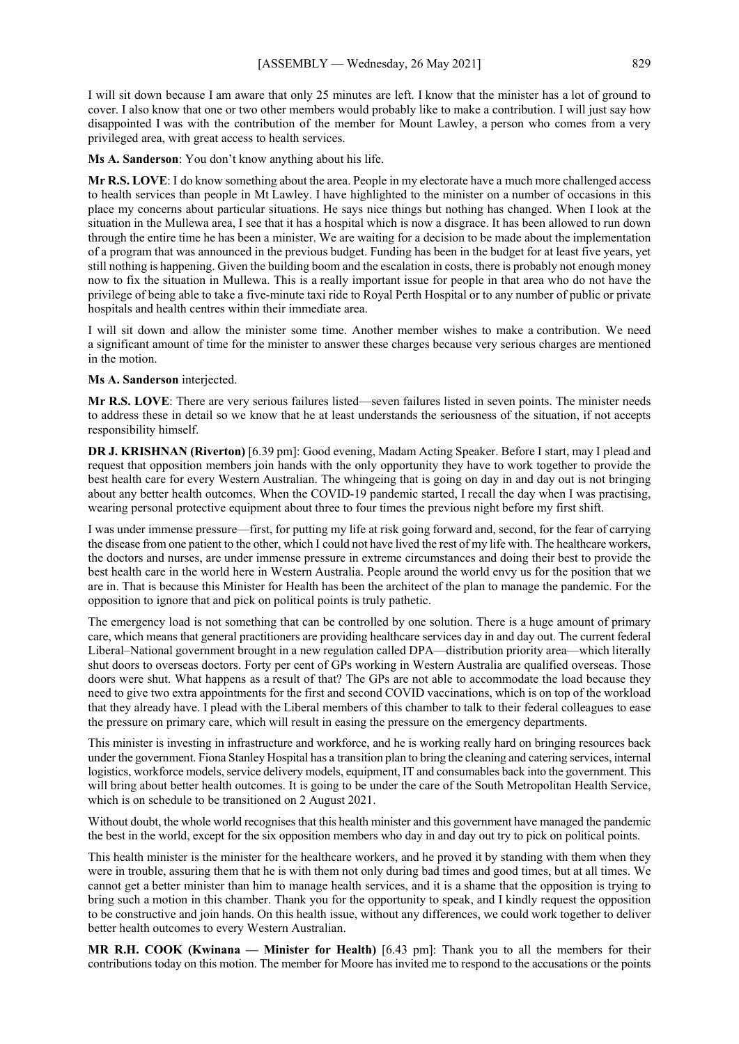I will sit down because I am aware that only 25 minutes are left. I know that the minister has a lot of ground to cover. I also know that one or two other members would probably like to make a contribution. I will just say how disappointed I was with the contribution of the member for Mount Lawley, a person who comes from a very privileged area, with great access to health services.

**Ms A. Sanderson**: You don't know anything about his life.

**Mr R.S. LOVE**: I do know something about the area. People in my electorate have a much more challenged access to health services than people in Mt Lawley. I have highlighted to the minister on a number of occasions in this place my concerns about particular situations. He says nice things but nothing has changed. When I look at the situation in the Mullewa area, I see that it has a hospital which is now a disgrace. It has been allowed to run down through the entire time he has been a minister. We are waiting for a decision to be made about the implementation of a program that was announced in the previous budget. Funding has been in the budget for at least five years, yet still nothing is happening. Given the building boom and the escalation in costs, there is probably not enough money now to fix the situation in Mullewa. This is a really important issue for people in that area who do not have the privilege of being able to take a five-minute taxi ride to Royal Perth Hospital or to any number of public or private hospitals and health centres within their immediate area.

I will sit down and allow the minister some time. Another member wishes to make a contribution. We need a significant amount of time for the minister to answer these charges because very serious charges are mentioned in the motion.

**Ms A. Sanderson** interjected.

**Mr R.S. LOVE**: There are very serious failures listed—seven failures listed in seven points. The minister needs to address these in detail so we know that he at least understands the seriousness of the situation, if not accepts responsibility himself.

**DR J. KRISHNAN (Riverton)** [6.39 pm]: Good evening, Madam Acting Speaker. Before I start, may I plead and request that opposition members join hands with the only opportunity they have to work together to provide the best health care for every Western Australian. The whingeing that is going on day in and day out is not bringing about any better health outcomes. When the COVID-19 pandemic started, I recall the day when I was practising, wearing personal protective equipment about three to four times the previous night before my first shift.

I was under immense pressure—first, for putting my life at risk going forward and, second, for the fear of carrying the disease from one patient to the other, which I could not have lived the rest of my life with. The healthcare workers, the doctors and nurses, are under immense pressure in extreme circumstances and doing their best to provide the best health care in the world here in Western Australia. People around the world envy us for the position that we are in. That is because this Minister for Health has been the architect of the plan to manage the pandemic. For the opposition to ignore that and pick on political points is truly pathetic.

The emergency load is not something that can be controlled by one solution. There is a huge amount of primary care, which means that general practitioners are providing healthcare services day in and day out. The current federal Liberal–National government brought in a new regulation called DPA—distribution priority area—which literally shut doors to overseas doctors. Forty per cent of GPs working in Western Australia are qualified overseas. Those doors were shut. What happens as a result of that? The GPs are not able to accommodate the load because they need to give two extra appointments for the first and second COVID vaccinations, which is on top of the workload that they already have. I plead with the Liberal members of this chamber to talk to their federal colleagues to ease the pressure on primary care, which will result in easing the pressure on the emergency departments.

This minister is investing in infrastructure and workforce, and he is working really hard on bringing resources back under the government. Fiona Stanley Hospital has a transition plan to bring the cleaning and catering services, internal logistics, workforce models, service delivery models, equipment, IT and consumables back into the government. This will bring about better health outcomes. It is going to be under the care of the South Metropolitan Health Service, which is on schedule to be transitioned on 2 August 2021.

Without doubt, the whole world recognises that this health minister and this government have managed the pandemic the best in the world, except for the six opposition members who day in and day out try to pick on political points.

This health minister is the minister for the healthcare workers, and he proved it by standing with them when they were in trouble, assuring them that he is with them not only during bad times and good times, but at all times. We cannot get a better minister than him to manage health services, and it is a shame that the opposition is trying to bring such a motion in this chamber. Thank you for the opportunity to speak, and I kindly request the opposition to be constructive and join hands. On this health issue, without any differences, we could work together to deliver better health outcomes to every Western Australian.

**MR R.H. COOK (Kwinana — Minister for Health)** [6.43 pm]: Thank you to all the members for their contributions today on this motion. The member for Moore has invited me to respond to the accusations or the points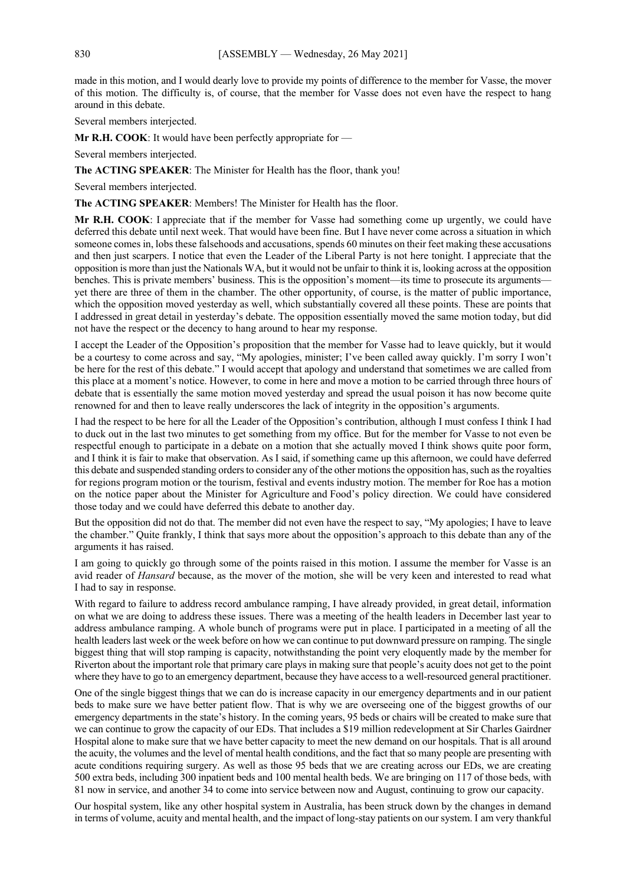made in this motion, and I would dearly love to provide my points of difference to the member for Vasse, the mover of this motion. The difficulty is, of course, that the member for Vasse does not even have the respect to hang around in this debate.

Several members interjected.

**Mr R.H. COOK**: It would have been perfectly appropriate for —

Several members interjected.

**The ACTING SPEAKER**: The Minister for Health has the floor, thank you!

Several members interjected.

**The ACTING SPEAKER**: Members! The Minister for Health has the floor.

**Mr R.H. COOK**: I appreciate that if the member for Vasse had something come up urgently, we could have deferred this debate until next week. That would have been fine. But I have never come across a situation in which someone comes in, lobs these falsehoods and accusations, spends 60 minutes on their feet making these accusations and then just scarpers. I notice that even the Leader of the Liberal Party is not here tonight. I appreciate that the opposition is more than just the Nationals WA, but it would not be unfair to think it is, looking across at the opposition benches. This is private members' business. This is the opposition's moment—its time to prosecute its arguments—yet there are three of them in the chamber. The other opportunity, of course, is the matter of public importance, which the opposition moved yesterday as well, which substantially covered all these points. These are points that I addressed in great detail in yesterday's debate. The opposition essentially moved the same motion today, but did not have the respect or the decency to hang around to hear my response.

I accept the Leader of the Opposition's proposition that the member for Vasse had to leave quickly, but it would be a courtesy to come across and say, "My apologies, minister; I've been called away quickly. I'm sorry I won't be here for the rest of this debate." I would accept that apology and understand that sometimes we are called from this place at a moment's notice. However, to come in here and move a motion to be carried through three hours of debate that is essentially the same motion moved yesterday and spread the usual poison it has now become quite renowned for and then to leave really underscores the lack of integrity in the opposition's arguments.

I had the respect to be here for all the Leader of the Opposition's contribution, although I must confess I think I had to duck out in the last two minutes to get something from my office. But for the member for Vasse to not even be respectful enough to participate in a debate on a motion that she actually moved I think shows quite poor form, and I think it is fair to make that observation. As I said, if something came up this afternoon, we could have deferred this debate and suspended standing orders to consider any of the other motions the opposition has, such as the royalties for regions program motion or the tourism, festival and events industry motion. The member for Roe has a motion on the notice paper about the Minister for Agriculture and Food's policy direction. We could have considered those today and we could have deferred this debate to another day.

But the opposition did not do that. The member did not even have the respect to say, "My apologies; I have to leave the chamber." Quite frankly, I think that says more about the opposition's approach to this debate than any of the arguments it has raised.

I am going to quickly go through some of the points raised in this motion. I assume the member for Vasse is an avid reader of *Hansard* because, as the mover of the motion, she will be very keen and interested to read what I had to say in response.

With regard to failure to address record ambulance ramping, I have already provided, in great detail, information on what we are doing to address these issues. There was a meeting of the health leaders in December last year to address ambulance ramping. A whole bunch of programs were put in place. I participated in a meeting of all the health leaders last week or the week before on how we can continue to put downward pressure on ramping. The single biggest thing that will stop ramping is capacity, notwithstanding the point very eloquently made by the member for Riverton about the important role that primary care plays in making sure that people's acuity does not get to the point where they have to go to an emergency department, because they have access to a well-resourced general practitioner.

One of the single biggest things that we can do is increase capacity in our emergency departments and in our patient beds to make sure we have better patient flow. That is why we are overseeing one of the biggest growths of our emergency departments in the state's history. In the coming years, 95 beds or chairs will be created to make sure that we can continue to grow the capacity of our EDs. That includes a $19 million redevelopment at Sir Charles Gairdner Hospital alone to make sure that we have better capacity to meet the new demand on our hospitals. That is all around the acuity, the volumes and the level of mental health conditions, and the fact that so many people are presenting with acute conditions requiring surgery. As well as those 95 beds that we are creating across our EDs, we are creating 500 extra beds, including 300 inpatient beds and 100 mental health beds. We are bringing on 117 of those beds, with 81 now in service, and another 34 to come into service between now and August, continuing to grow our capacity.

Our hospital system, like any other hospital system in Australia, has been struck down by the changes in demand in terms of volume, acuity and mental health, and the impact of long-stay patients on our system. I am very thankful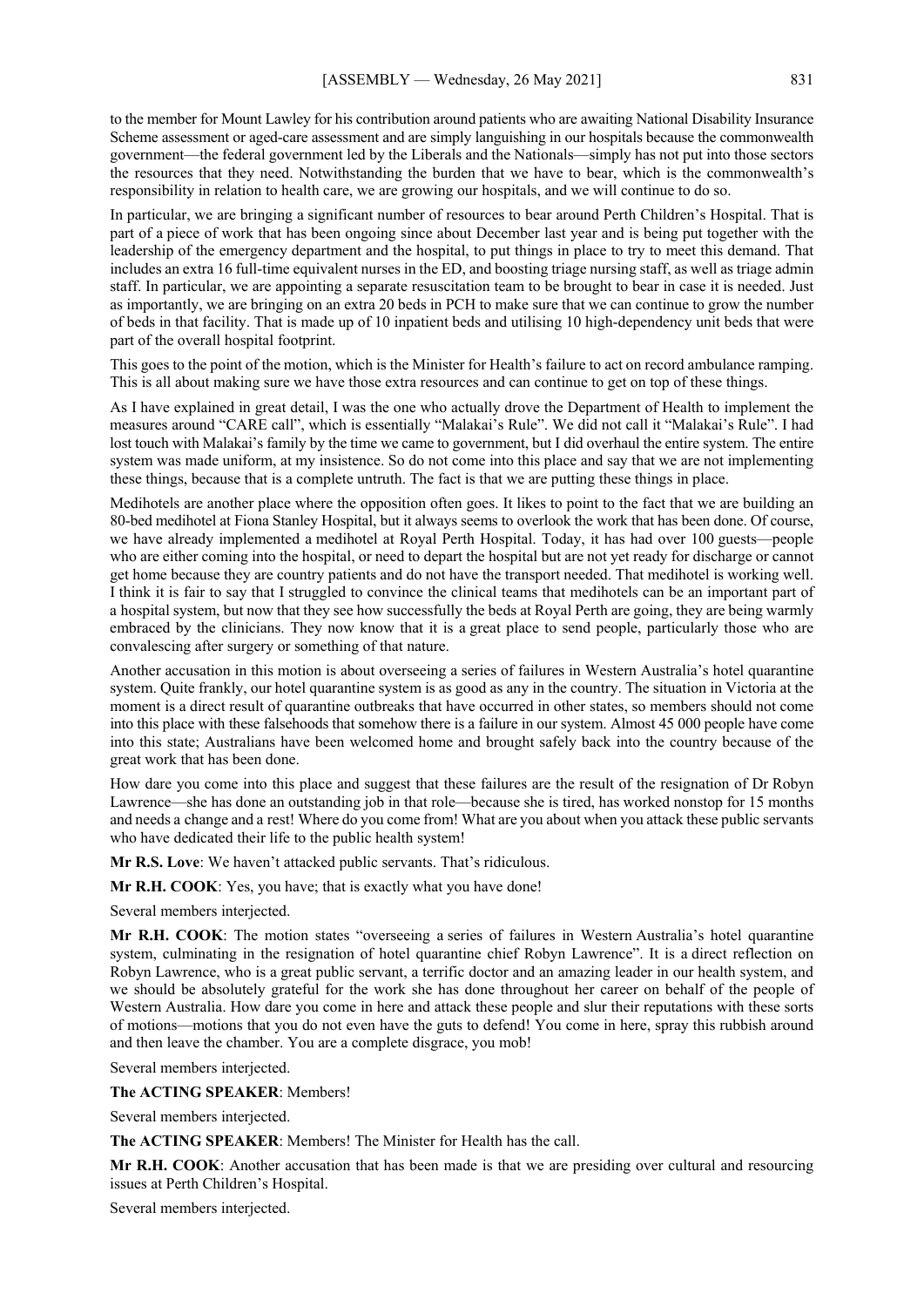to the member for Mount Lawley for his contribution around patients who are awaiting National Disability Insurance Scheme assessment or aged-care assessment and are simply languishing in our hospitals because the commonwealth government—the federal government led by the Liberals and the Nationals—simply has not put into those sectors the resources that they need. Notwithstanding the burden that we have to bear, which is the commonwealth's responsibility in relation to health care, we are growing our hospitals, and we will continue to do so.

In particular, we are bringing a significant number of resources to bear around Perth Children's Hospital. That is part of a piece of work that has been ongoing since about December last year and is being put together with the leadership of the emergency department and the hospital, to put things in place to try to meet this demand. That includes an extra 16 full-time equivalent nurses in the ED, and boosting triage nursing staff, as well as triage admin staff. In particular, we are appointing a separate resuscitation team to be brought to bear in case it is needed. Just as importantly, we are bringing on an extra 20 beds in PCH to make sure that we can continue to grow the number of beds in that facility. That is made up of 10 inpatient beds and utilising 10 high-dependency unit beds that were part of the overall hospital footprint.

This goes to the point of the motion, which is the Minister for Health's failure to act on record ambulance ramping. This is all about making sure we have those extra resources and can continue to get on top of these things.

As I have explained in great detail, I was the one who actually drove the Department of Health to implement the measures around "CARE call", which is essentially "Malakai's Rule". We did not call it "Malakai's Rule". I had lost touch with Malakai's family by the time we came to government, but I did overhaul the entire system. The entire system was made uniform, at my insistence. So do not come into this place and say that we are not implementing these things, because that is a complete untruth. The fact is that we are putting these things in place.

Medihotels are another place where the opposition often goes. It likes to point to the fact that we are building an 80-bed medihotel at Fiona Stanley Hospital, but it always seems to overlook the work that has been done. Of course, we have already implemented a medihotel at Royal Perth Hospital. Today, it has had over 100 guests—people who are either coming into the hospital, or need to depart the hospital but are not yet ready for discharge or cannot get home because they are country patients and do not have the transport needed. That medihotel is working well. I think it is fair to say that I struggled to convince the clinical teams that medihotels can be an important part of a hospital system, but now that they see how successfully the beds at Royal Perth are going, they are being warmly embraced by the clinicians. They now know that it is a great place to send people, particularly those who are convalescing after surgery or something of that nature.

Another accusation in this motion is about overseeing a series of failures in Western Australia's hotel quarantine system. Quite frankly, our hotel quarantine system is as good as any in the country. The situation in Victoria at the moment is a direct result of quarantine outbreaks that have occurred in other states, so members should not come into this place with these falsehoods that somehow there is a failure in our system. Almost 45 000 people have come into this state; Australians have been welcomed home and brought safely back into the country because of the great work that has been done.

How dare you come into this place and suggest that these failures are the result of the resignation of Dr Robyn Lawrence—she has done an outstanding job in that role—because she is tired, has worked nonstop for 15 months and needs a change and a rest! Where do you come from! What are you about when you attack these public servants who have dedicated their life to the public health system!

**Mr R.S. Love**: We haven't attacked public servants. That's ridiculous.

**Mr R.H. COOK**: Yes, you have; that is exactly what you have done!

Several members interjected.

**Mr R.H. COOK**: The motion states "overseeing a series of failures in Western Australia's hotel quarantine system, culminating in the resignation of hotel quarantine chief Robyn Lawrence". It is a direct reflection on Robyn Lawrence, who is a great public servant, a terrific doctor and an amazing leader in our health system, and we should be absolutely grateful for the work she has done throughout her career on behalf of the people of Western Australia. How dare you come in here and attack these people and slur their reputations with these sorts of motions—motions that you do not even have the guts to defend! You come in here, spray this rubbish around and then leave the chamber. You are a complete disgrace, you mob!

Several members interjected.

**The ACTING SPEAKER**: Members!

Several members interjected.

**The ACTING SPEAKER**: Members! The Minister for Health has the call.

**Mr R.H. COOK**: Another accusation that has been made is that we are presiding over cultural and resourcing issues at Perth Children's Hospital.

Several members interjected.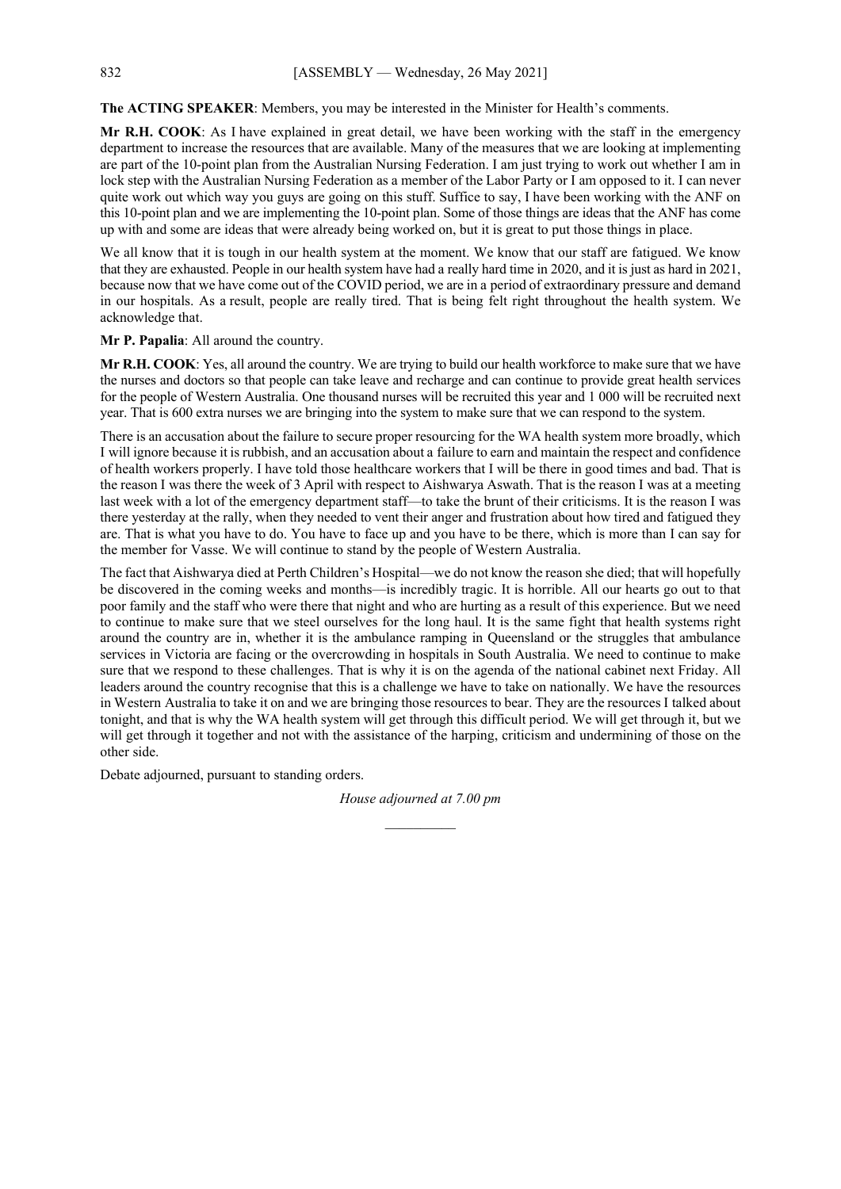**The ACTING SPEAKER**: Members, you may be interested in the Minister for Health's comments.

**Mr R.H. COOK**: As I have explained in great detail, we have been working with the staff in the emergency department to increase the resources that are available. Many of the measures that we are looking at implementing are part of the 10-point plan from the Australian Nursing Federation. I am just trying to work out whether I am in lock step with the Australian Nursing Federation as a member of the Labor Party or I am opposed to it. I can never quite work out which way you guys are going on this stuff. Suffice to say, I have been working with the ANF on this 10-point plan and we are implementing the 10-point plan. Some of those things are ideas that the ANF has come up with and some are ideas that were already being worked on, but it is great to put those things in place.

We all know that it is tough in our health system at the moment. We know that our staff are fatigued. We know that they are exhausted. People in our health system have had a really hard time in 2020, and it is just as hard in 2021, because now that we have come out of the COVID period, we are in a period of extraordinary pressure and demand in our hospitals. As a result, people are really tired. That is being felt right throughout the health system. We acknowledge that.

**Mr P. Papalia**: All around the country.

**Mr R.H. COOK**: Yes, all around the country. We are trying to build our health workforce to make sure that we have the nurses and doctors so that people can take leave and recharge and can continue to provide great health services for the people of Western Australia. One thousand nurses will be recruited this year and 1 000 will be recruited next year. That is 600 extra nurses we are bringing into the system to make sure that we can respond to the system.

There is an accusation about the failure to secure proper resourcing for the WA health system more broadly, which I will ignore because it is rubbish, and an accusation about a failure to earn and maintain the respect and confidence of health workers properly. I have told those healthcare workers that I will be there in good times and bad. That is the reason I was there the week of 3 April with respect to Aishwarya Aswath. That is the reason I was at a meeting last week with a lot of the emergency department staff—to take the brunt of their criticisms. It is the reason I was there yesterday at the rally, when they needed to vent their anger and frustration about how tired and fatigued they are. That is what you have to do. You have to face up and you have to be there, which is more than I can say for the member for Vasse. We will continue to stand by the people of Western Australia.

The fact that Aishwarya died at Perth Children's Hospital—we do not know the reason she died; that will hopefully be discovered in the coming weeks and months—is incredibly tragic. It is horrible. All our hearts go out to that poor family and the staff who were there that night and who are hurting as a result of this experience. But we need to continue to make sure that we steel ourselves for the long haul. It is the same fight that health systems right around the country are in, whether it is the ambulance ramping in Queensland or the struggles that ambulance services in Victoria are facing or the overcrowding in hospitals in South Australia. We need to continue to make sure that we respond to these challenges. That is why it is on the agenda of the national cabinet next Friday. All leaders around the country recognise that this is a challenge we have to take on nationally. We have the resources in Western Australia to take it on and we are bringing those resources to bear. They are the resources I talked about tonight, and that is why the WA health system will get through this difficult period. We will get through it, but we will get through it together and not with the assistance of the harping, criticism and undermining of those on the other side.

Debate adjourned, pursuant to standing orders.

*House adjourned at 7.00 pm*

---